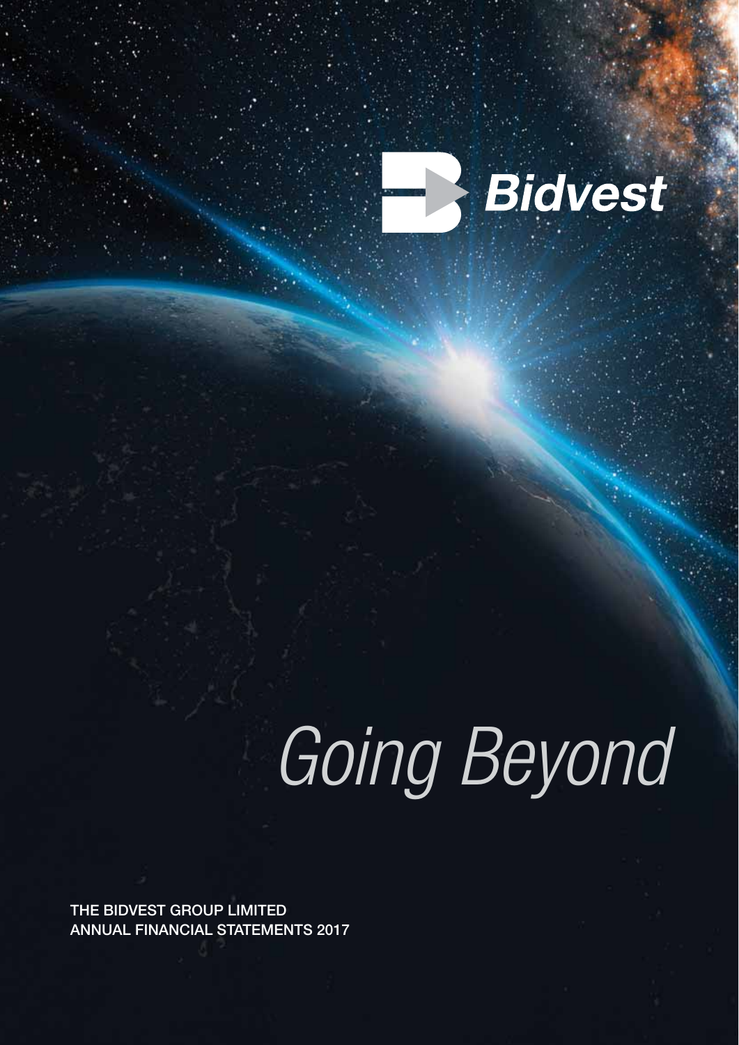Bidvest

# *Going Beyond*

THE BIDVEST GROUP LIMITED
ANNUAL FINANCIAL STATEMENTS 2017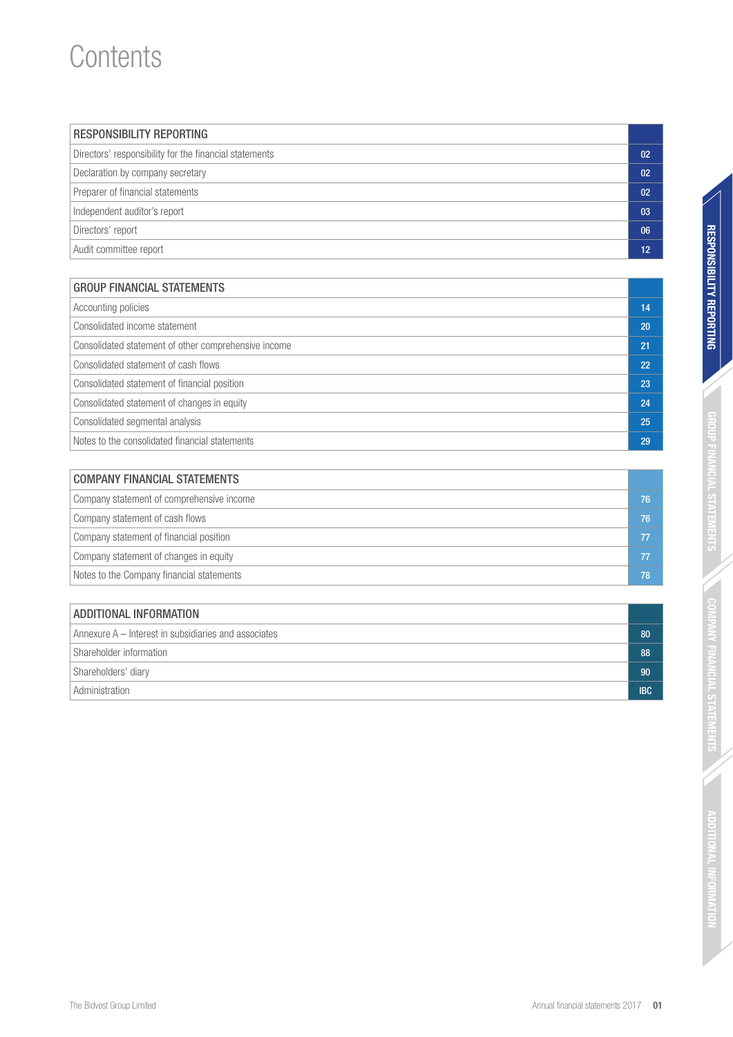# Contents

| RESPONSIBILITY REPORTING | |
|---|---|
| Directors' responsibility for the financial statements | 02 |
| Declaration by company secretary | 02 |
| Preparer of financial statements | 02 |
| Independent auditor's report | 03 |
| Directors' report | 06 |
| Audit committee report | 12 |

| GROUP FINANCIAL STATEMENTS | |
|---|---|
| Accounting policies | 14 |
| Consolidated income statement | 20 |
| Consolidated statement of other comprehensive income | 21 |
| Consolidated statement of cash flows | 22 |
| Consolidated statement of financial position | 23 |
| Consolidated statement of changes in equity | 24 |
| Consolidated segmental analysis | 25 |
| Notes to the consolidated financial statements | 29 |

| COMPANY FINANCIAL STATEMENTS | |
|---|---|
| Company statement of comprehensive income | 76 |
| Company statement of cash flows | 76 |
| Company statement of financial position | 77 |
| Company statement of changes in equity | 77 |
| Notes to the Company financial statements | 78 |

| ADDITIONAL INFORMATION | |
|---|---|
| Annexure A – Interest in subsidiaries and associates | 80 |
| Shareholder information | 88 |
| Shareholders' diary | 90 |
| Administration | IBC |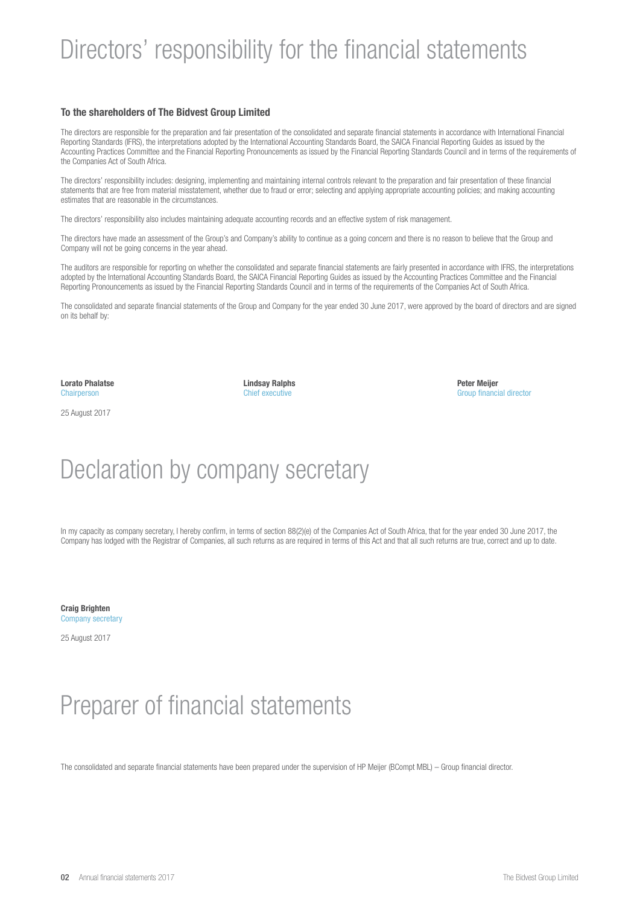# Directors' responsibility for the financial statements

## To the shareholders of The Bidvest Group Limited

The directors are responsible for the preparation and fair presentation of the consolidated and separate financial statements in accordance with International Financial Reporting Standards (IFRS), the interpretations adopted by the International Accounting Standards Board, the SAICA Financial Reporting Guides as issued by the Accounting Practices Committee and the Financial Reporting Pronouncements as issued by the Financial Reporting Standards Council and in terms of the requirements of the Companies Act of South Africa.

The directors' responsibility includes: designing, implementing and maintaining internal controls relevant to the preparation and fair presentation of these financial statements that are free from material misstatement, whether due to fraud or error; selecting and applying appropriate accounting policies; and making accounting estimates that are reasonable in the circumstances.

The directors' responsibility also includes maintaining adequate accounting records and an effective system of risk management.

The directors have made an assessment of the Group's and Company's ability to continue as a going concern and there is no reason to believe that the Group and Company will not be going concerns in the year ahead.

The auditors are responsible for reporting on whether the consolidated and separate financial statements are fairly presented in accordance with IFRS, the interpretations adopted by the International Accounting Standards Board, the SAICA Financial Reporting Guides as issued by the Accounting Practices Committee and the Financial Reporting Pronouncements as issued by the Financial Reporting Standards Council and in terms of the requirements of the Companies Act of South Africa.

The consolidated and separate financial statements of the Group and Company for the year ended 30 June 2017, were approved by the board of directors and are signed on its behalf by:

**Lorato Phalatse**
Chairperson

**Lindsay Ralphs**
Chief executive

**Peter Meijer**
Group financial director

25 August 2017

# Declaration by company secretary

In my capacity as company secretary, I hereby confirm, in terms of section 88(2)(e) of the Companies Act of South Africa, that for the year ended 30 June 2017, the Company has lodged with the Registrar of Companies, all such returns as are required in terms of this Act and that all such returns are true, correct and up to date.

**Craig Brighten**
Company secretary

25 August 2017

# Preparer of financial statements

The consolidated and separate financial statements have been prepared under the supervision of HP Meijer (BCompt MBL) – Group financial director.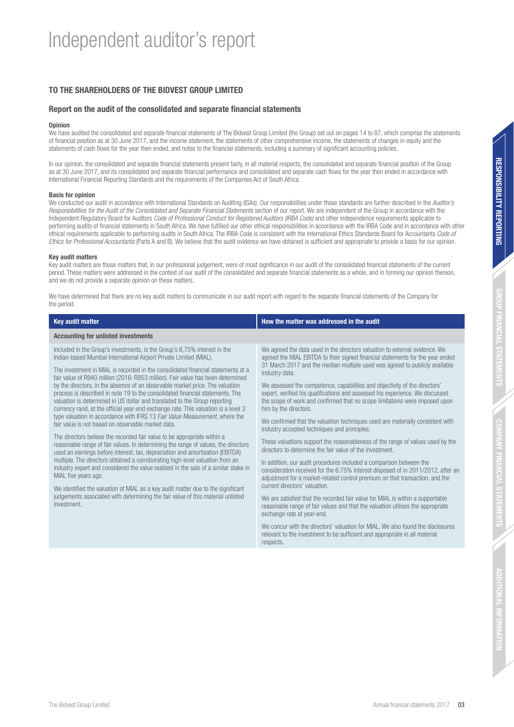# Independent auditor's report

## TO THE SHAREHOLDERS OF THE BIDVEST GROUP LIMITED

### Report on the audit of the consolidated and separate financial statements

**Opinion**

We have audited the consolidated and separate financial statements of The Bidvest Group Limited (the Group) set out on pages 14 to 87, which comprise the statements of financial position as at 30 June 2017, and the income statement, the statements of other comprehensive income, the statements of changes in equity and the statements of cash flows for the year then ended, and notes to the financial statements, including a summary of significant accounting policies.

In our opinion, the consolidated and separate financial statements present fairly, in all material respects, the consolidated and separate financial position of the Group as at 30 June 2017, and its consolidated and separate financial performance and consolidated and separate cash flows for the year then ended in accordance with International Financial Reporting Standards and the requirements of the Companies Act of South Africa.

**Basis for opinion**

We conducted our audit in accordance with International Standards on Auditing (ISAs). Our responsibilities under those standards are further described in the *Auditor's Responsibilities for the Audit of the Consolidated and Separate Financial Statements* section of our report. We are independent of the Group in accordance with the Independent Regulatory Board for Auditors *Code of Professional Conduct for Registered Auditors (IRBA Code)* and other independence requirements applicable to performing audits of financial statements in South Africa. We have fulfilled our other ethical responsibilities in accordance with the IRBA Code and in accordance with other ethical requirements applicable to performing audits in South Africa. The IRBA Code is consistent with the International Ethics Standards Board for Accountants *Code of Ethics for Professional Accountants* (Parts A and B). We believe that the audit evidence we have obtained is sufficient and appropriate to provide a basis for our opinion.

**Key audit matters**

Key audit matters are those matters that, in our professional judgement, were of most significance in our audit of the consolidated financial statements of the current period. These matters were addressed in the context of our audit of the consolidated and separate financial statements as a whole, and in forming our opinion thereon, and we do not provide a separate opinion on these matters.

We have determined that there are no key audit matters to communicate in our audit report with regard to the separate financial statements of the Company for the period.

| Key audit matter | How the matter was addressed in the audit |
|---|---|
| **Accounting for unlisted investments** | |
| Included in the Group's investments, is the Group's 6,75% interest in the Indian-based Mumbai International Airport Private Limited (MIAL).<br><br>The investment in MIAL is recorded in the consolidated financial statements at a fair value of R940 million (2016: R853 million). Fair value has been determined by the directors, in the absence of an observable market price. The valuation process is described in note 19 to the consolidated financial statements. The valuation is determined in US dollar and translated to the Group reporting currency rand, at the official year-end exchange rate. This valuation is a level 3 type valuation in accordance with IFRS 13 *Fair Value Measurement*, where the fair value is not based on observable market data.<br><br>The directors believe the recorded fair value to be appropriate within a reasonable range of fair values. In determining the range of values, the directors used an earnings before interest, tax, depreciation and amortisation (EBITDA) multiple. The directors obtained a corroborating high-level valuation from an industry expert and considered the value realised in the sale of a similar stake in MIAL five years ago.<br><br>We identified the valuation of MIAL as a key audit matter due to the significant judgements associated with determining the fair value of this material unlisted investment. | We agreed the data used in the directors valuation to external evidence. We agreed the MIAL EBITDA to their signed financial statements for the year ended 31 March 2017 and the median multiple used was agreed to publicly available industry data.<br><br>We assessed the competence, capabilities and objectivity of the directors' expert, verified his qualifications and assessed his experience. We discussed the scope of work and confirmed that no scope limitations were imposed upon him by the directors.<br><br>We confirmed that the valuation techniques used are materially consistent with industry accepted techniques and principles.<br><br>These valuations support the reasonableness of the range of values used by the directors to determine the fair value of the investment.<br><br>In addition, our audit procedures included a comparison between the consideration received for the 6.75% interest disposed of in 2011/2012, after an adjustment for a market-related control premium on that transaction, and the current directors' valuation.<br><br>We are satisfied that the recorded fair value for MIAL is within a supportable reasonable range of fair values and that the valuation utilises the appropriate exchange rate at year-end.<br><br>We concur with the directors' valuation for MIAL. We also found the disclosures relevant to the investment to be sufficient and appropriate in all material respects. |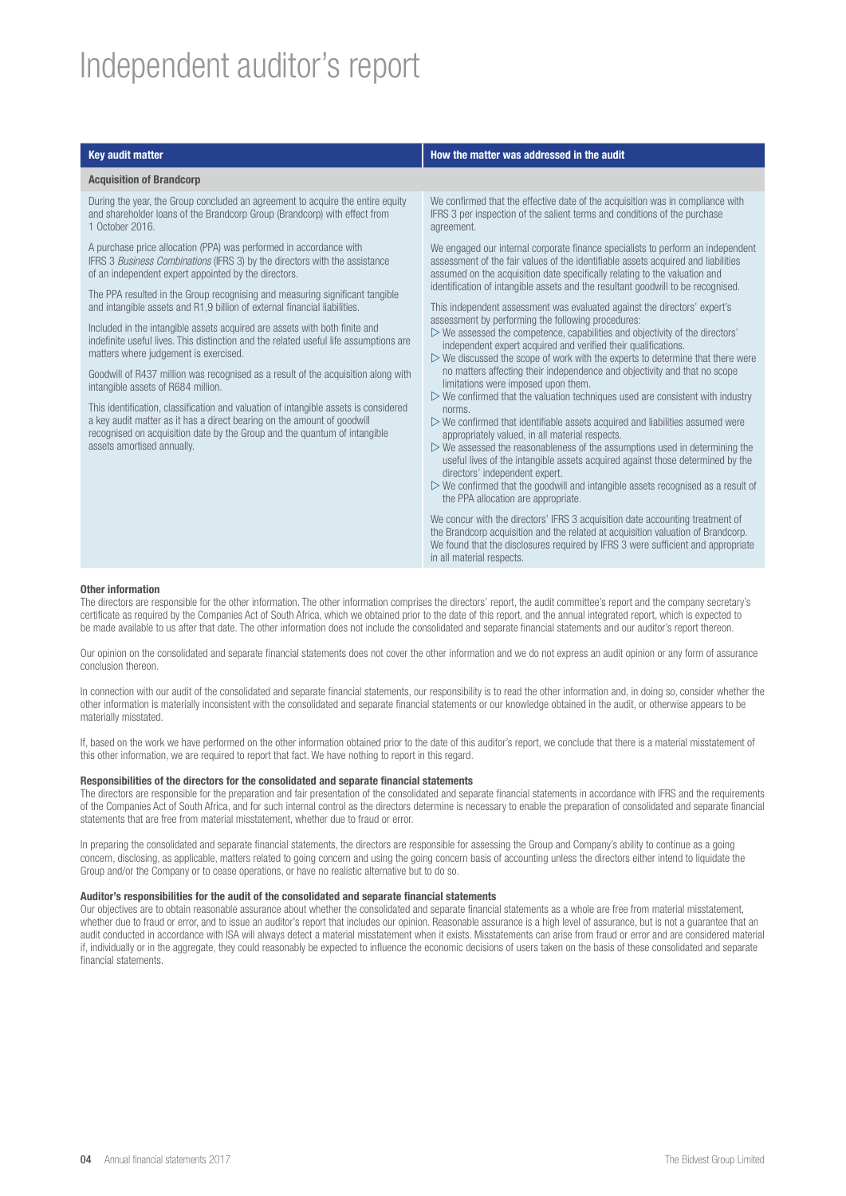# Independent auditor's report

| Key audit matter | How the matter was addressed in the audit |
|---|---|
| **Acquisition of Brandcorp** | |
| During the year, the Group concluded an agreement to acquire the entire equity and shareholder loans of the Brandcorp Group (Brandcorp) with effect from 1 October 2016.<br><br>A purchase price allocation (PPA) was performed in accordance with IFRS 3 *Business Combinations* (IFRS 3) by the directors with the assistance of an independent expert appointed by the directors.<br><br>The PPA resulted in the Group recognising and measuring significant tangible and intangible assets and R1,9 billion of external financial liabilities.<br><br>Included in the intangible assets acquired are assets with both finite and indefinite useful lives. This distinction and the related useful life assumptions are matters where judgement is exercised.<br><br>Goodwill of R437 million was recognised as a result of the acquisition along with intangible assets of R684 million.<br><br>This identification, classification and valuation of intangible assets is considered a key audit matter as it has a direct bearing on the amount of goodwill recognised on acquisition date by the Group and the quantum of intangible assets amortised annually. | We confirmed that the effective date of the acquisition was in compliance with IFRS 3 per inspection of the salient terms and conditions of the purchase agreement.<br><br>We engaged our internal corporate finance specialists to perform an independent assessment of the fair values of the identifiable assets acquired and liabilities assumed on the acquisition date specifically relating to the valuation and identification of intangible assets and the resultant goodwill to be recognised.<br><br>This independent assessment was evaluated against the directors' expert's assessment by performing the following procedures:<br>▷ We assessed the competence, capabilities and objectivity of the directors' independent expert acquired and verified their qualifications.<br>▷ We discussed the scope of work with the experts to determine that there were no matters affecting their independence and objectivity and that no scope limitations were imposed upon them.<br>▷ We confirmed that the valuation techniques used are consistent with industry norms.<br>▷ We confirmed that identifiable assets acquired and liabilities assumed were appropriately valued, in all material respects.<br>▷ We assessed the reasonableness of the assumptions used in determining the useful lives of the intangible assets acquired against those determined by the directors' independent expert.<br>▷ We confirmed that the goodwill and intangible assets recognised as a result of the PPA allocation are appropriate.<br><br>We concur with the directors' IFRS 3 acquisition date accounting treatment of the Brandcorp acquisition and the related at acquisition valuation of Brandcorp. We found that the disclosures required by IFRS 3 were sufficient and appropriate in all material respects. |

**Other information**

The directors are responsible for the other information. The other information comprises the directors' report, the audit committee's report and the company secretary's certificate as required by the Companies Act of South Africa, which we obtained prior to the date of this report, and the annual integrated report, which is expected to be made available to us after that date. The other information does not include the consolidated and separate financial statements and our auditor's report thereon.

Our opinion on the consolidated and separate financial statements does not cover the other information and we do not express an audit opinion or any form of assurance conclusion thereon.

In connection with our audit of the consolidated and separate financial statements, our responsibility is to read the other information and, in doing so, consider whether the other information is materially inconsistent with the consolidated and separate financial statements or our knowledge obtained in the audit, or otherwise appears to be materially misstated.

If, based on the work we have performed on the other information obtained prior to the date of this auditor's report, we conclude that there is a material misstatement of this other information, we are required to report that fact. We have nothing to report in this regard.

**Responsibilities of the directors for the consolidated and separate financial statements**

The directors are responsible for the preparation and fair presentation of the consolidated and separate financial statements in accordance with IFRS and the requirements of the Companies Act of South Africa, and for such internal control as the directors determine is necessary to enable the preparation of consolidated and separate financial statements that are free from material misstatement, whether due to fraud or error.

In preparing the consolidated and separate financial statements, the directors are responsible for assessing the Group and Company's ability to continue as a going concern, disclosing, as applicable, matters related to going concern and using the going concern basis of accounting unless the directors either intend to liquidate the Group and/or the Company or to cease operations, or have no realistic alternative but to do so.

**Auditor's responsibilities for the audit of the consolidated and separate financial statements**

Our objectives are to obtain reasonable assurance about whether the consolidated and separate financial statements as a whole are free from material misstatement, whether due to fraud or error, and to issue an auditor's report that includes our opinion. Reasonable assurance is a high level of assurance, but is not a guarantee that an audit conducted in accordance with ISA will always detect a material misstatement when it exists. Misstatements can arise from fraud or error and are considered material if, individually or in the aggregate, they could reasonably be expected to influence the economic decisions of users taken on the basis of these consolidated and separate financial statements.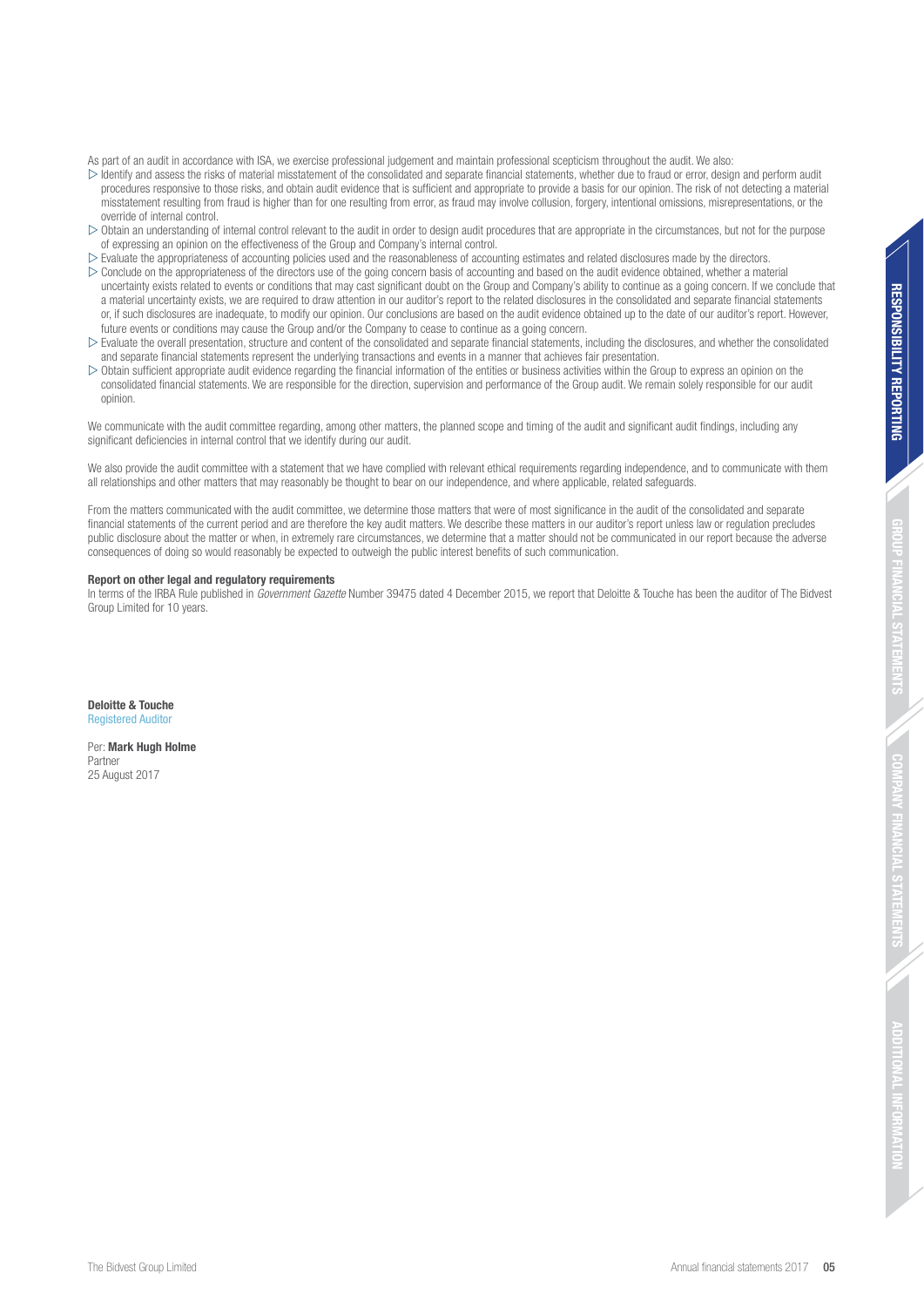As part of an audit in accordance with ISA, we exercise professional judgement and maintain professional scepticism throughout the audit. We also:

- Identify and assess the risks of material misstatement of the consolidated and separate financial statements, whether due to fraud or error, design and perform audit procedures responsive to those risks, and obtain audit evidence that is sufficient and appropriate to provide a basis for our opinion. The risk of not detecting a material misstatement resulting from fraud is higher than for one resulting from error, as fraud may involve collusion, forgery, intentional omissions, misrepresentations, or the override of internal control.
- Obtain an understanding of internal control relevant to the audit in order to design audit procedures that are appropriate in the circumstances, but not for the purpose of expressing an opinion on the effectiveness of the Group and Company's internal control.
- Evaluate the appropriateness of accounting policies used and the reasonableness of accounting estimates and related disclosures made by the directors.
- Conclude on the appropriateness of the directors use of the going concern basis of accounting and based on the audit evidence obtained, whether a material uncertainty exists related to events or conditions that may cast significant doubt on the Group and Company's ability to continue as a going concern. If we conclude that a material uncertainty exists, we are required to draw attention in our auditor's report to the related disclosures in the consolidated and separate financial statements or, if such disclosures are inadequate, to modify our opinion. Our conclusions are based on the audit evidence obtained up to the date of our auditor's report. However, future events or conditions may cause the Group and/or the Company to cease to continue as a going concern.
- Evaluate the overall presentation, structure and content of the consolidated and separate financial statements, including the disclosures, and whether the consolidated and separate financial statements represent the underlying transactions and events in a manner that achieves fair presentation.
- Obtain sufficient appropriate audit evidence regarding the financial information of the entities or business activities within the Group to express an opinion on the consolidated financial statements. We are responsible for the direction, supervision and performance of the Group audit. We remain solely responsible for our audit opinion.

We communicate with the audit committee regarding, among other matters, the planned scope and timing of the audit and significant audit findings, including any significant deficiencies in internal control that we identify during our audit.

We also provide the audit committee with a statement that we have complied with relevant ethical requirements regarding independence, and to communicate with them all relationships and other matters that may reasonably be thought to bear on our independence, and where applicable, related safeguards.

From the matters communicated with the audit committee, we determine those matters that were of most significance in the audit of the consolidated and separate financial statements of the current period and are therefore the key audit matters. We describe these matters in our auditor's report unless law or regulation precludes public disclosure about the matter or when, in extremely rare circumstances, we determine that a matter should not be communicated in our report because the adverse consequences of doing so would reasonably be expected to outweigh the public interest benefits of such communication.

**Report on other legal and regulatory requirements**

In terms of the IRBA Rule published in *Government Gazette* Number 39475 dated 4 December 2015, we report that Deloitte & Touche has been the auditor of The Bidvest Group Limited for 10 years.

**Deloitte & Touche**
Registered Auditor

Per: **Mark Hugh Holme**
Partner
25 August 2017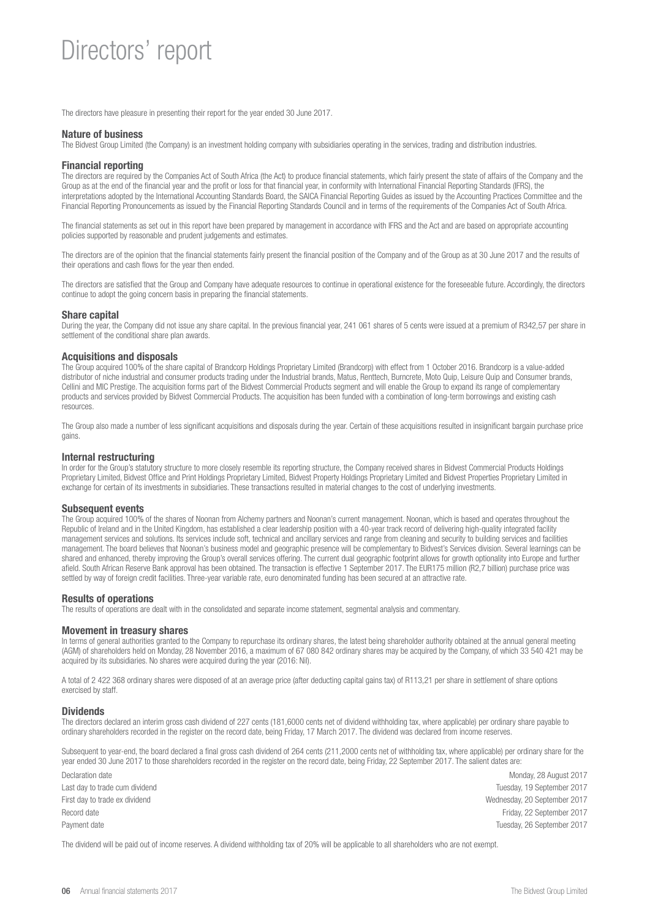# Directors' report

The directors have pleasure in presenting their report for the year ended 30 June 2017.

## Nature of business

The Bidvest Group Limited (the Company) is an investment holding company with subsidiaries operating in the services, trading and distribution industries.

## Financial reporting

The directors are required by the Companies Act of South Africa (the Act) to produce financial statements, which fairly present the state of affairs of the Company and the Group as at the end of the financial year and the profit or loss for that financial year, in conformity with International Financial Reporting Standards (IFRS), the interpretations adopted by the International Accounting Standards Board, the SAICA Financial Reporting Guides as issued by the Accounting Practices Committee and the Financial Reporting Pronouncements as issued by the Financial Reporting Standards Council and in terms of the requirements of the Companies Act of South Africa.

The financial statements as set out in this report have been prepared by management in accordance with IFRS and the Act and are based on appropriate accounting policies supported by reasonable and prudent judgements and estimates.

The directors are of the opinion that the financial statements fairly present the financial position of the Company and of the Group as at 30 June 2017 and the results of their operations and cash flows for the year then ended.

The directors are satisfied that the Group and Company have adequate resources to continue in operational existence for the foreseeable future. Accordingly, the directors continue to adopt the going concern basis in preparing the financial statements.

## Share capital

During the year, the Company did not issue any share capital. In the previous financial year, 241 061 shares of 5 cents were issued at a premium of R342,57 per share in settlement of the conditional share plan awards.

## Acquisitions and disposals

The Group acquired 100% of the share capital of Brandcorp Holdings Proprietary Limited (Brandcorp) with effect from 1 October 2016. Brandcorp is a value-added distributor of niche industrial and consumer products trading under the Industrial brands, Matus, Renttech, Burncrete, Moto Quip, Leisure Quip and Consumer brands, Cellini and MIC Prestige. The acquisition forms part of the Bidvest Commercial Products segment and will enable the Group to expand its range of complementary products and services provided by Bidvest Commercial Products. The acquisition has been funded with a combination of long-term borrowings and existing cash resources.

The Group also made a number of less significant acquisitions and disposals during the year. Certain of these acquisitions resulted in insignificant bargain purchase price gains.

## Internal restructuring

In order for the Group's statutory structure to more closely resemble its reporting structure, the Company received shares in Bidvest Commercial Products Holdings Proprietary Limited, Bidvest Office and Print Holdings Proprietary Limited, Bidvest Property Holdings Proprietary Limited and Bidvest Properties Proprietary Limited in exchange for certain of its investments in subsidiaries. These transactions resulted in material changes to the cost of underlying investments.

## Subsequent events

The Group acquired 100% of the shares of Noonan from Alchemy partners and Noonan's current management. Noonan, which is based and operates throughout the Republic of Ireland and in the United Kingdom, has established a clear leadership position with a 40-year track record of delivering high-quality integrated facility management services and solutions. Its services include soft, technical and ancillary services and range from cleaning and security to building services and facilities management. The board believes that Noonan's business model and geographic presence will be complementary to Bidvest's Services division. Several learnings can be shared and enhanced, thereby improving the Group's overall services offering. The current dual geographic footprint allows for growth optionality into Europe and further afield. South African Reserve Bank approval has been obtained. The transaction is effective 1 September 2017. The EUR175 million (R2,7 billion) purchase price was settled by way of foreign credit facilities. Three-year variable rate, euro denominated funding has been secured at an attractive rate.

## Results of operations

The results of operations are dealt with in the consolidated and separate income statement, segmental analysis and commentary.

## Movement in treasury shares

In terms of general authorities granted to the Company to repurchase its ordinary shares, the latest being shareholder authority obtained at the annual general meeting (AGM) of shareholders held on Monday, 28 November 2016, a maximum of 67 080 842 ordinary shares may be acquired by the Company, of which 33 540 421 may be acquired by its subsidiaries. No shares were acquired during the year (2016: Nil).

A total of 2 422 368 ordinary shares were disposed of at an average price (after deducting capital gains tax) of R113,21 per share in settlement of share options exercised by staff.

## Dividends

The directors declared an interim gross cash dividend of 227 cents (181,6000 cents net of dividend withholding tax, where applicable) per ordinary share payable to ordinary shareholders recorded in the register on the record date, being Friday, 17 March 2017. The dividend was declared from income reserves.

Subsequent to year-end, the board declared a final gross cash dividend of 264 cents (211,2000 cents net of withholding tax, where applicable) per ordinary share for the year ended 30 June 2017 to those shareholders recorded in the register on the record date, being Friday, 22 September 2017. The salient dates are:

| | |
|---|---|
| Declaration date | Monday, 28 August 2017 |
| Last day to trade cum dividend | Tuesday, 19 September 2017 |
| First day to trade ex dividend | Wednesday, 20 September 2017 |
| Record date | Friday, 22 September 2017 |
| Payment date | Tuesday, 26 September 2017 |

The dividend will be paid out of income reserves. A dividend withholding tax of 20% will be applicable to all shareholders who are not exempt.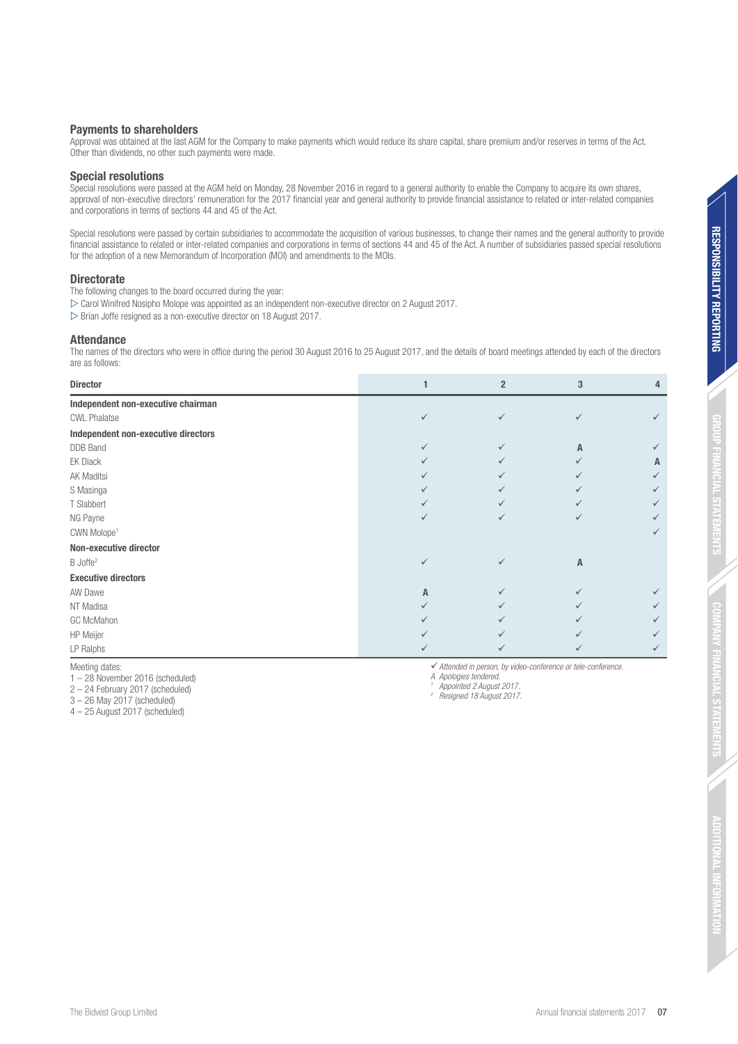## Payments to shareholders

Approval was obtained at the last AGM for the Company to make payments which would reduce its share capital, share premium and/or reserves in terms of the Act. Other than dividends, no other such payments were made.

## Special resolutions

Special resolutions were passed at the AGM held on Monday, 28 November 2016 in regard to a general authority to enable the Company to acquire its own shares, approval of non-executive directors' remuneration for the 2017 financial year and general authority to provide financial assistance to related or inter-related companies and corporations in terms of sections 44 and 45 of the Act.

Special resolutions were passed by certain subsidiaries to accommodate the acquisition of various businesses, to change their names and the general authority to provide financial assistance to related or inter-related companies and corporations in terms of sections 44 and 45 of the Act. A number of subsidiaries passed special resolutions for the adoption of a new Memorandum of Incorporation (MOI) and amendments to the MOIs.

## Directorate

The following changes to the board occurred during the year:

- Carol Winifred Nosipho Molope was appointed as an independent non-executive director on 2 August 2017.
- Brian Joffe resigned as a non-executive director on 18 August 2017.

## Attendance

The names of the directors who were in office during the period 30 August 2016 to 25 August 2017, and the details of board meetings attended by each of the directors are as follows:

| Director | 1 | 2 | 3 | 4 |
|---|---|---|---|---|
| **Independent non-executive chairman** | | | | |
| CWL Phalatse | ✓ | ✓ | ✓ | ✓ |
| **Independent non-executive directors** | | | | |
| DDB Band | ✓ | ✓ | A | ✓ |
| EK Diack | ✓ | ✓ | ✓ | A |
| AK Maditsi | ✓ | ✓ | ✓ | ✓ |
| S Masinga | ✓ | ✓ | ✓ | ✓ |
| T Slabbert | ✓ | ✓ | ✓ | ✓ |
| NG Payne | ✓ | ✓ | ✓ | ✓ |
| CWN Molope[1] | | | | ✓ |
| **Non-executive director** | | | | |
| B Joffe[2] | ✓ | ✓ | A | |
| **Executive directors** | | | | |
| AW Dawe | A | ✓ | ✓ | ✓ |
| NT Madisa | ✓ | ✓ | ✓ | ✓ |
| GC McMahon | ✓ | ✓ | ✓ | ✓ |
| HP Meijer | ✓ | ✓ | ✓ | ✓ |
| LP Ralphs | ✓ | ✓ | ✓ | ✓ |

Meeting dates:
1 – 28 November 2016 (scheduled)
2 – 24 February 2017 (scheduled)
3 – 26 May 2017 (scheduled)
4 – 25 August 2017 (scheduled)

✓ *Attended in person, by video-conference or tele-conference.*
*A Apologies tendered.*
*[1] Appointed 2 August 2017.*
*[2] Resigned 18 August 2017.*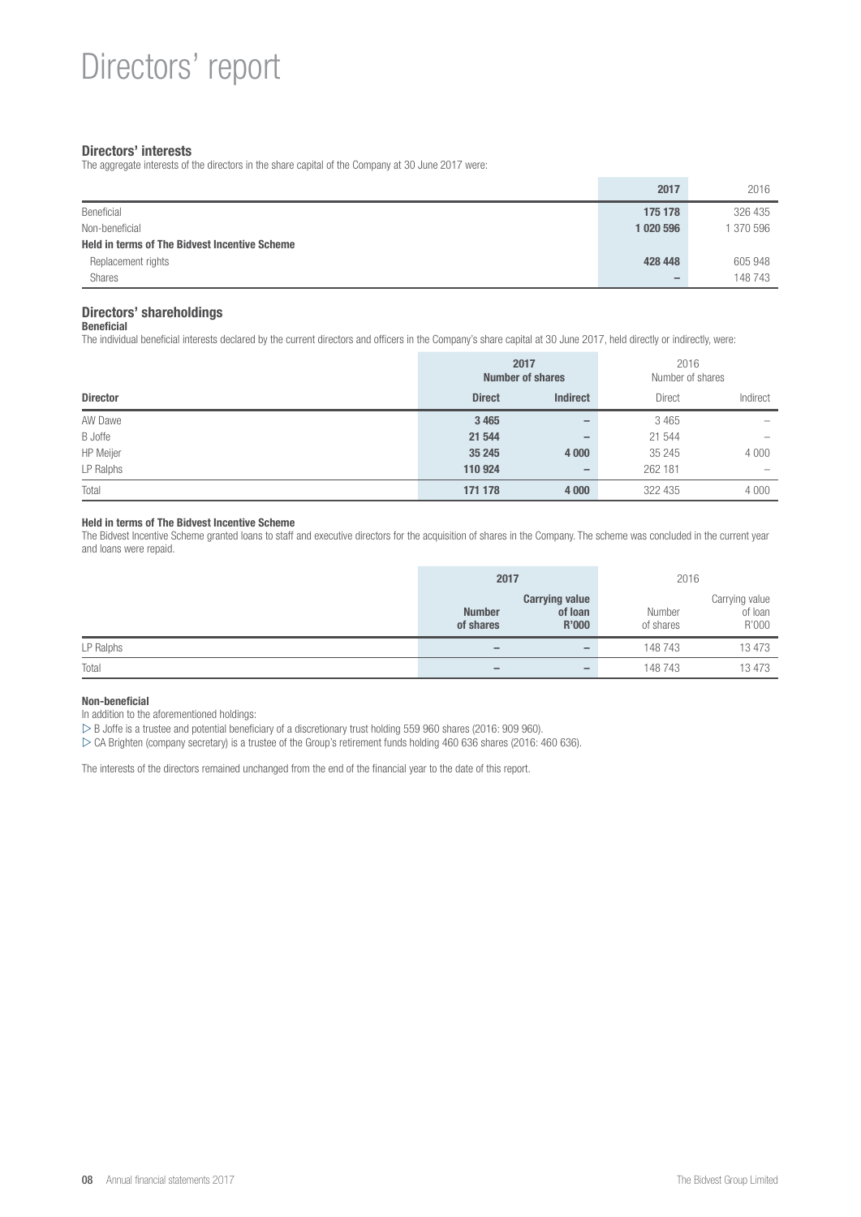# Directors' report

## Directors' interests

The aggregate interests of the directors in the share capital of the Company at 30 June 2017 were:

| | 2017 | 2016 |
|---|---|---|
| Beneficial | 175 178 | 326 435 |
| Non-beneficial | 1 020 596 | 1 370 596 |
| **Held in terms of The Bidvest Incentive Scheme** | | |
| Replacement rights | 428 448 | 605 948 |
| Shares | – | 148 743 |

## Directors' shareholdings

### Beneficial

The individual beneficial interests declared by the current directors and officers in the Company's share capital at 30 June 2017, held directly or indirectly, were:

| | 2017 Number of shares | | 2016 Number of shares | |
|---|---|---|---|---|
| **Director** | **Direct** | **Indirect** | Direct | Indirect |
| AW Dawe | 3 465 | – | 3 465 | – |
| B Joffe | 21 544 | – | 21 544 | – |
| HP Meijer | 35 245 | 4 000 | 35 245 | 4 000 |
| LP Ralphs | 110 924 | – | 262 181 | – |
| Total | 171 178 | 4 000 | 322 435 | 4 000 |

### Held in terms of The Bidvest Incentive Scheme

The Bidvest Incentive Scheme granted loans to staff and executive directors for the acquisition of shares in the Company. The scheme was concluded in the current year and loans were repaid.

| | 2017 | | 2016 | |
|---|---|---|---|---|
| | **Number of shares** | **Carrying value of loan R'000** | Number of shares | Carrying value of loan R'000 |
| LP Ralphs | – | – | 148 743 | 13 473 |
| Total | – | – | 148 743 | 13 473 |

### Non-beneficial

In addition to the aforementioned holdings:

- B Joffe is a trustee and potential beneficiary of a discretionary trust holding 559 960 shares (2016: 909 960).
- CA Brighten (company secretary) is a trustee of the Group's retirement funds holding 460 636 shares (2016: 460 636).

The interests of the directors remained unchanged from the end of the financial year to the date of this report.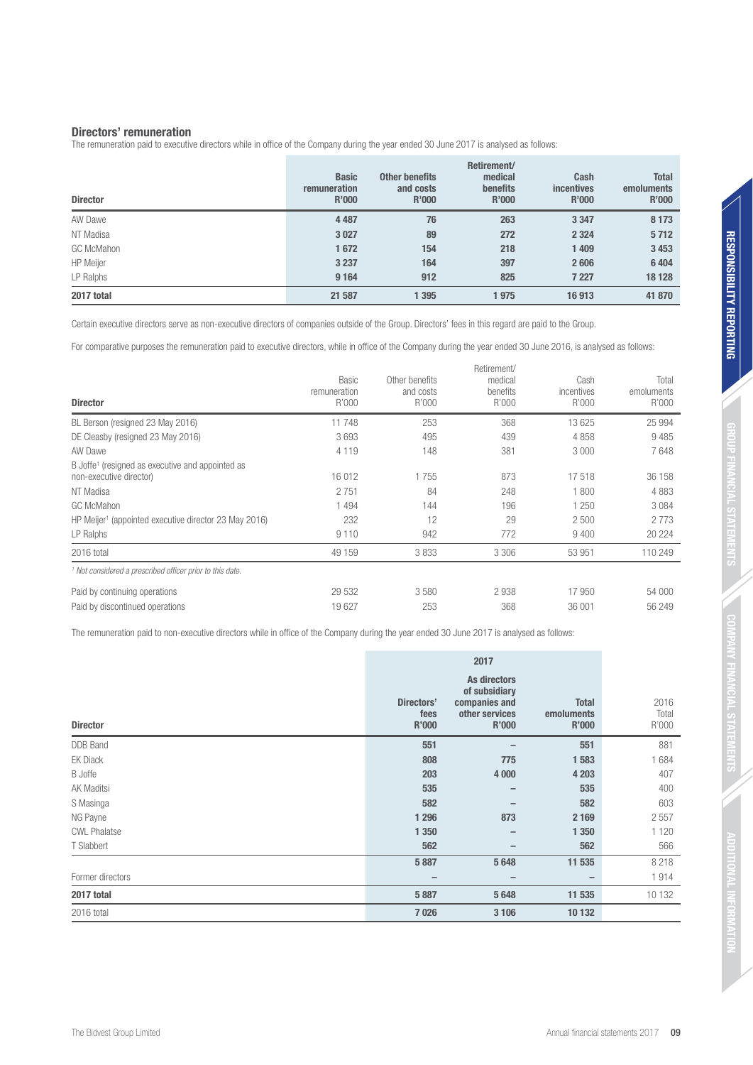## Directors' remuneration

The remuneration paid to executive directors while in office of the Company during the year ended 30 June 2017 is analysed as follows:

| Director | Basic remuneration R'000 | Other benefits and costs R'000 | Retirement/ medical benefits R'000 | Cash incentives R'000 | Total emoluments R'000 |
|---|---|---|---|---|---|
| AW Dawe | 4 487 | 76 | 263 | 3 347 | 8 173 |
| NT Madisa | 3 027 | 89 | 272 | 2 324 | 5 712 |
| GC McMahon | 1 672 | 154 | 218 | 1 409 | 3 453 |
| HP Meijer | 3 237 | 164 | 397 | 2 606 | 6 404 |
| LP Ralphs | 9 164 | 912 | 825 | 7 227 | 18 128 |
| **2017 total** | **21 587** | **1 395** | **1 975** | **16 913** | **41 870** |

Certain executive directors serve as non-executive directors of companies outside of the Group. Directors' fees in this regard are paid to the Group.

For comparative purposes the remuneration paid to executive directors, while in office of the Company during the year ended 30 June 2016, is analysed as follows:

| Director | Basic remuneration R'000 | Other benefits and costs R'000 | Retirement/ medical benefits R'000 | Cash incentives R'000 | Total emoluments R'000 |
|---|---|---|---|---|---|
| BL Berson (resigned 23 May 2016) | 11 748 | 253 | 368 | 13 625 | 25 994 |
| DE Cleasby (resigned 23 May 2016) | 3 693 | 495 | 439 | 4 858 | 9 485 |
| AW Dawe | 4 119 | 148 | 381 | 3 000 | 7 648 |
| B Joffe[1] (resigned as executive and appointed as non-executive director) | 16 012 | 1 755 | 873 | 17 518 | 36 158 |
| NT Madisa | 2 751 | 84 | 248 | 1 800 | 4 883 |
| GC McMahon | 1 494 | 144 | 196 | 1 250 | 3 084 |
| HP Meijer[1] (appointed executive director 23 May 2016) | 232 | 12 | 29 | 2 500 | 2 773 |
| LP Ralphs | 9 110 | 942 | 772 | 9 400 | 20 224 |
| 2016 total | 49 159 | 3 833 | 3 306 | 53 951 | 110 249 |
| Paid by continuing operations | 29 532 | 3 580 | 2 938 | 17 950 | 54 000 |
| Paid by discontinued operations | 19 627 | 253 | 368 | 36 001 | 56 249 |

*[1] Not considered a prescribed officer prior to this date.*

The remuneration paid to non-executive directors while in office of the Company during the year ended 30 June 2017 is analysed as follows:

| | 2017 | | | |
|---|---|---|---|---|
| Director | Directors' fees R'000 | As directors of subsidiary companies and other services R'000 | Total emoluments R'000 | 2016 Total R'000 |
| DDB Band | 551 | – | 551 | 881 |
| EK Diack | 808 | 775 | 1 583 | 1 684 |
| B Joffe | 203 | 4 000 | 4 203 | 407 |
| AK Maditsi | 535 | – | 535 | 400 |
| S Masinga | 582 | – | 582 | 603 |
| NG Payne | 1 296 | 873 | 2 169 | 2 557 |
| CWL Phalatse | 1 350 | – | 1 350 | 1 120 |
| T Slabbert | 562 | – | 562 | 566 |
| | 5 887 | 5 648 | 11 535 | 8 218 |
| Former directors | – | – | – | 1 914 |
| **2017 total** | **5 887** | **5 648** | **11 535** | 10 132 |
| 2016 total | 7 026 | 3 106 | 10 132 | |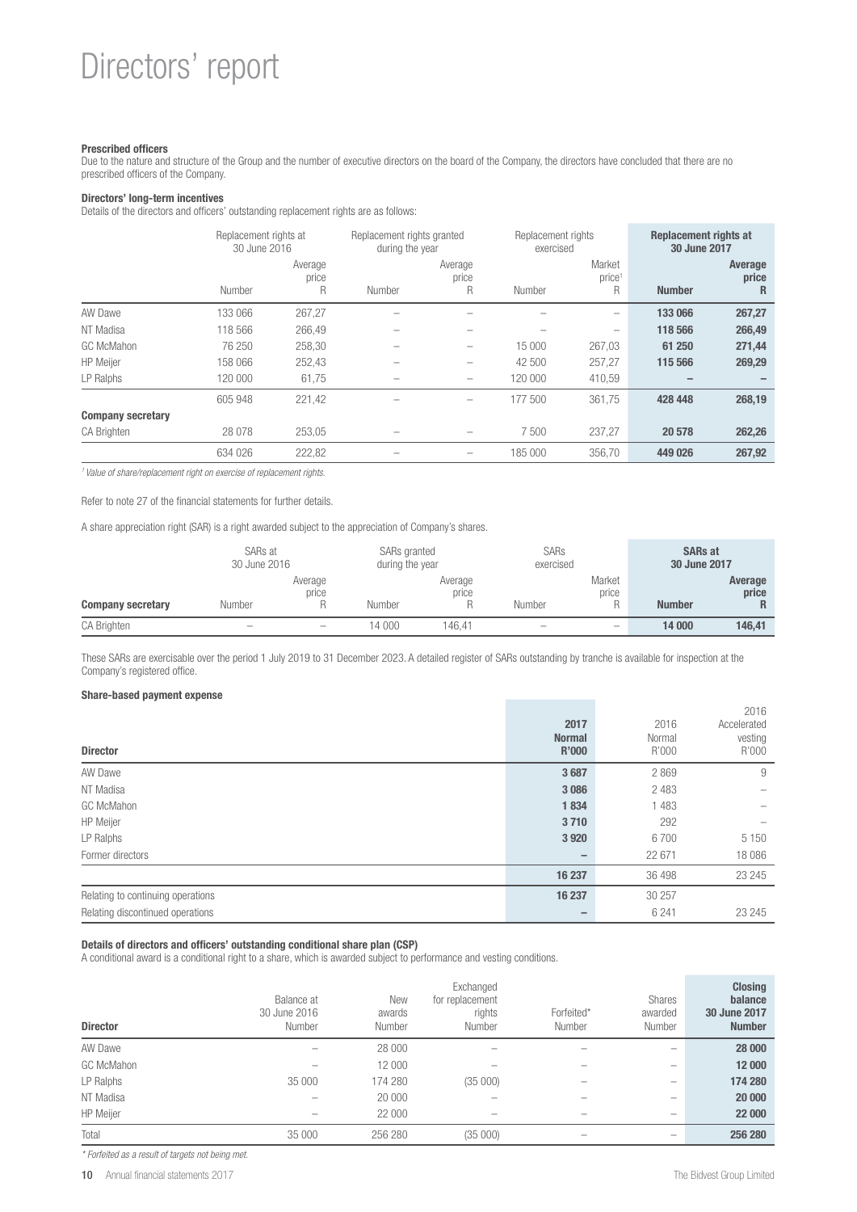# Directors' report

**Prescribed officers**

Due to the nature and structure of the Group and the number of executive directors on the board of the Company, the directors have concluded that there are no prescribed officers of the Company.

**Directors' long-term incentives**

Details of the directors and officers' outstanding replacement rights are as follows:

| | Replacement rights at 30 June 2016 | | Replacement rights granted during the year | | Replacement rights exercised | | **Replacement rights at 30 June 2017** | |
|---|---|---|---|---|---|---|---|---|
| | Number | Average price R | Number | Average price R | Number | Market price[1] R | **Number** | **Average price R** |
| AW Dawe | 133 066 | 267,27 | – | – | – | – | **133 066** | **267,27** |
| NT Madisa | 118 566 | 266,49 | – | – | – | – | **118 566** | **266,49** |
| GC McMahon | 76 250 | 258,30 | – | – | 15 000 | 267,03 | **61 250** | **271,44** |
| HP Meijer | 158 066 | 252,43 | – | – | 42 500 | 257,27 | **115 566** | **269,29** |
| LP Ralphs | 120 000 | 61,75 | – | – | 120 000 | 410,59 | **–** | **–** |
| | 605 948 | 221,42 | – | – | 177 500 | 361,75 | **428 448** | **268,19** |
| **Company secretary** | | | | | | | | |
| CA Brighten | 28 078 | 253,05 | – | – | 7 500 | 237,27 | **20 578** | **262,26** |
| | 634 026 | 222,82 | – | – | 185 000 | 356,70 | **449 026** | **267,92** |

*[1] Value of share/replacement right on exercise of replacement rights.*

Refer to note 27 of the financial statements for further details.

A share appreciation right (SAR) is a right awarded subject to the appreciation of Company's shares.

| | SARs at 30 June 2016 | | SARs granted during the year | | SARs exercised | | **SARs at 30 June 2017** | |
|---|---|---|---|---|---|---|---|---|
| **Company secretary** | Number | Average price R | Number | Average price R | Number | Market price R | **Number** | **Average price R** |
| CA Brighten | – | – | 14 000 | 146,41 | – | – | **14 000** | **146,41** |

These SARs are exercisable over the period 1 July 2019 to 31 December 2023. A detailed register of SARs outstanding by tranche is available for inspection at the Company's registered office.

**Share-based payment expense**

| **Director** | **2017 Normal R'000** | 2016 Normal R'000 | 2016 Accelerated vesting R'000 |
|---|---|---|---|
| AW Dawe | **3 687** | 2 869 | 9 |
| NT Madisa | **3 086** | 2 483 | – |
| GC McMahon | **1 834** | 1 483 | – |
| HP Meijer | **3 710** | 292 | – |
| LP Ralphs | **3 920** | 6 700 | 5 150 |
| Former directors | **–** | 22 671 | 18 086 |
| | **16 237** | 36 498 | 23 245 |
| Relating to continuing operations | **16 237** | 30 257 | |
| Relating discontinued operations | **–** | 6 241 | 23 245 |

**Details of directors and officers' outstanding conditional share plan (CSP)**

A conditional award is a conditional right to a share, which is awarded subject to performance and vesting conditions.

| **Director** | Balance at 30 June 2016 Number | New awards Number | Exchanged for replacement rights Number | Forfeited* Number | Shares awarded Number | **Closing balance 30 June 2017 Number** |
|---|---|---|---|---|---|---|
| AW Dawe | – | 28 000 | – | – | – | **28 000** |
| GC McMahon | – | 12 000 | – | – | – | **12 000** |
| LP Ralphs | 35 000 | 174 280 | (35 000) | – | – | **174 280** |
| NT Madisa | – | 20 000 | – | – | – | **20 000** |
| HP Meijer | – | 22 000 | – | – | – | **22 000** |
| Total | 35 000 | 256 280 | (35 000) | – | – | **256 280** |

*\* Forfeited as a result of targets not being met.*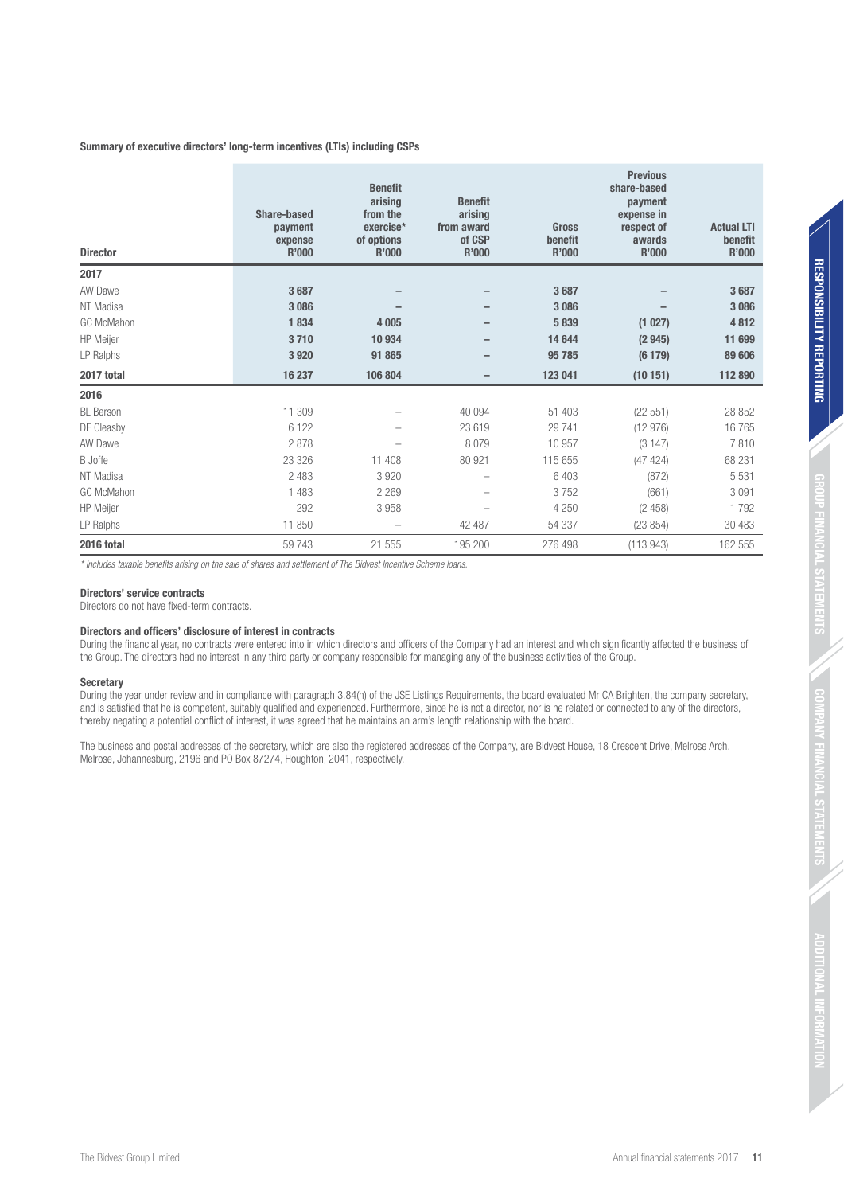**Summary of executive directors' long-term incentives (LTIs) including CSPs**

| Director | Share-based payment expense R'000 | Benefit arising from the exercise* of options R'000 | Benefit arising from award of CSP R'000 | Gross benefit R'000 | Previous share-based payment expense in respect of awards R'000 | Actual LTI benefit R'000 |
|---|---|---|---|---|---|---|
| **2017** | | | | | | |
| AW Dawe | **3 687** | **–** | **–** | **3 687** | **–** | **3 687** |
| NT Madisa | **3 086** | **–** | **–** | **3 086** | **–** | **3 086** |
| GC McMahon | **1 834** | **4 005** | **–** | **5 839** | **(1 027)** | **4 812** |
| HP Meijer | **3 710** | **10 934** | **–** | **14 644** | **(2 945)** | **11 699** |
| LP Ralphs | **3 920** | **91 865** | **–** | **95 785** | **(6 179)** | **89 606** |
| **2017 total** | **16 237** | **106 804** | **–** | **123 041** | **(10 151)** | **112 890** |
| **2016** | | | | | | |
| BL Berson | 11 309 | – | 40 094 | 51 403 | (22 551) | 28 852 |
| DE Cleasby | 6 122 | – | 23 619 | 29 741 | (12 976) | 16 765 |
| AW Dawe | 2 878 | – | 8 079 | 10 957 | (3 147) | 7 810 |
| B Joffe | 23 326 | 11 408 | 80 921 | 115 655 | (47 424) | 68 231 |
| NT Madisa | 2 483 | 3 920 | – | 6 403 | (872) | 5 531 |
| GC McMahon | 1 483 | 2 269 | – | 3 752 | (661) | 3 091 |
| HP Meijer | 292 | 3 958 | – | 4 250 | (2 458) | 1 792 |
| LP Ralphs | 11 850 | – | 42 487 | 54 337 | (23 854) | 30 483 |
| **2016 total** | 59 743 | 21 555 | 195 200 | 276 498 | (113 943) | 162 555 |

*\* Includes taxable benefits arising on the sale of shares and settlement of The Bidvest Incentive Scheme loans.*

**Directors' service contracts**

Directors do not have fixed-term contracts.

**Directors and officers' disclosure of interest in contracts**

During the financial year, no contracts were entered into in which directors and officers of the Company had an interest and which significantly affected the business of the Group. The directors had no interest in any third party or company responsible for managing any of the business activities of the Group.

**Secretary**

During the year under review and in compliance with paragraph 3.84(h) of the JSE Listings Requirements, the board evaluated Mr CA Brighten, the company secretary, and is satisfied that he is competent, suitably qualified and experienced. Furthermore, since he is not a director, nor is he related or connected to any of the directors, thereby negating a potential conflict of interest, it was agreed that he maintains an arm's length relationship with the board.

The business and postal addresses of the secretary, which are also the registered addresses of the Company, are Bidvest House, 18 Crescent Drive, Melrose Arch, Melrose, Johannesburg, 2196 and PO Box 87274, Houghton, 2041, respectively.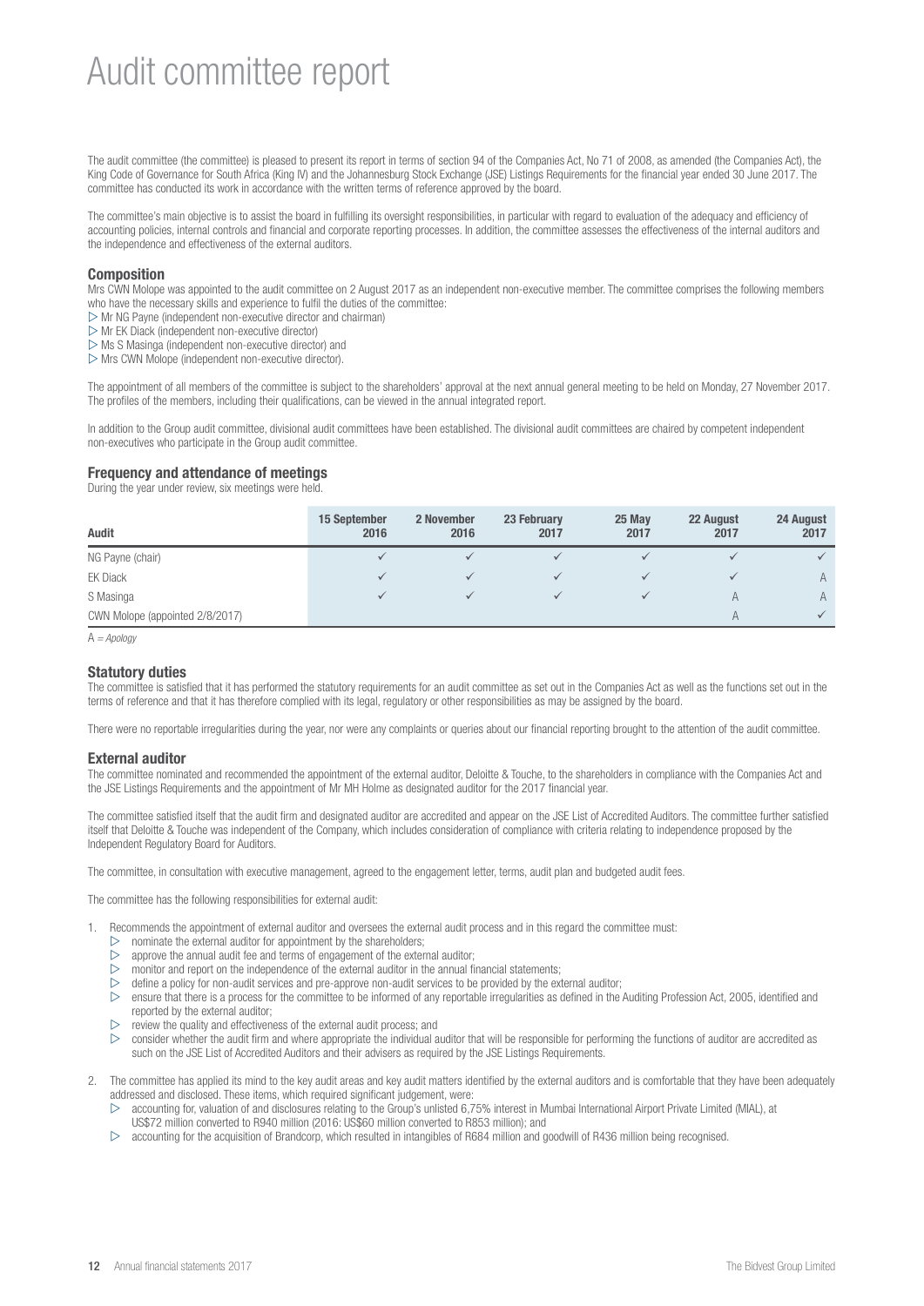# Audit committee report

The audit committee (the committee) is pleased to present its report in terms of section 94 of the Companies Act, No 71 of 2008, as amended (the Companies Act), the King Code of Governance for South Africa (King IV) and the Johannesburg Stock Exchange (JSE) Listings Requirements for the financial year ended 30 June 2017. The committee has conducted its work in accordance with the written terms of reference approved by the board.

The committee's main objective is to assist the board in fulfilling its oversight responsibilities, in particular with regard to evaluation of the adequacy and efficiency of accounting policies, internal controls and financial and corporate reporting processes. In addition, the committee assesses the effectiveness of the internal auditors and the independence and effectiveness of the external auditors.

### Composition

Mrs CWN Molope was appointed to the audit committee on 2 August 2017 as an independent non-executive member. The committee comprises the following members who have the necessary skills and experience to fulfil the duties of the committee:

- Mr NG Payne (independent non-executive director and chairman)
- Mr EK Diack (independent non-executive director)
- Ms S Masinga (independent non-executive director) and
- Mrs CWN Molope (independent non-executive director).

The appointment of all members of the committee is subject to the shareholders' approval at the next annual general meeting to be held on Monday, 27 November 2017. The profiles of the members, including their qualifications, can be viewed in the annual integrated report.

In addition to the Group audit committee, divisional audit committees have been established. The divisional audit committees are chaired by competent independent non-executives who participate in the Group audit committee.

### Frequency and attendance of meetings

During the year under review, six meetings were held.

| Audit | 15 September 2016 | 2 November 2016 | 23 February 2017 | 25 May 2017 | 22 August 2017 | 24 August 2017 |
|---|---|---|---|---|---|---|
| NG Payne (chair) | ✓ | ✓ | ✓ | ✓ | ✓ | ✓ |
| EK Diack | ✓ | ✓ | ✓ | ✓ | ✓ | A |
| S Masinga | ✓ | ✓ | ✓ | ✓ | A | A |
| CWN Molope (appointed 2/8/2017) | | | | | A | ✓ |

A *= Apology*

### Statutory duties

The committee is satisfied that it has performed the statutory requirements for an audit committee as set out in the Companies Act as well as the functions set out in the terms of reference and that it has therefore complied with its legal, regulatory or other responsibilities as may be assigned by the board.

There were no reportable irregularities during the year, nor were any complaints or queries about our financial reporting brought to the attention of the audit committee.

### External auditor

The committee nominated and recommended the appointment of the external auditor, Deloitte & Touche, to the shareholders in compliance with the Companies Act and the JSE Listings Requirements and the appointment of Mr MH Holme as designated auditor for the 2017 financial year.

The committee satisfied itself that the audit firm and designated auditor are accredited and appear on the JSE List of Accredited Auditors. The committee further satisfied itself that Deloitte & Touche was independent of the Company, which includes consideration of compliance with criteria relating to independence proposed by the Independent Regulatory Board for Auditors.

The committee, in consultation with executive management, agreed to the engagement letter, terms, audit plan and budgeted audit fees.

The committee has the following responsibilities for external audit:

1. Recommends the appointment of external auditor and oversees the external audit process and in this regard the committee must:
   - nominate the external auditor for appointment by the shareholders;
   - approve the annual audit fee and terms of engagement of the external auditor;
   - monitor and report on the independence of the external auditor in the annual financial statements;
   - define a policy for non-audit services and pre-approve non-audit services to be provided by the external auditor;
   - ensure that there is a process for the committee to be informed of any reportable irregularities as defined in the Auditing Profession Act, 2005, identified and reported by the external auditor;
   - review the quality and effectiveness of the external audit process; and
   - consider whether the audit firm and where appropriate the individual auditor that will be responsible for performing the functions of auditor are accredited as such on the JSE List of Accredited Auditors and their advisers as required by the JSE Listings Requirements.
2. The committee has applied its mind to the key audit areas and key audit matters identified by the external auditors and is comfortable that they have been adequately addressed and disclosed. These items, which required significant judgement, were:
   - accounting for, valuation of and disclosures relating to the Group's unlisted 6,75% interest in Mumbai International Airport Private Limited (MIAL), at US$72 million converted to R940 million (2016: US$60 million converted to R853 million); and
   - accounting for the acquisition of Brandcorp, which resulted in intangibles of R684 million and goodwill of R436 million being recognised.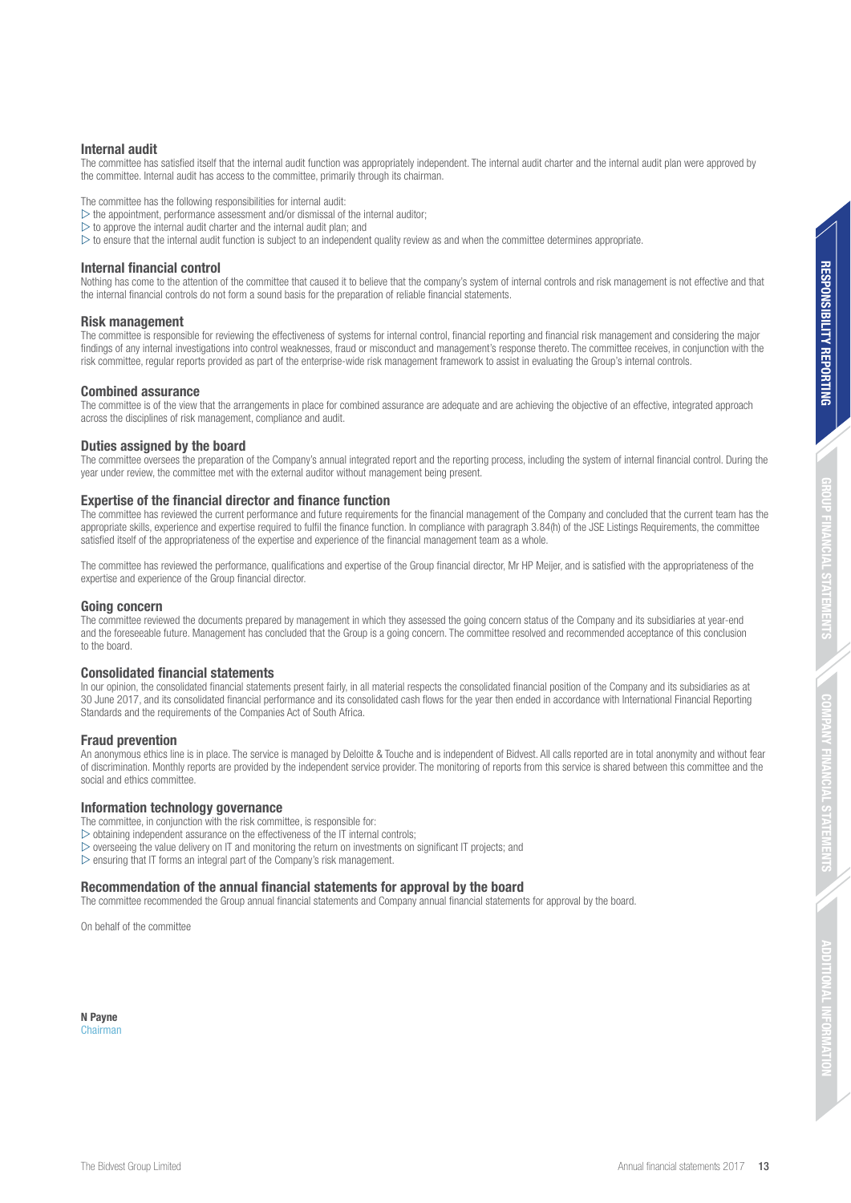## Internal audit

The committee has satisfied itself that the internal audit function was appropriately independent. The internal audit charter and the internal audit plan were approved by the committee. Internal audit has access to the committee, primarily through its chairman.

The committee has the following responsibilities for internal audit:

- the appointment, performance assessment and/or dismissal of the internal auditor;
- to approve the internal audit charter and the internal audit plan; and
- to ensure that the internal audit function is subject to an independent quality review as and when the committee determines appropriate.

## Internal financial control

Nothing has come to the attention of the committee that caused it to believe that the company's system of internal controls and risk management is not effective and that the internal financial controls do not form a sound basis for the preparation of reliable financial statements.

## Risk management

The committee is responsible for reviewing the effectiveness of systems for internal control, financial reporting and financial risk management and considering the major findings of any internal investigations into control weaknesses, fraud or misconduct and management's response thereto. The committee receives, in conjunction with the risk committee, regular reports provided as part of the enterprise-wide risk management framework to assist in evaluating the Group's internal controls.

## Combined assurance

The committee is of the view that the arrangements in place for combined assurance are adequate and are achieving the objective of an effective, integrated approach across the disciplines of risk management, compliance and audit.

## Duties assigned by the board

The committee oversees the preparation of the Company's annual integrated report and the reporting process, including the system of internal financial control. During the year under review, the committee met with the external auditor without management being present.

## Expertise of the financial director and finance function

The committee has reviewed the current performance and future requirements for the financial management of the Company and concluded that the current team has the appropriate skills, experience and expertise required to fulfil the finance function. In compliance with paragraph 3.84(h) of the JSE Listings Requirements, the committee satisfied itself of the appropriateness of the expertise and experience of the financial management team as a whole.

The committee has reviewed the performance, qualifications and expertise of the Group financial director, Mr HP Meijer, and is satisfied with the appropriateness of the expertise and experience of the Group financial director.

## Going concern

The committee reviewed the documents prepared by management in which they assessed the going concern status of the Company and its subsidiaries at year-end and the foreseeable future. Management has concluded that the Group is a going concern. The committee resolved and recommended acceptance of this conclusion to the board.

## Consolidated financial statements

In our opinion, the consolidated financial statements present fairly, in all material respects the consolidated financial position of the Company and its subsidiaries as at 30 June 2017, and its consolidated financial performance and its consolidated cash flows for the year then ended in accordance with International Financial Reporting Standards and the requirements of the Companies Act of South Africa.

## Fraud prevention

An anonymous ethics line is in place. The service is managed by Deloitte & Touche and is independent of Bidvest. All calls reported are in total anonymity and without fear of discrimination. Monthly reports are provided by the independent service provider. The monitoring of reports from this service is shared between this committee and the social and ethics committee.

## Information technology governance

The committee, in conjunction with the risk committee, is responsible for:

- obtaining independent assurance on the effectiveness of the IT internal controls;
- overseeing the value delivery on IT and monitoring the return on investments on significant IT projects; and
- ensuring that IT forms an integral part of the Company's risk management.

## Recommendation of the annual financial statements for approval by the board

The committee recommended the Group annual financial statements and Company annual financial statements for approval by the board.

On behalf of the committee

**N Payne**
Chairman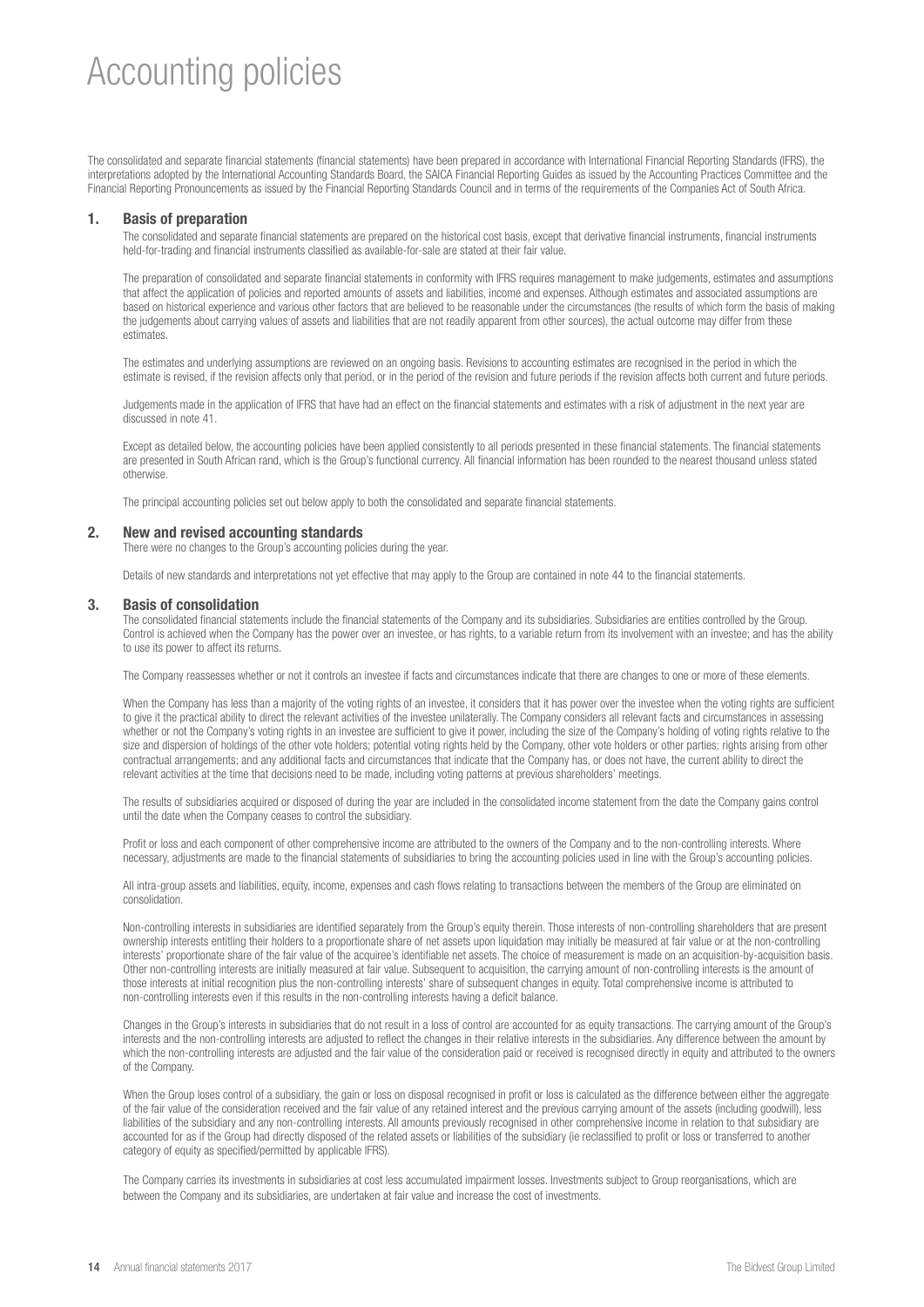# Accounting policies

The consolidated and separate financial statements (financial statements) have been prepared in accordance with International Financial Reporting Standards (IFRS), the interpretations adopted by the International Accounting Standards Board, the SAICA Financial Reporting Guides as issued by the Accounting Practices Committee and the Financial Reporting Pronouncements as issued by the Financial Reporting Standards Council and in terms of the requirements of the Companies Act of South Africa.

## 1. Basis of preparation

The consolidated and separate financial statements are prepared on the historical cost basis, except that derivative financial instruments, financial instruments held-for-trading and financial instruments classified as available-for-sale are stated at their fair value.

The preparation of consolidated and separate financial statements in conformity with IFRS requires management to make judgements, estimates and assumptions that affect the application of policies and reported amounts of assets and liabilities, income and expenses. Although estimates and associated assumptions are based on historical experience and various other factors that are believed to be reasonable under the circumstances (the results of which form the basis of making the judgements about carrying values of assets and liabilities that are not readily apparent from other sources), the actual outcome may differ from these estimates.

The estimates and underlying assumptions are reviewed on an ongoing basis. Revisions to accounting estimates are recognised in the period in which the estimate is revised, if the revision affects only that period, or in the period of the revision and future periods if the revision affects both current and future periods.

Judgements made in the application of IFRS that have had an effect on the financial statements and estimates with a risk of adjustment in the next year are discussed in note 41.

Except as detailed below, the accounting policies have been applied consistently to all periods presented in these financial statements. The financial statements are presented in South African rand, which is the Group's functional currency. All financial information has been rounded to the nearest thousand unless stated otherwise.

The principal accounting policies set out below apply to both the consolidated and separate financial statements.

## 2. New and revised accounting standards

There were no changes to the Group's accounting policies during the year.

Details of new standards and interpretations not yet effective that may apply to the Group are contained in note 44 to the financial statements.

## 3. Basis of consolidation

The consolidated financial statements include the financial statements of the Company and its subsidiaries. Subsidiaries are entities controlled by the Group. Control is achieved when the Company has the power over an investee, or has rights, to a variable return from its involvement with an investee; and has the ability to use its power to affect its returns.

The Company reassesses whether or not it controls an investee if facts and circumstances indicate that there are changes to one or more of these elements.

When the Company has less than a majority of the voting rights of an investee, it considers that it has power over the investee when the voting rights are sufficient to give it the practical ability to direct the relevant activities of the investee unilaterally. The Company considers all relevant facts and circumstances in assessing whether or not the Company's voting rights in an investee are sufficient to give it power, including the size of the Company's holding of voting rights relative to the size and dispersion of holdings of the other vote holders; potential voting rights held by the Company, other vote holders or other parties; rights arising from other contractual arrangements; and any additional facts and circumstances that indicate that the Company has, or does not have, the current ability to direct the relevant activities at the time that decisions need to be made, including voting patterns at previous shareholders' meetings.

The results of subsidiaries acquired or disposed of during the year are included in the consolidated income statement from the date the Company gains control until the date when the Company ceases to control the subsidiary.

Profit or loss and each component of other comprehensive income are attributed to the owners of the Company and to the non-controlling interests. Where necessary, adjustments are made to the financial statements of subsidiaries to bring the accounting policies used in line with the Group's accounting policies.

All intra-group assets and liabilities, equity, income, expenses and cash flows relating to transactions between the members of the Group are eliminated on consolidation.

Non-controlling interests in subsidiaries are identified separately from the Group's equity therein. Those interests of non-controlling shareholders that are present ownership interests entitling their holders to a proportionate share of net assets upon liquidation may initially be measured at fair value or at the non-controlling interests' proportionate share of the fair value of the acquiree's identifiable net assets. The choice of measurement is made on an acquisition-by-acquisition basis. Other non-controlling interests are initially measured at fair value. Subsequent to acquisition, the carrying amount of non-controlling interests is the amount of those interests at initial recognition plus the non-controlling interests' share of subsequent changes in equity. Total comprehensive income is attributed to non-controlling interests even if this results in the non-controlling interests having a deficit balance.

Changes in the Group's interests in subsidiaries that do not result in a loss of control are accounted for as equity transactions. The carrying amount of the Group's interests and the non-controlling interests are adjusted to reflect the changes in their relative interests in the subsidiaries. Any difference between the amount by which the non-controlling interests are adjusted and the fair value of the consideration paid or received is recognised directly in equity and attributed to the owners of the Company.

When the Group loses control of a subsidiary, the gain or loss on disposal recognised in profit or loss is calculated as the difference between either the aggregate of the fair value of the consideration received and the fair value of any retained interest and the previous carrying amount of the assets (including goodwill), less liabilities of the subsidiary and any non-controlling interests. All amounts previously recognised in other comprehensive income in relation to that subsidiary are accounted for as if the Group had directly disposed of the related assets or liabilities of the subsidiary (ie reclassified to profit or loss or transferred to another category of equity as specified/permitted by applicable IFRS).

The Company carries its investments in subsidiaries at cost less accumulated impairment losses. Investments subject to Group reorganisations, which are between the Company and its subsidiaries, are undertaken at fair value and increase the cost of investments.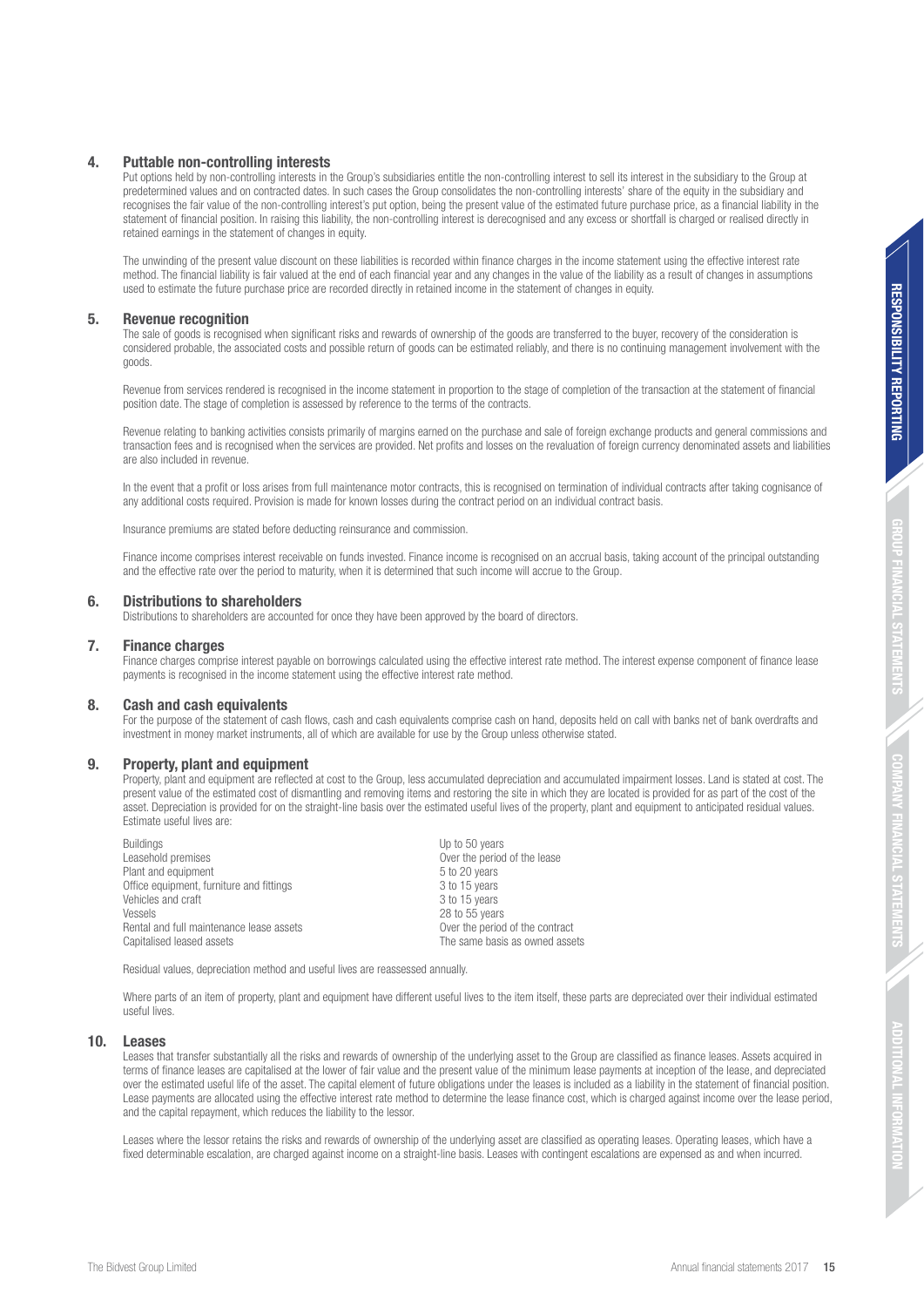## 4. Puttable non-controlling interests

Put options held by non-controlling interests in the Group's subsidiaries entitle the non-controlling interest to sell its interest in the subsidiary to the Group at predetermined values and on contracted dates. In such cases the Group consolidates the non-controlling interests' share of the equity in the subsidiary and recognises the fair value of the non-controlling interest's put option, being the present value of the estimated future purchase price, as a financial liability in the statement of financial position. In raising this liability, the non-controlling interest is derecognised and any excess or shortfall is charged or realised directly in retained earnings in the statement of changes in equity.

The unwinding of the present value discount on these liabilities is recorded within finance charges in the income statement using the effective interest rate method. The financial liability is fair valued at the end of each financial year and any changes in the value of the liability as a result of changes in assumptions used to estimate the future purchase price are recorded directly in retained income in the statement of changes in equity.

## 5. Revenue recognition

The sale of goods is recognised when significant risks and rewards of ownership of the goods are transferred to the buyer, recovery of the consideration is considered probable, the associated costs and possible return of goods can be estimated reliably, and there is no continuing management involvement with the goods.

Revenue from services rendered is recognised in the income statement in proportion to the stage of completion of the transaction at the statement of financial position date. The stage of completion is assessed by reference to the terms of the contracts.

Revenue relating to banking activities consists primarily of margins earned on the purchase and sale of foreign exchange products and general commissions and transaction fees and is recognised when the services are provided. Net profits and losses on the revaluation of foreign currency denominated assets and liabilities are also included in revenue.

In the event that a profit or loss arises from full maintenance motor contracts, this is recognised on termination of individual contracts after taking cognisance of any additional costs required. Provision is made for known losses during the contract period on an individual contract basis.

Insurance premiums are stated before deducting reinsurance and commission.

Finance income comprises interest receivable on funds invested. Finance income is recognised on an accrual basis, taking account of the principal outstanding and the effective rate over the period to maturity, when it is determined that such income will accrue to the Group.

## 6. Distributions to shareholders

Distributions to shareholders are accounted for once they have been approved by the board of directors.

## 7. Finance charges

Finance charges comprise interest payable on borrowings calculated using the effective interest rate method. The interest expense component of finance lease payments is recognised in the income statement using the effective interest rate method.

## 8. Cash and cash equivalents

For the purpose of the statement of cash flows, cash and cash equivalents comprise cash on hand, deposits held on call with banks net of bank overdrafts and investment in money market instruments, all of which are available for use by the Group unless otherwise stated.

## 9. Property, plant and equipment

Property, plant and equipment are reflected at cost to the Group, less accumulated depreciation and accumulated impairment losses. Land is stated at cost. The present value of the estimated cost of dismantling and removing items and restoring the site in which they are located is provided for as part of the cost of the asset. Depreciation is provided for on the straight-line basis over the estimated useful lives of the property, plant and equipment to anticipated residual values. Estimate useful lives are:

| | |
|---|---|
| Buildings | Up to 50 years |
| Leasehold premises | Over the period of the lease |
| Plant and equipment | 5 to 20 years |
| Office equipment, furniture and fittings | 3 to 15 years |
| Vehicles and craft | 3 to 15 years |
| Vessels | 28 to 55 years |
| Rental and full maintenance lease assets | Over the period of the contract |
| Capitalised leased assets | The same basis as owned assets |

Residual values, depreciation method and useful lives are reassessed annually.

Where parts of an item of property, plant and equipment have different useful lives to the item itself, these parts are depreciated over their individual estimated useful lives.

## 10. Leases

Leases that transfer substantially all the risks and rewards of ownership of the underlying asset to the Group are classified as finance leases. Assets acquired in terms of finance leases are capitalised at the lower of fair value and the present value of the minimum lease payments at inception of the lease, and depreciated over the estimated useful life of the asset. The capital element of future obligations under the leases is included as a liability in the statement of financial position. Lease payments are allocated using the effective interest rate method to determine the lease finance cost, which is charged against income over the lease period, and the capital repayment, which reduces the liability to the lessor.

Leases where the lessor retains the risks and rewards of ownership of the underlying asset are classified as operating leases. Operating leases, which have a fixed determinable escalation, are charged against income on a straight-line basis. Leases with contingent escalations are expensed as and when incurred.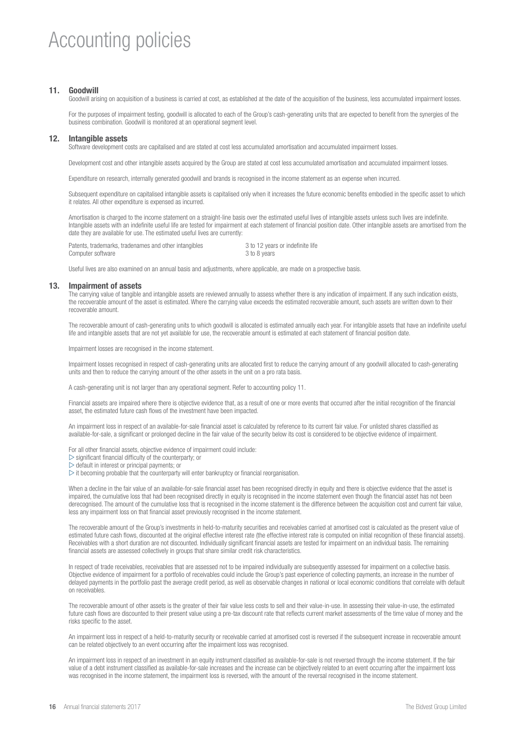# Accounting policies

## 11. Goodwill

Goodwill arising on acquisition of a business is carried at cost, as established at the date of the acquisition of the business, less accumulated impairment losses.

For the purposes of impairment testing, goodwill is allocated to each of the Group's cash-generating units that are expected to benefit from the synergies of the business combination. Goodwill is monitored at an operational segment level.

## 12. Intangible assets

Software development costs are capitalised and are stated at cost less accumulated amortisation and accumulated impairment losses.

Development cost and other intangible assets acquired by the Group are stated at cost less accumulated amortisation and accumulated impairment losses.

Expenditure on research, internally generated goodwill and brands is recognised in the income statement as an expense when incurred.

Subsequent expenditure on capitalised intangible assets is capitalised only when it increases the future economic benefits embodied in the specific asset to which it relates. All other expenditure is expensed as incurred.

Amortisation is charged to the income statement on a straight-line basis over the estimated useful lives of intangible assets unless such lives are indefinite. Intangible assets with an indefinite useful life are tested for impairment at each statement of financial position date. Other intangible assets are amortised from the date they are available for use. The estimated useful lives are currently:

| | |
|---|---|
| Patents, trademarks, tradenames and other intangibles | 3 to 12 years or indefinite life |
| Computer software | 3 to 8 years |

Useful lives are also examined on an annual basis and adjustments, where applicable, are made on a prospective basis.

## 13. Impairment of assets

The carrying value of tangible and intangible assets are reviewed annually to assess whether there is any indication of impairment. If any such indication exists, the recoverable amount of the asset is estimated. Where the carrying value exceeds the estimated recoverable amount, such assets are written down to their recoverable amount.

The recoverable amount of cash-generating units to which goodwill is allocated is estimated annually each year. For intangible assets that have an indefinite useful life and intangible assets that are not yet available for use, the recoverable amount is estimated at each statement of financial position date.

Impairment losses are recognised in the income statement.

Impairment losses recognised in respect of cash-generating units are allocated first to reduce the carrying amount of any goodwill allocated to cash-generating units and then to reduce the carrying amount of the other assets in the unit on a pro rata basis.

A cash-generating unit is not larger than any operational segment. Refer to accounting policy 11.

Financial assets are impaired where there is objective evidence that, as a result of one or more events that occurred after the initial recognition of the financial asset, the estimated future cash flows of the investment have been impacted.

An impairment loss in respect of an available-for-sale financial asset is calculated by reference to its current fair value. For unlisted shares classified as available-for-sale, a significant or prolonged decline in the fair value of the security below its cost is considered to be objective evidence of impairment.

For all other financial assets, objective evidence of impairment could include:

- significant financial difficulty of the counterparty; or
- default in interest or principal payments; or
- it becoming probable that the counterparty will enter bankruptcy or financial reorganisation.

When a decline in the fair value of an available-for-sale financial asset has been recognised directly in equity and there is objective evidence that the asset is impaired, the cumulative loss that had been recognised directly in equity is recognised in the income statement even though the financial asset has not been derecognised. The amount of the cumulative loss that is recognised in the income statement is the difference between the acquisition cost and current fair value, less any impairment loss on that financial asset previously recognised in the income statement.

The recoverable amount of the Group's investments in held-to-maturity securities and receivables carried at amortised cost is calculated as the present value of estimated future cash flows, discounted at the original effective interest rate (the effective interest rate is computed on initial recognition of these financial assets). Receivables with a short duration are not discounted. Individually significant financial assets are tested for impairment on an individual basis. The remaining financial assets are assessed collectively in groups that share similar credit risk characteristics.

In respect of trade receivables, receivables that are assessed not to be impaired individually are subsequently assessed for impairment on a collective basis. Objective evidence of impairment for a portfolio of receivables could include the Group's past experience of collecting payments, an increase in the number of delayed payments in the portfolio past the average credit period, as well as observable changes in national or local economic conditions that correlate with default on receivables.

The recoverable amount of other assets is the greater of their fair value less costs to sell and their value-in-use. In assessing their value-in-use, the estimated future cash flows are discounted to their present value using a pre-tax discount rate that reflects current market assessments of the time value of money and the risks specific to the asset.

An impairment loss in respect of a held-to-maturity security or receivable carried at amortised cost is reversed if the subsequent increase in recoverable amount can be related objectively to an event occurring after the impairment loss was recognised.

An impairment loss in respect of an investment in an equity instrument classified as available-for-sale is not reversed through the income statement. If the fair value of a debt instrument classified as available-for-sale increases and the increase can be objectively related to an event occurring after the impairment loss was recognised in the income statement, the impairment loss is reversed, with the amount of the reversal recognised in the income statement.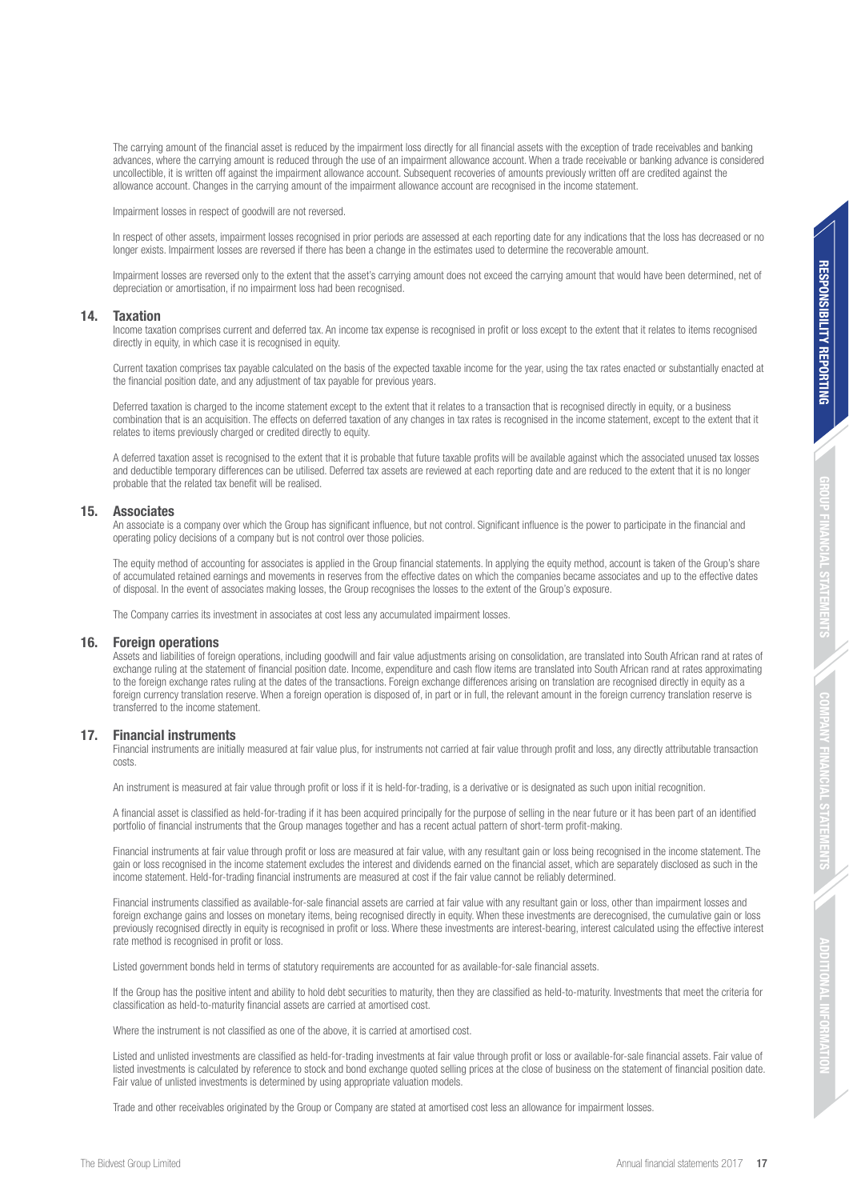The carrying amount of the financial asset is reduced by the impairment loss directly for all financial assets with the exception of trade receivables and banking advances, where the carrying amount is reduced through the use of an impairment allowance account. When a trade receivable or banking advance is considered uncollectible, it is written off against the impairment allowance account. Subsequent recoveries of amounts previously written off are credited against the allowance account. Changes in the carrying amount of the impairment allowance account are recognised in the income statement.

Impairment losses in respect of goodwill are not reversed.

In respect of other assets, impairment losses recognised in prior periods are assessed at each reporting date for any indications that the loss has decreased or no longer exists. Impairment losses are reversed if there has been a change in the estimates used to determine the recoverable amount.

Impairment losses are reversed only to the extent that the asset's carrying amount does not exceed the carrying amount that would have been determined, net of depreciation or amortisation, if no impairment loss had been recognised.

## 14. Taxation

Income taxation comprises current and deferred tax. An income tax expense is recognised in profit or loss except to the extent that it relates to items recognised directly in equity, in which case it is recognised in equity.

Current taxation comprises tax payable calculated on the basis of the expected taxable income for the year, using the tax rates enacted or substantially enacted at the financial position date, and any adjustment of tax payable for previous years.

Deferred taxation is charged to the income statement except to the extent that it relates to a transaction that is recognised directly in equity, or a business combination that is an acquisition. The effects on deferred taxation of any changes in tax rates is recognised in the income statement, except to the extent that it relates to items previously charged or credited directly to equity.

A deferred taxation asset is recognised to the extent that it is probable that future taxable profits will be available against which the associated unused tax losses and deductible temporary differences can be utilised. Deferred tax assets are reviewed at each reporting date and are reduced to the extent that it is no longer probable that the related tax benefit will be realised.

## 15. Associates

An associate is a company over which the Group has significant influence, but not control. Significant influence is the power to participate in the financial and operating policy decisions of a company but is not control over those policies.

The equity method of accounting for associates is applied in the Group financial statements. In applying the equity method, account is taken of the Group's share of accumulated retained earnings and movements in reserves from the effective dates on which the companies became associates and up to the effective dates of disposal. In the event of associates making losses, the Group recognises the losses to the extent of the Group's exposure.

The Company carries its investment in associates at cost less any accumulated impairment losses.

## 16. Foreign operations

Assets and liabilities of foreign operations, including goodwill and fair value adjustments arising on consolidation, are translated into South African rand at rates of exchange ruling at the statement of financial position date. Income, expenditure and cash flow items are translated into South African rand at rates approximating to the foreign exchange rates ruling at the dates of the transactions. Foreign exchange differences arising on translation are recognised directly in equity as a foreign currency translation reserve. When a foreign operation is disposed of, in part or in full, the relevant amount in the foreign currency translation reserve is transferred to the income statement.

## 17. Financial instruments

Financial instruments are initially measured at fair value plus, for instruments not carried at fair value through profit and loss, any directly attributable transaction costs.

An instrument is measured at fair value through profit or loss if it is held-for-trading, is a derivative or is designated as such upon initial recognition.

A financial asset is classified as held-for-trading if it has been acquired principally for the purpose of selling in the near future or it has been part of an identified portfolio of financial instruments that the Group manages together and has a recent actual pattern of short-term profit-making.

Financial instruments at fair value through profit or loss are measured at fair value, with any resultant gain or loss being recognised in the income statement. The gain or loss recognised in the income statement excludes the interest and dividends earned on the financial asset, which are separately disclosed as such in the income statement. Held-for-trading financial instruments are measured at cost if the fair value cannot be reliably determined.

Financial instruments classified as available-for-sale financial assets are carried at fair value with any resultant gain or loss, other than impairment losses and foreign exchange gains and losses on monetary items, being recognised directly in equity. When these investments are derecognised, the cumulative gain or loss previously recognised directly in equity is recognised in profit or loss. Where these investments are interest-bearing, interest calculated using the effective interest rate method is recognised in profit or loss.

Listed government bonds held in terms of statutory requirements are accounted for as available-for-sale financial assets.

If the Group has the positive intent and ability to hold debt securities to maturity, then they are classified as held-to-maturity. Investments that meet the criteria for classification as held-to-maturity financial assets are carried at amortised cost.

Where the instrument is not classified as one of the above, it is carried at amortised cost.

Listed and unlisted investments are classified as held-for-trading investments at fair value through profit or loss or available-for-sale financial assets. Fair value of listed investments is calculated by reference to stock and bond exchange quoted selling prices at the close of business on the statement of financial position date. Fair value of unlisted investments is determined by using appropriate valuation models.

Trade and other receivables originated by the Group or Company are stated at amortised cost less an allowance for impairment losses.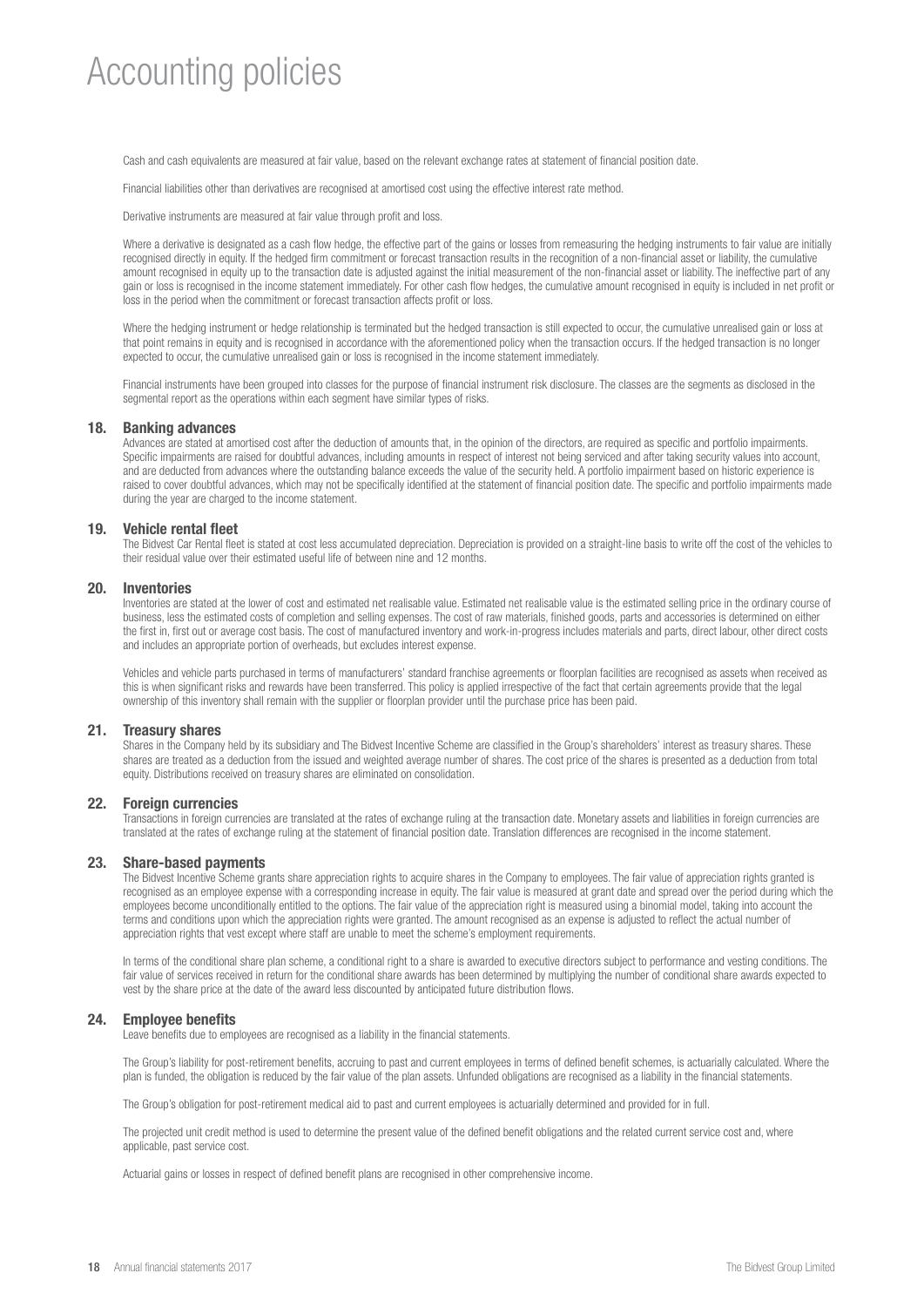# Accounting policies

Cash and cash equivalents are measured at fair value, based on the relevant exchange rates at statement of financial position date.

Financial liabilities other than derivatives are recognised at amortised cost using the effective interest rate method.

Derivative instruments are measured at fair value through profit and loss.

Where a derivative is designated as a cash flow hedge, the effective part of the gains or losses from remeasuring the hedging instruments to fair value are initially recognised directly in equity. If the hedged firm commitment or forecast transaction results in the recognition of a non-financial asset or liability, the cumulative amount recognised in equity up to the transaction date is adjusted against the initial measurement of the non-financial asset or liability. The ineffective part of any gain or loss is recognised in the income statement immediately. For other cash flow hedges, the cumulative amount recognised in equity is included in net profit or loss in the period when the commitment or forecast transaction affects profit or loss.

Where the hedging instrument or hedge relationship is terminated but the hedged transaction is still expected to occur, the cumulative unrealised gain or loss at that point remains in equity and is recognised in accordance with the aforementioned policy when the transaction occurs. If the hedged transaction is no longer expected to occur, the cumulative unrealised gain or loss is recognised in the income statement immediately.

Financial instruments have been grouped into classes for the purpose of financial instrument risk disclosure. The classes are the segments as disclosed in the segmental report as the operations within each segment have similar types of risks.

## 18. Banking advances

Advances are stated at amortised cost after the deduction of amounts that, in the opinion of the directors, are required as specific and portfolio impairments. Specific impairments are raised for doubtful advances, including amounts in respect of interest not being serviced and after taking security values into account, and are deducted from advances where the outstanding balance exceeds the value of the security held. A portfolio impairment based on historic experience is raised to cover doubtful advances, which may not be specifically identified at the statement of financial position date. The specific and portfolio impairments made during the year are charged to the income statement.

## 19. Vehicle rental fleet

The Bidvest Car Rental fleet is stated at cost less accumulated depreciation. Depreciation is provided on a straight-line basis to write off the cost of the vehicles to their residual value over their estimated useful life of between nine and 12 months.

## 20. Inventories

Inventories are stated at the lower of cost and estimated net realisable value. Estimated net realisable value is the estimated selling price in the ordinary course of business, less the estimated costs of completion and selling expenses. The cost of raw materials, finished goods, parts and accessories is determined on either the first in, first out or average cost basis. The cost of manufactured inventory and work-in-progress includes materials and parts, direct labour, other direct costs and includes an appropriate portion of overheads, but excludes interest expense.

Vehicles and vehicle parts purchased in terms of manufacturers' standard franchise agreements or floorplan facilities are recognised as assets when received as this is when significant risks and rewards have been transferred. This policy is applied irrespective of the fact that certain agreements provide that the legal ownership of this inventory shall remain with the supplier or floorplan provider until the purchase price has been paid.

## 21. Treasury shares

Shares in the Company held by its subsidiary and The Bidvest Incentive Scheme are classified in the Group's shareholders' interest as treasury shares. These shares are treated as a deduction from the issued and weighted average number of shares. The cost price of the shares is presented as a deduction from total equity. Distributions received on treasury shares are eliminated on consolidation.

## 22. Foreign currencies

Transactions in foreign currencies are translated at the rates of exchange ruling at the transaction date. Monetary assets and liabilities in foreign currencies are translated at the rates of exchange ruling at the statement of financial position date. Translation differences are recognised in the income statement.

## 23. Share-based payments

The Bidvest Incentive Scheme grants share appreciation rights to acquire shares in the Company to employees. The fair value of appreciation rights granted is recognised as an employee expense with a corresponding increase in equity. The fair value is measured at grant date and spread over the period during which the employees become unconditionally entitled to the options. The fair value of the appreciation right is measured using a binomial model, taking into account the terms and conditions upon which the appreciation rights were granted. The amount recognised as an expense is adjusted to reflect the actual number of appreciation rights that vest except where staff are unable to meet the scheme's employment requirements.

In terms of the conditional share plan scheme, a conditional right to a share is awarded to executive directors subject to performance and vesting conditions. The fair value of services received in return for the conditional share awards has been determined by multiplying the number of conditional share awards expected to vest by the share price at the date of the award less discounted by anticipated future distribution flows.

## 24. Employee benefits

Leave benefits due to employees are recognised as a liability in the financial statements.

The Group's liability for post-retirement benefits, accruing to past and current employees in terms of defined benefit schemes, is actuarially calculated. Where the plan is funded, the obligation is reduced by the fair value of the plan assets. Unfunded obligations are recognised as a liability in the financial statements.

The Group's obligation for post-retirement medical aid to past and current employees is actuarially determined and provided for in full.

The projected unit credit method is used to determine the present value of the defined benefit obligations and the related current service cost and, where applicable, past service cost.

Actuarial gains or losses in respect of defined benefit plans are recognised in other comprehensive income.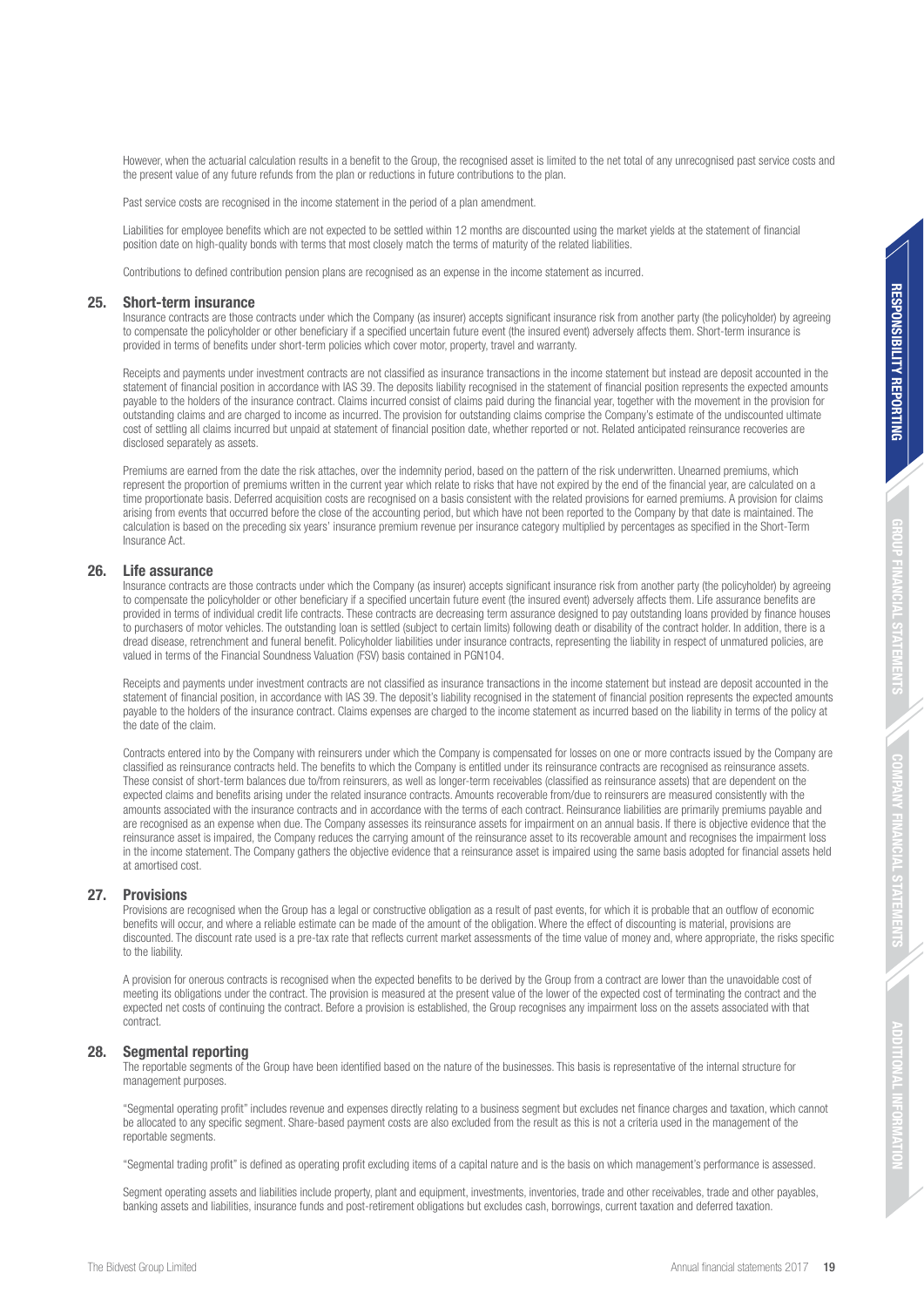However, when the actuarial calculation results in a benefit to the Group, the recognised asset is limited to the net total of any unrecognised past service costs and the present value of any future refunds from the plan or reductions in future contributions to the plan.

Past service costs are recognised in the income statement in the period of a plan amendment.

Liabilities for employee benefits which are not expected to be settled within 12 months are discounted using the market yields at the statement of financial position date on high-quality bonds with terms that most closely match the terms of maturity of the related liabilities.

Contributions to defined contribution pension plans are recognised as an expense in the income statement as incurred.

## 25. Short-term insurance

Insurance contracts are those contracts under which the Company (as insurer) accepts significant insurance risk from another party (the policyholder) by agreeing to compensate the policyholder or other beneficiary if a specified uncertain future event (the insured event) adversely affects them. Short-term insurance is provided in terms of benefits under short-term policies which cover motor, property, travel and warranty.

Receipts and payments under investment contracts are not classified as insurance transactions in the income statement but instead are deposit accounted in the statement of financial position in accordance with IAS 39. The deposits liability recognised in the statement of financial position represents the expected amounts payable to the holders of the insurance contract. Claims incurred consist of claims paid during the financial year, together with the movement in the provision for outstanding claims and are charged to income as incurred. The provision for outstanding claims comprise the Company's estimate of the undiscounted ultimate cost of settling all claims incurred but unpaid at statement of financial position date, whether reported or not. Related anticipated reinsurance recoveries are disclosed separately as assets.

Premiums are earned from the date the risk attaches, over the indemnity period, based on the pattern of the risk underwritten. Unearned premiums, which represent the proportion of premiums written in the current year which relate to risks that have not expired by the end of the financial year, are calculated on a time proportionate basis. Deferred acquisition costs are recognised on a basis consistent with the related provisions for earned premiums. A provision for claims arising from events that occurred before the close of the accounting period, but which have not been reported to the Company by that date is maintained. The calculation is based on the preceding six years' insurance premium revenue per insurance category multiplied by percentages as specified in the Short-Term Insurance Act.

## 26. Life assurance

Insurance contracts are those contracts under which the Company (as insurer) accepts significant insurance risk from another party (the policyholder) by agreeing to compensate the policyholder or other beneficiary if a specified uncertain future event (the insured event) adversely affects them. Life assurance benefits are provided in terms of individual credit life contracts. These contracts are decreasing term assurance designed to pay outstanding loans provided by finance houses to purchasers of motor vehicles. The outstanding loan is settled (subject to certain limits) following death or disability of the contract holder. In addition, there is a dread disease, retrenchment and funeral benefit. Policyholder liabilities under insurance contracts, representing the liability in respect of unmatured policies, are valued in terms of the Financial Soundness Valuation (FSV) basis contained in PGN104.

Receipts and payments under investment contracts are not classified as insurance transactions in the income statement but instead are deposit accounted in the statement of financial position, in accordance with IAS 39. The deposit's liability recognised in the statement of financial position represents the expected amounts payable to the holders of the insurance contract. Claims expenses are charged to the income statement as incurred based on the liability in terms of the policy at the date of the claim.

Contracts entered into by the Company with reinsurers under which the Company is compensated for losses on one or more contracts issued by the Company are classified as reinsurance contracts held. The benefits to which the Company is entitled under its reinsurance contracts are recognised as reinsurance assets. These consist of short-term balances due to/from reinsurers, as well as longer-term receivables (classified as reinsurance assets) that are dependent on the expected claims and benefits arising under the related insurance contracts. Amounts recoverable from/due to reinsurers are measured consistently with the amounts associated with the insurance contracts and in accordance with the terms of each contract. Reinsurance liabilities are primarily premiums payable and are recognised as an expense when due. The Company assesses its reinsurance assets for impairment on an annual basis. If there is objective evidence that the reinsurance asset is impaired, the Company reduces the carrying amount of the reinsurance asset to its recoverable amount and recognises the impairment loss in the income statement. The Company gathers the objective evidence that a reinsurance asset is impaired using the same basis adopted for financial assets held at amortised cost.

## 27. Provisions

Provisions are recognised when the Group has a legal or constructive obligation as a result of past events, for which it is probable that an outflow of economic benefits will occur, and where a reliable estimate can be made of the amount of the obligation. Where the effect of discounting is material, provisions are discounted. The discount rate used is a pre-tax rate that reflects current market assessments of the time value of money and, where appropriate, the risks specific to the liability.

A provision for onerous contracts is recognised when the expected benefits to be derived by the Group from a contract are lower than the unavoidable cost of meeting its obligations under the contract. The provision is measured at the present value of the lower of the expected cost of terminating the contract and the expected net costs of continuing the contract. Before a provision is established, the Group recognises any impairment loss on the assets associated with that contract.

## 28. Segmental reporting

The reportable segments of the Group have been identified based on the nature of the businesses. This basis is representative of the internal structure for management purposes.

"Segmental operating profit" includes revenue and expenses directly relating to a business segment but excludes net finance charges and taxation, which cannot be allocated to any specific segment. Share-based payment costs are also excluded from the result as this is not a criteria used in the management of the reportable segments.

"Segmental trading profit" is defined as operating profit excluding items of a capital nature and is the basis on which management's performance is assessed.

Segment operating assets and liabilities include property, plant and equipment, investments, inventories, trade and other receivables, trade and other payables, banking assets and liabilities, insurance funds and post-retirement obligations but excludes cash, borrowings, current taxation and deferred taxation.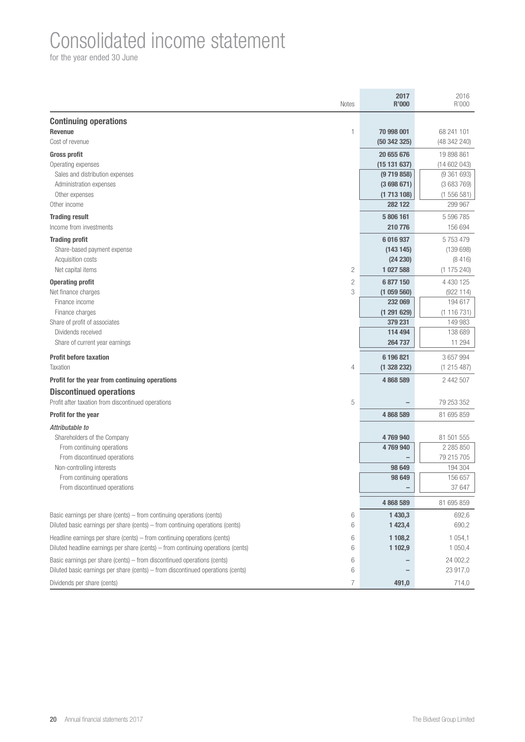# Consolidated income statement

for the year ended 30 June

| | Notes | 2017 R'000 | 2016 R'000 |
|---|---|---|---|
| **Continuing operations** | | | |
| **Revenue** | 1 | **70 998 001** | 68 241 101 |
| Cost of revenue | | **(50 342 325)** | (48 342 240) |
| **Gross profit** | | **20 655 676** | 19 898 861 |
| Operating expenses | | **(15 131 637)** | (14 602 043) |
| Sales and distribution expenses | | **(9 719 858)** | (9 361 693) |
| Administration expenses | | **(3 698 671)** | (3 683 769) |
| Other expenses | | **(1 713 108)** | (1 556 581) |
| Other income | | **282 122** | 299 967 |
| **Trading result** | | **5 806 161** | 5 596 785 |
| Income from investments | | **210 776** | 156 694 |
| **Trading profit** | | **6 016 937** | 5 753 479 |
| Share-based payment expense | | **(143 145)** | (139 698) |
| Acquisition costs | | **(24 230)** | (8 416) |
| Net capital items | 2 | **1 027 588** | (1 175 240) |
| **Operating profit** | 2 | **6 877 150** | 4 430 125 |
| Net finance charges | 3 | **(1 059 560)** | (922 114) |
| Finance income | | **232 069** | 194 617 |
| Finance charges | | **(1 291 629)** | (1 116 731) |
| Share of profit of associates | | **379 231** | 149 983 |
| Dividends received | | **114 494** | 138 689 |
| Share of current year earnings | | **264 737** | 11 294 |
| **Profit before taxation** | | **6 196 821** | 3 657 994 |
| Taxation | 4 | **(1 328 232)** | (1 215 487) |
| **Profit for the year from continuing operations** | | **4 868 589** | 2 442 507 |
| **Discontinued operations** | | | |
| Profit after taxation from discontinued operations | 5 | **–** | 79 253 352 |
| **Profit for the year** | | **4 868 589** | 81 695 859 |
| *Attributable to* | | | |
| Shareholders of the Company | | **4 769 940** | 81 501 555 |
| From continuing operations | | **4 769 940** | 2 285 850 |
| From discontinued operations | | **–** | 79 215 705 |
| Non-controlling interests | | **98 649** | 194 304 |
| From continuing operations | | **98 649** | 156 657 |
| From discontinued operations | | **–** | 37 647 |
| | | **4 868 589** | 81 695 859 |
| Basic earnings per share (cents) – from continuing operations (cents) | 6 | **1 430,3** | 692,6 |
| Diluted basic earnings per share (cents) – from continuing operations (cents) | 6 | **1 423,4** | 690,2 |
| Headline earnings per share (cents) – from continuing operations (cents) | 6 | **1 108,2** | 1 054,1 |
| Diluted headline earnings per share (cents) – from continuing operations (cents) | 6 | **1 102,9** | 1 050,4 |
| Basic earnings per share (cents) – from discontinued operations (cents) | 6 | **–** | 24 002,2 |
| Diluted basic earnings per share (cents) – from discontinued operations (cents) | 6 | **–** | 23 917,0 |
| Dividends per share (cents) | 7 | **491,0** | 714,0 |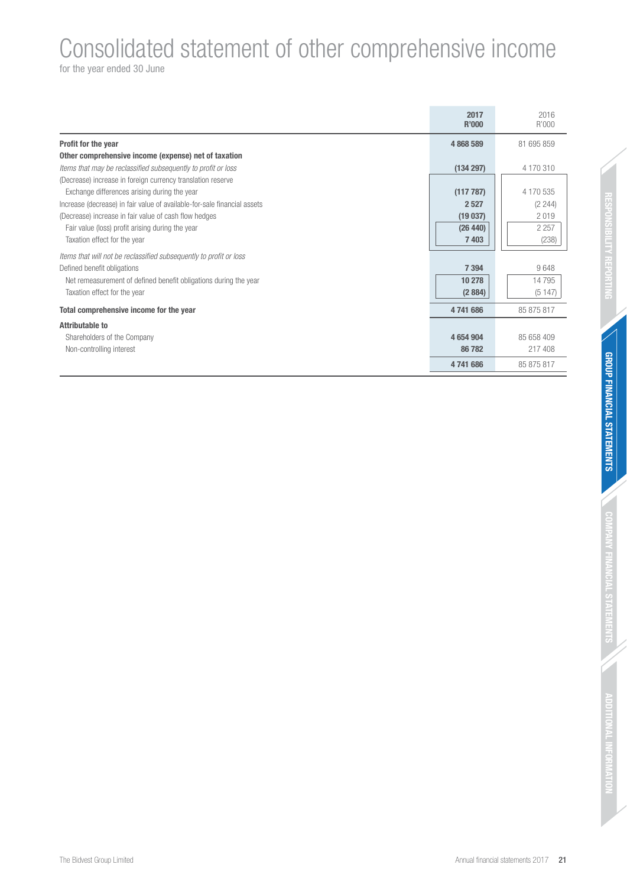# Consolidated statement of other comprehensive income

for the year ended 30 June

| | 2017 R'000 | 2016 R'000 |
|---|---|---|
| **Profit for the year** | **4 868 589** | 81 695 859 |
| **Other comprehensive income (expense) net of taxation** | | |
| *Items that may be reclassified subsequently to profit or loss* | **(134 297)** | 4 170 310 |
| (Decrease) increase in foreign currency translation reserve | | |
| Exchange differences arising during the year | **(117 787)** | 4 170 535 |
| Increase (decrease) in fair value of available-for-sale financial assets | **2 527** | (2 244) |
| (Decrease) increase in fair value of cash flow hedges | **(19 037)** | 2 019 |
| Fair value (loss) profit arising during the year | **(26 440)** | 2 257 |
| Taxation effect for the year | **7 403** | (238) |
| *Items that will not be reclassified subsequently to profit or loss* | | |
| Defined benefit obligations | **7 394** | 9 648 |
| Net remeasurement of defined benefit obligations during the year | **10 278** | 14 795 |
| Taxation effect for the year | **(2 884)** | (5 147) |
| **Total comprehensive income for the year** | **4 741 686** | 85 875 817 |
| **Attributable to** | | |
| Shareholders of the Company | **4 654 904** | 85 658 409 |
| Non-controlling interest | **86 782** | 217 408 |
| | **4 741 686** | 85 875 817 |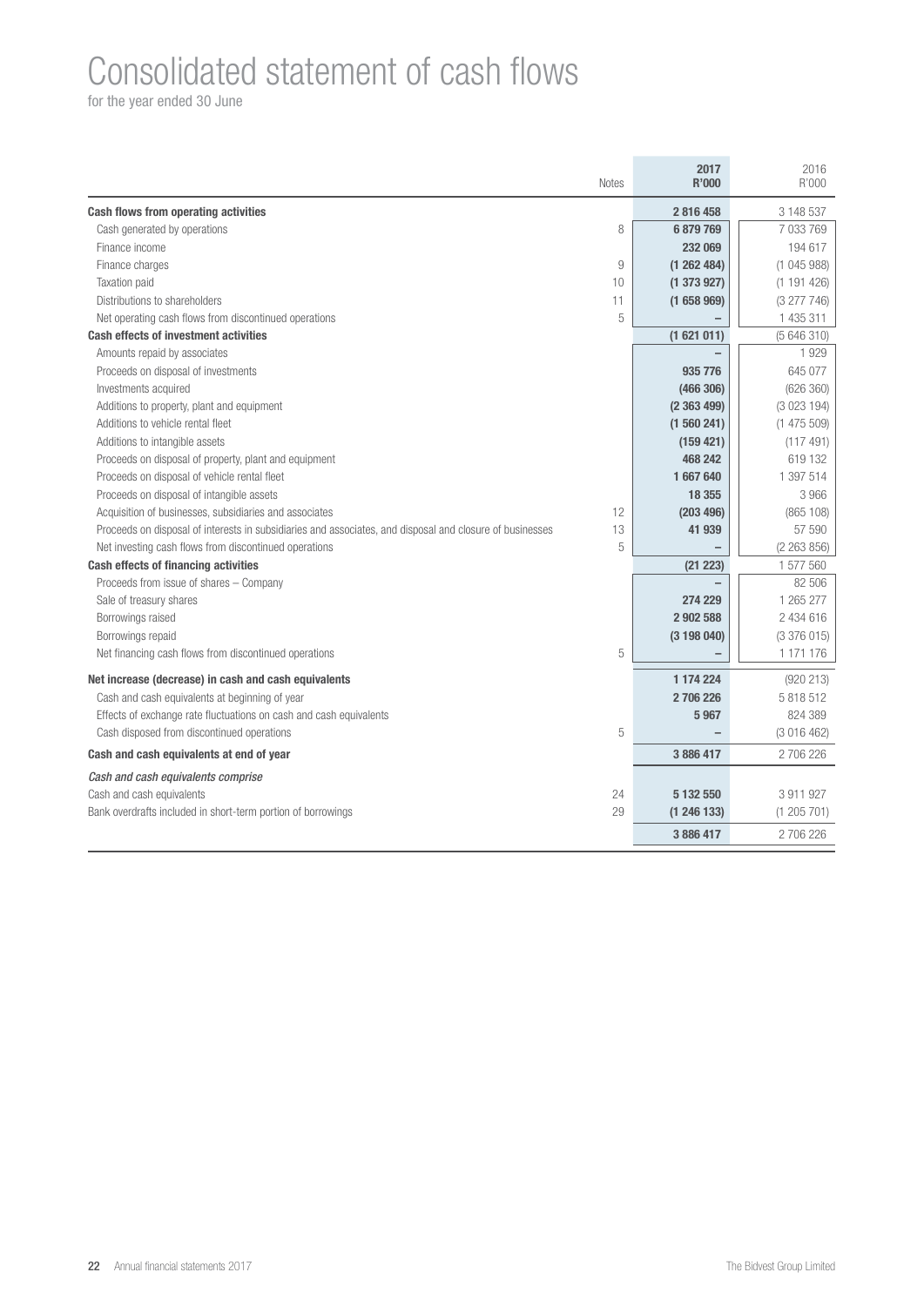# Consolidated statement of cash flows

for the year ended 30 June

| | Notes | 2017 R'000 | 2016 R'000 |
|---|---|---|---|
| **Cash flows from operating activities** | | **2 816 458** | 3 148 537 |
| Cash generated by operations | 8 | **6 879 769** | 7 033 769 |
| Finance income | | **232 069** | 194 617 |
| Finance charges | 9 | **(1 262 484)** | (1 045 988) |
| Taxation paid | 10 | **(1 373 927)** | (1 191 426) |
| Distributions to shareholders | 11 | **(1 658 969)** | (3 277 746) |
| Net operating cash flows from discontinued operations | 5 | **–** | 1 435 311 |
| **Cash effects of investment activities** | | **(1 621 011)** | (5 646 310) |
| Amounts repaid by associates | | **–** | 1 929 |
| Proceeds on disposal of investments | | **935 776** | 645 077 |
| Investments acquired | | **(466 306)** | (626 360) |
| Additions to property, plant and equipment | | **(2 363 499)** | (3 023 194) |
| Additions to vehicle rental fleet | | **(1 560 241)** | (1 475 509) |
| Additions to intangible assets | | **(159 421)** | (117 491) |
| Proceeds on disposal of property, plant and equipment | | **468 242** | 619 132 |
| Proceeds on disposal of vehicle rental fleet | | **1 667 640** | 1 397 514 |
| Proceeds on disposal of intangible assets | | **18 355** | 3 966 |
| Acquisition of businesses, subsidiaries and associates | 12 | **(203 496)** | (865 108) |
| Proceeds on disposal of interests in subsidiaries and associates, and disposal and closure of businesses | 13 | **41 939** | 57 590 |
| Net investing cash flows from discontinued operations | 5 | **–** | (2 263 856) |
| **Cash effects of financing activities** | | **(21 223)** | 1 577 560 |
| Proceeds from issue of shares – Company | | **–** | 82 506 |
| Sale of treasury shares | | **274 229** | 1 265 277 |
| Borrowings raised | | **2 902 588** | 2 434 616 |
| Borrowings repaid | | **(3 198 040)** | (3 376 015) |
| Net financing cash flows from discontinued operations | 5 | **–** | 1 171 176 |
| **Net increase (decrease) in cash and cash equivalents** | | **1 174 224** | (920 213) |
| Cash and cash equivalents at beginning of year | | **2 706 226** | 5 818 512 |
| Effects of exchange rate fluctuations on cash and cash equivalents | | **5 967** | 824 389 |
| Cash disposed from discontinued operations | 5 | **–** | (3 016 462) |
| **Cash and cash equivalents at end of year** | | **3 886 417** | 2 706 226 |
| *Cash and cash equivalents comprise* | | | |
| Cash and cash equivalents | 24 | **5 132 550** | 3 911 927 |
| Bank overdrafts included in short-term portion of borrowings | 29 | **(1 246 133)** | (1 205 701) |
| | | **3 886 417** | 2 706 226 |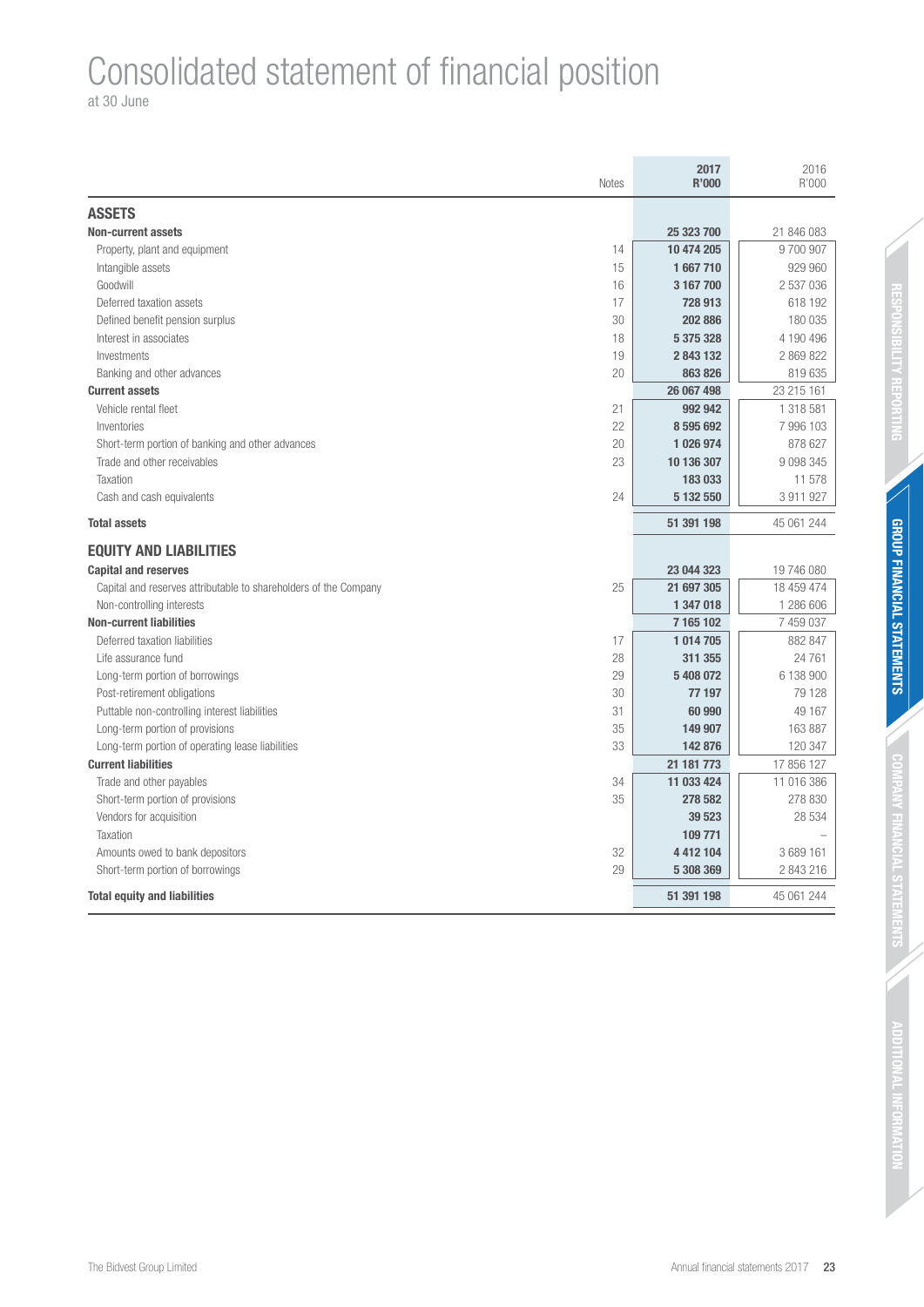# Consolidated statement of financial position

at 30 June

| | Notes | 2017 R'000 | 2016 R'000 |
|---|---|---|---|
| **ASSETS** | | | |
| **Non-current assets** | | **25 323 700** | 21 846 083 |
| Property, plant and equipment | 14 | **10 474 205** | 9 700 907 |
| Intangible assets | 15 | **1 667 710** | 929 960 |
| Goodwill | 16 | **3 167 700** | 2 537 036 |
| Deferred taxation assets | 17 | **728 913** | 618 192 |
| Defined benefit pension surplus | 30 | **202 886** | 180 035 |
| Interest in associates | 18 | **5 375 328** | 4 190 496 |
| Investments | 19 | **2 843 132** | 2 869 822 |
| Banking and other advances | 20 | **863 826** | 819 635 |
| **Current assets** | | **26 067 498** | 23 215 161 |
| Vehicle rental fleet | 21 | **992 942** | 1 318 581 |
| Inventories | 22 | **8 595 692** | 7 996 103 |
| Short-term portion of banking and other advances | 20 | **1 026 974** | 878 627 |
| Trade and other receivables | 23 | **10 136 307** | 9 098 345 |
| Taxation | | **183 033** | 11 578 |
| Cash and cash equivalents | 24 | **5 132 550** | 3 911 927 |
| **Total assets** | | **51 391 198** | 45 061 244 |
| **EQUITY AND LIABILITIES** | | | |
| **Capital and reserves** | | **23 044 323** | 19 746 080 |
| Capital and reserves attributable to shareholders of the Company | 25 | **21 697 305** | 18 459 474 |
| Non-controlling interests | | **1 347 018** | 1 286 606 |
| **Non-current liabilities** | | **7 165 102** | 7 459 037 |
| Deferred taxation liabilities | 17 | **1 014 705** | 882 847 |
| Life assurance fund | 28 | **311 355** | 24 761 |
| Long-term portion of borrowings | 29 | **5 408 072** | 6 138 900 |
| Post-retirement obligations | 30 | **77 197** | 79 128 |
| Puttable non-controlling interest liabilities | 31 | **60 990** | 49 167 |
| Long-term portion of provisions | 35 | **149 907** | 163 887 |
| Long-term portion of operating lease liabilities | 33 | **142 876** | 120 347 |
| **Current liabilities** | | **21 181 773** | 17 856 127 |
| Trade and other payables | 34 | **11 033 424** | 11 016 386 |
| Short-term portion of provisions | 35 | **278 582** | 278 830 |
| Vendors for acquisition | | **39 523** | 28 534 |
| Taxation | | **109 771** | – |
| Amounts owed to bank depositors | 32 | **4 412 104** | 3 689 161 |
| Short-term portion of borrowings | 29 | **5 308 369** | 2 843 216 |
| **Total equity and liabilities** | | **51 391 198** | 45 061 244 |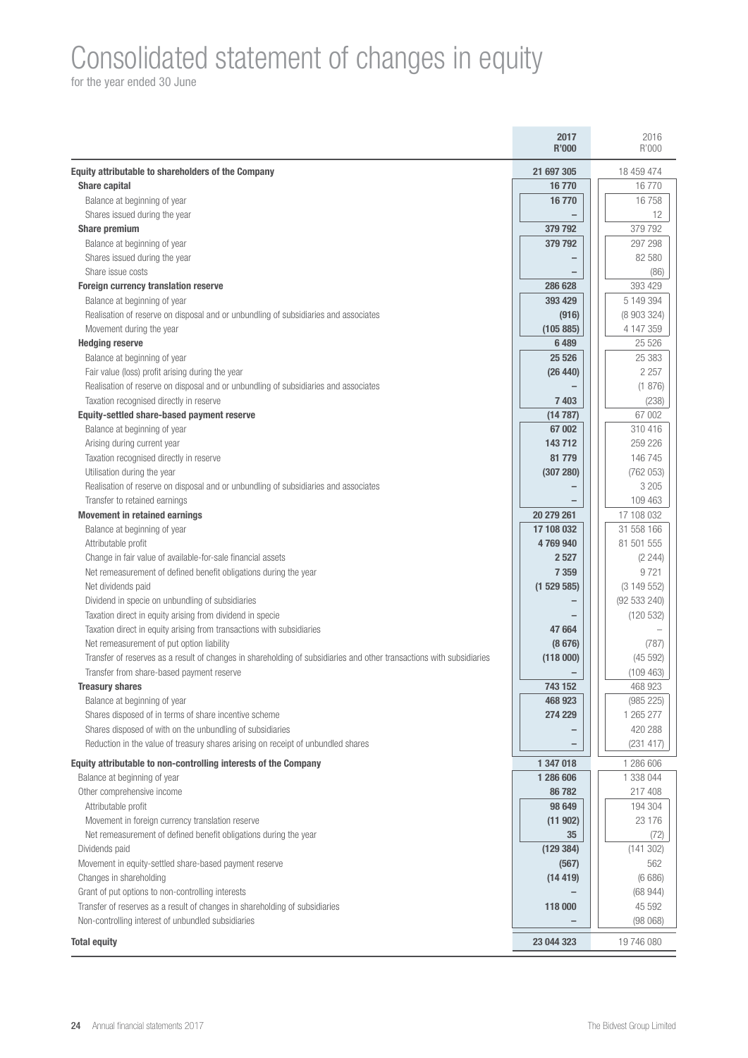# Consolidated statement of changes in equity

for the year ended 30 June

| | 2017 R'000 | 2016 R'000 |
|---|---|---|
| **Equity attributable to shareholders of the Company** | **21 697 305** | 18 459 474 |
| **Share capital** | **16 770** | 16 770 |
| Balance at beginning of year | **16 770** | 16 758 |
| Shares issued during the year | **–** | 12 |
| **Share premium** | **379 792** | 379 792 |
| Balance at beginning of year | **379 792** | 297 298 |
| Shares issued during the year | **–** | 82 580 |
| Share issue costs | **–** | (86) |
| **Foreign currency translation reserve** | **286 628** | 393 429 |
| Balance at beginning of year | **393 429** | 5 149 394 |
| Realisation of reserve on disposal and or unbundling of subsidiaries and associates | **(916)** | (8 903 324) |
| Movement during the year | **(105 885)** | 4 147 359 |
| **Hedging reserve** | **6 489** | 25 526 |
| Balance at beginning of year | **25 526** | 25 383 |
| Fair value (loss) profit arising during the year | **(26 440)** | 2 257 |
| Realisation of reserve on disposal and or unbundling of subsidiaries and associates | **–** | (1 876) |
| Taxation recognised directly in reserve | **7 403** | (238) |
| **Equity-settled share-based payment reserve** | **(14 787)** | 67 002 |
| Balance at beginning of year | **67 002** | 310 416 |
| Arising during current year | **143 712** | 259 226 |
| Taxation recognised directly in reserve | **81 779** | 146 745 |
| Utilisation during the year | **(307 280)** | (762 053) |
| Realisation of reserve on disposal and or unbundling of subsidiaries and associates | **–** | 3 205 |
| Transfer to retained earnings | **–** | 109 463 |
| **Movement in retained earnings** | **20 279 261** | 17 108 032 |
| Balance at beginning of year | **17 108 032** | 31 558 166 |
| Attributable profit | **4 769 940** | 81 501 555 |
| Change in fair value of available-for-sale financial assets | **2 527** | (2 244) |
| Net remeasurement of defined benefit obligations during the year | **7 359** | 9 721 |
| Net dividends paid | **(1 529 585)** | (3 149 552) |
| Dividend in specie on unbundling of subsidiaries | **–** | (92 533 240) |
| Taxation direct in equity arising from dividend in specie | **–** | (120 532) |
| Taxation direct in equity arising from transactions with subsidiaries | **47 664** | – |
| Net remeasurement of put option liability | **(8 676)** | (787) |
| Transfer of reserves as a result of changes in shareholding of subsidiaries and other transactions with subsidiaries | **(118 000)** | (45 592) |
| Transfer from share-based payment reserve | **–** | (109 463) |
| **Treasury shares** | **743 152** | 468 923 |
| Balance at beginning of year | **468 923** | (985 225) |
| Shares disposed of in terms of share incentive scheme | **274 229** | 1 265 277 |
| Shares disposed of with on the unbundling of subsidiaries | **–** | 420 288 |
| Reduction in the value of treasury shares arising on receipt of unbundled shares | **–** | (231 417) |
| **Equity attributable to non-controlling interests of the Company** | **1 347 018** | 1 286 606 |
| Balance at beginning of year | **1 286 606** | 1 338 044 |
| Other comprehensive income | **86 782** | 217 408 |
| Attributable profit | **98 649** | 194 304 |
| Movement in foreign currency translation reserve | **(11 902)** | 23 176 |
| Net remeasurement of defined benefit obligations during the year | **35** | (72) |
| Dividends paid | **(129 384)** | (141 302) |
| Movement in equity-settled share-based payment reserve | **(567)** | 562 |
| Changes in shareholding | **(14 419)** | (6 686) |
| Grant of put options to non-controlling interests | **–** | (68 944) |
| Transfer of reserves as a result of changes in shareholding of subsidiaries | **118 000** | 45 592 |
| Non-controlling interest of unbundled subsidiaries | **–** | (98 068) |
| **Total equity** | **23 044 323** | 19 746 080 |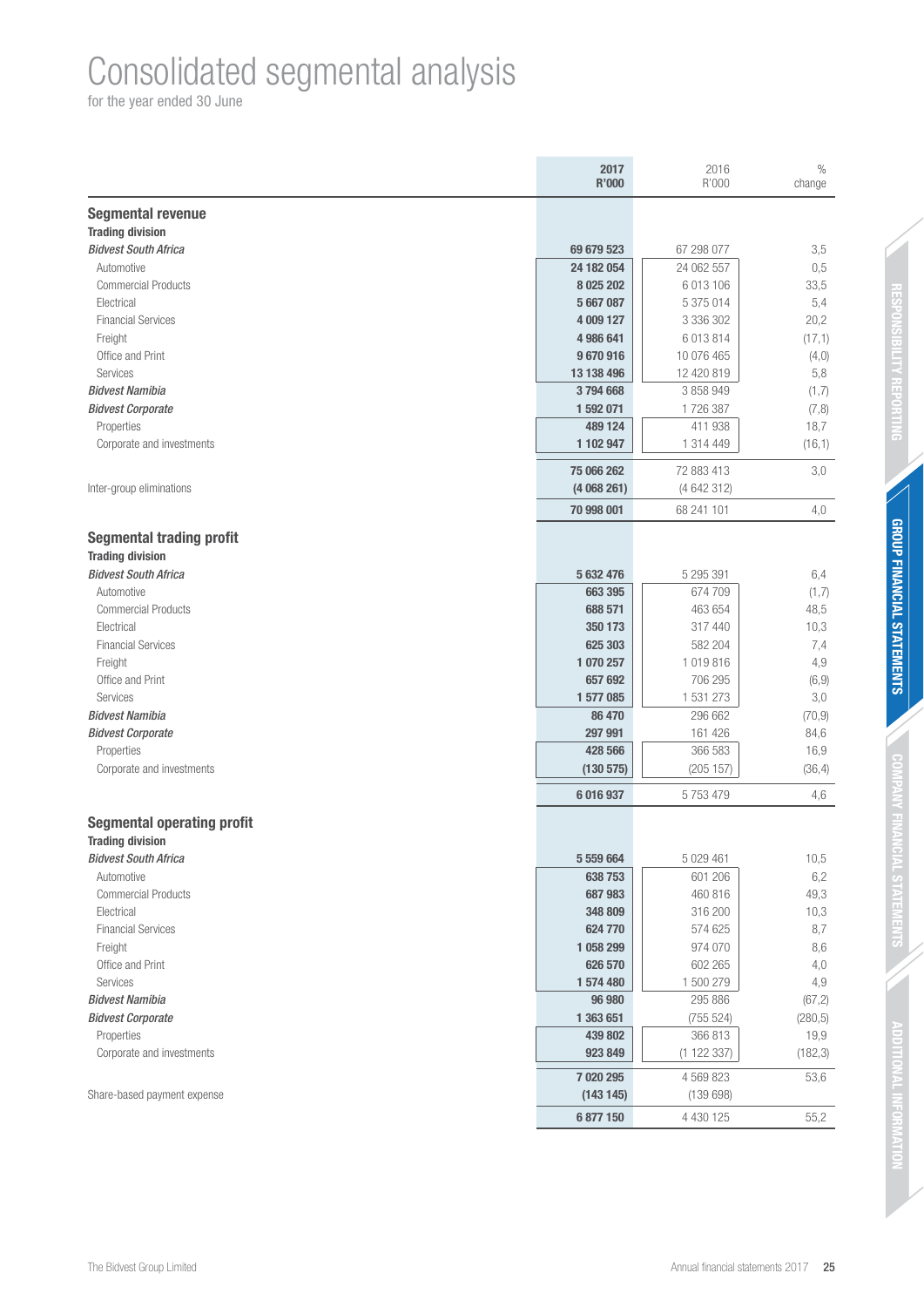# Consolidated segmental analysis

for the year ended 30 June

| | 2017 R'000 | 2016 R'000 | % change |
|---|---|---|---|
| **Segmental revenue** | | | |
| **Trading division** | | | |
| ***Bidvest South Africa*** | **69 679 523** | 67 298 077 | 3,5 |
| Automotive | **24 182 054** | 24 062 557 | 0,5 |
| Commercial Products | **8 025 202** | 6 013 106 | 33,5 |
| Electrical | **5 667 087** | 5 375 014 | 5,4 |
| Financial Services | **4 009 127** | 3 336 302 | 20,2 |
| Freight | **4 986 641** | 6 013 814 | (17,1) |
| Office and Print | **9 670 916** | 10 076 465 | (4,0) |
| Services | **13 138 496** | 12 420 819 | 5,8 |
| ***Bidvest Namibia*** | **3 794 668** | 3 858 949 | (1,7) |
| ***Bidvest Corporate*** | **1 592 071** | 1 726 387 | (7,8) |
| Properties | **489 124** | 411 938 | 18,7 |
| Corporate and investments | **1 102 947** | 1 314 449 | (16,1) |
| | **75 066 262** | 72 883 413 | 3,0 |
| Inter-group eliminations | **(4 068 261)** | (4 642 312) | |
| | **70 998 001** | 68 241 101 | 4,0 |
| **Segmental trading profit** | | | |
| **Trading division** | | | |
| ***Bidvest South Africa*** | **5 632 476** | 5 295 391 | 6,4 |
| Automotive | **663 395** | 674 709 | (1,7) |
| Commercial Products | **688 571** | 463 654 | 48,5 |
| Electrical | **350 173** | 317 440 | 10,3 |
| Financial Services | **625 303** | 582 204 | 7,4 |
| Freight | **1 070 257** | 1 019 816 | 4,9 |
| Office and Print | **657 692** | 706 295 | (6,9) |
| Services | **1 577 085** | 1 531 273 | 3,0 |
| ***Bidvest Namibia*** | **86 470** | 296 662 | (70,9) |
| ***Bidvest Corporate*** | **297 991** | 161 426 | 84,6 |
| Properties | **428 566** | 366 583 | 16,9 |
| Corporate and investments | **(130 575)** | (205 157) | (36,4) |
| | **6 016 937** | 5 753 479 | 4,6 |
| **Segmental operating profit** | | | |
| **Trading division** | | | |
| ***Bidvest South Africa*** | **5 559 664** | 5 029 461 | 10,5 |
| Automotive | **638 753** | 601 206 | 6,2 |
| Commercial Products | **687 983** | 460 816 | 49,3 |
| Electrical | **348 809** | 316 200 | 10,3 |
| Financial Services | **624 770** | 574 625 | 8,7 |
| Freight | **1 058 299** | 974 070 | 8,6 |
| Office and Print | **626 570** | 602 265 | 4,0 |
| Services | **1 574 480** | 1 500 279 | 4,9 |
| ***Bidvest Namibia*** | **96 980** | 295 886 | (67,2) |
| ***Bidvest Corporate*** | **1 363 651** | (755 524) | (280,5) |
| Properties | **439 802** | 366 813 | 19,9 |
| Corporate and investments | **923 849** | (1 122 337) | (182,3) |
| | **7 020 295** | 4 569 823 | 53,6 |
| Share-based payment expense | **(143 145)** | (139 698) | |
| | **6 877 150** | 4 430 125 | 55,2 |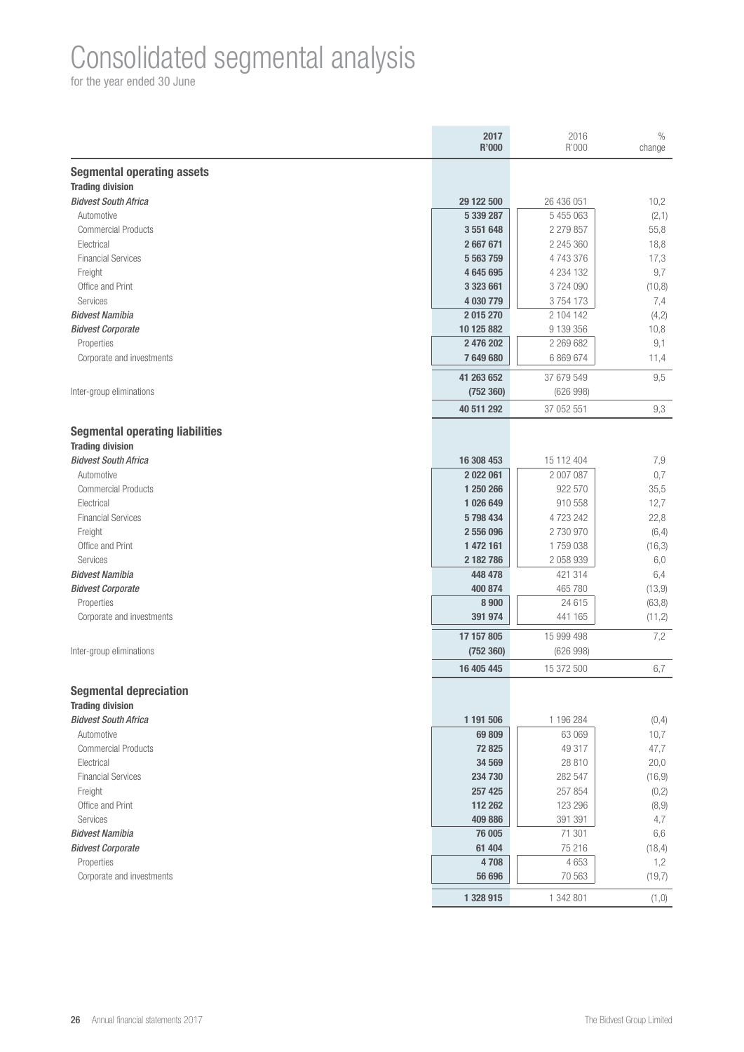# Consolidated segmental analysis

for the year ended 30 June

| | 2017 R'000 | 2016 R'000 | % change |
|---|---|---|---|
| **Segmental operating assets** | | | |
| **Trading division** | | | |
| ***Bidvest South Africa*** | **29 122 500** | 26 436 051 | 10,2 |
| Automotive | **5 339 287** | 5 455 063 | (2,1) |
| Commercial Products | **3 551 648** | 2 279 857 | 55,8 |
| Electrical | **2 667 671** | 2 245 360 | 18,8 |
| Financial Services | **5 563 759** | 4 743 376 | 17,3 |
| Freight | **4 645 695** | 4 234 132 | 9,7 |
| Office and Print | **3 323 661** | 3 724 090 | (10,8) |
| Services | **4 030 779** | 3 754 173 | 7,4 |
| ***Bidvest Namibia*** | **2 015 270** | 2 104 142 | (4,2) |
| ***Bidvest Corporate*** | **10 125 882** | 9 139 356 | 10,8 |
| Properties | **2 476 202** | 2 269 682 | 9,1 |
| Corporate and investments | **7 649 680** | 6 869 674 | 11,4 |
| | **41 263 652** | 37 679 549 | 9,5 |
| Inter-group eliminations | **(752 360)** | (626 998) | |
| | **40 511 292** | 37 052 551 | 9,3 |
| **Segmental operating liabilities** | | | |
| **Trading division** | | | |
| ***Bidvest South Africa*** | **16 308 453** | 15 112 404 | 7,9 |
| Automotive | **2 022 061** | 2 007 087 | 0,7 |
| Commercial Products | **1 250 266** | 922 570 | 35,5 |
| Electrical | **1 026 649** | 910 558 | 12,7 |
| Financial Services | **5 798 434** | 4 723 242 | 22,8 |
| Freight | **2 556 096** | 2 730 970 | (6,4) |
| Office and Print | **1 472 161** | 1 759 038 | (16,3) |
| Services | **2 182 786** | 2 058 939 | 6,0 |
| ***Bidvest Namibia*** | **448 478** | 421 314 | 6,4 |
| ***Bidvest Corporate*** | **400 874** | 465 780 | (13,9) |
| Properties | **8 900** | 24 615 | (63,8) |
| Corporate and investments | **391 974** | 441 165 | (11,2) |
| | **17 157 805** | 15 999 498 | 7,2 |
| Inter-group eliminations | **(752 360)** | (626 998) | |
| | **16 405 445** | 15 372 500 | 6,7 |
| **Segmental depreciation** | | | |
| **Trading division** | | | |
| ***Bidvest South Africa*** | **1 191 506** | 1 196 284 | (0,4) |
| Automotive | **69 809** | 63 069 | 10,7 |
| Commercial Products | **72 825** | 49 317 | 47,7 |
| Electrical | **34 569** | 28 810 | 20,0 |
| Financial Services | **234 730** | 282 547 | (16,9) |
| Freight | **257 425** | 257 854 | (0,2) |
| Office and Print | **112 262** | 123 296 | (8,9) |
| Services | **409 886** | 391 391 | 4,7 |
| ***Bidvest Namibia*** | **76 005** | 71 301 | 6,6 |
| ***Bidvest Corporate*** | **61 404** | 75 216 | (18,4) |
| Properties | **4 708** | 4 653 | 1,2 |
| Corporate and investments | **56 696** | 70 563 | (19,7) |
| | **1 328 915** | 1 342 801 | (1,0) |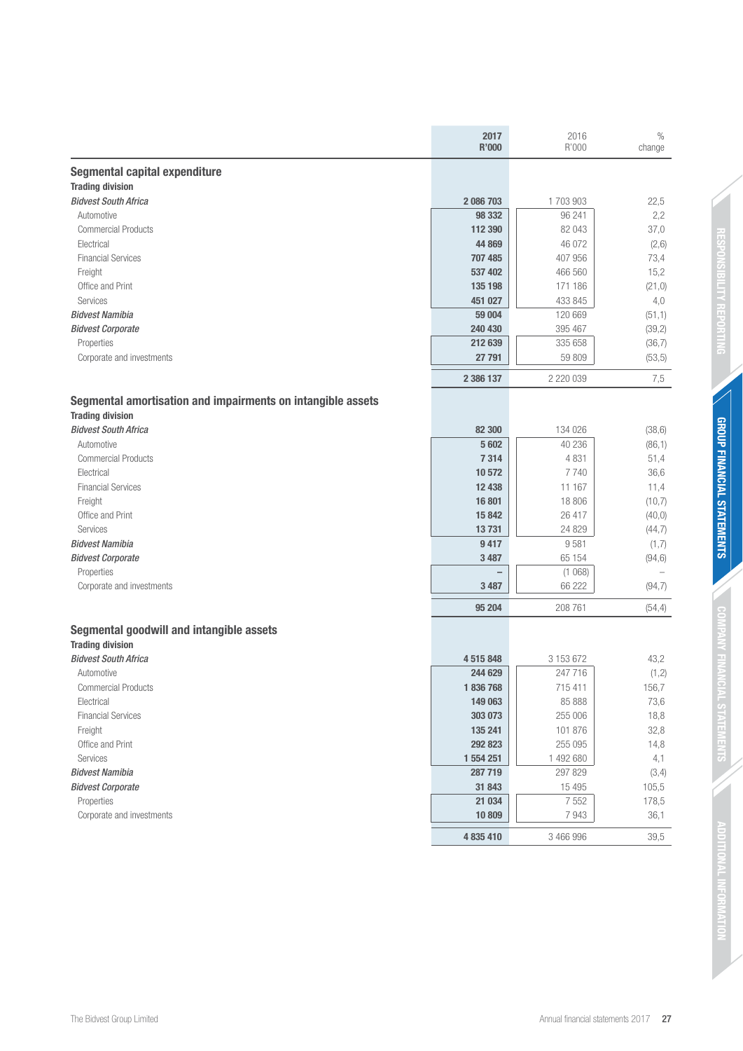| | 2017 R'000 | 2016 R'000 | % change |
|---|---|---|---|
| **Segmental capital expenditure** | | | |
| **Trading division** | | | |
| ***Bidvest South Africa*** | **2 086 703** | 1 703 903 | 22,5 |
| Automotive | **98 332** | 96 241 | 2,2 |
| Commercial Products | **112 390** | 82 043 | 37,0 |
| Electrical | **44 869** | 46 072 | (2,6) |
| Financial Services | **707 485** | 407 956 | 73,4 |
| Freight | **537 402** | 466 560 | 15,2 |
| Office and Print | **135 198** | 171 186 | (21,0) |
| Services | **451 027** | 433 845 | 4,0 |
| ***Bidvest Namibia*** | **59 004** | 120 669 | (51,1) |
| ***Bidvest Corporate*** | **240 430** | 395 467 | (39,2) |
| Properties | **212 639** | 335 658 | (36,7) |
| Corporate and investments | **27 791** | 59 809 | (53,5) |
| | **2 386 137** | 2 220 039 | 7,5 |
| **Segmental amortisation and impairments on intangible assets** | | | |
| **Trading division** | | | |
| ***Bidvest South Africa*** | **82 300** | 134 026 | (38,6) |
| Automotive | **5 602** | 40 236 | (86,1) |
| Commercial Products | **7 314** | 4 831 | 51,4 |
| Electrical | **10 572** | 7 740 | 36,6 |
| Financial Services | **12 438** | 11 167 | 11,4 |
| Freight | **16 801** | 18 806 | (10,7) |
| Office and Print | **15 842** | 26 417 | (40,0) |
| Services | **13 731** | 24 829 | (44,7) |
| ***Bidvest Namibia*** | **9 417** | 9 581 | (1,7) |
| ***Bidvest Corporate*** | **3 487** | 65 154 | (94,6) |
| Properties | **–** | (1 068) | – |
| Corporate and investments | **3 487** | 66 222 | (94,7) |
| | **95 204** | 208 761 | (54,4) |
| **Segmental goodwill and intangible assets** | | | |
| **Trading division** | | | |
| ***Bidvest South Africa*** | **4 515 848** | 3 153 672 | 43,2 |
| Automotive | **244 629** | 247 716 | (1,2) |
| Commercial Products | **1 836 768** | 715 411 | 156,7 |
| Electrical | **149 063** | 85 888 | 73,6 |
| Financial Services | **303 073** | 255 006 | 18,8 |
| Freight | **135 241** | 101 876 | 32,8 |
| Office and Print | **292 823** | 255 095 | 14,8 |
| Services | **1 554 251** | 1 492 680 | 4,1 |
| ***Bidvest Namibia*** | **287 719** | 297 829 | (3,4) |
| ***Bidvest Corporate*** | **31 843** | 15 495 | 105,5 |
| Properties | **21 034** | 7 552 | 178,5 |
| Corporate and investments | **10 809** | 7 943 | 36,1 |
| | **4 835 410** | 3 466 996 | 39,5 |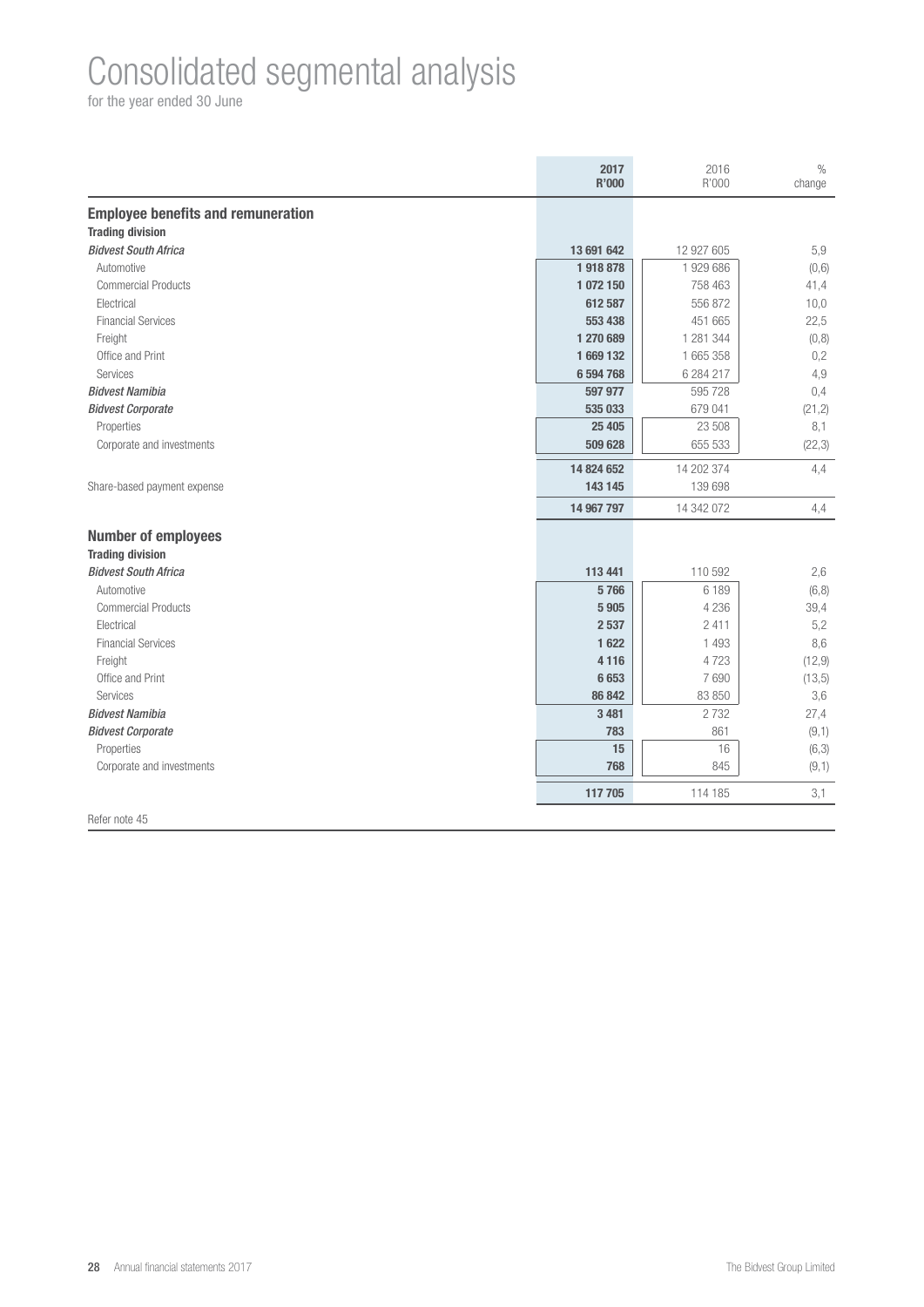# Consolidated segmental analysis

for the year ended 30 June

| | 2017 R'000 | 2016 R'000 | % change |
|---|---|---|---|
| **Employee benefits and remuneration** | | | |
| **Trading division** | | | |
| ***Bidvest South Africa*** | **13 691 642** | 12 927 605 | 5,9 |
| Automotive | **1 918 878** | 1 929 686 | (0,6) |
| Commercial Products | **1 072 150** | 758 463 | 41,4 |
| Electrical | **612 587** | 556 872 | 10,0 |
| Financial Services | **553 438** | 451 665 | 22,5 |
| Freight | **1 270 689** | 1 281 344 | (0,8) |
| Office and Print | **1 669 132** | 1 665 358 | 0,2 |
| Services | **6 594 768** | 6 284 217 | 4,9 |
| ***Bidvest Namibia*** | **597 977** | 595 728 | 0,4 |
| ***Bidvest Corporate*** | **535 033** | 679 041 | (21,2) |
| Properties | **25 405** | 23 508 | 8,1 |
| Corporate and investments | **509 628** | 655 533 | (22,3) |
| | **14 824 652** | 14 202 374 | 4,4 |
| Share-based payment expense | **143 145** | 139 698 | |
| | **14 967 797** | 14 342 072 | 4,4 |
| **Number of employees** | | | |
| **Trading division** | | | |
| ***Bidvest South Africa*** | **113 441** | 110 592 | 2,6 |
| Automotive | **5 766** | 6 189 | (6,8) |
| Commercial Products | **5 905** | 4 236 | 39,4 |
| Electrical | **2 537** | 2 411 | 5,2 |
| Financial Services | **1 622** | 1 493 | 8,6 |
| Freight | **4 116** | 4 723 | (12,9) |
| Office and Print | **6 653** | 7 690 | (13,5) |
| Services | **86 842** | 83 850 | 3,6 |
| ***Bidvest Namibia*** | **3 481** | 2 732 | 27,4 |
| ***Bidvest Corporate*** | **783** | 861 | (9,1) |
| Properties | **15** | 16 | (6,3) |
| Corporate and investments | **768** | 845 | (9,1) |
| | **117 705** | 114 185 | 3,1 |

Refer note 45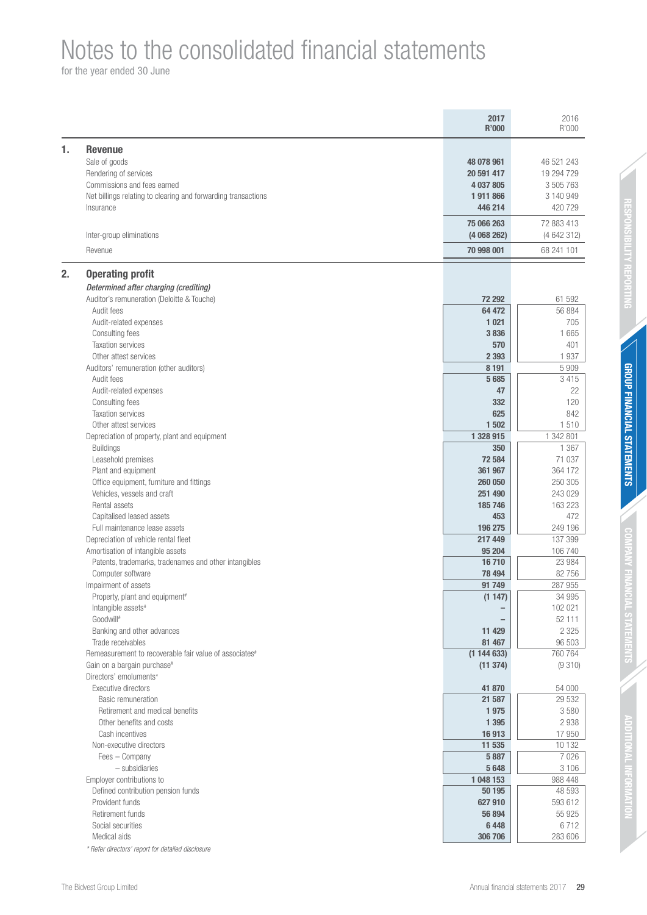# Notes to the consolidated financial statements

for the year ended 30 June

| | 2017 R'000 | 2016 R'000 |
|---|---|---|
| **1. Revenue** | | |
| Sale of goods | **48 078 961** | 46 521 243 |
| Rendering of services | **20 591 417** | 19 294 729 |
| Commissions and fees earned | **4 037 805** | 3 505 763 |
| Net billings relating to clearing and forwarding transactions | **1 911 866** | 3 140 949 |
| Insurance | **446 214** | 420 729 |
| | **75 066 263** | 72 883 413 |
| Inter-group eliminations | **(4 068 262)** | (4 642 312) |
| Revenue | **70 998 001** | 68 241 101 |
| **2. Operating profit** | | |
| ***Determined after charging (crediting)*** | | |
| Auditor's remuneration (Deloitte & Touche) | **72 292** | 61 592 |
| Audit fees | **64 472** | 56 884 |
| Audit-related expenses | **1 021** | 705 |
| Consulting fees | **3 836** | 1 665 |
| Taxation services | **570** | 401 |
| Other attest services | **2 393** | 1 937 |
| Auditors' remuneration (other auditors) | **8 191** | 5 909 |
| Audit fees | **5 685** | 3 415 |
| Audit-related expenses | **47** | 22 |
| Consulting fees | **332** | 120 |
| Taxation services | **625** | 842 |
| Other attest services | **1 502** | 1 510 |
| Depreciation of property, plant and equipment | **1 328 915** | 1 342 801 |
| Buildings | **350** | 1 367 |
| Leasehold premises | **72 584** | 71 037 |
| Plant and equipment | **361 967** | 364 172 |
| Office equipment, furniture and fittings | **260 050** | 250 305 |
| Vehicles, vessels and craft | **251 490** | 243 029 |
| Rental assets | **185 746** | 163 223 |
| Capitalised leased assets | **453** | 472 |
| Full maintenance lease assets | **196 275** | 249 196 |
| Depreciation of vehicle rental fleet | **217 449** | 137 399 |
| Amortisation of intangible assets | **95 204** | 106 740 |
| Patents, trademarks, tradenames and other intangibles | **16 710** | 23 984 |
| Computer software | **78 494** | 82 756 |
| Impairment of assets | **91 749** | 287 955 |
| Property, plant and equipment# | **(1 147)** | 34 995 |
| Intangible assets# | **–** | 102 021 |
| Goodwill# | **–** | 52 111 |
| Banking and other advances | **11 429** | 2 325 |
| Trade receivables | **81 467** | 96 503 |
| Remeasurement to recoverable fair value of associates# | **(1 144 633)** | 760 764 |
| Gain on a bargain purchase# | **(11 374)** | (9 310) |
| Directors' emoluments* | | |
| Executive directors | **41 870** | 54 000 |
| Basic remuneration | **21 587** | 29 532 |
| Retirement and medical benefits | **1 975** | 3 580 |
| Other benefits and costs | **1 395** | 2 938 |
| Cash incentives | **16 913** | 17 950 |
| Non-executive directors | **11 535** | 10 132 |
| Fees – Company | **5 887** | 7 026 |
| – subsidiaries | **5 648** | 3 106 |
| Employer contributions to | **1 048 153** | 988 448 |
| Defined contribution pension funds | **50 195** | 48 593 |
| Provident funds | **627 910** | 593 612 |
| Retirement funds | **56 894** | 55 925 |
| Social securities | **6 448** | 6 712 |
| Medical aids | **306 706** | 283 606 |

*\* Refer directors' report for detailed disclosure*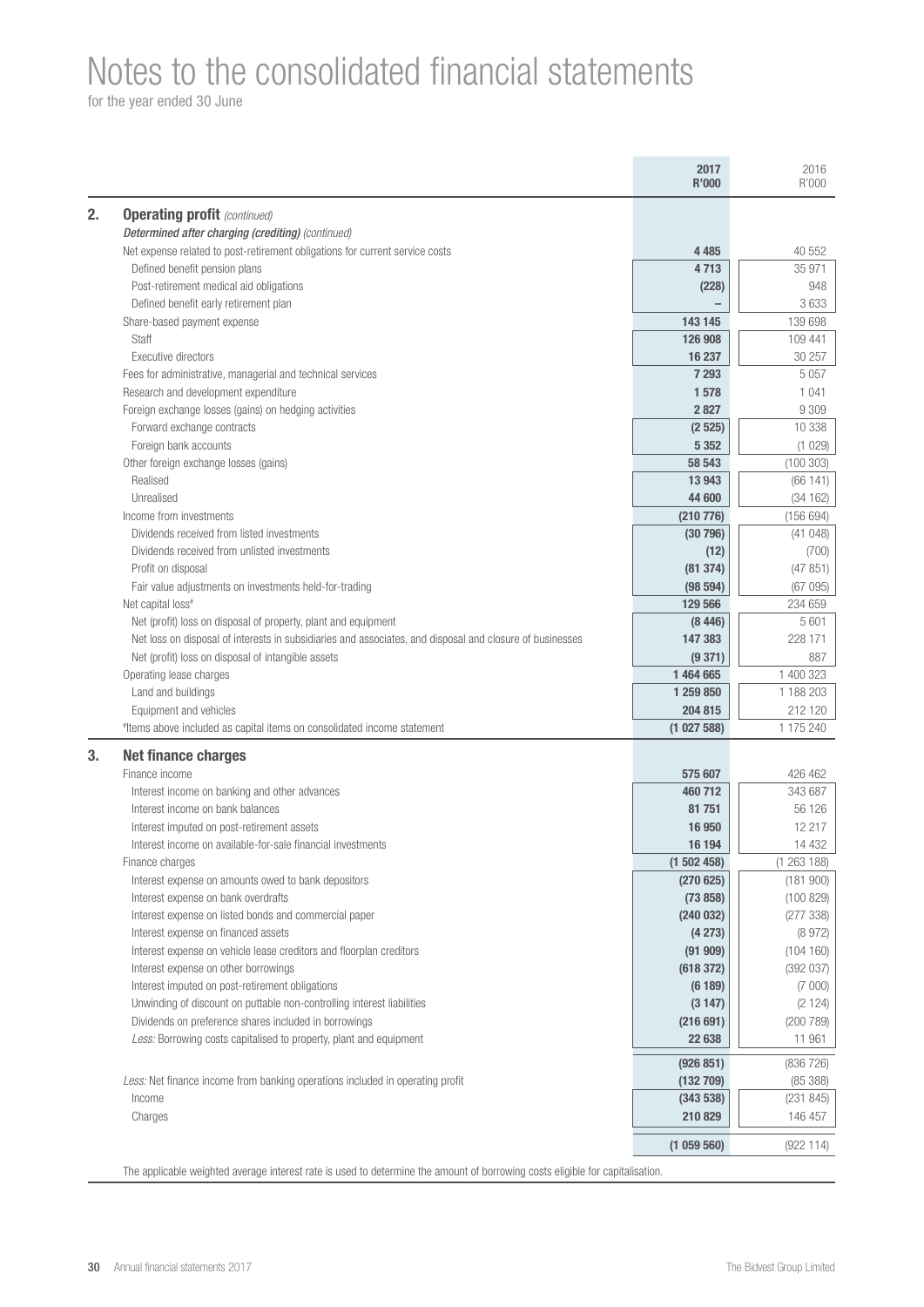# Notes to the consolidated financial statements

for the year ended 30 June

| | 2017 R'000 | 2016 R'000 |
|---|---|---|
| **2. Operating profit** *(continued)* | | |
| ***Determined after charging (crediting)*** *(continued)* | | |
| Net expense related to post-retirement obligations for current service costs | **4 485** | 40 552 |
| Defined benefit pension plans | **4 713** | 35 971 |
| Post-retirement medical aid obligations | **(228)** | 948 |
| Defined benefit early retirement plan | **–** | 3 633 |
| Share-based payment expense | **143 145** | 139 698 |
| Staff | **126 908** | 109 441 |
| Executive directors | **16 237** | 30 257 |
| Fees for administrative, managerial and technical services | **7 293** | 5 057 |
| Research and development expenditure | **1 578** | 1 041 |
| Foreign exchange losses (gains) on hedging activities | **2 827** | 9 309 |
| Forward exchange contracts | **(2 525)** | 10 338 |
| Foreign bank accounts | **5 352** | (1 029) |
| Other foreign exchange losses (gains) | **58 543** | (100 303) |
| Realised | **13 943** | (66 141) |
| Unrealised | **44 600** | (34 162) |
| Income from investments | **(210 776)** | (156 694) |
| Dividends received from listed investments | **(30 796)** | (41 048) |
| Dividends received from unlisted investments | **(12)** | (700) |
| Profit on disposal | **(81 374)** | (47 851) |
| Fair value adjustments on investments held-for-trading | **(98 594)** | (67 095) |
| Net capital loss# | **129 566** | 234 659 |
| Net (profit) loss on disposal of property, plant and equipment | **(8 446)** | 5 601 |
| Net loss on disposal of interests in subsidiaries and associates, and disposal and closure of businesses | **147 383** | 228 171 |
| Net (profit) loss on disposal of intangible assets | **(9 371)** | 887 |
| Operating lease charges | **1 464 665** | 1 400 323 |
| Land and buildings | **1 259 850** | 1 188 203 |
| Equipment and vehicles | **204 815** | 212 120 |
| #Items above included as capital items on consolidated income statement | **(1 027 588)** | 1 175 240 |
| **3. Net finance charges** | | |
| Finance income | **575 607** | 426 462 |
| Interest income on banking and other advances | **460 712** | 343 687 |
| Interest income on bank balances | **81 751** | 56 126 |
| Interest imputed on post-retirement assets | **16 950** | 12 217 |
| Interest income on available-for-sale financial investments | **16 194** | 14 432 |
| Finance charges | **(1 502 458)** | (1 263 188) |
| Interest expense on amounts owed to bank depositors | **(270 625)** | (181 900) |
| Interest expense on bank overdrafts | **(73 858)** | (100 829) |
| Interest expense on listed bonds and commercial paper | **(240 032)** | (277 338) |
| Interest expense on financed assets | **(4 273)** | (8 972) |
| Interest expense on vehicle lease creditors and floorplan creditors | **(91 909)** | (104 160) |
| Interest expense on other borrowings | **(618 372)** | (392 037) |
| Interest imputed on post-retirement obligations | **(6 189)** | (7 000) |
| Unwinding of discount on puttable non-controlling interest liabilities | **(3 147)** | (2 124) |
| Dividends on preference shares included in borrowings | **(216 691)** | (200 789) |
| *Less:* Borrowing costs capitalised to property, plant and equipment | **22 638** | 11 961 |
| | **(926 851)** | (836 726) |
| *Less:* Net finance income from banking operations included in operating profit | **(132 709)** | (85 388) |
| Income | **(343 538)** | (231 845) |
| Charges | **210 829** | 146 457 |
| | **(1 059 560)** | (922 114) |

The applicable weighted average interest rate is used to determine the amount of borrowing costs eligible for capitalisation.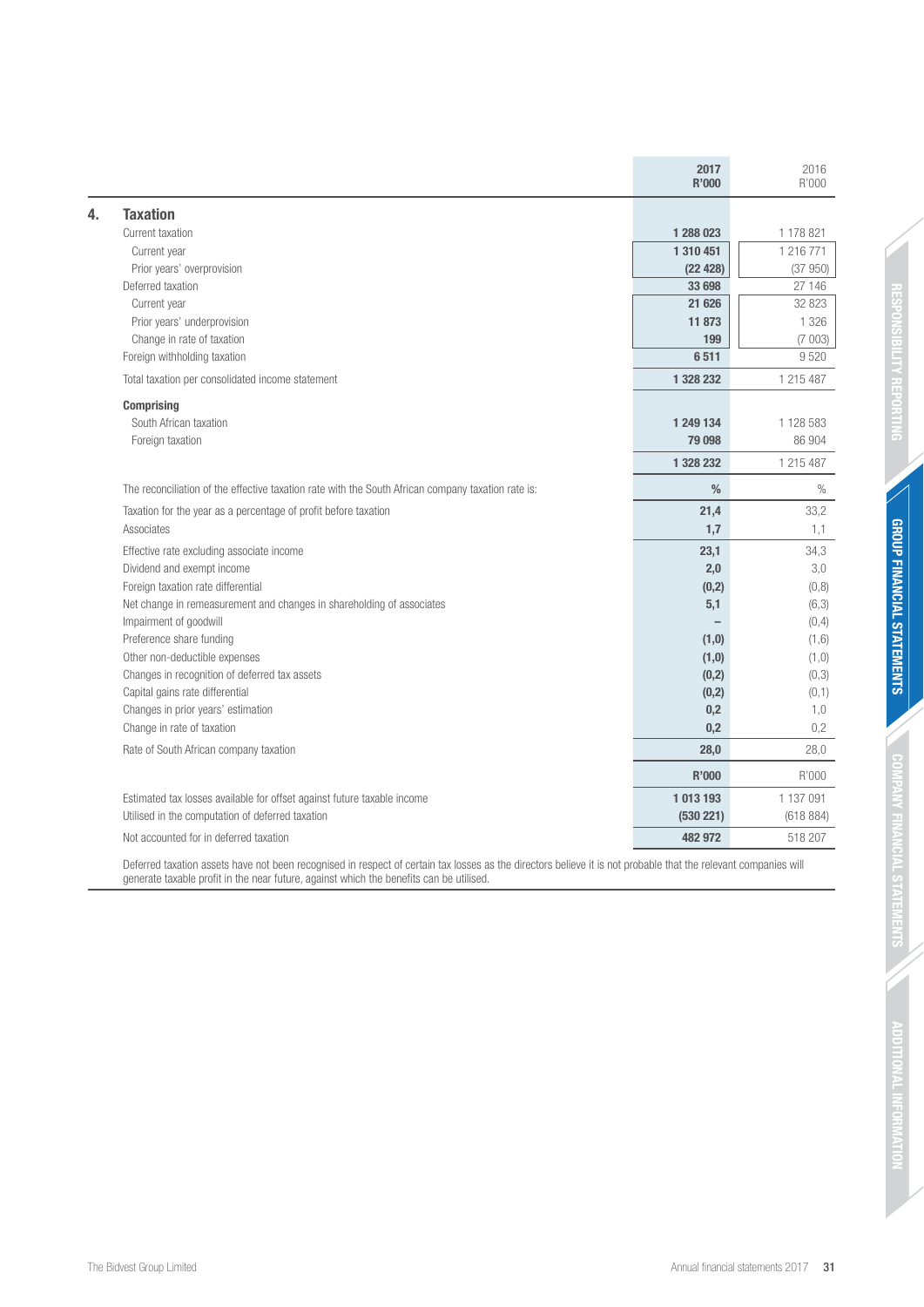| | 2017 R'000 | 2016 R'000 |
|---|---|---|
| **4. Taxation** | | |
| Current taxation | **1 288 023** | 1 178 821 |
| Current year | **1 310 451** | 1 216 771 |
| Prior years' overprovision | **(22 428)** | (37 950) |
| Deferred taxation | **33 698** | 27 146 |
| Current year | **21 626** | 32 823 |
| Prior years' underprovision | **11 873** | 1 326 |
| Change in rate of taxation | **199** | (7 003) |
| Foreign withholding taxation | **6 511** | 9 520 |
| Total taxation per consolidated income statement | **1 328 232** | 1 215 487 |
| **Comprising** | | |
| South African taxation | **1 249 134** | 1 128 583 |
| Foreign taxation | **79 098** | 86 904 |
| | **1 328 232** | 1 215 487 |
| The reconciliation of the effective taxation rate with the South African company taxation rate is: | **%** | % |
| Taxation for the year as a percentage of profit before taxation | **21,4** | 33,2 |
| Associates | **1,7** | 1,1 |
| Effective rate excluding associate income | **23,1** | 34,3 |
| Dividend and exempt income | **2,0** | 3,0 |
| Foreign taxation rate differential | **(0,2)** | (0,8) |
| Net change in remeasurement and changes in shareholding of associates | **5,1** | (6,3) |
| Impairment of goodwill | **–** | (0,4) |
| Preference share funding | **(1,0)** | (1,6) |
| Other non-deductible expenses | **(1,0)** | (1,0) |
| Changes in recognition of deferred tax assets | **(0,2)** | (0,3) |
| Capital gains rate differential | **(0,2)** | (0,1) |
| Changes in prior years' estimation | **0,2** | 1,0 |
| Change in rate of taxation | **0,2** | 0,2 |
| Rate of South African company taxation | **28,0** | 28,0 |
| | **R'000** | R'000 |
| Estimated tax losses available for offset against future taxable income | **1 013 193** | 1 137 091 |
| Utilised in the computation of deferred taxation | **(530 221)** | (618 884) |
| Not accounted for in deferred taxation | **482 972** | 518 207 |

Deferred taxation assets have not been recognised in respect of certain tax losses as the directors believe it is not probable that the relevant companies will generate taxable profit in the near future, against which the benefits can be utilised.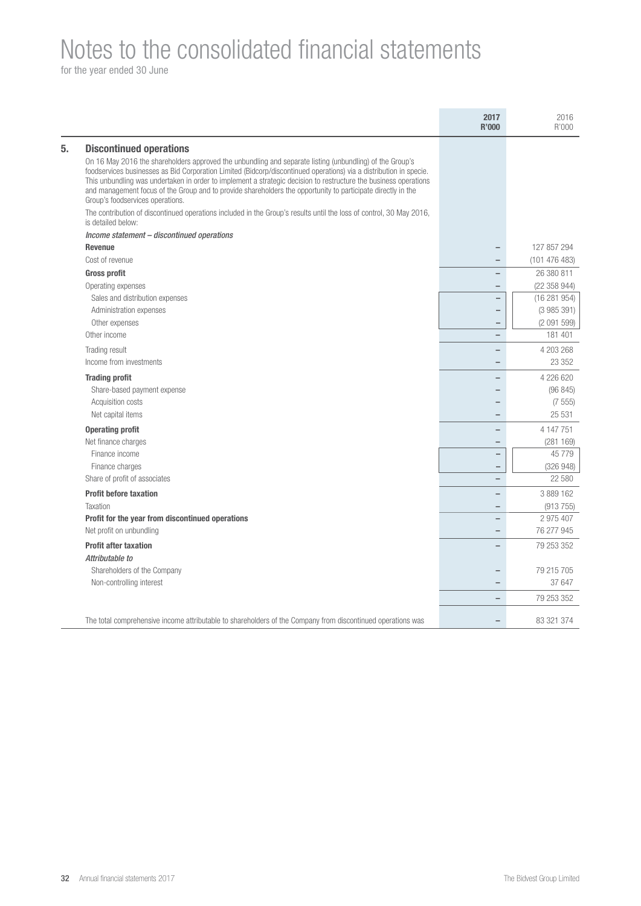# Notes to the consolidated financial statements

for the year ended 30 June

| | 2017 R'000 | 2016 R'000 |
|---|---|---|
| **5. Discontinued operations** | | |
| On 16 May 2016 the shareholders approved the unbundling and separate listing (unbundling) of the Group's foodservices businesses as Bid Corporation Limited (Bidcorp/discontinued operations) via a distribution in specie. This unbundling was undertaken in order to implement a strategic decision to restructure the business operations and management focus of the Group and to provide shareholders the opportunity to participate directly in the Group's foodservices operations. | | |
| The contribution of discontinued operations included in the Group's results until the loss of control, 30 May 2016, is detailed below: | | |
| *Income statement – discontinued operations* | | |
| **Revenue** | – | 127 857 294 |
| Cost of revenue | – | (101 476 483) |
| **Gross profit** | – | 26 380 811 |
| Operating expenses | – | (22 358 944) |
| Sales and distribution expenses | – | (16 281 954) |
| Administration expenses | – | (3 985 391) |
| Other expenses | – | (2 091 599) |
| Other income | – | 181 401 |
| Trading result | – | 4 203 268 |
| Income from investments | – | 23 352 |
| **Trading profit** | – | 4 226 620 |
| Share-based payment expense | – | (96 845) |
| Acquisition costs | – | (7 555) |
| Net capital items | – | 25 531 |
| **Operating profit** | – | 4 147 751 |
| Net finance charges | – | (281 169) |
| Finance income | – | 45 779 |
| Finance charges | – | (326 948) |
| Share of profit of associates | – | 22 580 |
| **Profit before taxation** | – | 3 889 162 |
| Taxation | – | (913 755) |
| **Profit for the year from discontinued operations** | – | 2 975 407 |
| Net profit on unbundling | – | 76 277 945 |
| **Profit after taxation** | – | 79 253 352 |
| *Attributable to* | | |
| Shareholders of the Company | – | 79 215 705 |
| Non-controlling interest | – | 37 647 |
| | – | 79 253 352 |
| The total comprehensive income attributable to shareholders of the Company from discontinued operations was | – | 83 321 374 |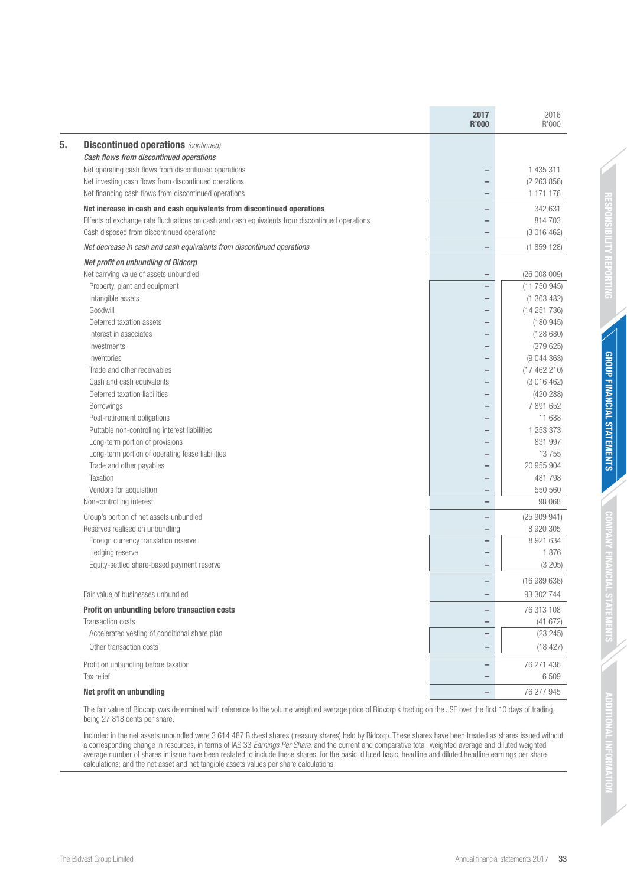| | 2017 R'000 | 2016 R'000 |
|---|---|---|
| **5. Discontinued operations** *(continued)* | | |
| ***Cash flows from discontinued operations*** | | |
| Net operating cash flows from discontinued operations | – | 1 435 311 |
| Net investing cash flows from discontinued operations | – | (2 263 856) |
| Net financing cash flows from discontinued operations | – | 1 171 176 |
| **Net increase in cash and cash equivalents from discontinued operations** | – | 342 631 |
| Effects of exchange rate fluctuations on cash and cash equivalents from discontinued operations | – | 814 703 |
| Cash disposed from discontinued operations | – | (3 016 462) |
| *Net decrease in cash and cash equivalents from discontinued operations* | – | (1 859 128) |
| ***Net profit on unbundling of Bidcorp*** | | |
| Net carrying value of assets unbundled | – | (26 008 009) |
| Property, plant and equipment | – | (11 750 945) |
| Intangible assets | – | (1 363 482) |
| Goodwill | – | (14 251 736) |
| Deferred taxation assets | – | (180 945) |
| Interest in associates | – | (128 680) |
| Investments | – | (379 625) |
| Inventories | – | (9 044 363) |
| Trade and other receivables | – | (17 462 210) |
| Cash and cash equivalents | – | (3 016 462) |
| Deferred taxation liabilities | – | (420 288) |
| Borrowings | – | 7 891 652 |
| Post-retirement obligations | – | 11 688 |
| Puttable non-controlling interest liabilities | – | 1 253 373 |
| Long-term portion of provisions | – | 831 997 |
| Long-term portion of operating lease liabilities | – | 13 755 |
| Trade and other payables | – | 20 955 904 |
| Taxation | – | 481 798 |
| Vendors for acquisition | – | 550 560 |
| Non-controlling interest | – | 98 068 |
| Group's portion of net assets unbundled | – | (25 909 941) |
| Reserves realised on unbundling | – | 8 920 305 |
| Foreign currency translation reserve | – | 8 921 634 |
| Hedging reserve | – | 1 876 |
| Equity-settled share-based payment reserve | – | (3 205) |
| | – | (16 989 636) |
| Fair value of businesses unbundled | – | 93 302 744 |
| **Profit on unbundling before transaction costs** | – | 76 313 108 |
| Transaction costs | – | (41 672) |
| Accelerated vesting of conditional share plan | – | (23 245) |
| Other transaction costs | – | (18 427) |
| Profit on unbundling before taxation | – | 76 271 436 |
| Tax relief | – | 6 509 |
| **Net profit on unbundling** | – | 76 277 945 |

The fair value of Bidcorp was determined with reference to the volume weighted average price of Bidcorp's trading on the JSE over the first 10 days of trading, being 27 818 cents per share.

Included in the net assets unbundled were 3 614 487 Bidvest shares (treasury shares) held by Bidcorp. These shares have been treated as shares issued without a corresponding change in resources, in terms of IAS 33 *Earnings Per Share*, and the current and comparative total, weighted average and diluted weighted average number of shares in issue have been restated to include these shares, for the basic, diluted basic, headline and diluted headline earnings per share calculations; and the net asset and net tangible assets values per share calculations.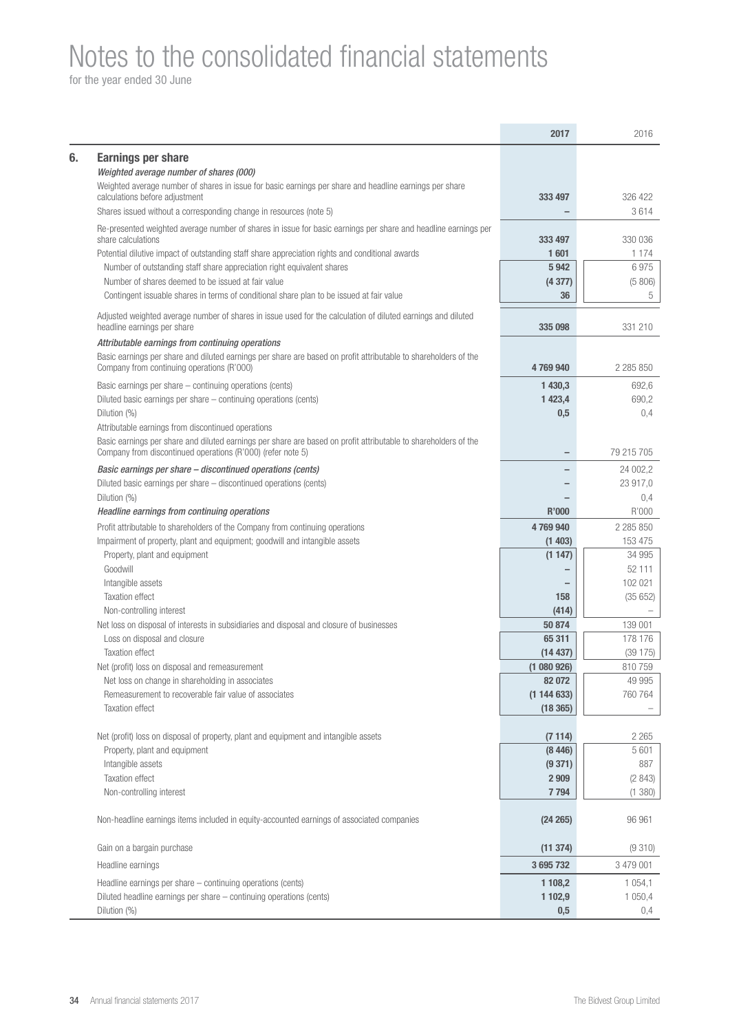# Notes to the consolidated financial statements

for the year ended 30 June

| | 2017 | 2016 |
|---|---|---|
| **6. Earnings per share** | | |
| *Weighted average number of shares (000)* | | |
| Weighted average number of shares in issue for basic earnings per share and headline earnings per share calculations before adjustment | **333 497** | 326 422 |
| Shares issued without a corresponding change in resources (note 5) | **–** | 3 614 |
| Re-presented weighted average number of shares in issue for basic earnings per share and headline earnings per share calculations | **333 497** | 330 036 |
| Potential dilutive impact of outstanding staff share appreciation rights and conditional awards | **1 601** | 1 174 |
| Number of outstanding staff share appreciation right equivalent shares | **5 942** | 6 975 |
| Number of shares deemed to be issued at fair value | **(4 377)** | (5 806) |
| Contingent issuable shares in terms of conditional share plan to be issued at fair value | **36** | 5 |
| Adjusted weighted average number of shares in issue used for the calculation of diluted earnings and diluted headline earnings per share | **335 098** | 331 210 |
| *Attributable earnings from continuing operations* | | |
| Basic earnings per share and diluted earnings per share are based on profit attributable to shareholders of the Company from continuing operations (R'000) | **4 769 940** | 2 285 850 |
| Basic earnings per share – continuing operations (cents) | **1 430,3** | 692,6 |
| Diluted basic earnings per share – continuing operations (cents) | **1 423,4** | 690,2 |
| Dilution (%) | **0,5** | 0,4 |
| Attributable earnings from discontinued operations | | |
| Basic earnings per share and diluted earnings per share are based on profit attributable to shareholders of the Company from discontinued operations (R'000) (refer note 5) | **–** | 79 215 705 |
| *Basic earnings per share – discontinued operations (cents)* | **–** | 24 002,2 |
| Diluted basic earnings per share – discontinued operations (cents) | **–** | 23 917,0 |
| Dilution (%) | **–** | 0,4 |
| ***Headline earnings from continuing operations*** | **R'000** | R'000 |
| Profit attributable to shareholders of the Company from continuing operations | **4 769 940** | 2 285 850 |
| Impairment of property, plant and equipment; goodwill and intangible assets | **(1 403)** | 153 475 |
| Property, plant and equipment | **(1 147)** | 34 995 |
| Goodwill | **–** | 52 111 |
| Intangible assets | **–** | 102 021 |
| Taxation effect | **158** | (35 652) |
| Non-controlling interest | **(414)** | – |
| Net loss on disposal of interests in subsidiaries and disposal and closure of businesses | **50 874** | 139 001 |
| Loss on disposal and closure | **65 311** | 178 176 |
| Taxation effect | **(14 437)** | (39 175) |
| Net (profit) loss on disposal and remeasurement | **(1 080 926)** | 810 759 |
| Net loss on change in shareholding in associates | **82 072** | 49 995 |
| Remeasurement to recoverable fair value of associates | **(1 144 633)** | 760 764 |
| Taxation effect | **(18 365)** | – |
| Net (profit) loss on disposal of property, plant and equipment and intangible assets | **(7 114)** | 2 265 |
| Property, plant and equipment | **(8 446)** | 5 601 |
| Intangible assets | **(9 371)** | 887 |
| Taxation effect | **2 909** | (2 843) |
| Non-controlling interest | **7 794** | (1 380) |
| Non-headline earnings items included in equity-accounted earnings of associated companies | **(24 265)** | 96 961 |
| Gain on a bargain purchase | **(11 374)** | (9 310) |
| Headline earnings | **3 695 732** | 3 479 001 |
| Headline earnings per share – continuing operations (cents) | **1 108,2** | 1 054,1 |
| Diluted headline earnings per share – continuing operations (cents) | **1 102,9** | 1 050,4 |
| Dilution (%) | **0,5** | 0,4 |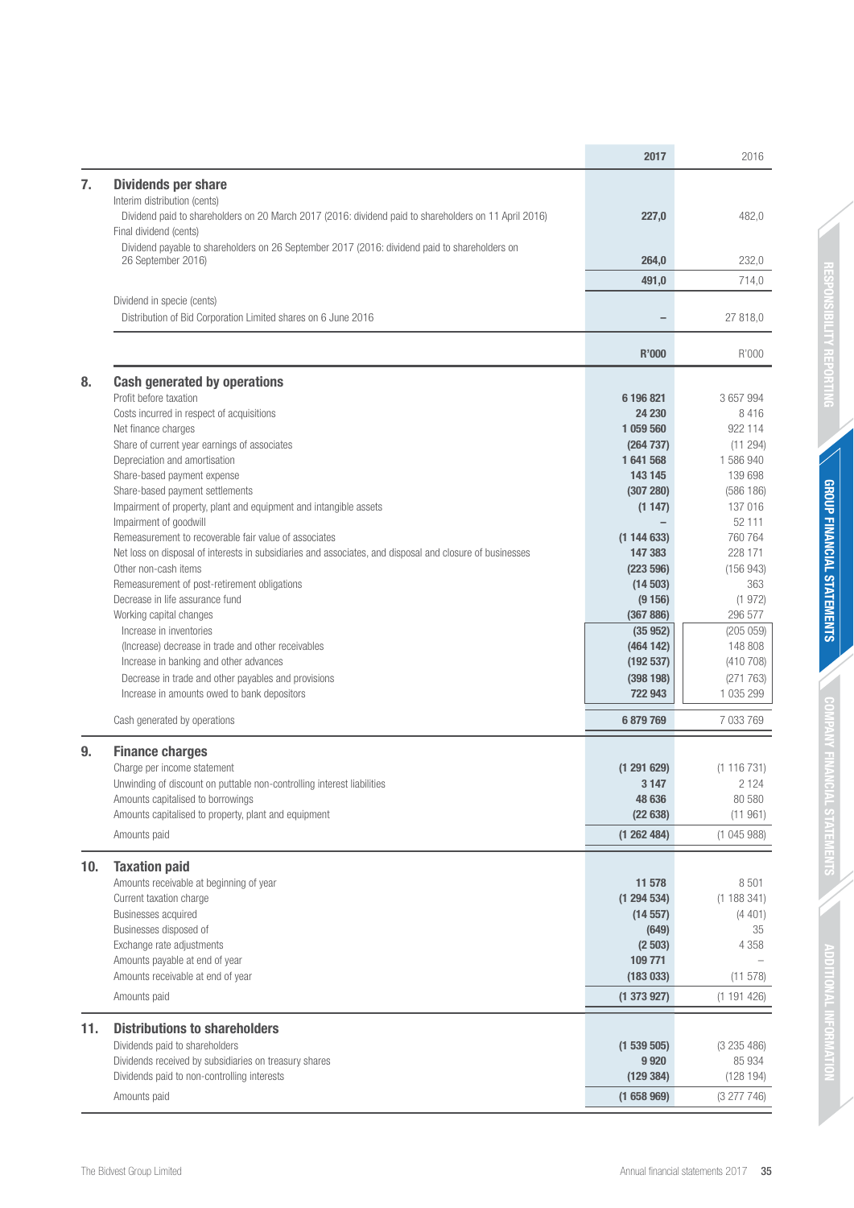| | | 2017 | 2016 |
|---|---|---|---|
| **7.** | **Dividends per share** | | |
| | Interim distribution (cents) | | |
| | Dividend paid to shareholders on 20 March 2017 (2016: dividend paid to shareholders on 11 April 2016) | 227,0 | 482,0 |
| | Final dividend (cents) | | |
| | Dividend payable to shareholders on 26 September 2017 (2016: dividend paid to shareholders on 26 September 2016) | 264,0 | 232,0 |
| | | 491,0 | 714,0 |
| | Dividend in specie (cents) | | |
| | Distribution of Bid Corporation Limited shares on 6 June 2016 | – | 27 818,0 |

| | | R'000 | R'000 |
|---|---|---|---|
| **8.** | **Cash generated by operations** | | |
| | Profit before taxation | 6 196 821 | 3 657 994 |
| | Costs incurred in respect of acquisitions | 24 230 | 8 416 |
| | Net finance charges | 1 059 560 | 922 114 |
| | Share of current year earnings of associates | (264 737) | (11 294) |
| | Depreciation and amortisation | 1 641 568 | 1 586 940 |
| | Share-based payment expense | 143 145 | 139 698 |
| | Share-based payment settlements | (307 280) | (586 186) |
| | Impairment of property, plant and equipment and intangible assets | (1 147) | 137 016 |
| | Impairment of goodwill | – | 52 111 |
| | Remeasurement to recoverable fair value of associates | (1 144 633) | 760 764 |
| | Net loss on disposal of interests in subsidiaries and associates, and disposal and closure of businesses | 147 383 | 228 171 |
| | Other non-cash items | (223 596) | (156 943) |
| | Remeasurement of post-retirement obligations | (14 503) | 363 |
| | Decrease in life assurance fund | (9 156) | (1 972) |
| | Working capital changes | (367 886) | 296 577 |
| | Increase in inventories | (35 952) | (205 059) |
| | (Increase) decrease in trade and other receivables | (464 142) | 148 808 |
| | Increase in banking and other advances | (192 537) | (410 708) |
| | Decrease in trade and other payables and provisions | (398 198) | (271 763) |
| | Increase in amounts owed to bank depositors | 722 943 | 1 035 299 |
| | Cash generated by operations | 6 879 769 | 7 033 769 |
| **9.** | **Finance charges** | | |
| | Charge per income statement | (1 291 629) | (1 116 731) |
| | Unwinding of discount on puttable non-controlling interest liabilities | 3 147 | 2 124 |
| | Amounts capitalised to borrowings | 48 636 | 80 580 |
| | Amounts capitalised to property, plant and equipment | (22 638) | (11 961) |
| | Amounts paid | (1 262 484) | (1 045 988) |
| **10.** | **Taxation paid** | | |
| | Amounts receivable at beginning of year | 11 578 | 8 501 |
| | Current taxation charge | (1 294 534) | (1 188 341) |
| | Businesses acquired | (14 557) | (4 401) |
| | Businesses disposed of | (649) | 35 |
| | Exchange rate adjustments | (2 503) | 4 358 |
| | Amounts payable at end of year | 109 771 | – |
| | Amounts receivable at end of year | (183 033) | (11 578) |
| | Amounts paid | (1 373 927) | (1 191 426) |
| **11.** | **Distributions to shareholders** | | |
| | Dividends paid to shareholders | (1 539 505) | (3 235 486) |
| | Dividends received by subsidiaries on treasury shares | 9 920 | 85 934 |
| | Dividends paid to non-controlling interests | (129 384) | (128 194) |
| | Amounts paid | (1 658 969) | (3 277 746) |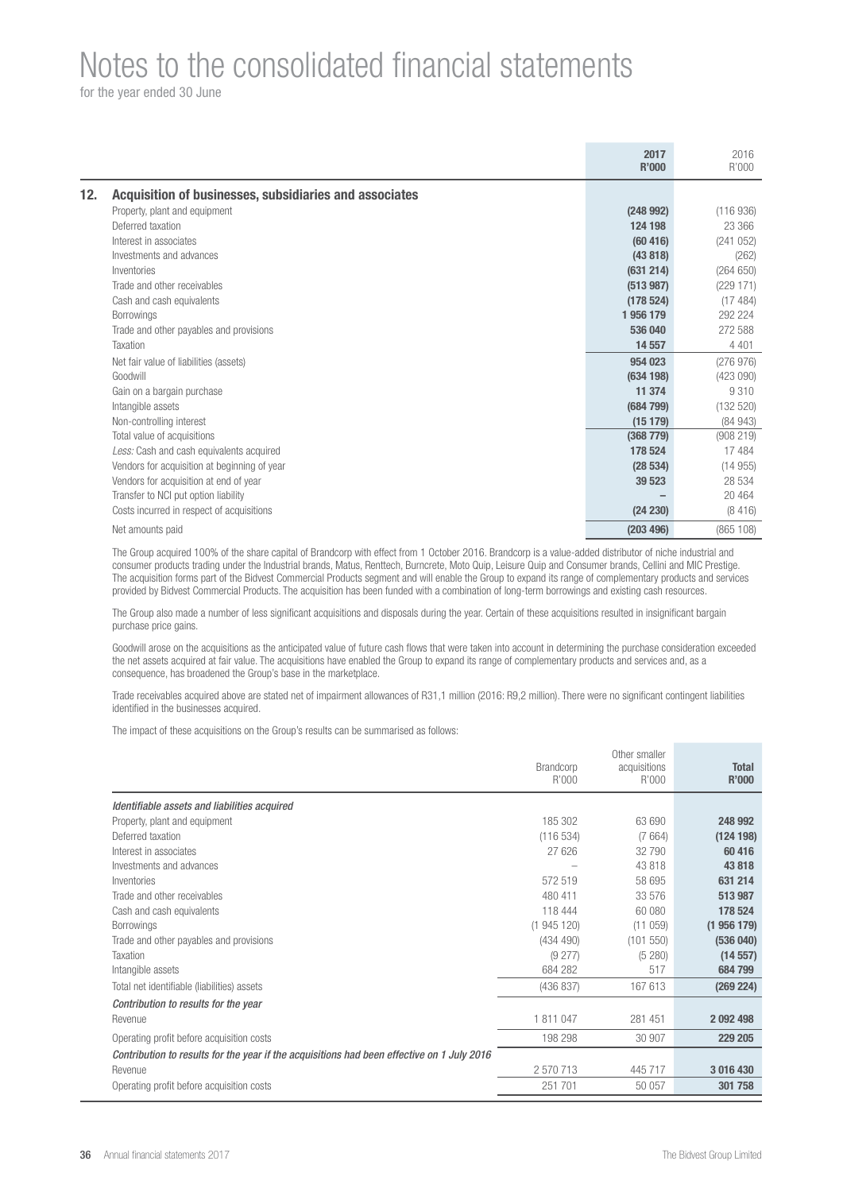# Notes to the consolidated financial statements

for the year ended 30 June

| | 2017 R'000 | 2016 R'000 |
|---|---|---|
| **12. Acquisition of businesses, subsidiaries and associates** | | |
| Property, plant and equipment | **(248 992)** | (116 936) |
| Deferred taxation | **124 198** | 23 366 |
| Interest in associates | **(60 416)** | (241 052) |
| Investments and advances | **(43 818)** | (262) |
| Inventories | **(631 214)** | (264 650) |
| Trade and other receivables | **(513 987)** | (229 171) |
| Cash and cash equivalents | **(178 524)** | (17 484) |
| Borrowings | **1 956 179** | 292 224 |
| Trade and other payables and provisions | **536 040** | 272 588 |
| Taxation | **14 557** | 4 401 |
| Net fair value of liabilities (assets) | **954 023** | (276 976) |
| Goodwill | **(634 198)** | (423 090) |
| Gain on a bargain purchase | **11 374** | 9 310 |
| Intangible assets | **(684 799)** | (132 520) |
| Non-controlling interest | **(15 179)** | (84 943) |
| Total value of acquisitions | **(368 779)** | (908 219) |
| *Less:* Cash and cash equivalents acquired | **178 524** | 17 484 |
| Vendors for acquisition at beginning of year | **(28 534)** | (14 955) |
| Vendors for acquisition at end of year | **39 523** | 28 534 |
| Transfer to NCI put option liability | **–** | 20 464 |
| Costs incurred in respect of acquisitions | **(24 230)** | (8 416) |
| Net amounts paid | **(203 496)** | (865 108) |

The Group acquired 100% of the share capital of Brandcorp with effect from 1 October 2016. Brandcorp is a value-added distributor of niche industrial and consumer products trading under the Industrial brands, Matus, Renttech, Burncrete, Moto Quip, Leisure Quip and Consumer brands, Cellini and MIC Prestige. The acquisition forms part of the Bidvest Commercial Products segment and will enable the Group to expand its range of complementary products and services provided by Bidvest Commercial Products. The acquisition has been funded with a combination of long-term borrowings and existing cash resources.

The Group also made a number of less significant acquisitions and disposals during the year. Certain of these acquisitions resulted in insignificant bargain purchase price gains.

Goodwill arose on the acquisitions as the anticipated value of future cash flows that were taken into account in determining the purchase consideration exceeded the net assets acquired at fair value. The acquisitions have enabled the Group to expand its range of complementary products and services and, as a consequence, has broadened the Group's base in the marketplace.

Trade receivables acquired above are stated net of impairment allowances of R31,1 million (2016: R9,2 million). There were no significant contingent liabilities identified in the businesses acquired.

The impact of these acquisitions on the Group's results can be summarised as follows:

| | Brandcorp R'000 | Other smaller acquisitions R'000 | Total R'000 |
|---|---|---|---|
| *Identifiable assets and liabilities acquired* | | | |
| Property, plant and equipment | 185 302 | 63 690 | **248 992** |
| Deferred taxation | (116 534) | (7 664) | **(124 198)** |
| Interest in associates | 27 626 | 32 790 | **60 416** |
| Investments and advances | – | 43 818 | **43 818** |
| Inventories | 572 519 | 58 695 | **631 214** |
| Trade and other receivables | 480 411 | 33 576 | **513 987** |
| Cash and cash equivalents | 118 444 | 60 080 | **178 524** |
| Borrowings | (1 945 120) | (11 059) | **(1 956 179)** |
| Trade and other payables and provisions | (434 490) | (101 550) | **(536 040)** |
| Taxation | (9 277) | (5 280) | **(14 557)** |
| Intangible assets | 684 282 | 517 | **684 799** |
| Total net identifiable (liabilities) assets | (436 837) | 167 613 | **(269 224)** |
| *Contribution to results for the year* | | | |
| Revenue | 1 811 047 | 281 451 | **2 092 498** |
| Operating profit before acquisition costs | 198 298 | 30 907 | **229 205** |
| *Contribution to results for the year if the acquisitions had been effective on 1 July 2016* | | | |
| Revenue | 2 570 713 | 445 717 | **3 016 430** |
| Operating profit before acquisition costs | 251 701 | 50 057 | **301 758** |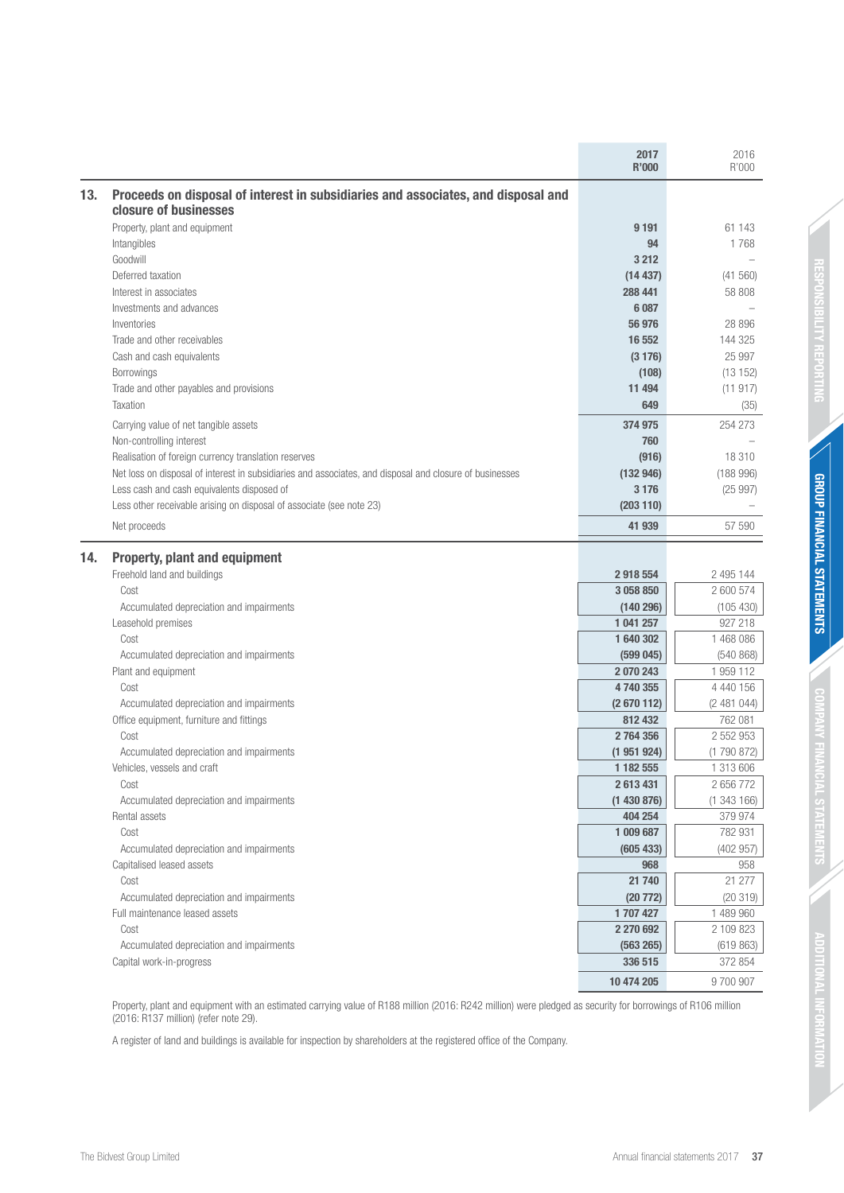| | 2017 R'000 | 2016 R'000 |
|---|---|---|
| **13. Proceeds on disposal of interest in subsidiaries and associates, and disposal and closure of businesses** | | |
| Property, plant and equipment | **9 191** | 61 143 |
| Intangibles | **94** | 1 768 |
| Goodwill | **3 212** | – |
| Deferred taxation | **(14 437)** | (41 560) |
| Interest in associates | **288 441** | 58 808 |
| Investments and advances | **6 087** | – |
| Inventories | **56 976** | 28 896 |
| Trade and other receivables | **16 552** | 144 325 |
| Cash and cash equivalents | **(3 176)** | 25 997 |
| Borrowings | **(108)** | (13 152) |
| Trade and other payables and provisions | **11 494** | (11 917) |
| Taxation | **649** | (35) |
| Carrying value of net tangible assets | **374 975** | 254 273 |
| Non-controlling interest | **760** | – |
| Realisation of foreign currency translation reserves | **(916)** | 18 310 |
| Net loss on disposal of interest in subsidiaries and associates, and disposal and closure of businesses | **(132 946)** | (188 996) |
| Less cash and cash equivalents disposed of | **3 176** | (25 997) |
| Less other receivable arising on disposal of associate (see note 23) | **(203 110)** | – |
| Net proceeds | **41 939** | 57 590 |

| | 2017 R'000 | 2016 R'000 |
|---|---|---|
| **14. Property, plant and equipment** | | |
| Freehold land and buildings | **2 918 554** | 2 495 144 |
| Cost | **3 058 850** | 2 600 574 |
| Accumulated depreciation and impairments | **(140 296)** | (105 430) |
| Leasehold premises | **1 041 257** | 927 218 |
| Cost | **1 640 302** | 1 468 086 |
| Accumulated depreciation and impairments | **(599 045)** | (540 868) |
| Plant and equipment | **2 070 243** | 1 959 112 |
| Cost | **4 740 355** | 4 440 156 |
| Accumulated depreciation and impairments | **(2 670 112)** | (2 481 044) |
| Office equipment, furniture and fittings | **812 432** | 762 081 |
| Cost | **2 764 356** | 2 552 953 |
| Accumulated depreciation and impairments | **(1 951 924)** | (1 790 872) |
| Vehicles, vessels and craft | **1 182 555** | 1 313 606 |
| Cost | **2 613 431** | 2 656 772 |
| Accumulated depreciation and impairments | **(1 430 876)** | (1 343 166) |
| Rental assets | **404 254** | 379 974 |
| Cost | **1 009 687** | 782 931 |
| Accumulated depreciation and impairments | **(605 433)** | (402 957) |
| Capitalised leased assets | **968** | 958 |
| Cost | **21 740** | 21 277 |
| Accumulated depreciation and impairments | **(20 772)** | (20 319) |
| Full maintenance leased assets | **1 707 427** | 1 489 960 |
| Cost | **2 270 692** | 2 109 823 |
| Accumulated depreciation and impairments | **(563 265)** | (619 863) |
| Capital work-in-progress | **336 515** | 372 854 |
| | **10 474 205** | 9 700 907 |

Property, plant and equipment with an estimated carrying value of R188 million (2016: R242 million) were pledged as security for borrowings of R106 million (2016: R137 million) (refer note 29).

A register of land and buildings is available for inspection by shareholders at the registered office of the Company.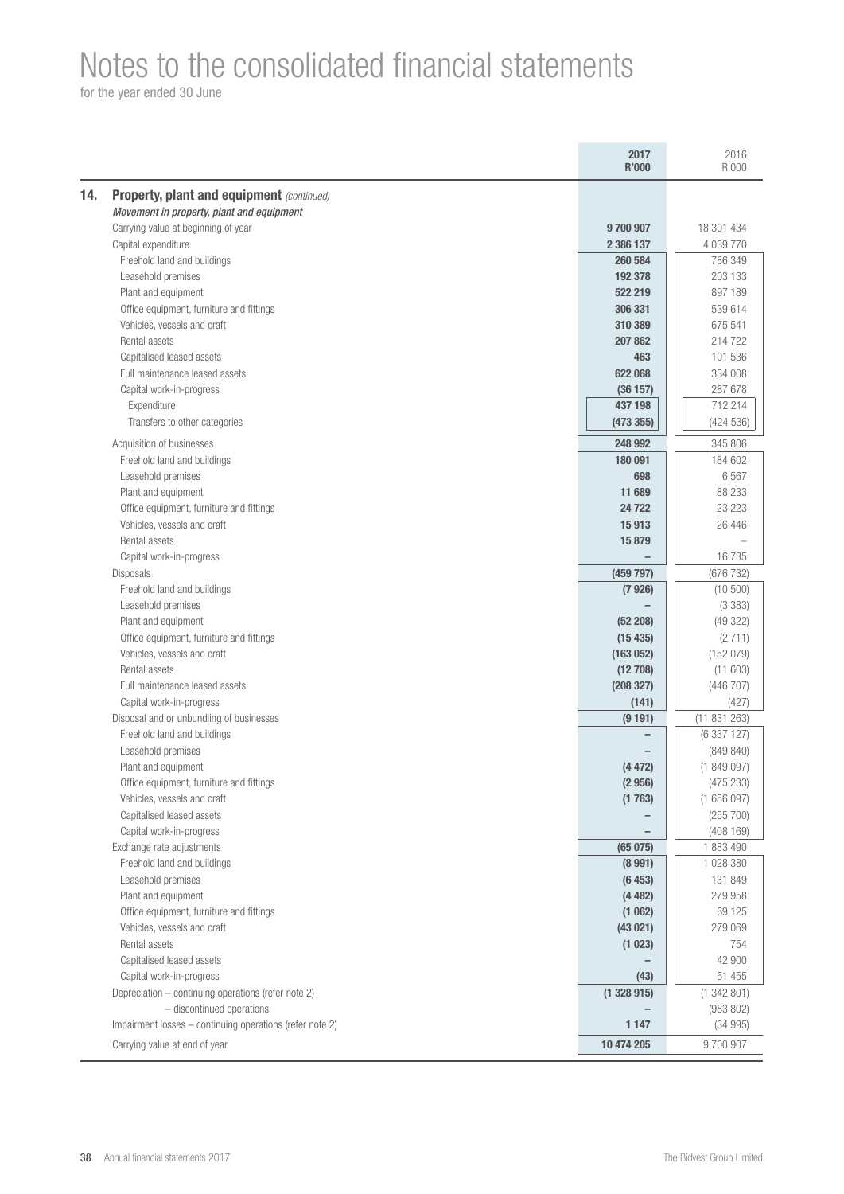# Notes to the consolidated financial statements

for the year ended 30 June

| | 2017 R'000 | 2016 R'000 |
|---|---|---|
| **14. Property, plant and equipment** *(continued)* | | |
| ***Movement in property, plant and equipment*** | | |
| Carrying value at beginning of year | **9 700 907** | 18 301 434 |
| Capital expenditure | **2 386 137** | 4 039 770 |
| Freehold land and buildings | **260 584** | 786 349 |
| Leasehold premises | **192 378** | 203 133 |
| Plant and equipment | **522 219** | 897 189 |
| Office equipment, furniture and fittings | **306 331** | 539 614 |
| Vehicles, vessels and craft | **310 389** | 675 541 |
| Rental assets | **207 862** | 214 722 |
| Capitalised leased assets | **463** | 101 536 |
| Full maintenance leased assets | **622 068** | 334 008 |
| Capital work-in-progress | **(36 157)** | 287 678 |
| Expenditure | **437 198** | 712 214 |
| Transfers to other categories | **(473 355)** | (424 536) |
| Acquisition of businesses | **248 992** | 345 806 |
| Freehold land and buildings | **180 091** | 184 602 |
| Leasehold premises | **698** | 6 567 |
| Plant and equipment | **11 689** | 88 233 |
| Office equipment, furniture and fittings | **24 722** | 23 223 |
| Vehicles, vessels and craft | **15 913** | 26 446 |
| Rental assets | **15 879** | – |
| Capital work-in-progress | **–** | 16 735 |
| Disposals | **(459 797)** | (676 732) |
| Freehold land and buildings | **(7 926)** | (10 500) |
| Leasehold premises | **–** | (3 383) |
| Plant and equipment | **(52 208)** | (49 322) |
| Office equipment, furniture and fittings | **(15 435)** | (2 711) |
| Vehicles, vessels and craft | **(163 052)** | (152 079) |
| Rental assets | **(12 708)** | (11 603) |
| Full maintenance leased assets | **(208 327)** | (446 707) |
| Capital work-in-progress | **(141)** | (427) |
| Disposal and or unbundling of businesses | **(9 191)** | (11 831 263) |
| Freehold land and buildings | **–** | (6 337 127) |
| Leasehold premises | **–** | (849 840) |
| Plant and equipment | **(4 472)** | (1 849 097) |
| Office equipment, furniture and fittings | **(2 956)** | (475 233) |
| Vehicles, vessels and craft | **(1 763)** | (1 656 097) |
| Capitalised leased assets | **–** | (255 700) |
| Capital work-in-progress | **–** | (408 169) |
| Exchange rate adjustments | **(65 075)** | 1 883 490 |
| Freehold land and buildings | **(8 991)** | 1 028 380 |
| Leasehold premises | **(6 453)** | 131 849 |
| Plant and equipment | **(4 482)** | 279 958 |
| Office equipment, furniture and fittings | **(1 062)** | 69 125 |
| Vehicles, vessels and craft | **(43 021)** | 279 069 |
| Rental assets | **(1 023)** | 754 |
| Capitalised leased assets | **–** | 42 900 |
| Capital work-in-progress | **(43)** | 51 455 |
| Depreciation – continuing operations (refer note 2) | **(1 328 915)** | (1 342 801) |
| – discontinued operations | **–** | (983 802) |
| Impairment losses – continuing operations (refer note 2) | **1 147** | (34 995) |
| Carrying value at end of year | **10 474 205** | 9 700 907 |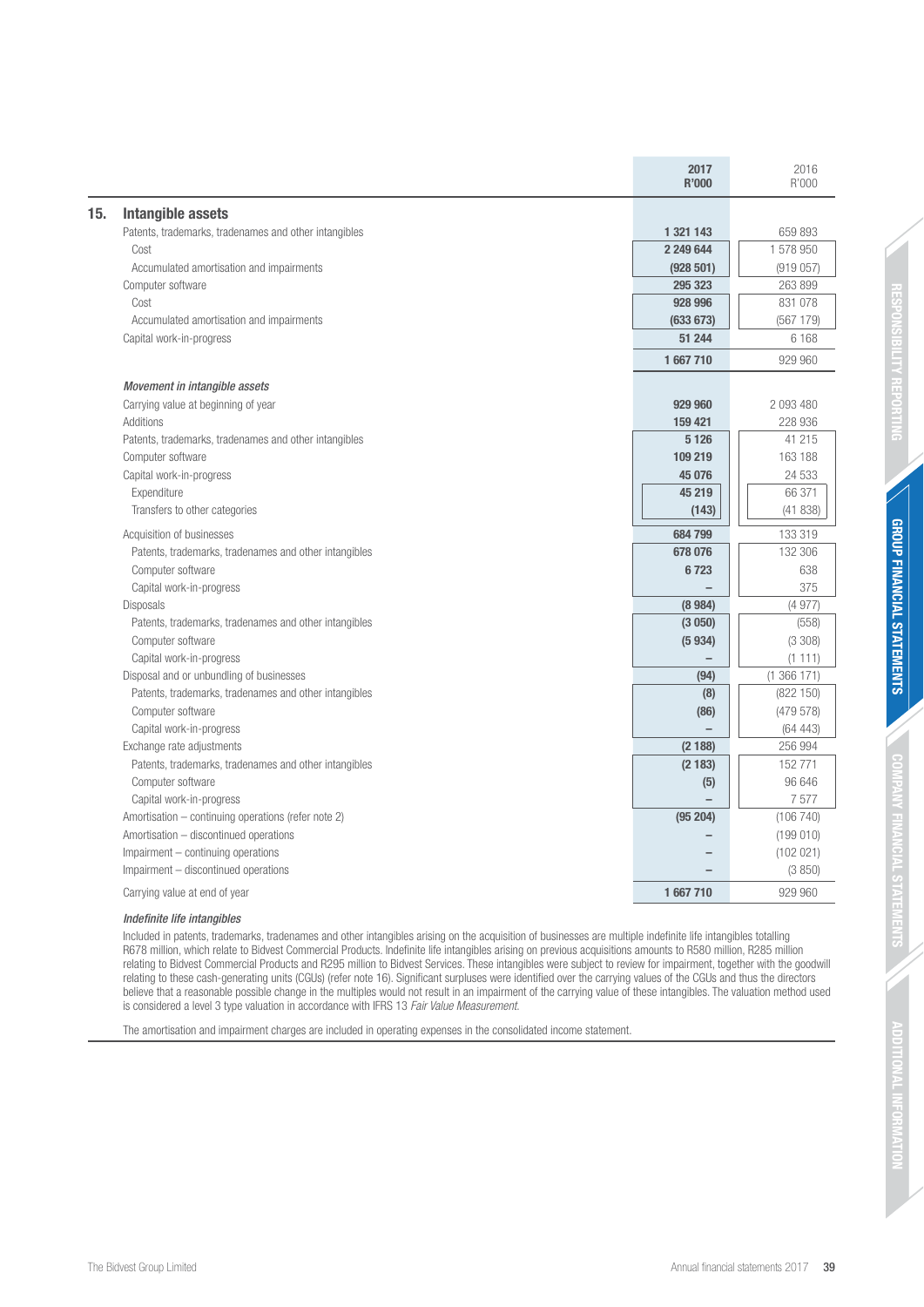| | 2017 R'000 | 2016 R'000 |
|---|---|---|
| **15. Intangible assets** | | |
| Patents, trademarks, tradenames and other intangibles | **1 321 143** | 659 893 |
| Cost | **2 249 644** | 1 578 950 |
| Accumulated amortisation and impairments | **(928 501)** | (919 057) |
| Computer software | **295 323** | 263 899 |
| Cost | **928 996** | 831 078 |
| Accumulated amortisation and impairments | **(633 673)** | (567 179) |
| Capital work-in-progress | **51 244** | 6 168 |
| | **1 667 710** | 929 960 |
| ***Movement in intangible assets*** | | |
| Carrying value at beginning of year | **929 960** | 2 093 480 |
| Additions | **159 421** | 228 936 |
| Patents, trademarks, tradenames and other intangibles | **5 126** | 41 215 |
| Computer software | **109 219** | 163 188 |
| Capital work-in-progress | **45 076** | 24 533 |
| Expenditure | **45 219** | 66 371 |
| Transfers to other categories | **(143)** | (41 838) |
| Acquisition of businesses | **684 799** | 133 319 |
| Patents, trademarks, tradenames and other intangibles | **678 076** | 132 306 |
| Computer software | **6 723** | 638 |
| Capital work-in-progress | **–** | 375 |
| Disposals | **(8 984)** | (4 977) |
| Patents, trademarks, tradenames and other intangibles | **(3 050)** | (558) |
| Computer software | **(5 934)** | (3 308) |
| Capital work-in-progress | **–** | (1 111) |
| Disposal and or unbundling of businesses | **(94)** | (1 366 171) |
| Patents, trademarks, tradenames and other intangibles | **(8)** | (822 150) |
| Computer software | **(86)** | (479 578) |
| Capital work-in-progress | **–** | (64 443) |
| Exchange rate adjustments | **(2 188)** | 256 994 |
| Patents, trademarks, tradenames and other intangibles | **(2 183)** | 152 771 |
| Computer software | **(5)** | 96 646 |
| Capital work-in-progress | **–** | 7 577 |
| Amortisation – continuing operations (refer note 2) | **(95 204)** | (106 740) |
| Amortisation – discontinued operations | **–** | (199 010) |
| Impairment – continuing operations | **–** | (102 021) |
| Impairment – discontinued operations | **–** | (3 850) |
| Carrying value at end of year | **1 667 710** | 929 960 |

***Indefinite life intangibles***

Included in patents, trademarks, tradenames and other intangibles arising on the acquisition of businesses are multiple indefinite life intangibles totalling R678 million, which relate to Bidvest Commercial Products. Indefinite life intangibles arising on previous acquisitions amounts to R580 million, R285 million relating to Bidvest Commercial Products and R295 million to Bidvest Services. These intangibles were subject to review for impairment, together with the goodwill relating to these cash-generating units (CGUs) (refer note 16). Significant surpluses were identified over the carrying values of the CGUs and thus the directors believe that a reasonable possible change in the multiples would not result in an impairment of the carrying value of these intangibles. The valuation method used is considered a level 3 type valuation in accordance with IFRS 13 *Fair Value Measurement*.

The amortisation and impairment charges are included in operating expenses in the consolidated income statement.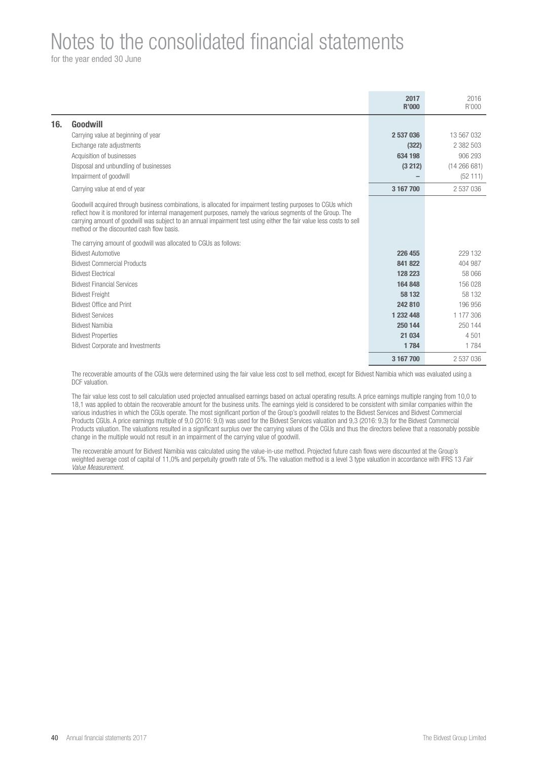# Notes to the consolidated financial statements

for the year ended 30 June

| | 2017 R'000 | 2016 R'000 |
|---|---|---|
| **16. Goodwill** | | |
| Carrying value at beginning of year | **2 537 036** | 13 567 032 |
| Exchange rate adjustments | **(322)** | 2 382 503 |
| Acquisition of businesses | **634 198** | 906 293 |
| Disposal and unbundling of businesses | **(3 212)** | (14 266 681) |
| Impairment of goodwill | **–** | (52 111) |
| Carrying value at end of year | **3 167 700** | 2 537 036 |
| Goodwill acquired through business combinations, is allocated for impairment testing purposes to CGUs which reflect how it is monitored for internal management purposes, namely the various segments of the Group. The carrying amount of goodwill was subject to an annual impairment test using either the fair value less costs to sell method or the discounted cash flow basis. | | |
| The carrying amount of goodwill was allocated to CGUs as follows: | | |
| Bidvest Automotive | **226 455** | 229 132 |
| Bidvest Commercial Products | **841 822** | 404 987 |
| Bidvest Electrical | **128 223** | 58 066 |
| Bidvest Financial Services | **164 848** | 156 028 |
| Bidvest Freight | **58 132** | 58 132 |
| Bidvest Office and Print | **242 810** | 196 956 |
| Bidvest Services | **1 232 448** | 1 177 306 |
| Bidvest Namibia | **250 144** | 250 144 |
| Bidvest Properties | **21 034** | 4 501 |
| Bidvest Corporate and Investments | **1 784** | 1 784 |
| | **3 167 700** | 2 537 036 |

The recoverable amounts of the CGUs were determined using the fair value less cost to sell method, except for Bidvest Namibia which was evaluated using a DCF valuation.

The fair value less cost to sell calculation used projected annualised earnings based on actual operating results. A price earnings multiple ranging from 10,0 to 18,1 was applied to obtain the recoverable amount for the business units. The earnings yield is considered to be consistent with similar companies within the various industries in which the CGUs operate. The most significant portion of the Group's goodwill relates to the Bidvest Services and Bidvest Commercial Products CGUs. A price earnings multiple of 9,0 (2016: 9,0) was used for the Bidvest Services valuation and 9,3 (2016: 9,3) for the Bidvest Commercial Products valuation. The valuations resulted in a significant surplus over the carrying values of the CGUs and thus the directors believe that a reasonably possible change in the multiple would not result in an impairment of the carrying value of goodwill.

The recoverable amount for Bidvest Namibia was calculated using the value-in-use method. Projected future cash flows were discounted at the Group's weighted average cost of capital of 11,0% and perpetuity growth rate of 5%. The valuation method is a level 3 type valuation in accordance with IFRS 13 *Fair Value Measurement*.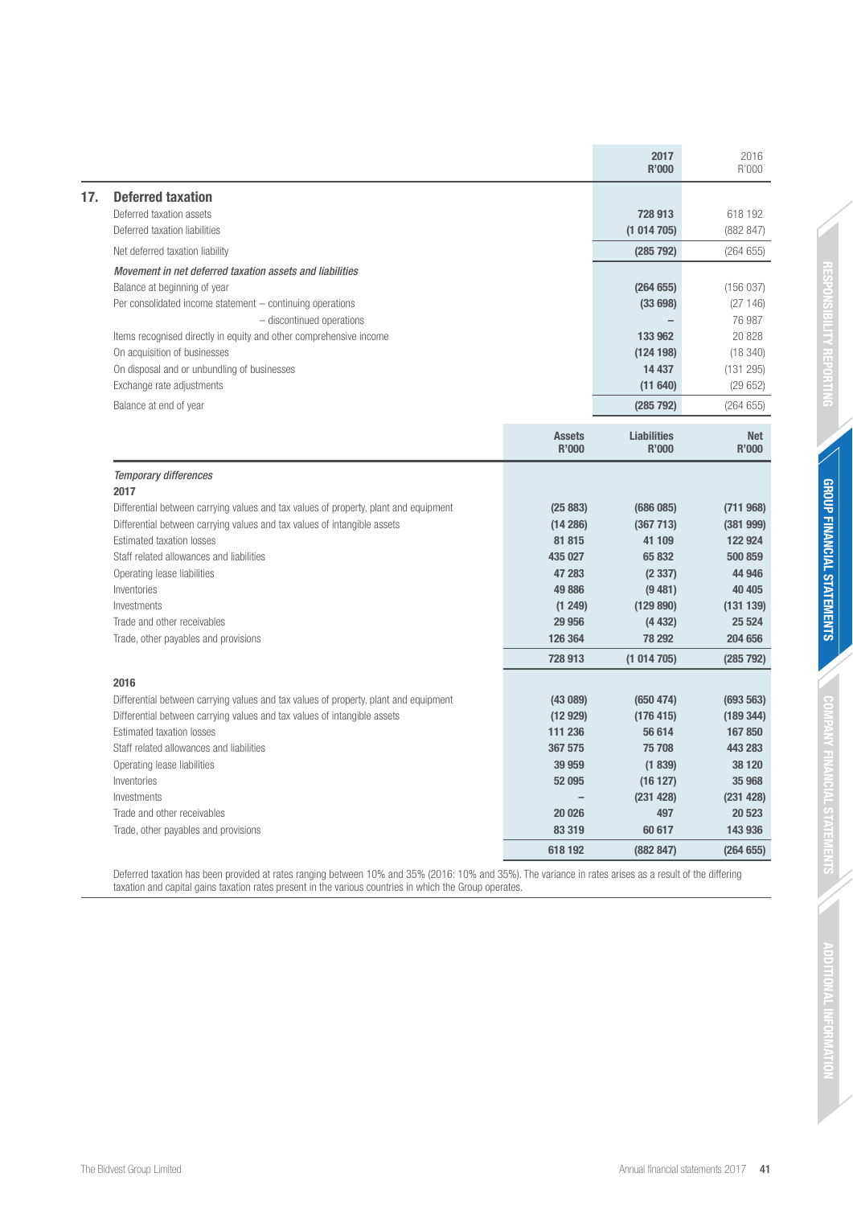## 17. Deferred taxation

| | 2017 R'000 | 2016 R'000 |
|---|---|---|
| Deferred taxation assets | 728 913 | 618 192 |
| Deferred taxation liabilities | (1 014 705) | (882 847) |
| Net deferred taxation liability | (285 792) | (264 655) |
| *Movement in net deferred taxation assets and liabilities* | | |
| Balance at beginning of year | (264 655) | (156 037) |
| Per consolidated income statement – continuing operations | (33 698) | (27 146) |
| – discontinued operations | – | 76 987 |
| Items recognised directly in equity and other comprehensive income | 133 962 | 20 828 |
| On acquisition of businesses | (124 198) | (18 340) |
| On disposal and or unbundling of businesses | 14 437 | (131 295) |
| Exchange rate adjustments | (11 640) | (29 652) |
| Balance at end of year | (285 792) | (264 655) |

| | Assets R'000 | Liabilities R'000 | Net R'000 |
|---|---|---|---|
| *Temporary differences* | | | |
| **2017** | | | |
| Differential between carrying values and tax values of property, plant and equipment | (25 883) | (686 085) | (711 968) |
| Differential between carrying values and tax values of intangible assets | (14 286) | (367 713) | (381 999) |
| Estimated taxation losses | 81 815 | 41 109 | 122 924 |
| Staff related allowances and liabilities | 435 027 | 65 832 | 500 859 |
| Operating lease liabilities | 47 283 | (2 337) | 44 946 |
| Inventories | 49 886 | (9 481) | 40 405 |
| Investments | (1 249) | (129 890) | (131 139) |
| Trade and other receivables | 29 956 | (4 432) | 25 524 |
| Trade, other payables and provisions | 126 364 | 78 292 | 204 656 |
| | 728 913 | (1 014 705) | (285 792) |
| **2016** | | | |
| Differential between carrying values and tax values of property, plant and equipment | (43 089) | (650 474) | (693 563) |
| Differential between carrying values and tax values of intangible assets | (12 929) | (176 415) | (189 344) |
| Estimated taxation losses | 111 236 | 56 614 | 167 850 |
| Staff related allowances and liabilities | 367 575 | 75 708 | 443 283 |
| Operating lease liabilities | 39 959 | (1 839) | 38 120 |
| Inventories | 52 095 | (16 127) | 35 968 |
| Investments | – | (231 428) | (231 428) |
| Trade and other receivables | 20 026 | 497 | 20 523 |
| Trade, other payables and provisions | 83 319 | 60 617 | 143 936 |
| | 618 192 | (882 847) | (264 655) |

Deferred taxation has been provided at rates ranging between 10% and 35% (2016: 10% and 35%). The variance in rates arises as a result of the differing taxation and capital gains taxation rates present in the various countries in which the Group operates.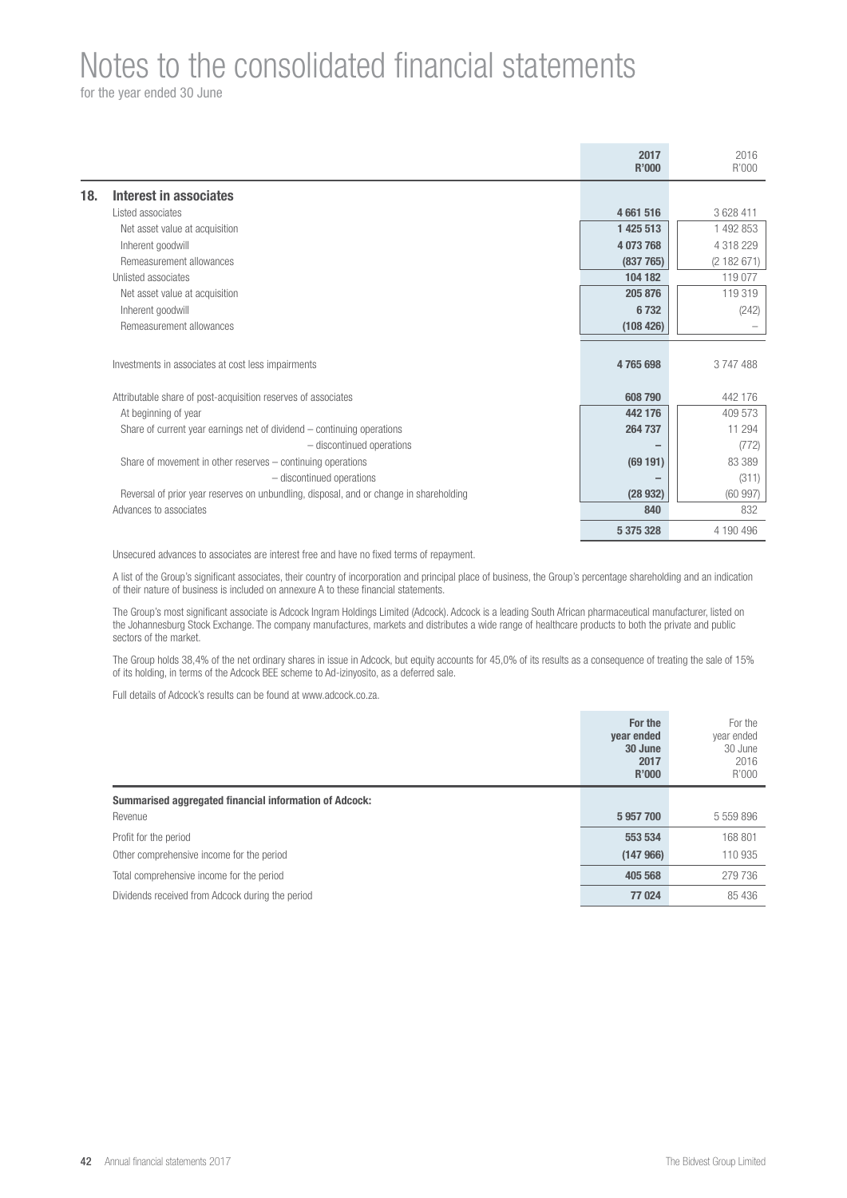# Notes to the consolidated financial statements

for the year ended 30 June

| | 2017 R'000 | 2016 R'000 |
|---|---|---|
| **18. Interest in associates** | | |
| Listed associates | **4 661 516** | 3 628 411 |
| Net asset value at acquisition | **1 425 513** | 1 492 853 |
| Inherent goodwill | **4 073 768** | 4 318 229 |
| Remeasurement allowances | **(837 765)** | (2 182 671) |
| Unlisted associates | **104 182** | 119 077 |
| Net asset value at acquisition | **205 876** | 119 319 |
| Inherent goodwill | **6 732** | (242) |
| Remeasurement allowances | **(108 426)** | – |
| Investments in associates at cost less impairments | **4 765 698** | 3 747 488 |
| Attributable share of post-acquisition reserves of associates | **608 790** | 442 176 |
| At beginning of year | **442 176** | 409 573 |
| Share of current year earnings net of dividend – continuing operations | **264 737** | 11 294 |
| – discontinued operations | **–** | (772) |
| Share of movement in other reserves – continuing operations | **(69 191)** | 83 389 |
| – discontinued operations | **–** | (311) |
| Reversal of prior year reserves on unbundling, disposal, and or change in shareholding | **(28 932)** | (60 997) |
| Advances to associates | **840** | 832 |
| | **5 375 328** | 4 190 496 |

Unsecured advances to associates are interest free and have no fixed terms of repayment.

A list of the Group's significant associates, their country of incorporation and principal place of business, the Group's percentage shareholding and an indication of their nature of business is included on annexure A to these financial statements.

The Group's most significant associate is Adcock Ingram Holdings Limited (Adcock). Adcock is a leading South African pharmaceutical manufacturer, listed on the Johannesburg Stock Exchange. The company manufactures, markets and distributes a wide range of healthcare products to both the private and public sectors of the market.

The Group holds 38,4% of the net ordinary shares in issue in Adcock, but equity accounts for 45,0% of its results as a consequence of treating the sale of 15% of its holding, in terms of the Adcock BEE scheme to Ad-izinyosito, as a deferred sale.

Full details of Adcock's results can be found at www.adcock.co.za.

| | For the year ended 30 June 2017 R'000 | For the year ended 30 June 2016 R'000 |
|---|---|---|
| **Summarised aggregated financial information of Adcock:** | | |
| Revenue | **5 957 700** | 5 559 896 |
| Profit for the period | **553 534** | 168 801 |
| Other comprehensive income for the period | **(147 966)** | 110 935 |
| Total comprehensive income for the period | **405 568** | 279 736 |
| Dividends received from Adcock during the period | **77 024** | 85 436 |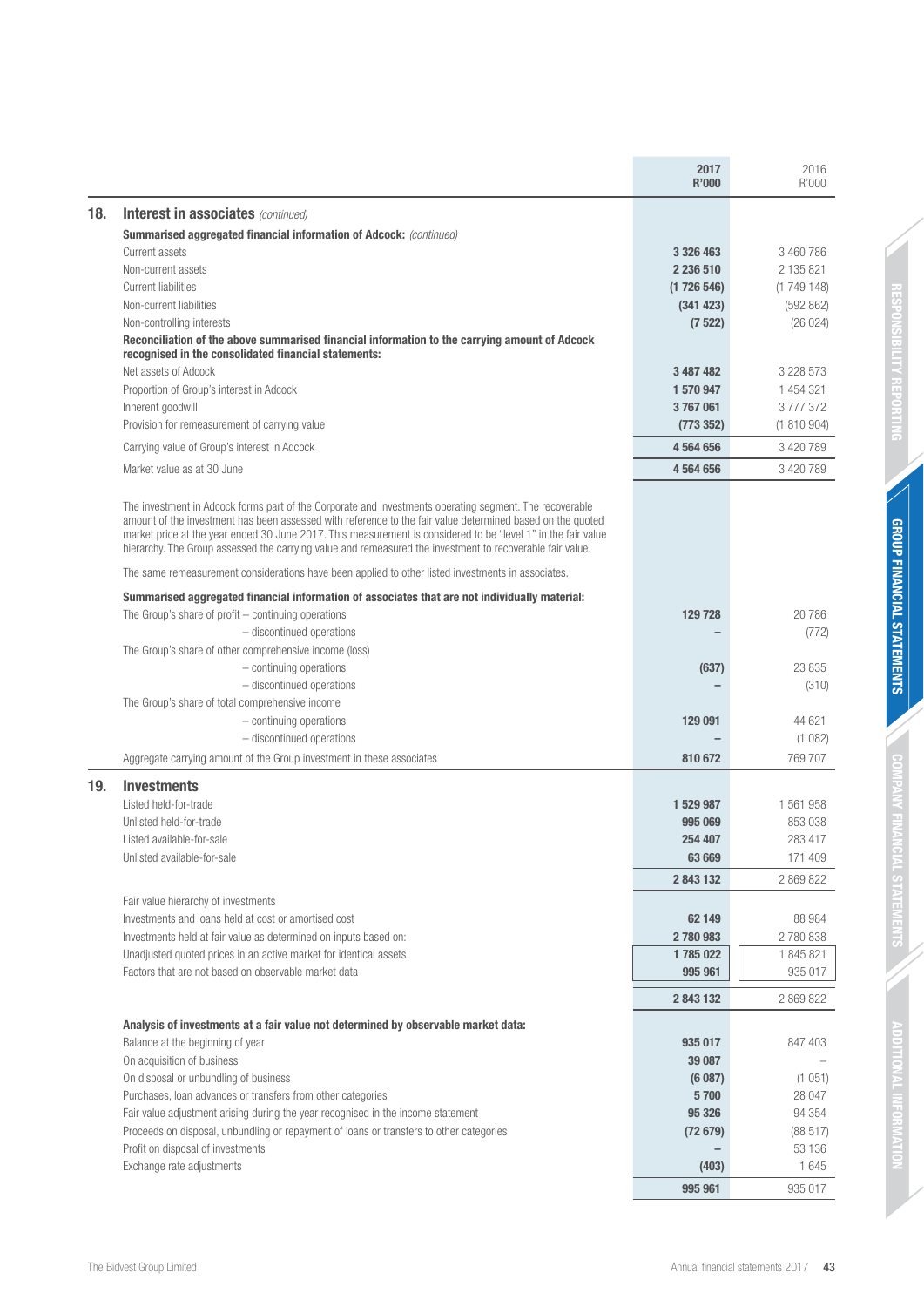| | 2017 R'000 | 2016 R'000 |
|---|---|---|
| **18. Interest in associates** *(continued)* | | |
| **Summarised aggregated financial information of Adcock:** *(continued)* | | |
| Current assets | **3 326 463** | 3 460 786 |
| Non-current assets | **2 236 510** | 2 135 821 |
| Current liabilities | **(1 726 546)** | (1 749 148) |
| Non-current liabilities | **(341 423)** | (592 862) |
| Non-controlling interests | **(7 522)** | (26 024) |
| **Reconciliation of the above summarised financial information to the carrying amount of Adcock recognised in the consolidated financial statements:** | | |
| Net assets of Adcock | **3 487 482** | 3 228 573 |
| Proportion of Group's interest in Adcock | **1 570 947** | 1 454 321 |
| Inherent goodwill | **3 767 061** | 3 777 372 |
| Provision for remeasurement of carrying value | **(773 352)** | (1 810 904) |
| Carrying value of Group's interest in Adcock | **4 564 656** | 3 420 789 |
| Market value as at 30 June | **4 564 656** | 3 420 789 |

The investment in Adcock forms part of the Corporate and Investments operating segment. The recoverable amount of the investment has been assessed with reference to the fair value determined based on the quoted market price at the year ended 30 June 2017. This measurement is considered to be "level 1" in the fair value hierarchy. The Group assessed the carrying value and remeasured the investment to recoverable fair value.

The same remeasurement considerations have been applied to other listed investments in associates.

| | 2017 R'000 | 2016 R'000 |
|---|---|---|
| **Summarised aggregated financial information of associates that are not individually material:** | | |
| The Group's share of profit – continuing operations | **129 728** | 20 786 |
| – discontinued operations | **–** | (772) |
| The Group's share of other comprehensive income (loss) | | |
| – continuing operations | **(637)** | 23 835 |
| – discontinued operations | **–** | (310) |
| The Group's share of total comprehensive income | | |
| – continuing operations | **129 091** | 44 621 |
| – discontinued operations | **–** | (1 082) |
| Aggregate carrying amount of the Group investment in these associates | **810 672** | 769 707 |

## 19. Investments

| | 2017 R'000 | 2016 R'000 |
|---|---|---|
| Listed held-for-trade | **1 529 987** | 1 561 958 |
| Unlisted held-for-trade | **995 069** | 853 038 |
| Listed available-for-sale | **254 407** | 283 417 |
| Unlisted available-for-sale | **63 669** | 171 409 |
| | **2 843 132** | 2 869 822 |
| Fair value hierarchy of investments | | |
| Investments and loans held at cost or amortised cost | **62 149** | 88 984 |
| Investments held at fair value as determined on inputs based on: | **2 780 983** | 2 780 838 |
| Unadjusted quoted prices in an active market for identical assets | **1 785 022** | 1 845 821 |
| Factors that are not based on observable market data | **995 961** | 935 017 |
| | **2 843 132** | 2 869 822 |
| **Analysis of investments at a fair value not determined by observable market data:** | | |
| Balance at the beginning of year | **935 017** | 847 403 |
| On acquisition of business | **39 087** | – |
| On disposal or unbundling of business | **(6 087)** | (1 051) |
| Purchases, loan advances or transfers from other categories | **5 700** | 28 047 |
| Fair value adjustment arising during the year recognised in the income statement | **95 326** | 94 354 |
| Proceeds on disposal, unbundling or repayment of loans or transfers to other categories | **(72 679)** | (88 517) |
| Profit on disposal of investments | **–** | 53 136 |
| Exchange rate adjustments | **(403)** | 1 645 |
| | **995 961** | 935 017 |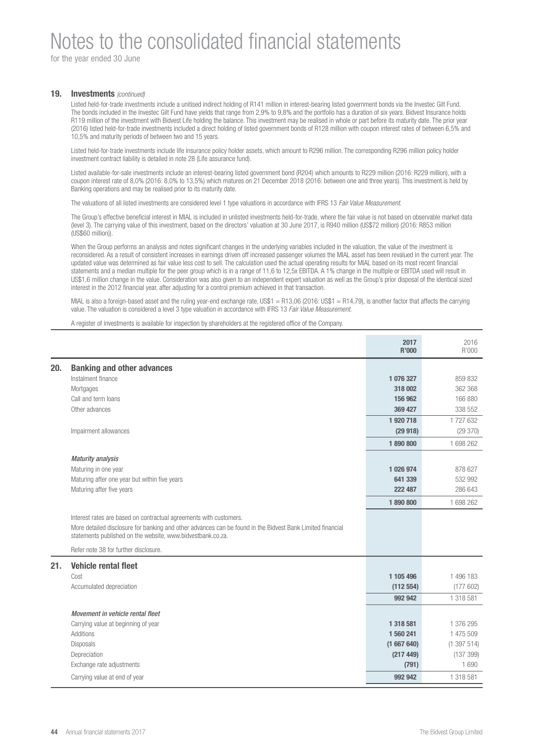# Notes to the consolidated financial statements

for the year ended 30 June

## 19. Investments *(continued)*

Listed held-for-trade investments include a unitised indirect holding of R141 million in interest-bearing listed government bonds via the Investec Gilt Fund. The bonds included in the Investec Gilt Fund have yields that range from 2,9% to 9,8% and the portfolio has a duration of six years. Bidvest Insurance holds R119 million of the investment with Bidvest Life holding the balance. This investment may be realised in whole or part before its maturity date. The prior year (2016) listed held-for-trade investments included a direct holding of listed government bonds of R128 million with coupon interest rates of between 6,5% and 10,5% and maturity periods of between two and 15 years.

Listed held-for-trade investments include life insurance policy holder assets, which amount to R296 million. The corresponding R296 million policy holder investment contract liability is detailed in note 28 (Life assurance fund).

Listed available-for-sale investments include an interest-bearing listed government bond (R204) which amounts to R229 million (2016: R229 million), with a coupon interest rate of 8,0% (2016: 8,0% to 13,5%) which matures on 21 December 2018 (2016: between one and three years). This investment is held by Banking operations and may be realised prior to its maturity date.

The valuations of all listed investments are considered level 1 type valuations in accordance with IFRS 13 *Fair Value Measurement*.

The Group's effective beneficial interest in MIAL is included in unlisted investments held-for-trade, where the fair value is not based on observable market data (level 3). The carrying value of this investment, based on the directors' valuation at 30 June 2017, is R940 million (US$72 million) (2016: R853 million (US$60 million)).

When the Group performs an analysis and notes significant changes in the underlying variables included in the valuation, the value of the investment is reconsidered. As a result of consistent increases in earnings driven off increased passenger volumes the MIAL asset has been revalued in the current year. The updated value was determined as fair value less cost to sell. The calculation used the actual operating results for MIAL based on its most recent financial statements and a median multiple for the peer group which is in a range of 11,6 to 12,5x EBITDA. A 1% change in the multiple or EBITDA used will result in US$1,6 million change in the value. Consideration was also given to an independent expert valuation as well as the Group's prior disposal of the identical sized interest in the 2012 financial year, after adjusting for a control premium achieved in that transaction.

MIAL is also a foreign-based asset and the ruling year-end exchange rate, US$1 = R13,06 (2016: US$1 = R14,79), is another factor that affects the carrying value. The valuation is considered a level 3 type valuation in accordance with IFRS 13 *Fair Value Measurement*.

A register of investments is available for inspection by shareholders at the registered office of the Company.

| | **2017 R'000** | 2016 R'000 |
|---|---|---|
| **20. Banking and other advances** | | |
| Instalment finance | **1 076 327** | 859 832 |
| Mortgages | **318 002** | 362 368 |
| Call and term loans | **156 962** | 166 880 |
| Other advances | **369 427** | 338 552 |
| | **1 920 718** | 1 727 632 |
| Impairment allowances | **(29 918)** | (29 370) |
| | **1 890 800** | 1 698 262 |
| *Maturity analysis* | | |
| Maturing in one year | **1 026 974** | 878 627 |
| Maturing after one year but within five years | **641 339** | 532 992 |
| Maturing after five years | **222 487** | 286 643 |
| | **1 890 800** | 1 698 262 |

Interest rates are based on contractual agreements with customers.

More detailed disclosure for banking and other advances can be found in the Bidvest Bank Limited financial statements published on the website, www.bidvestbank.co.za.

Refer note 38 for further disclosure.

| | **2017 R'000** | 2016 R'000 |
|---|---|---|
| **21. Vehicle rental fleet** | | |
| Cost | **1 105 496** | 1 496 183 |
| Accumulated depreciation | **(112 554)** | (177 602) |
| | **992 942** | 1 318 581 |
| *Movement in vehicle rental fleet* | | |
| Carrying value at beginning of year | **1 318 581** | 1 376 295 |
| Additions | **1 560 241** | 1 475 509 |
| Disposals | **(1 667 640)** | (1 397 514) |
| Depreciation | **(217 449)** | (137 399) |
| Exchange rate adjustments | **(791)** | 1 690 |
| Carrying value at end of year | **992 942** | 1 318 581 |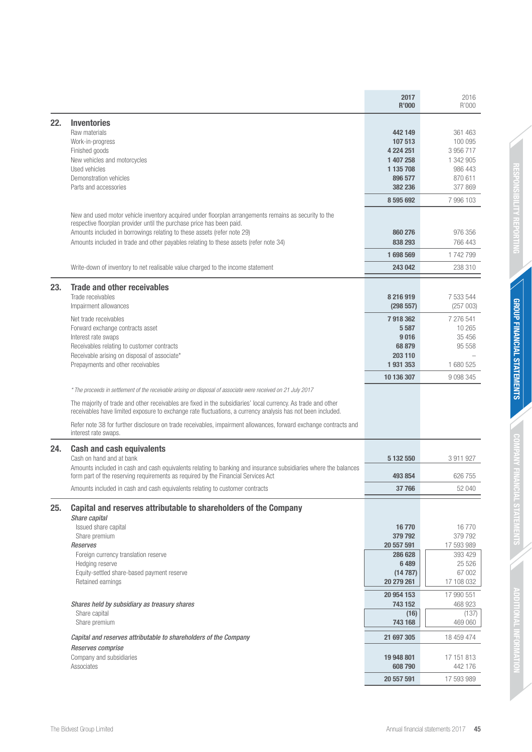| | 2017 R'000 | 2016 R'000 |
|---|---|---|
| **22. Inventories** | | |
| Raw materials | 442 149 | 361 463 |
| Work-in-progress | 107 513 | 100 095 |
| Finished goods | 4 224 251 | 3 956 717 |
| New vehicles and motorcycles | 1 407 258 | 1 342 905 |
| Used vehicles | 1 135 708 | 986 443 |
| Demonstration vehicles | 896 577 | 870 611 |
| Parts and accessories | 382 236 | 377 869 |
| | 8 595 692 | 7 996 103 |
| New and used motor vehicle inventory acquired under floorplan arrangements remains as security to the respective floorplan provider until the purchase price has been paid. | | |
| Amounts included in borrowings relating to these assets (refer note 29) | 860 276 | 976 356 |
| Amounts included in trade and other payables relating to these assets (refer note 34) | 838 293 | 766 443 |
| | 1 698 569 | 1 742 799 |
| Write-down of inventory to net realisable value charged to the income statement | 243 042 | 238 310 |
| **23. Trade and other receivables** | | |
| Trade receivables | 8 216 919 | 7 533 544 |
| Impairment allowances | (298 557) | (257 003) |
| Net trade receivables | 7 918 362 | 7 276 541 |
| Forward exchange contracts asset | 5 587 | 10 265 |
| Interest rate swaps | 9 016 | 35 456 |
| Receivables relating to customer contracts | 68 879 | 95 558 |
| Receivable arising on disposal of associate* | 203 110 | – |
| Prepayments and other receivables | 1 931 353 | 1 680 525 |
| | 10 136 307 | 9 098 345 |

*\* The proceeds in settlement of the receivable arising on disposal of associate were received on 21 July 2017*

The majority of trade and other receivables are fixed in the subsidiaries' local currency. As trade and other receivables have limited exposure to exchange rate fluctuations, a currency analysis has not been included.

Refer note 38 for further disclosure on trade receivables, impairment allowances, forward exchange contracts and interest rate swaps.

| | 2017 R'000 | 2016 R'000 |
|---|---|---|
| **24. Cash and cash equivalents** | | |
| Cash on hand and at bank | 5 132 550 | 3 911 927 |
| Amounts included in cash and cash equivalents relating to banking and insurance subsidiaries where the balances form part of the reserving requirements as required by the Financial Services Act | 493 854 | 626 755 |
| Amounts included in cash and cash equivalents relating to customer contracts | 37 766 | 52 040 |
| **25. Capital and reserves attributable to shareholders of the Company** | | |
| *Share capital* | | |
| Issued share capital | 16 770 | 16 770 |
| Share premium | 379 792 | 379 792 |
| *Reserves* | 20 557 591 | 17 593 989 |
| Foreign currency translation reserve | 286 628 | 393 429 |
| Hedging reserve | 6 489 | 25 526 |
| Equity-settled share-based payment reserve | (14 787) | 67 002 |
| Retained earnings | 20 279 261 | 17 108 032 |
| | 20 954 153 | 17 990 551 |
| *Shares held by subsidiary as treasury shares* | 743 152 | 468 923 |
| Share capital | (16) | (137) |
| Share premium | 743 168 | 469 060 |
| *Capital and reserves attributable to shareholders of the Company* | 21 697 305 | 18 459 474 |
| *Reserves comprise* | | |
| Company and subsidiaries | 19 948 801 | 17 151 813 |
| Associates | 608 790 | 442 176 |
| | 20 557 591 | 17 593 989 |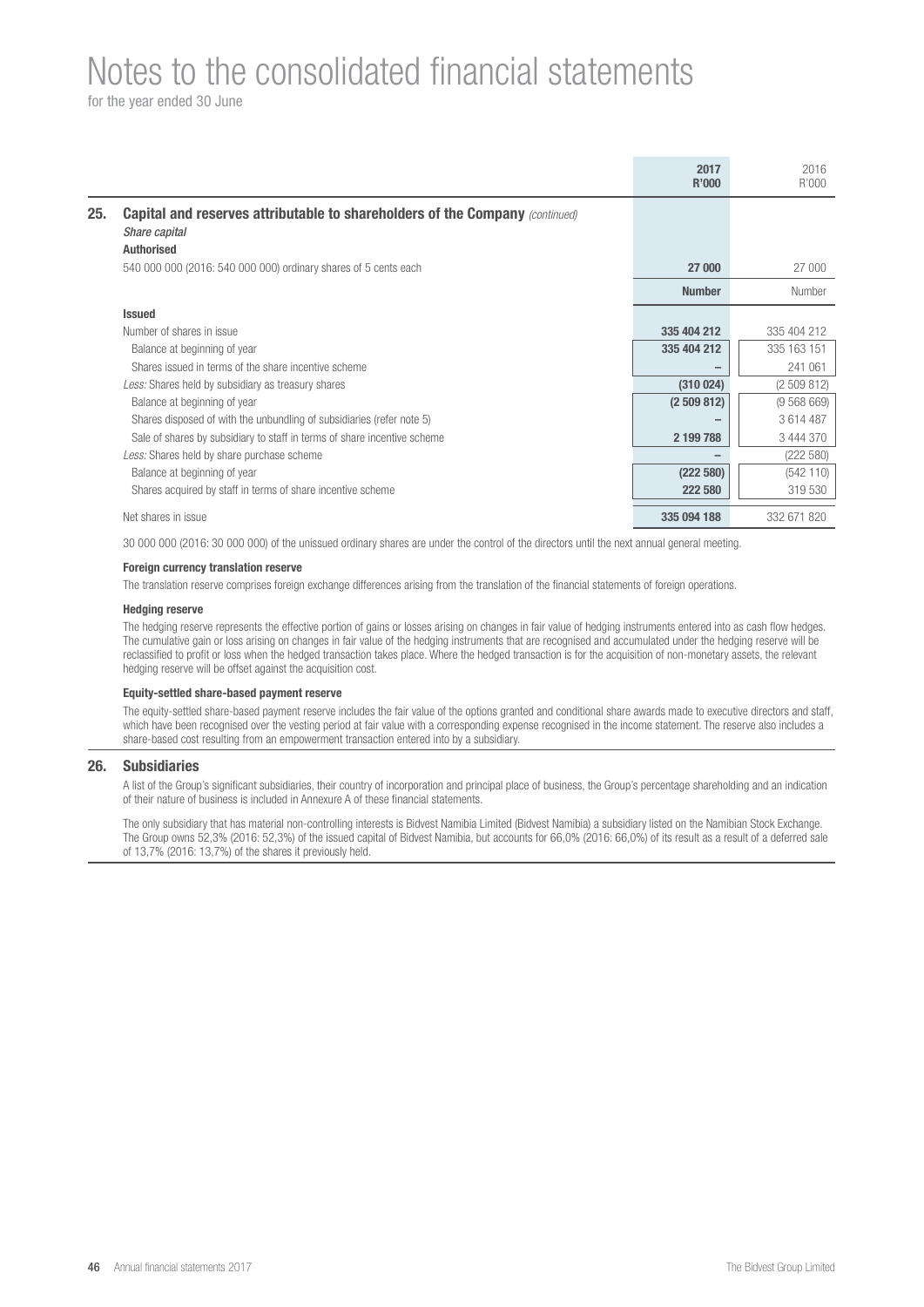# Notes to the consolidated financial statements

for the year ended 30 June

| | | 2017 R'000 | 2016 R'000 |
|---|---|---|---|
| **25.** | **Capital and reserves attributable to shareholders of the Company** *(continued)* | | |
| | *Share capital* | | |
| | **Authorised** | | |
| | 540 000 000 (2016: 540 000 000) ordinary shares of 5 cents each | **27 000** | 27 000 |
| | | **Number** | Number |
| | **Issued** | | |
| | Number of shares in issue | **335 404 212** | 335 404 212 |
| | Balance at beginning of year | **335 404 212** | 335 163 151 |
| | Shares issued in terms of the share incentive scheme | **–** | 241 061 |
| | *Less:* Shares held by subsidiary as treasury shares | **(310 024)** | (2 509 812) |
| | Balance at beginning of year | **(2 509 812)** | (9 568 669) |
| | Shares disposed of with the unbundling of subsidiaries (refer note 5) | **–** | 3 614 487 |
| | Sale of shares by subsidiary to staff in terms of share incentive scheme | **2 199 788** | 3 444 370 |
| | *Less:* Shares held by share purchase scheme | **–** | (222 580) |
| | Balance at beginning of year | **(222 580)** | (542 110) |
| | Shares acquired by staff in terms of share incentive scheme | **222 580** | 319 530 |
| | Net shares in issue | **335 094 188** | 332 671 820 |

30 000 000 (2016: 30 000 000) of the unissued ordinary shares are under the control of the directors until the next annual general meeting.

**Foreign currency translation reserve**

The translation reserve comprises foreign exchange differences arising from the translation of the financial statements of foreign operations.

**Hedging reserve**

The hedging reserve represents the effective portion of gains or losses arising on changes in fair value of hedging instruments entered into as cash flow hedges. The cumulative gain or loss arising on changes in fair value of the hedging instruments that are recognised and accumulated under the hedging reserve will be reclassified to profit or loss when the hedged transaction takes place. Where the hedged transaction is for the acquisition of non-monetary assets, the relevant hedging reserve will be offset against the acquisition cost.

**Equity-settled share-based payment reserve**

The equity-settled share-based payment reserve includes the fair value of the options granted and conditional share awards made to executive directors and staff, which have been recognised over the vesting period at fair value with a corresponding expense recognised in the income statement. The reserve also includes a share-based cost resulting from an empowerment transaction entered into by a subsidiary.

## 26. Subsidiaries

A list of the Group's significant subsidiaries, their country of incorporation and principal place of business, the Group's percentage shareholding and an indication of their nature of business is included in Annexure A of these financial statements.

The only subsidiary that has material non-controlling interests is Bidvest Namibia Limited (Bidvest Namibia) a subsidiary listed on the Namibian Stock Exchange. The Group owns 52,3% (2016: 52,3%) of the issued capital of Bidvest Namibia, but accounts for 66,0% (2016: 66,0%) of its result as a result of a deferred sale of 13,7% (2016: 13,7%) of the shares it previously held.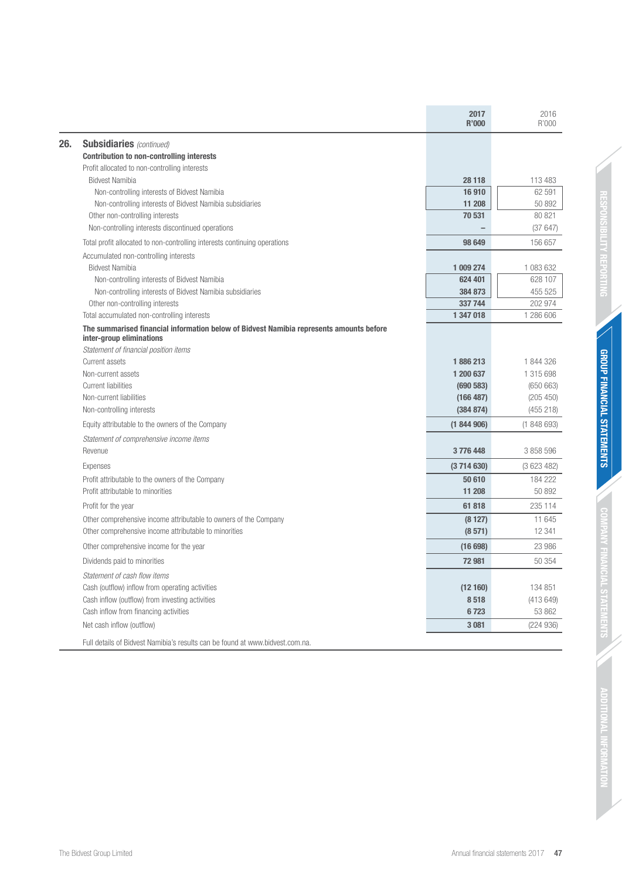## 26. Subsidiaries *(continued)*

| | 2017 R'000 | 2016 R'000 |
|---|---|---|
| **Contribution to non-controlling interests** | | |
| Profit allocated to non-controlling interests | | |
| Bidvest Namibia | **28 118** | 113 483 |
| Non-controlling interests of Bidvest Namibia | **16 910** | 62 591 |
| Non-controlling interests of Bidvest Namibia subsidiaries | **11 208** | 50 892 |
| Other non-controlling interests | **70 531** | 80 821 |
| Non-controlling interests discontinued operations | **–** | (37 647) |
| Total profit allocated to non-controlling interests continuing operations | **98 649** | 156 657 |
| Accumulated non-controlling interests | | |
| Bidvest Namibia | **1 009 274** | 1 083 632 |
| Non-controlling interests of Bidvest Namibia | **624 401** | 628 107 |
| Non-controlling interests of Bidvest Namibia subsidiaries | **384 873** | 455 525 |
| Other non-controlling interests | **337 744** | 202 974 |
| Total accumulated non-controlling interests | **1 347 018** | 1 286 606 |
| **The summarised financial information below of Bidvest Namibia represents amounts before inter-group eliminations** | | |
| *Statement of financial position items* | | |
| Current assets | **1 886 213** | 1 844 326 |
| Non-current assets | **1 200 637** | 1 315 698 |
| Current liabilities | **(690 583)** | (650 663) |
| Non-current liabilities | **(166 487)** | (205 450) |
| Non-controlling interests | **(384 874)** | (455 218) |
| Equity attributable to the owners of the Company | **(1 844 906)** | (1 848 693) |
| *Statement of comprehensive income items* | | |
| Revenue | **3 776 448** | 3 858 596 |
| Expenses | **(3 714 630)** | (3 623 482) |
| Profit attributable to the owners of the Company | **50 610** | 184 222 |
| Profit attributable to minorities | **11 208** | 50 892 |
| Profit for the year | **61 818** | 235 114 |
| Other comprehensive income attributable to owners of the Company | **(8 127)** | 11 645 |
| Other comprehensive income attributable to minorities | **(8 571)** | 12 341 |
| Other comprehensive income for the year | **(16 698)** | 23 986 |
| Dividends paid to minorities | **72 981** | 50 354 |
| *Statement of cash flow items* | | |
| Cash (outflow) inflow from operating activities | **(12 160)** | 134 851 |
| Cash inflow (outflow) from investing activities | **8 518** | (413 649) |
| Cash inflow from financing activities | **6 723** | 53 862 |
| Net cash inflow (outflow) | **3 081** | (224 936) |

Full details of Bidvest Namibia's results can be found at www.bidvest.com.na.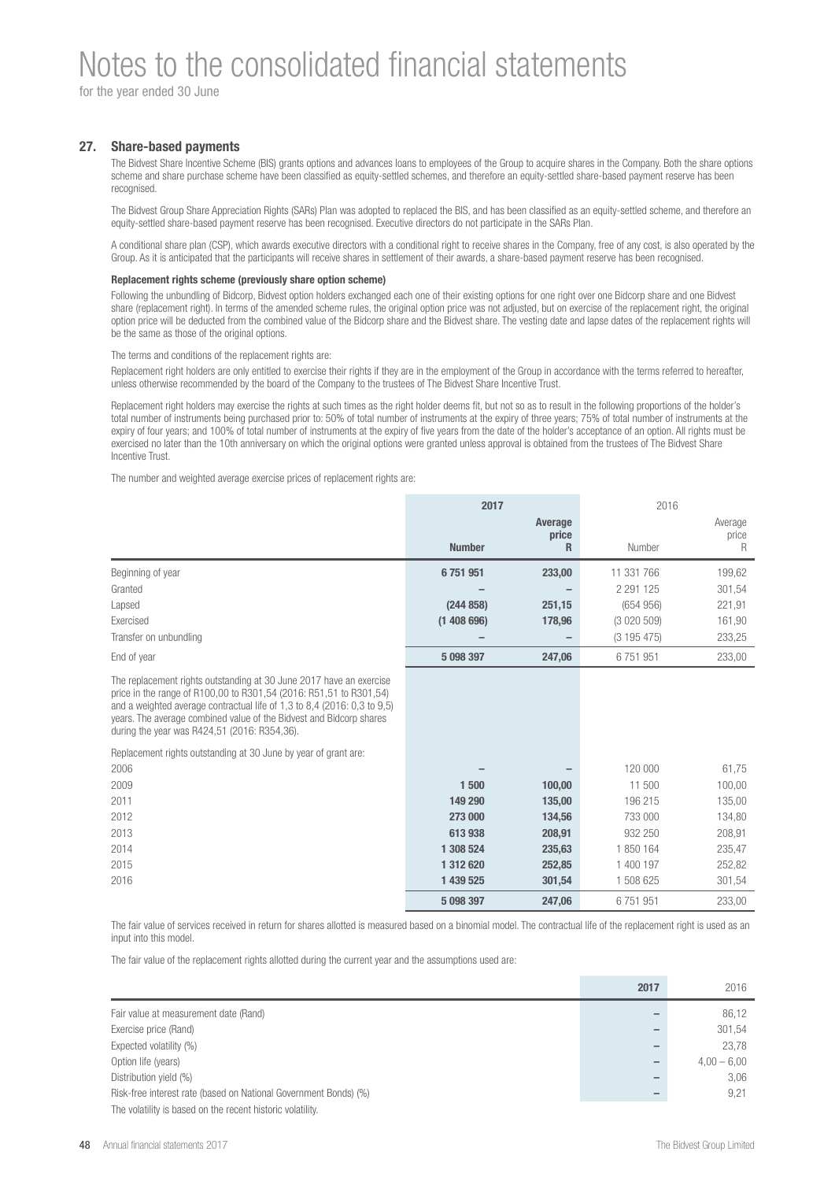# Notes to the consolidated financial statements

for the year ended 30 June

## 27. Share-based payments

The Bidvest Share Incentive Scheme (BIS) grants options and advances loans to employees of the Group to acquire shares in the Company. Both the share options scheme and share purchase scheme have been classified as equity-settled schemes, and therefore an equity-settled share-based payment reserve has been recognised.

The Bidvest Group Share Appreciation Rights (SARs) Plan was adopted to replaced the BIS, and has been classified as an equity-settled scheme, and therefore an equity-settled share-based payment reserve has been recognised. Executive directors do not participate in the SARs Plan.

A conditional share plan (CSP), which awards executive directors with a conditional right to receive shares in the Company, free of any cost, is also operated by the Group. As it is anticipated that the participants will receive shares in settlement of their awards, a share-based payment reserve has been recognised.

**Replacement rights scheme (previously share option scheme)**

Following the unbundling of Bidcorp, Bidvest option holders exchanged each one of their existing options for one right over one Bidcorp share and one Bidvest share (replacement right). In terms of the amended scheme rules, the original option price was not adjusted, but on exercise of the replacement right, the original option price will be deducted from the combined value of the Bidcorp share and the Bidvest share. The vesting date and lapse dates of the replacement rights will be the same as those of the original options.

The terms and conditions of the replacement rights are:

Replacement right holders are only entitled to exercise their rights if they are in the employment of the Group in accordance with the terms referred to hereafter, unless otherwise recommended by the board of the Company to the trustees of The Bidvest Share Incentive Trust.

Replacement right holders may exercise the rights at such times as the right holder deems fit, but not so as to result in the following proportions of the holder's total number of instruments being purchased prior to: 50% of total number of instruments at the expiry of three years; 75% of total number of instruments at the expiry of four years; and 100% of total number of instruments at the expiry of five years from the date of the holder's acceptance of an option. All rights must be exercised no later than the 10th anniversary on which the original options were granted unless approval is obtained from the trustees of The Bidvest Share Incentive Trust.

The number and weighted average exercise prices of replacement rights are:

| | 2017 Number | 2017 Average price R | 2016 Number | 2016 Average price R |
|---|---|---|---|---|
| Beginning of year | **6 751 951** | **233,00** | 11 331 766 | 199,62 |
| Granted | **–** | **–** | 2 291 125 | 301,54 |
| Lapsed | **(244 858)** | **251,15** | (654 956) | 221,91 |
| Exercised | **(1 408 696)** | **178,96** | (3 020 509) | 161,90 |
| Transfer on unbundling | **–** | **–** | (3 195 475) | 233,25 |
| End of year | **5 098 397** | **247,06** | 6 751 951 | 233,00 |

The replacement rights outstanding at 30 June 2017 have an exercise price in the range of R100,00 to R301,54 (2016: R51,51 to R301,54) and a weighted average contractual life of 1,3 to 8,4 (2016: 0,3 to 9,5) years. The average combined value of the Bidvest and Bidcorp shares during the year was R424,51 (2016: R354,36).

Replacement rights outstanding at 30 June by year of grant are:

| | 2017 Number | 2017 Average price R | 2016 Number | 2016 Average price R |
|---|---|---|---|---|
| 2006 | **–** | **–** | 120 000 | 61,75 |
| 2009 | **1 500** | **100,00** | 11 500 | 100,00 |
| 2011 | **149 290** | **135,00** | 196 215 | 135,00 |
| 2012 | **273 000** | **134,56** | 733 000 | 134,80 |
| 2013 | **613 938** | **208,91** | 932 250 | 208,91 |
| 2014 | **1 308 524** | **235,63** | 1 850 164 | 235,47 |
| 2015 | **1 312 620** | **252,85** | 1 400 197 | 252,82 |
| 2016 | **1 439 525** | **301,54** | 1 508 625 | 301,54 |
| | **5 098 397** | **247,06** | 6 751 951 | 233,00 |

The fair value of services received in return for shares allotted is measured based on a binomial model. The contractual life of the replacement right is used as an input into this model.

The fair value of the replacement rights allotted during the current year and the assumptions used are:

| | 2017 | 2016 |
|---|---|---|
| Fair value at measurement date (Rand) | **–** | 86,12 |
| Exercise price (Rand) | **–** | 301,54 |
| Expected volatility (%) | **–** | 23,78 |
| Option life (years) | **–** | 4,00 – 6,00 |
| Distribution yield (%) | **–** | 3,06 |
| Risk-free interest rate (based on National Government Bonds) (%) | **–** | 9,21 |

The volatility is based on the recent historic volatility.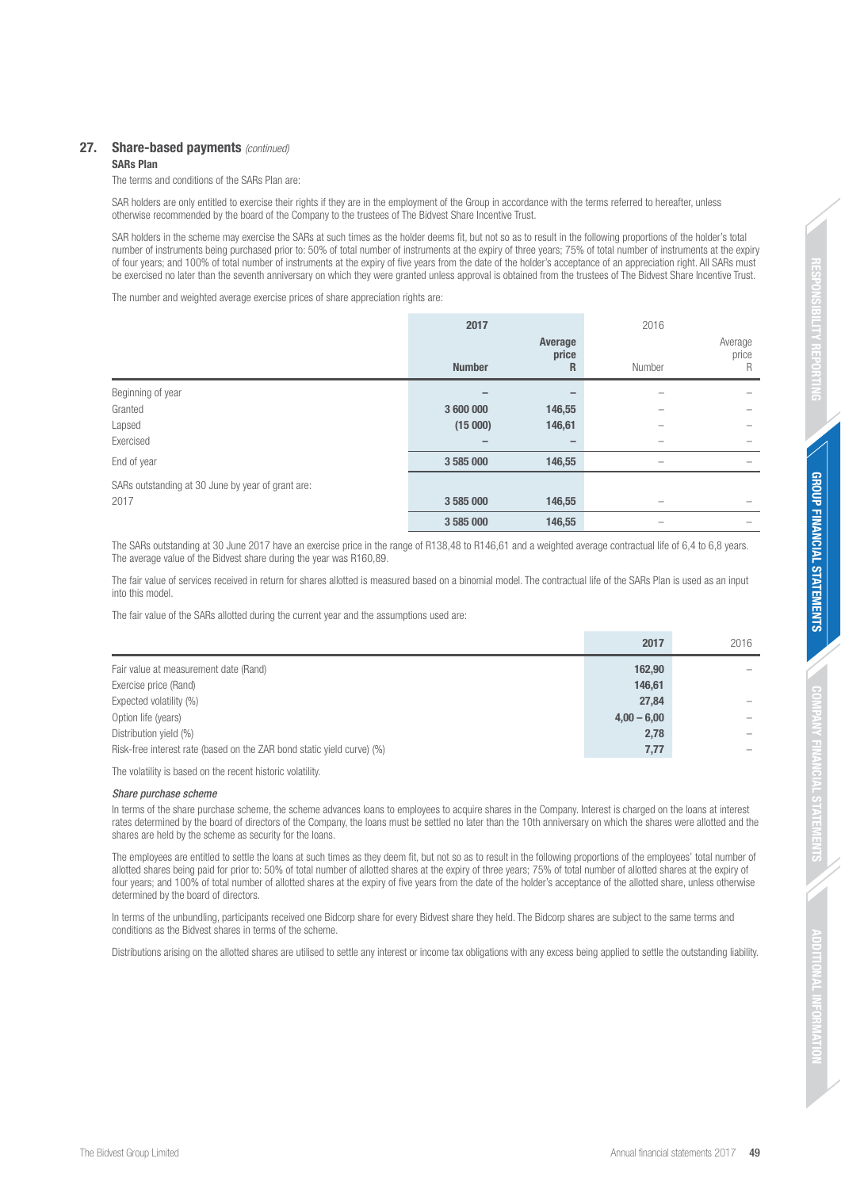## 27. Share-based payments *(continued)*

### SARs Plan

The terms and conditions of the SARs Plan are:

SAR holders are only entitled to exercise their rights if they are in the employment of the Group in accordance with the terms referred to hereafter, unless otherwise recommended by the board of the Company to the trustees of The Bidvest Share Incentive Trust.

SAR holders in the scheme may exercise the SARs at such times as the holder deems fit, but not so as to result in the following proportions of the holder's total number of instruments being purchased prior to: 50% of total number of instruments at the expiry of three years; 75% of total number of instruments at the expiry of four years; and 100% of total number of instruments at the expiry of five years from the date of the holder's acceptance of an appreciation right. All SARs must be exercised no later than the seventh anniversary on which they were granted unless approval is obtained from the trustees of The Bidvest Share Incentive Trust.

The number and weighted average exercise prices of share appreciation rights are:

| | 2017 | | 2016 | |
|---|---|---|---|---|
| | **Number** | **Average price R** | Number | Average price R |
| Beginning of year | – | – | – | – |
| Granted | 3 600 000 | 146,55 | – | – |
| Lapsed | (15 000) | 146,61 | – | – |
| Exercised | – | – | – | – |
| End of year | 3 585 000 | 146,55 | – | – |
| SARs outstanding at 30 June by year of grant are: | | | | |
| 2017 | 3 585 000 | 146,55 | – | – |
| | 3 585 000 | 146,55 | – | – |

The SARs outstanding at 30 June 2017 have an exercise price in the range of R138,48 to R146,61 and a weighted average contractual life of 6,4 to 6,8 years. The average value of the Bidvest share during the year was R160,89.

The fair value of services received in return for shares allotted is measured based on a binomial model. The contractual life of the SARs Plan is used as an input into this model.

The fair value of the SARs allotted during the current year and the assumptions used are:

| | 2017 | 2016 |
|---|---|---|
| Fair value at measurement date (Rand) | 162,90 | – |
| Exercise price (Rand) | 146,61 | |
| Expected volatility (%) | 27,84 | – |
| Option life (years) | 4,00 – 6,00 | – |
| Distribution yield (%) | 2,78 | – |
| Risk-free interest rate (based on the ZAR bond static yield curve) (%) | 7,77 | – |

The volatility is based on the recent historic volatility.

*Share purchase scheme*

In terms of the share purchase scheme, the scheme advances loans to employees to acquire shares in the Company. Interest is charged on the loans at interest rates determined by the board of directors of the Company, the loans must be settled no later than the 10th anniversary on which the shares were allotted and the shares are held by the scheme as security for the loans.

The employees are entitled to settle the loans at such times as they deem fit, but not so as to result in the following proportions of the employees' total number of allotted shares being paid for prior to: 50% of total number of allotted shares at the expiry of three years; 75% of total number of allotted shares at the expiry of four years; and 100% of total number of allotted shares at the expiry of five years from the date of the holder's acceptance of the allotted share, unless otherwise determined by the board of directors.

In terms of the unbundling, participants received one Bidcorp share for every Bidvest share they held. The Bidcorp shares are subject to the same terms and conditions as the Bidvest shares in terms of the scheme.

Distributions arising on the allotted shares are utilised to settle any interest or income tax obligations with any excess being applied to settle the outstanding liability.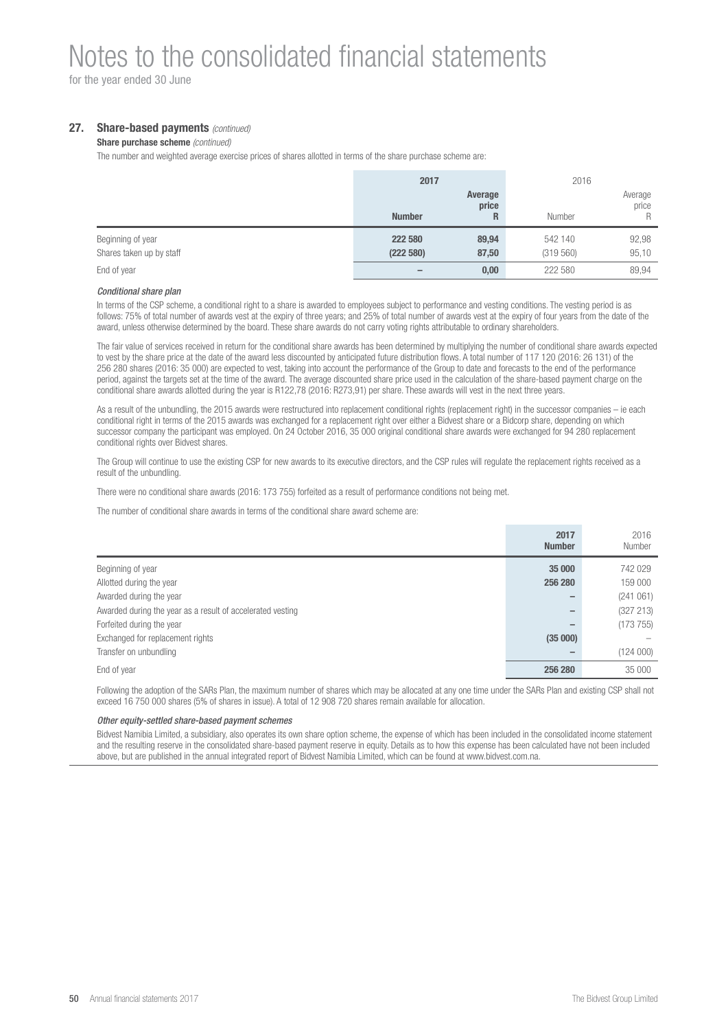## 27. Share-based payments *(continued)*

**Share purchase scheme** *(continued)*

The number and weighted average exercise prices of shares allotted in terms of the share purchase scheme are:

| | 2017 | | 2016 | |
|---|---|---|---|---|
| | **Number** | **Average price R** | Number | Average price R |
| Beginning of year | **222 580** | **89,94** | 542 140 | 92,98 |
| Shares taken up by staff | **(222 580)** | **87,50** | (319 560) | 95,10 |
| End of year | **–** | **0,00** | 222 580 | 89,94 |

*Conditional share plan*

In terms of the CSP scheme, a conditional right to a share is awarded to employees subject to performance and vesting conditions. The vesting period is as follows: 75% of total number of awards vest at the expiry of three years; and 25% of total number of awards vest at the expiry of four years from the date of the award, unless otherwise determined by the board. These share awards do not carry voting rights attributable to ordinary shareholders.

The fair value of services received in return for the conditional share awards has been determined by multiplying the number of conditional share awards expected to vest by the share price at the date of the award less discounted by anticipated future distribution flows. A total number of 117 120 (2016: 26 131) of the 256 280 shares (2016: 35 000) are expected to vest, taking into account the performance of the Group to date and forecasts to the end of the performance period, against the targets set at the time of the award. The average discounted share price used in the calculation of the share-based payment charge on the conditional share awards allotted during the year is R122,78 (2016: R273,91) per share. These awards will vest in the next three years.

As a result of the unbundling, the 2015 awards were restructured into replacement conditional rights (replacement right) in the successor companies – ie each conditional right in terms of the 2015 awards was exchanged for a replacement right over either a Bidvest share or a Bidcorp share, depending on which successor company the participant was employed. On 24 October 2016, 35 000 original conditional share awards were exchanged for 94 280 replacement conditional rights over Bidvest shares.

The Group will continue to use the existing CSP for new awards to its executive directors, and the CSP rules will regulate the replacement rights received as a result of the unbundling.

There were no conditional share awards (2016: 173 755) forfeited as a result of performance conditions not being met.

The number of conditional share awards in terms of the conditional share award scheme are:

| | 2017 Number | 2016 Number |
|---|---|---|
| Beginning of year | **35 000** | 742 029 |
| Allotted during the year | **256 280** | 159 000 |
| Awarded during the year | **–** | (241 061) |
| Awarded during the year as a result of accelerated vesting | **–** | (327 213) |
| Forfeited during the year | **–** | (173 755) |
| Exchanged for replacement rights | **(35 000)** | – |
| Transfer on unbundling | **–** | (124 000) |
| End of year | **256 280** | 35 000 |

Following the adoption of the SARs Plan, the maximum number of shares which may be allocated at any one time under the SARs Plan and existing CSP shall not exceed 16 750 000 shares (5% of shares in issue). A total of 12 908 720 shares remain available for allocation.

*Other equity-settled share-based payment schemes*

Bidvest Namibia Limited, a subsidiary, also operates its own share option scheme, the expense of which has been included in the consolidated income statement and the resulting reserve in the consolidated share-based payment reserve in equity. Details as to how this expense has been calculated have not been included above, but are published in the annual integrated report of Bidvest Namibia Limited, which can be found at www.bidvest.com.na.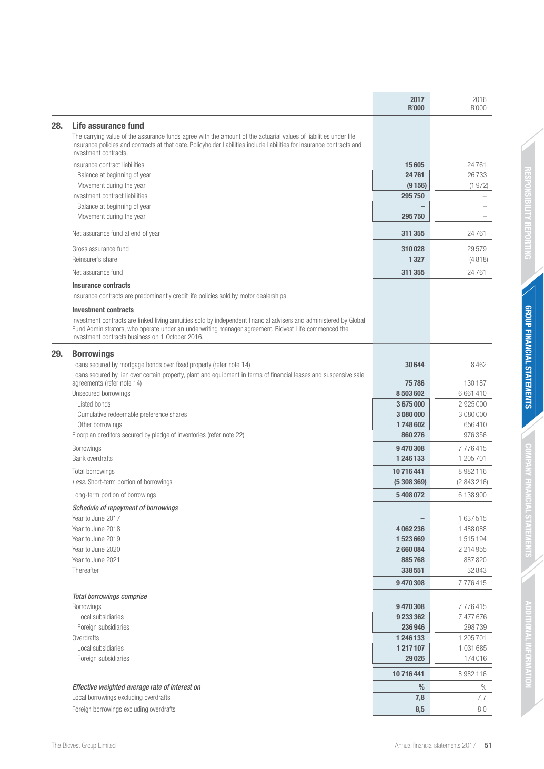| | 2017 R'000 | 2016 R'000 |
|---|---|---|
| **28. Life assurance fund** | | |
| The carrying value of the assurance funds agree with the amount of the actuarial values of liabilities under life insurance policies and contracts at that date. Policyholder liabilities include liabilities for insurance contracts and investment contracts. | | |
| Insurance contract liabilities | **15 605** | 24 761 |
| Balance at beginning of year | **24 761** | 26 733 |
| Movement during the year | **(9 156)** | (1 972) |
| Investment contract liabilities | **295 750** | – |
| Balance at beginning of year | **–** | – |
| Movement during the year | **295 750** | – |
| Net assurance fund at end of year | **311 355** | 24 761 |
| Gross assurance fund | **310 028** | 29 579 |
| Reinsurer's share | **1 327** | (4 818) |
| Net assurance fund | **311 355** | 24 761 |

**Insurance contracts**

Insurance contracts are predominantly credit life policies sold by motor dealerships.

**Investment contracts**

Investment contracts are linked living annuities sold by independent financial advisers and administered by Global Fund Administrators, who operate under an underwriting manager agreement. Bidvest Life commenced the investment contracts business on 1 October 2016.

| | 2017 R'000 | 2016 R'000 |
|---|---|---|
| **29. Borrowings** | | |
| Loans secured by mortgage bonds over fixed property (refer note 14) | **30 644** | 8 462 |
| Loans secured by lien over certain property, plant and equipment in terms of financial leases and suspensive sale agreements (refer note 14) | **75 786** | 130 187 |
| Unsecured borrowings | **8 503 602** | 6 661 410 |
| Listed bonds | **3 675 000** | 2 925 000 |
| Cumulative redeemable preference shares | **3 080 000** | 3 080 000 |
| Other borrowings | **1 748 602** | 656 410 |
| Floorplan creditors secured by pledge of inventories (refer note 22) | **860 276** | 976 356 |
| Borrowings | **9 470 308** | 7 776 415 |
| Bank overdrafts | **1 246 133** | 1 205 701 |
| Total borrowings | **10 716 441** | 8 982 116 |
| *Less:* Short-term portion of borrowings | **(5 308 369)** | (2 843 216) |
| Long-term portion of borrowings | **5 408 072** | 6 138 900 |
| ***Schedule of repayment of borrowings*** | | |
| Year to June 2017 | **–** | 1 637 515 |
| Year to June 2018 | **4 062 236** | 1 488 088 |
| Year to June 2019 | **1 523 669** | 1 515 194 |
| Year to June 2020 | **2 660 084** | 2 214 955 |
| Year to June 2021 | **885 768** | 887 820 |
| Thereafter | **338 551** | 32 843 |
| | **9 470 308** | 7 776 415 |
| ***Total borrowings comprise*** | | |
| Borrowings | **9 470 308** | 7 776 415 |
| Local subsidiaries | **9 233 362** | 7 477 676 |
| Foreign subsidiaries | **236 946** | 298 739 |
| Overdrafts | **1 246 133** | 1 205 701 |
| Local subsidiaries | **1 217 107** | 1 031 685 |
| Foreign subsidiaries | **29 026** | 174 016 |
| | **10 716 441** | 8 982 116 |
| ***Effective weighted average rate of interest on*** | **%** | % |
| Local borrowings excluding overdrafts | **7,8** | 7,7 |
| Foreign borrowings excluding overdrafts | **8,5** | 8,0 |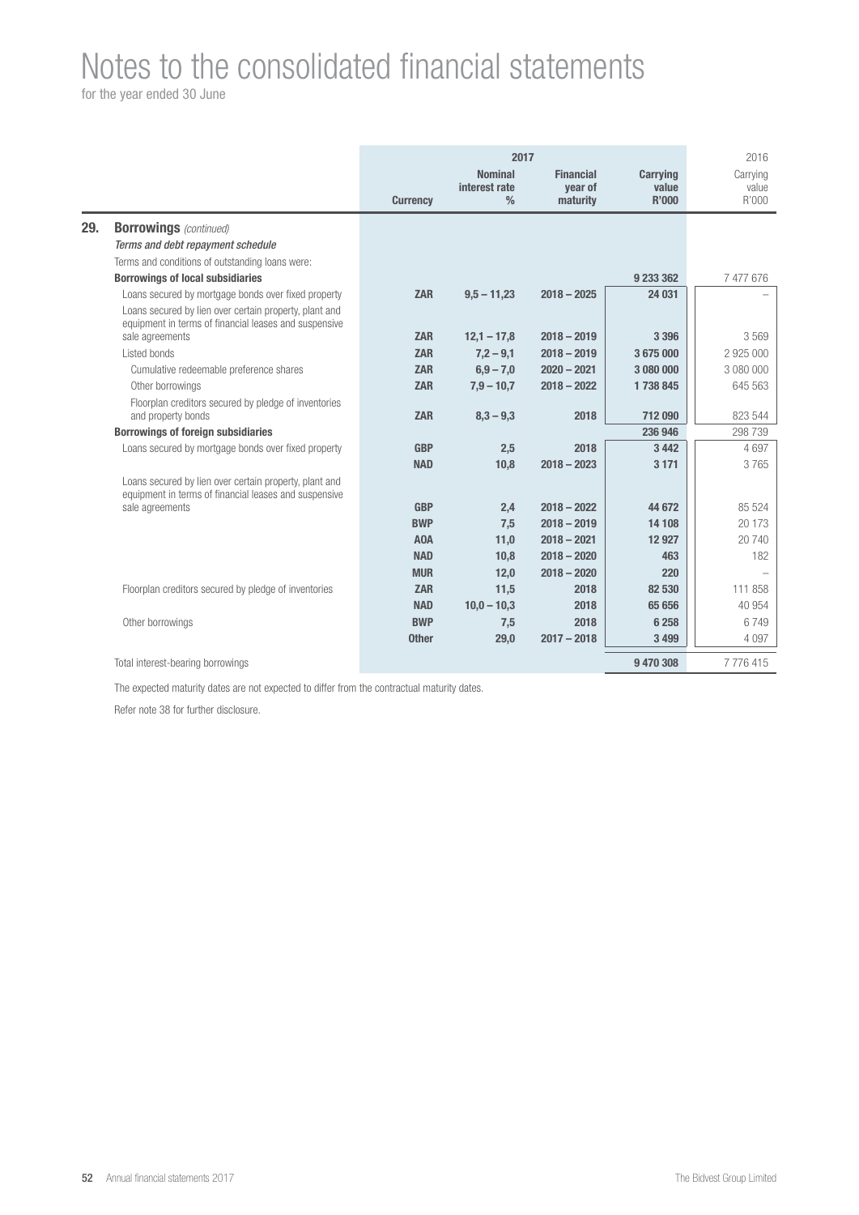# Notes to the consolidated financial statements

for the year ended 30 June

| | Currency | 2017 Nominal interest rate % | 2017 Financial year of maturity | 2017 Carrying value R'000 | 2016 Carrying value R'000 |
|---|---|---|---|---|---|
| **29. Borrowings** *(continued)* | | | | | |
| *Terms and debt repayment schedule* | | | | | |
| Terms and conditions of outstanding loans were: | | | | | |
| **Borrowings of local subsidiaries** | | | | **9 233 362** | 7 477 676 |
| Loans secured by mortgage bonds over fixed property | **ZAR** | **9,5 – 11,23** | **2018 – 2025** | **24 031** | – |
| Loans secured by lien over certain property, plant and equipment in terms of financial leases and suspensive sale agreements | **ZAR** | **12,1 – 17,8** | **2018 – 2019** | **3 396** | 3 569 |
| Listed bonds | **ZAR** | **7,2 – 9,1** | **2018 – 2019** | **3 675 000** | 2 925 000 |
| Cumulative redeemable preference shares | **ZAR** | **6,9 – 7,0** | **2020 – 2021** | **3 080 000** | 3 080 000 |
| Other borrowings | **ZAR** | **7,9 – 10,7** | **2018 – 2022** | **1 738 845** | 645 563 |
| Floorplan creditors secured by pledge of inventories and property bonds | **ZAR** | **8,3 – 9,3** | **2018** | **712 090** | 823 544 |
| **Borrowings of foreign subsidiaries** | | | | **236 946** | 298 739 |
| Loans secured by mortgage bonds over fixed property | **GBP** | **2,5** | **2018** | **3 442** | 4 697 |
| | **NAD** | **10,8** | **2018 – 2023** | **3 171** | 3 765 |
| Loans secured by lien over certain property, plant and equipment in terms of financial leases and suspensive sale agreements | **GBP** | **2,4** | **2018 – 2022** | **44 672** | 85 524 |
| | **BWP** | **7,5** | **2018 – 2019** | **14 108** | 20 173 |
| | **AOA** | **11,0** | **2018 – 2021** | **12 927** | 20 740 |
| | **NAD** | **10,8** | **2018 – 2020** | **463** | 182 |
| | **MUR** | **12,0** | **2018 – 2020** | **220** | – |
| Floorplan creditors secured by pledge of inventories | **ZAR** | **11,5** | **2018** | **82 530** | 111 858 |
| | **NAD** | **10,0 – 10,3** | **2018** | **65 656** | 40 954 |
| Other borrowings | **BWP** | **7,5** | **2018** | **6 258** | 6 749 |
| | **Other** | **29,0** | **2017 – 2018** | **3 499** | 4 097 |
| Total interest-bearing borrowings | | | | **9 470 308** | 7 776 415 |

The expected maturity dates are not expected to differ from the contractual maturity dates.

Refer note 38 for further disclosure.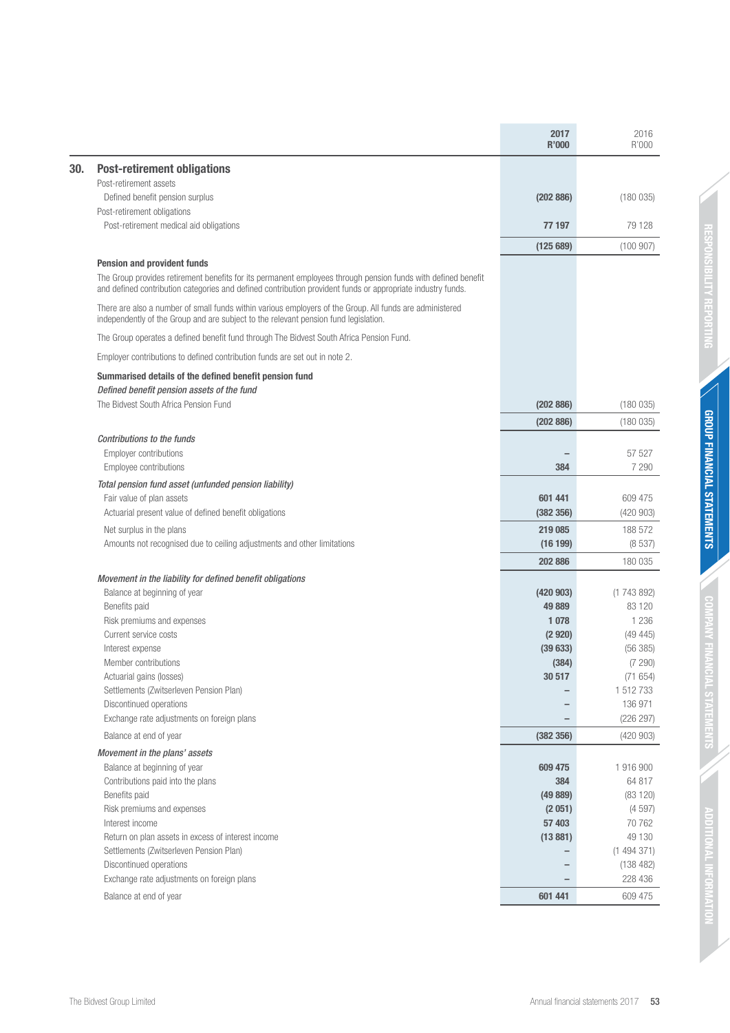| | | 2017 R'000 | 2016 R'000 |
|---|---|---|---|
| **30.** | **Post-retirement obligations** | | |
| | Post-retirement assets | | |
| | Defined benefit pension surplus | **(202 886)** | (180 035) |
| | Post-retirement obligations | | |
| | Post-retirement medical aid obligations | **77 197** | 79 128 |
| | | **(125 689)** | (100 907) |

**Pension and provident funds**

The Group provides retirement benefits for its permanent employees through pension funds with defined benefit and defined contribution categories and defined contribution provident funds or appropriate industry funds.

There are also a number of small funds within various employers of the Group. All funds are administered independently of the Group and are subject to the relevant pension fund legislation.

The Group operates a defined benefit fund through The Bidvest South Africa Pension Fund.

Employer contributions to defined contribution funds are set out in note 2.

**Summarised details of the defined benefit pension fund**

| | 2017 R'000 | 2016 R'000 |
|---|---|---|
| ***Defined benefit pension assets of the fund*** | | |
| The Bidvest South Africa Pension Fund | **(202 886)** | (180 035) |
| | **(202 886)** | (180 035) |
| ***Contributions to the funds*** | | |
| Employer contributions | **–** | 57 527 |
| Employee contributions | **384** | 7 290 |
| ***Total pension fund asset (unfunded pension liability)*** | | |
| Fair value of plan assets | **601 441** | 609 475 |
| Actuarial present value of defined benefit obligations | **(382 356)** | (420 903) |
| Net surplus in the plans | **219 085** | 188 572 |
| Amounts not recognised due to ceiling adjustments and other limitations | **(16 199)** | (8 537) |
| | **202 886** | 180 035 |
| ***Movement in the liability for defined benefit obligations*** | | |
| Balance at beginning of year | **(420 903)** | (1 743 892) |
| Benefits paid | **49 889** | 83 120 |
| Risk premiums and expenses | **1 078** | 1 236 |
| Current service costs | **(2 920)** | (49 445) |
| Interest expense | **(39 633)** | (56 385) |
| Member contributions | **(384)** | (7 290) |
| Actuarial gains (losses) | **30 517** | (71 654) |
| Settlements (Zwitserleven Pension Plan) | **–** | 1 512 733 |
| Discontinued operations | **–** | 136 971 |
| Exchange rate adjustments on foreign plans | **–** | (226 297) |
| Balance at end of year | **(382 356)** | (420 903) |
| ***Movement in the plans' assets*** | | |
| Balance at beginning of year | **609 475** | 1 916 900 |
| Contributions paid into the plans | **384** | 64 817 |
| Benefits paid | **(49 889)** | (83 120) |
| Risk premiums and expenses | **(2 051)** | (4 597) |
| Interest income | **57 403** | 70 762 |
| Return on plan assets in excess of interest income | **(13 881)** | 49 130 |
| Settlements (Zwitserleven Pension Plan) | **–** | (1 494 371) |
| Discontinued operations | **–** | (138 482) |
| Exchange rate adjustments on foreign plans | **–** | 228 436 |
| Balance at end of year | **601 441** | 609 475 |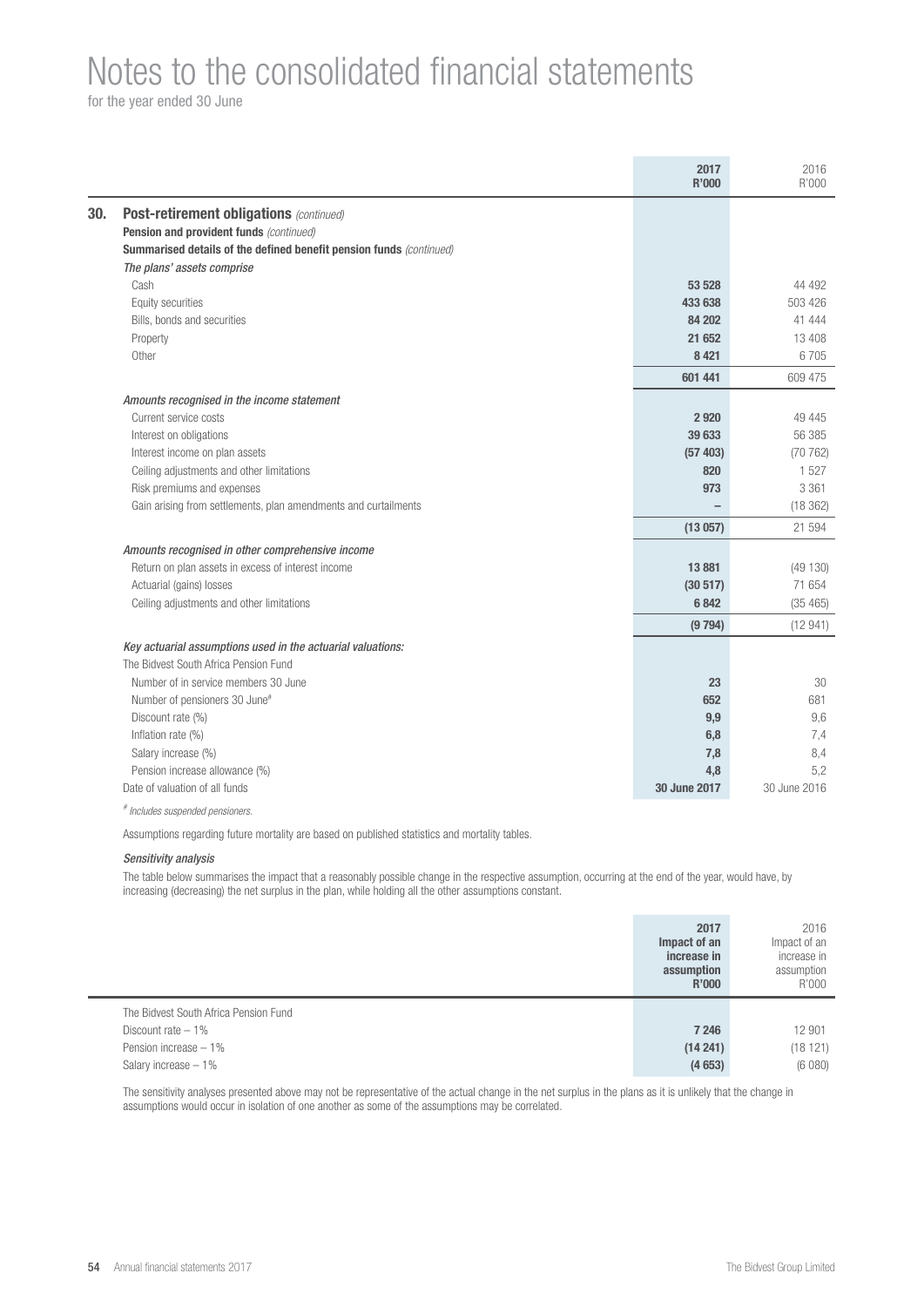# Notes to the consolidated financial statements

for the year ended 30 June

| | 2017 R'000 | 2016 R'000 |
|---|---|---|
| **30. Post-retirement obligations** *(continued)* | | |
| **Pension and provident funds** *(continued)* | | |
| **Summarised details of the defined benefit pension funds** *(continued)* | | |
| ***The plans' assets comprise*** | | |
| Cash | **53 528** | 44 492 |
| Equity securities | **433 638** | 503 426 |
| Bills, bonds and securities | **84 202** | 41 444 |
| Property | **21 652** | 13 408 |
| Other | **8 421** | 6 705 |
| | **601 441** | 609 475 |
| *Amounts recognised in the income statement* | | |
| Current service costs | **2 920** | 49 445 |
| Interest on obligations | **39 633** | 56 385 |
| Interest income on plan assets | **(57 403)** | (70 762) |
| Ceiling adjustments and other limitations | **820** | 1 527 |
| Risk premiums and expenses | **973** | 3 361 |
| Gain arising from settlements, plan amendments and curtailments | **–** | (18 362) |
| | **(13 057)** | 21 594 |
| *Amounts recognised in other comprehensive income* | | |
| Return on plan assets in excess of interest income | **13 881** | (49 130) |
| Actuarial (gains) losses | **(30 517)** | 71 654 |
| Ceiling adjustments and other limitations | **6 842** | (35 465) |
| | **(9 794)** | (12 941) |
| *Key actuarial assumptions used in the actuarial valuations:* | | |
| The Bidvest South Africa Pension Fund | | |
| Number of in service members 30 June | **23** | 30 |
| Number of pensioners 30 June[#] | **652** | 681 |
| Discount rate (%) | **9,9** | 9,6 |
| Inflation rate (%) | **6,8** | 7,4 |
| Salary increase (%) | **7,8** | 8,4 |
| Pension increase allowance (%) | **4,8** | 5,2 |
| Date of valuation of all funds | **30 June 2017** | 30 June 2016 |

[#] *Includes suspended pensioners.*

Assumptions regarding future mortality are based on published statistics and mortality tables.

*Sensitivity analysis*

The table below summarises the impact that a reasonably possible change in the respective assumption, occurring at the end of the year, would have, by increasing (decreasing) the net surplus in the plan, while holding all the other assumptions constant.

| | 2017 Impact of an increase in assumption R'000 | 2016 Impact of an increase in assumption R'000 |
|---|---|---|
| The Bidvest South Africa Pension Fund | | |
| Discount rate – 1% | **7 246** | 12 901 |
| Pension increase – 1% | **(14 241)** | (18 121) |
| Salary increase – 1% | **(4 653)** | (6 080) |

The sensitivity analyses presented above may not be representative of the actual change in the net surplus in the plans as it is unlikely that the change in assumptions would occur in isolation of one another as some of the assumptions may be correlated.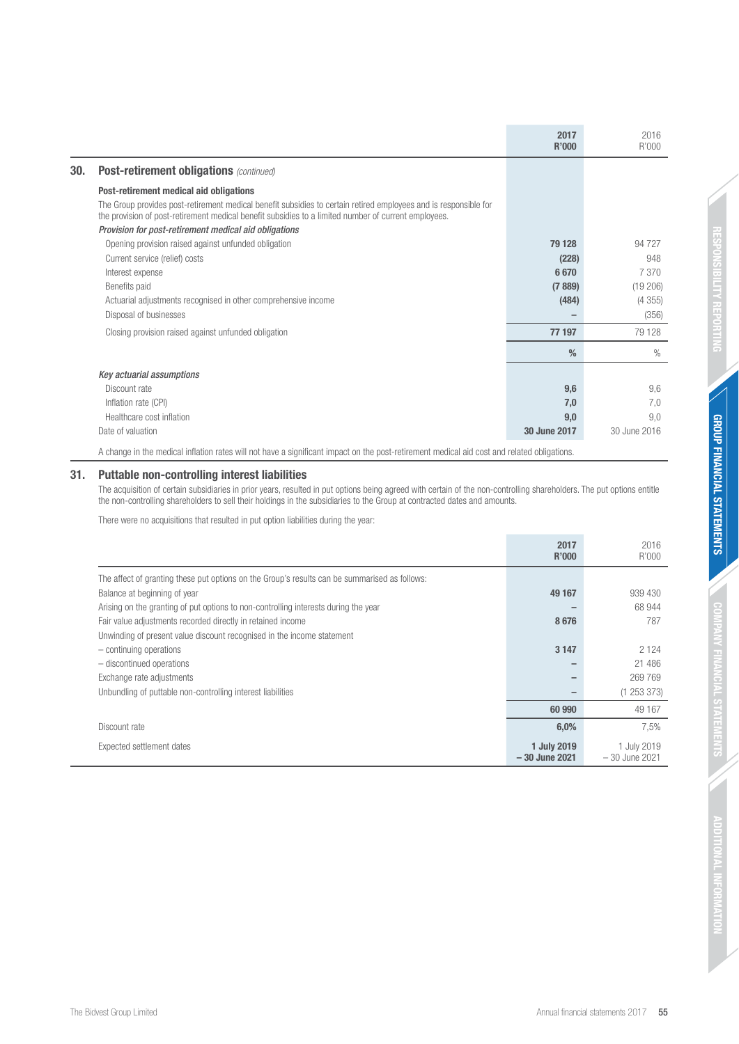|  | 2017 R'000 | 2016 R'000 |
|---|---|---|
| **30. Post-retirement obligations** *(continued)* | | |
| **Post-retirement medical aid obligations** | | |
| The Group provides post-retirement medical benefit subsidies to certain retired employees and is responsible for the provision of post-retirement medical benefit subsidies to a limited number of current employees. | | |
| *Provision for post-retirement medical aid obligations* | | |
| Opening provision raised against unfunded obligation | **79 128** | 94 727 |
| Current service (relief) costs | **(228)** | 948 |
| Interest expense | **6 670** | 7 370 |
| Benefits paid | **(7 889)** | (19 206) |
| Actuarial adjustments recognised in other comprehensive income | **(484)** | (4 355) |
| Disposal of businesses | **–** | (356) |
| Closing provision raised against unfunded obligation | **77 197** | 79 128 |
|  | **%** | % |
| *Key actuarial assumptions* | | |
| Discount rate | **9,6** | 9,6 |
| Inflation rate (CPI) | **7,0** | 7,0 |
| Healthcare cost inflation | **9,0** | 9,0 |
| Date of valuation | **30 June 2017** | 30 June 2016 |

A change in the medical inflation rates will not have a significant impact on the post-retirement medical aid cost and related obligations.

## 31. Puttable non-controlling interest liabilities

The acquisition of certain subsidiaries in prior years, resulted in put options being agreed with certain of the non-controlling shareholders. The put options entitle the non-controlling shareholders to sell their holdings in the subsidiaries to the Group at contracted dates and amounts.

There were no acquisitions that resulted in put option liabilities during the year:

|  | 2017 R'000 | 2016 R'000 |
|---|---|---|
| The affect of granting these put options on the Group's results can be summarised as follows: | | |
| Balance at beginning of year | **49 167** | 939 430 |
| Arising on the granting of put options to non-controlling interests during the year | **–** | 68 944 |
| Fair value adjustments recorded directly in retained income | **8 676** | 787 |
| Unwinding of present value discount recognised in the income statement | | |
| – continuing operations | **3 147** | 2 124 |
| – discontinued operations | **–** | 21 486 |
| Exchange rate adjustments | **–** | 269 769 |
| Unbundling of puttable non-controlling interest liabilities | **–** | (1 253 373) |
|  | **60 990** | 49 167 |
| Discount rate | **6,0%** | 7,5% |
| Expected settlement dates | **1 July 2019 – 30 June 2021** | 1 July 2019 – 30 June 2021 |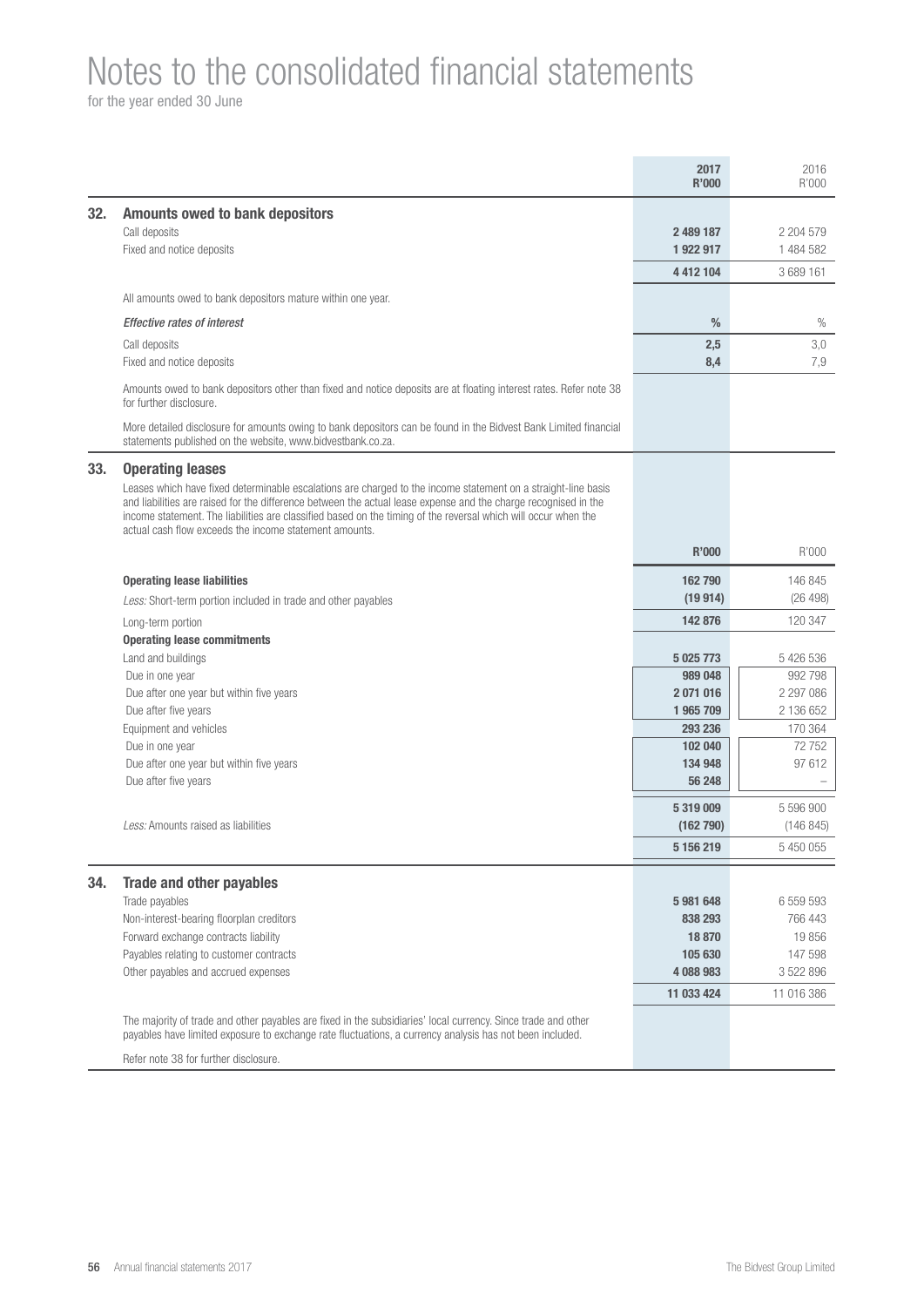# Notes to the consolidated financial statements

for the year ended 30 June

| | | 2017 R'000 | 2016 R'000 |
|---|---|---|---|
| **32.** | **Amounts owed to bank depositors** | | |
| | Call deposits | **2 489 187** | 2 204 579 |
| | Fixed and notice deposits | **1 922 917** | 1 484 582 |
| | | **4 412 104** | 3 689 161 |
| | All amounts owed to bank depositors mature within one year. | | |
| | *Effective rates of interest* | **%** | % |
| | Call deposits | **2,5** | 3,0 |
| | Fixed and notice deposits | **8,4** | 7,9 |
| | Amounts owed to bank depositors other than fixed and notice deposits are at floating interest rates. Refer note 38 for further disclosure. | | |
| | More detailed disclosure for amounts owing to bank depositors can be found in the Bidvest Bank Limited financial statements published on the website, www.bidvestbank.co.za. | | |
| **33.** | **Operating leases** | | |
| | Leases which have fixed determinable escalations are charged to the income statement on a straight-line basis and liabilities are raised for the difference between the actual lease expense and the charge recognised in the income statement. The liabilities are classified based on the timing of the reversal which will occur when the actual cash flow exceeds the income statement amounts. | | |
| | | **R'000** | R'000 |
| | **Operating lease liabilities** | **162 790** | 146 845 |
| | *Less:* Short-term portion included in trade and other payables | **(19 914)** | (26 498) |
| | Long-term portion | **142 876** | 120 347 |
| | **Operating lease commitments** | | |
| | Land and buildings | **5 025 773** | 5 426 536 |
| | Due in one year | **989 048** | 992 798 |
| | Due after one year but within five years | **2 071 016** | 2 297 086 |
| | Due after five years | **1 965 709** | 2 136 652 |
| | Equipment and vehicles | **293 236** | 170 364 |
| | Due in one year | **102 040** | 72 752 |
| | Due after one year but within five years | **134 948** | 97 612 |
| | Due after five years | **56 248** | – |
| | | **5 319 009** | 5 596 900 |
| | *Less:* Amounts raised as liabilities | **(162 790)** | (146 845) |
| | | **5 156 219** | 5 450 055 |
| **34.** | **Trade and other payables** | | |
| | Trade payables | **5 981 648** | 6 559 593 |
| | Non-interest-bearing floorplan creditors | **838 293** | 766 443 |
| | Forward exchange contracts liability | **18 870** | 19 856 |
| | Payables relating to customer contracts | **105 630** | 147 598 |
| | Other payables and accrued expenses | **4 088 983** | 3 522 896 |
| | | **11 033 424** | 11 016 386 |
| | The majority of trade and other payables are fixed in the subsidiaries' local currency. Since trade and other payables have limited exposure to exchange rate fluctuations, a currency analysis has not been included. | | |
| | Refer note 38 for further disclosure. | | |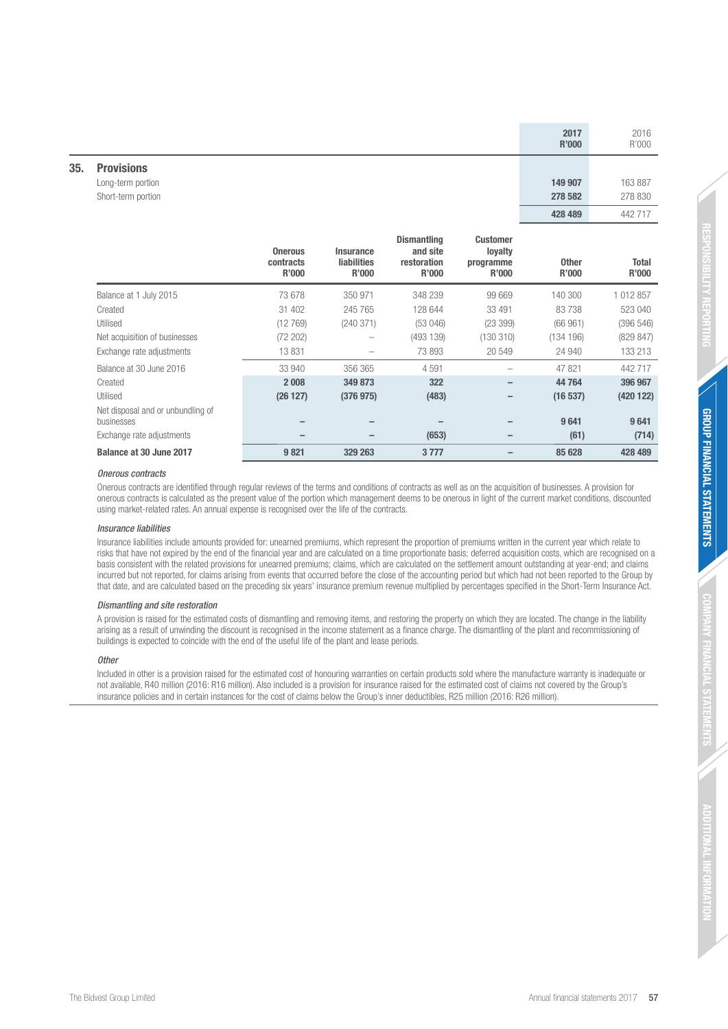## 35. Provisions

| | 2017 R'000 | 2016 R'000 |
|---|---|---|
| Long-term portion | **149 907** | 163 887 |
| Short-term portion | **278 582** | 278 830 |
| | **428 489** | 442 717 |

| | Onerous contracts R'000 | Insurance liabilities R'000 | Dismantling and site restoration R'000 | Customer loyalty programme R'000 | Other R'000 | Total R'000 |
|---|---|---|---|---|---|---|
| Balance at 1 July 2015 | 73 678 | 350 971 | 348 239 | 99 669 | 140 300 | 1 012 857 |
| Created | 31 402 | 245 765 | 128 644 | 33 491 | 83 738 | 523 040 |
| Utilised | (12 769) | (240 371) | (53 046) | (23 399) | (66 961) | (396 546) |
| Net acquisition of businesses | (72 202) | – | (493 139) | (130 310) | (134 196) | (829 847) |
| Exchange rate adjustments | 13 831 | – | 73 893 | 20 549 | 24 940 | 133 213 |
| Balance at 30 June 2016 | 33 940 | 356 365 | 4 591 | – | 47 821 | 442 717 |
| Created | **2 008** | **349 873** | **322** | **–** | **44 764** | **396 967** |
| Utilised | **(26 127)** | **(376 975)** | **(483)** | **–** | **(16 537)** | **(420 122)** |
| Net disposal and or unbundling of businesses | **–** | **–** | **–** | **–** | **9 641** | **9 641** |
| Exchange rate adjustments | **–** | **–** | **(653)** | **–** | **(61)** | **(714)** |
| **Balance at 30 June 2017** | **9 821** | **329 263** | **3 777** | **–** | **85 628** | **428 489** |

*Onerous contracts*

Onerous contracts are identified through regular reviews of the terms and conditions of contracts as well as on the acquisition of businesses. A provision for onerous contracts is calculated as the present value of the portion which management deems to be onerous in light of the current market conditions, discounted using market-related rates. An annual expense is recognised over the life of the contracts.

*Insurance liabilities*

Insurance liabilities include amounts provided for: unearned premiums, which represent the proportion of premiums written in the current year which relate to risks that have not expired by the end of the financial year and are calculated on a time proportionate basis; deferred acquisition costs, which are recognised on a basis consistent with the related provisions for unearned premiums; claims, which are calculated on the settlement amount outstanding at year-end; and claims incurred but not reported, for claims arising from events that occurred before the close of the accounting period but which had not been reported to the Group by that date, and are calculated based on the preceding six years' insurance premium revenue multiplied by percentages specified in the Short-Term Insurance Act.

*Dismantling and site restoration*

A provision is raised for the estimated costs of dismantling and removing items, and restoring the property on which they are located. The change in the liability arising as a result of unwinding the discount is recognised in the income statement as a finance charge. The dismantling of the plant and recommissioning of buildings is expected to coincide with the end of the useful life of the plant and lease periods.

*Other*

Included in other is a provision raised for the estimated cost of honouring warranties on certain products sold where the manufacture warranty is inadequate or not available, R40 million (2016: R16 million). Also included is a provision for insurance raised for the estimated cost of claims not covered by the Group's insurance policies and in certain instances for the cost of claims below the Group's inner deductibles, R25 million (2016: R26 million).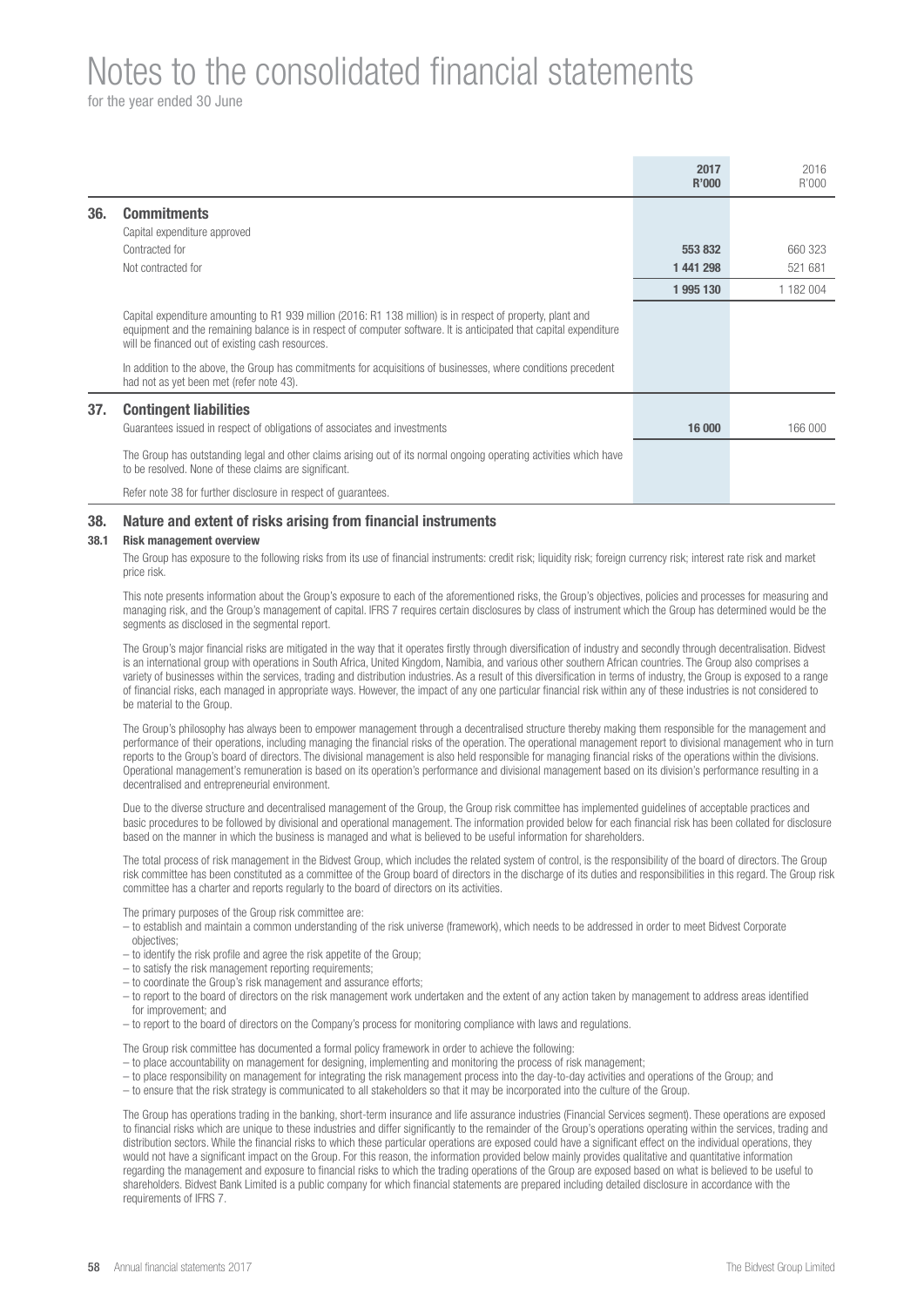# Notes to the consolidated financial statements

for the year ended 30 June

| | | 2017 R'000 | 2016 R'000 |
|---|---|---|---|
| **36.** | **Commitments** | | |
| | Capital expenditure approved | | |
| | Contracted for | **553 832** | 660 323 |
| | Not contracted for | **1 441 298** | 521 681 |
| | | **1 995 130** | 1 182 004 |
| | Capital expenditure amounting to R1 939 million (2016: R1 138 million) is in respect of property, plant and equipment and the remaining balance is in respect of computer software. It is anticipated that capital expenditure will be financed out of existing cash resources. | | |
| | In addition to the above, the Group has commitments for acquisitions of businesses, where conditions precedent had not as yet been met (refer note 43). | | |
| **37.** | **Contingent liabilities** | | |
| | Guarantees issued in respect of obligations of associates and investments | **16 000** | 166 000 |
| | The Group has outstanding legal and other claims arising out of its normal ongoing operating activities which have to be resolved. None of these claims are significant. | | |
| | Refer note 38 for further disclosure in respect of guarantees. | | |

## 38. Nature and extent of risks arising from financial instruments

### 38.1 Risk management overview

The Group has exposure to the following risks from its use of financial instruments: credit risk; liquidity risk; foreign currency risk; interest rate risk and market price risk.

This note presents information about the Group's exposure to each of the aforementioned risks, the Group's objectives, policies and processes for measuring and managing risk, and the Group's management of capital. IFRS 7 requires certain disclosures by class of instrument which the Group has determined would be the segments as disclosed in the segmental report.

The Group's major financial risks are mitigated in the way that it operates firstly through diversification of industry and secondly through decentralisation. Bidvest is an international group with operations in South Africa, United Kingdom, Namibia, and various other southern African countries. The Group also comprises a variety of businesses within the services, trading and distribution industries. As a result of this diversification in terms of industry, the Group is exposed to a range of financial risks, each managed in appropriate ways. However, the impact of any one particular financial risk within any of these industries is not considered to be material to the Group.

The Group's philosophy has always been to empower management through a decentralised structure thereby making them responsible for the management and performance of their operations, including managing the financial risks of the operation. The operational management report to divisional management who in turn reports to the Group's board of directors. The divisional management is also held responsible for managing financial risks of the operations within the divisions. Operational management's remuneration is based on its operation's performance and divisional management based on its division's performance resulting in a decentralised and entrepreneurial environment.

Due to the diverse structure and decentralised management of the Group, the Group risk committee has implemented guidelines of acceptable practices and basic procedures to be followed by divisional and operational management. The information provided below for each financial risk has been collated for disclosure based on the manner in which the business is managed and what is believed to be useful information for shareholders.

The total process of risk management in the Bidvest Group, which includes the related system of control, is the responsibility of the board of directors. The Group risk committee has been constituted as a committee of the Group board of directors in the discharge of its duties and responsibilities in this regard. The Group risk committee has a charter and reports regularly to the board of directors on its activities.

The primary purposes of the Group risk committee are:

– to establish and maintain a common understanding of the risk universe (framework), which needs to be addressed in order to meet Bidvest Corporate objectives;
– to identify the risk profile and agree the risk appetite of the Group;
– to satisfy the risk management reporting requirements;
– to coordinate the Group's risk management and assurance efforts;
– to report to the board of directors on the risk management work undertaken and the extent of any action taken by management to address areas identified for improvement; and
– to report to the board of directors on the Company's process for monitoring compliance with laws and regulations.

The Group risk committee has documented a formal policy framework in order to achieve the following:

– to place accountability on management for designing, implementing and monitoring the process of risk management;
– to place responsibility on management for integrating the risk management process into the day-to-day activities and operations of the Group; and
– to ensure that the risk strategy is communicated to all stakeholders so that it may be incorporated into the culture of the Group.

The Group has operations trading in the banking, short-term insurance and life assurance industries (Financial Services segment). These operations are exposed to financial risks which are unique to these industries and differ significantly to the remainder of the Group's operations operating within the services, trading and distribution sectors. While the financial risks to which these particular operations are exposed could have a significant effect on the individual operations, they would not have a significant impact on the Group. For this reason, the information provided below mainly provides qualitative and quantitative information regarding the management and exposure to financial risks to which the trading operations of the Group are exposed based on what is believed to be useful to shareholders. Bidvest Bank Limited is a public company for which financial statements are prepared including detailed disclosure in accordance with the requirements of IFRS 7.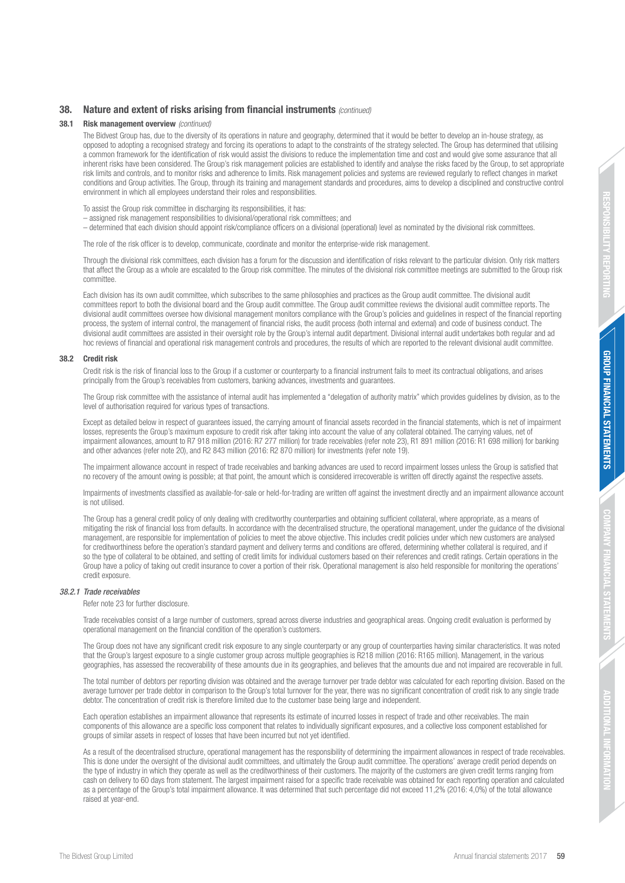## 38. Nature and extent of risks arising from financial instruments *(continued)*

### 38.1 Risk management overview *(continued)*

The Bidvest Group has, due to the diversity of its operations in nature and geography, determined that it would be better to develop an in-house strategy, as opposed to adopting a recognised strategy and forcing its operations to adapt to the constraints of the strategy selected. The Group has determined that utilising a common framework for the identification of risk would assist the divisions to reduce the implementation time and cost and would give some assurance that all inherent risks have been considered. The Group's risk management policies are established to identify and analyse the risks faced by the Group, to set appropriate risk limits and controls, and to monitor risks and adherence to limits. Risk management policies and systems are reviewed regularly to reflect changes in market conditions and Group activities. The Group, through its training and management standards and procedures, aims to develop a disciplined and constructive control environment in which all employees understand their roles and responsibilities.

To assist the Group risk committee in discharging its responsibilities, it has:

– assigned risk management responsibilities to divisional/operational risk committees; and

– determined that each division should appoint risk/compliance officers on a divisional (operational) level as nominated by the divisional risk committees.

The role of the risk officer is to develop, communicate, coordinate and monitor the enterprise-wide risk management.

Through the divisional risk committees, each division has a forum for the discussion and identification of risks relevant to the particular division. Only risk matters that affect the Group as a whole are escalated to the Group risk committee. The minutes of the divisional risk committee meetings are submitted to the Group risk committee.

Each division has its own audit committee, which subscribes to the same philosophies and practices as the Group audit committee. The divisional audit committees report to both the divisional board and the Group audit committee. The Group audit committee reviews the divisional audit committee reports. The divisional audit committees oversee how divisional management monitors compliance with the Group's policies and guidelines in respect of the financial reporting process, the system of internal control, the management of financial risks, the audit process (both internal and external) and code of business conduct. The divisional audit committees are assisted in their oversight role by the Group's internal audit department. Divisional internal audit undertakes both regular and ad hoc reviews of financial and operational risk management controls and procedures, the results of which are reported to the relevant divisional audit committee.

### 38.2 Credit risk

Credit risk is the risk of financial loss to the Group if a customer or counterparty to a financial instrument fails to meet its contractual obligations, and arises principally from the Group's receivables from customers, banking advances, investments and guarantees.

The Group risk committee with the assistance of internal audit has implemented a "delegation of authority matrix" which provides guidelines by division, as to the level of authorisation required for various types of transactions.

Except as detailed below in respect of guarantees issued, the carrying amount of financial assets recorded in the financial statements, which is net of impairment losses, represents the Group's maximum exposure to credit risk after taking into account the value of any collateral obtained. The carrying values, net of impairment allowances, amount to R7 918 million (2016: R7 277 million) for trade receivables (refer note 23), R1 891 million (2016: R1 698 million) for banking and other advances (refer note 20), and R2 843 million (2016: R2 870 million) for investments (refer note 19).

The impairment allowance account in respect of trade receivables and banking advances are used to record impairment losses unless the Group is satisfied that no recovery of the amount owing is possible; at that point, the amount which is considered irrecoverable is written off directly against the respective assets.

Impairments of investments classified as available-for-sale or held-for-trading are written off against the investment directly and an impairment allowance account is not utilised.

The Group has a general credit policy of only dealing with creditworthy counterparties and obtaining sufficient collateral, where appropriate, as a means of mitigating the risk of financial loss from defaults. In accordance with the decentralised structure, the operational management, under the guidance of the divisional management, are responsible for implementation of policies to meet the above objective. This includes credit policies under which new customers are analysed for creditworthiness before the operation's standard payment and delivery terms and conditions are offered, determining whether collateral is required, and if so the type of collateral to be obtained, and setting of credit limits for individual customers based on their references and credit ratings. Certain operations in the Group have a policy of taking out credit insurance to cover a portion of their risk. Operational management is also held responsible for monitoring the operations' credit exposure.

#### *38.2.1 Trade receivables*

Refer note 23 for further disclosure.

Trade receivables consist of a large number of customers, spread across diverse industries and geographical areas. Ongoing credit evaluation is performed by operational management on the financial condition of the operation's customers.

The Group does not have any significant credit risk exposure to any single counterparty or any group of counterparties having similar characteristics. It was noted that the Group's largest exposure to a single customer group across multiple geographies is R218 million (2016: R165 million). Management, in the various geographies, has assessed the recoverability of these amounts due in its geographies, and believes that the amounts due and not impaired are recoverable in full.

The total number of debtors per reporting division was obtained and the average turnover per trade debtor was calculated for each reporting division. Based on the average turnover per trade debtor in comparison to the Group's total turnover for the year, there was no significant concentration of credit risk to any single trade debtor. The concentration of credit risk is therefore limited due to the customer base being large and independent.

Each operation establishes an impairment allowance that represents its estimate of incurred losses in respect of trade and other receivables. The main components of this allowance are a specific loss component that relates to individually significant exposures, and a collective loss component established for groups of similar assets in respect of losses that have been incurred but not yet identified.

As a result of the decentralised structure, operational management has the responsibility of determining the impairment allowances in respect of trade receivables. This is done under the oversight of the divisional audit committees, and ultimately the Group audit committee. The operations' average credit period depends on the type of industry in which they operate as well as the creditworthiness of their customers. The majority of the customers are given credit terms ranging from cash on delivery to 60 days from statement. The largest impairment raised for a specific trade receivable was obtained for each reporting operation and calculated as a percentage of the Group's total impairment allowance. It was determined that such percentage did not exceed 11,2% (2016: 4,0%) of the total allowance raised at year-end.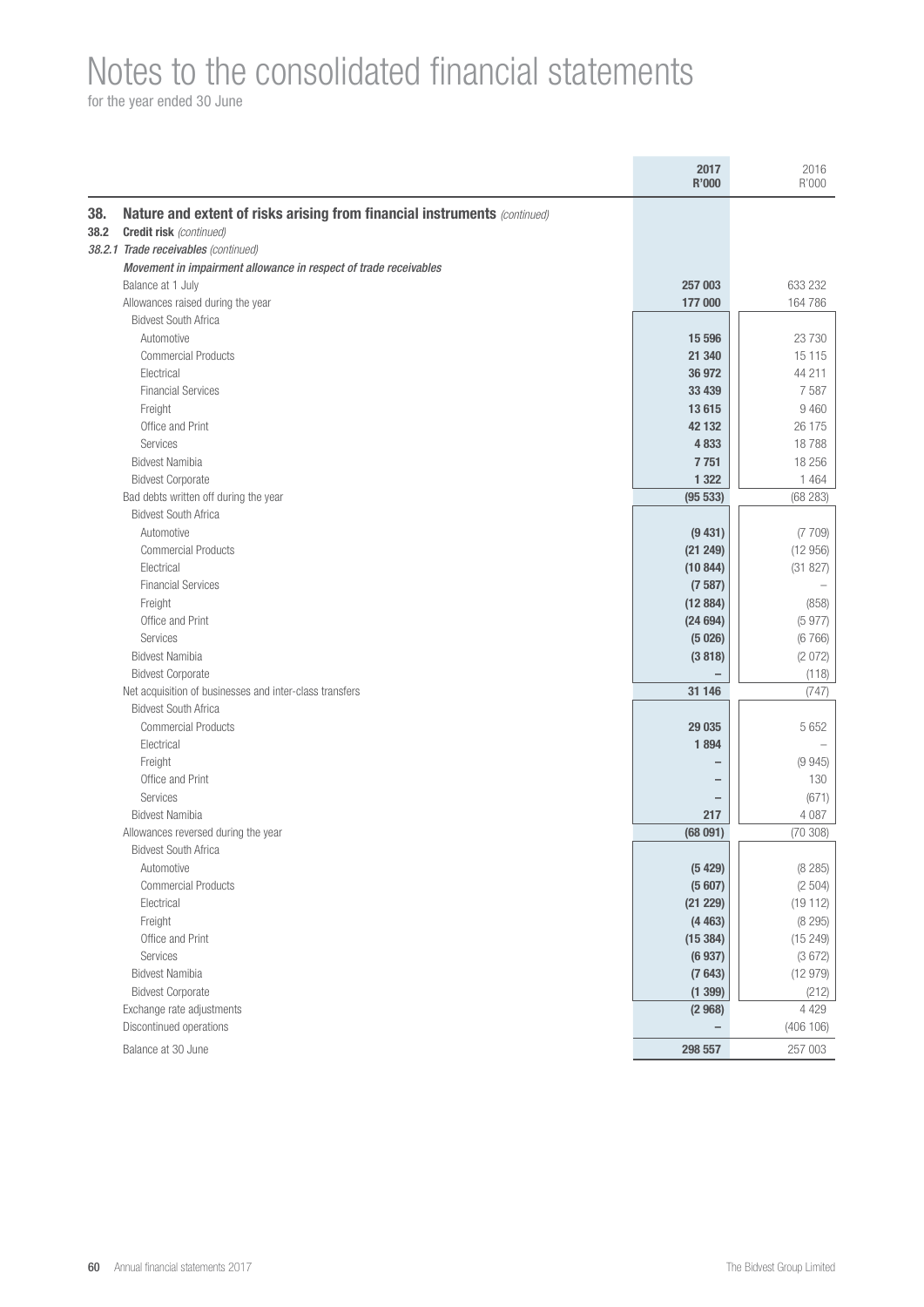# Notes to the consolidated financial statements

for the year ended 30 June

| | 2017 R'000 | 2016 R'000 |
|---|---|---|
| **38. Nature and extent of risks arising from financial instruments** *(continued)* | | |
| **38.2 Credit risk** *(continued)* | | |
| *38.2.1 Trade receivables (continued)* | | |
| *Movement in impairment allowance in respect of trade receivables* | | |
| Balance at 1 July | **257 003** | 633 232 |
| Allowances raised during the year | **177 000** | 164 786 |
| Bidvest South Africa | | |
| Automotive | **15 596** | 23 730 |
| Commercial Products | **21 340** | 15 115 |
| Electrical | **36 972** | 44 211 |
| Financial Services | **33 439** | 7 587 |
| Freight | **13 615** | 9 460 |
| Office and Print | **42 132** | 26 175 |
| Services | **4 833** | 18 788 |
| Bidvest Namibia | **7 751** | 18 256 |
| Bidvest Corporate | **1 322** | 1 464 |
| Bad debts written off during the year | **(95 533)** | (68 283) |
| Bidvest South Africa | | |
| Automotive | **(9 431)** | (7 709) |
| Commercial Products | **(21 249)** | (12 956) |
| Electrical | **(10 844)** | (31 827) |
| Financial Services | **(7 587)** | – |
| Freight | **(12 884)** | (858) |
| Office and Print | **(24 694)** | (5 977) |
| Services | **(5 026)** | (6 766) |
| Bidvest Namibia | **(3 818)** | (2 072) |
| Bidvest Corporate | **–** | (118) |
| Net acquisition of businesses and inter-class transfers | **31 146** | (747) |
| Bidvest South Africa | | |
| Commercial Products | **29 035** | 5 652 |
| Electrical | **1 894** | – |
| Freight | **–** | (9 945) |
| Office and Print | **–** | 130 |
| Services | **–** | (671) |
| Bidvest Namibia | **217** | 4 087 |
| Allowances reversed during the year | **(68 091)** | (70 308) |
| Bidvest South Africa | | |
| Automotive | **(5 429)** | (8 285) |
| Commercial Products | **(5 607)** | (2 504) |
| Electrical | **(21 229)** | (19 112) |
| Freight | **(4 463)** | (8 295) |
| Office and Print | **(15 384)** | (15 249) |
| Services | **(6 937)** | (3 672) |
| Bidvest Namibia | **(7 643)** | (12 979) |
| Bidvest Corporate | **(1 399)** | (212) |
| Exchange rate adjustments | **(2 968)** | 4 429 |
| Discontinued operations | **–** | (406 106) |
| Balance at 30 June | **298 557** | 257 003 |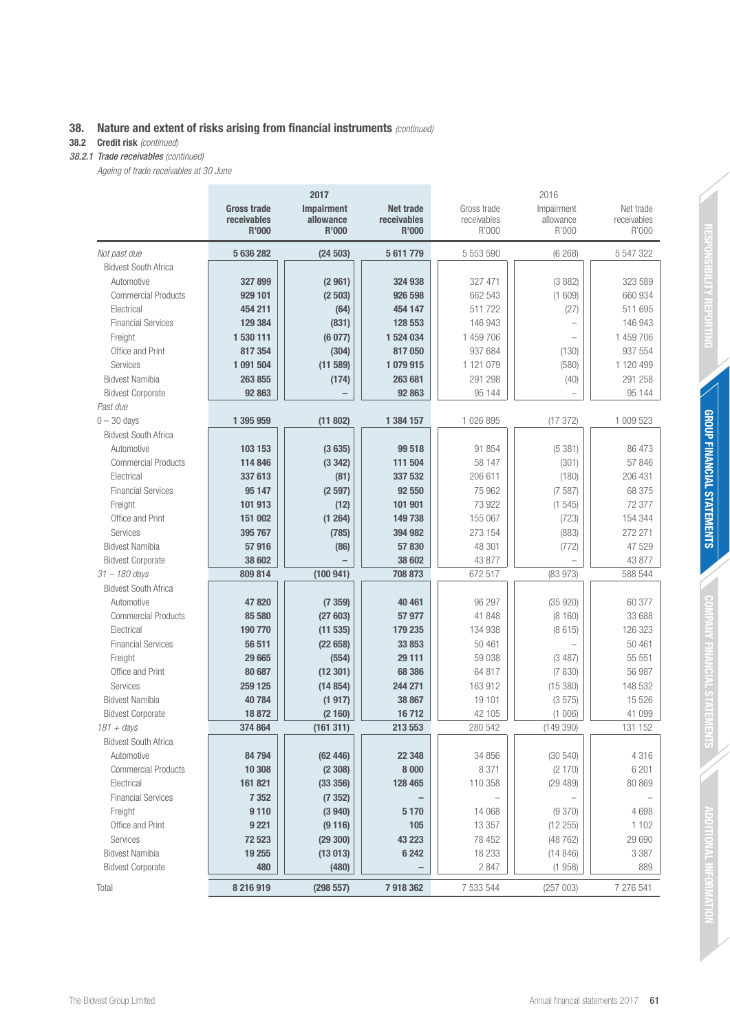## 38. Nature and extent of risks arising from financial instruments *(continued)*

### 38.2 Credit risk *(continued)*

#### 38.2.1 Trade receivables *(continued)*

*Ageing of trade receivables at 30 June*

| | 2017 | | | 2016 | | |
|---|---|---|---|---|---|---|
| | **Gross trade receivables R'000** | **Impairment allowance R'000** | **Net trade receivables R'000** | Gross trade receivables R'000 | Impairment allowance R'000 | Net trade receivables R'000 |
| *Not past due* | **5 636 282** | **(24 503)** | **5 611 779** | 5 553 590 | (6 268) | 5 547 322 |
| Bidvest South Africa | | | | | | |
| Automotive | **327 899** | **(2 961)** | **324 938** | 327 471 | (3 882) | 323 589 |
| Commercial Products | **929 101** | **(2 503)** | **926 598** | 662 543 | (1 609) | 660 934 |
| Electrical | **454 211** | **(64)** | **454 147** | 511 722 | (27) | 511 695 |
| Financial Services | **129 384** | **(831)** | **128 553** | 146 943 | – | 146 943 |
| Freight | **1 530 111** | **(6 077)** | **1 524 034** | 1 459 706 | – | 1 459 706 |
| Office and Print | **817 354** | **(304)** | **817 050** | 937 684 | (130) | 937 554 |
| Services | **1 091 504** | **(11 589)** | **1 079 915** | 1 121 079 | (580) | 1 120 499 |
| Bidvest Namibia | **263 855** | **(174)** | **263 681** | 291 298 | (40) | 291 258 |
| Bidvest Corporate | **92 863** | **–** | **92 863** | 95 144 | – | 95 144 |
| *Past due* | | | | | | |
| 0 – 30 days | **1 395 959** | **(11 802)** | **1 384 157** | 1 026 895 | (17 372) | 1 009 523 |
| Bidvest South Africa | | | | | | |
| Automotive | **103 153** | **(3 635)** | **99 518** | 91 854 | (5 381) | 86 473 |
| Commercial Products | **114 846** | **(3 342)** | **111 504** | 58 147 | (301) | 57 846 |
| Electrical | **337 613** | **(81)** | **337 532** | 206 611 | (180) | 206 431 |
| Financial Services | **95 147** | **(2 597)** | **92 550** | 75 962 | (7 587) | 68 375 |
| Freight | **101 913** | **(12)** | **101 901** | 73 922 | (1 545) | 72 377 |
| Office and Print | **151 002** | **(1 264)** | **149 738** | 155 067 | (723) | 154 344 |
| Services | **395 767** | **(785)** | **394 982** | 273 154 | (883) | 272 271 |
| Bidvest Namibia | **57 916** | **(86)** | **57 830** | 48 301 | (772) | 47 529 |
| Bidvest Corporate | **38 602** | **–** | **38 602** | 43 877 | – | 43 877 |
| *31 – 180 days* | **809 814** | **(100 941)** | **708 873** | 672 517 | (83 973) | 588 544 |
| Bidvest South Africa | | | | | | |
| Automotive | **47 820** | **(7 359)** | **40 461** | 96 297 | (35 920) | 60 377 |
| Commercial Products | **85 580** | **(27 603)** | **57 977** | 41 848 | (8 160) | 33 688 |
| Electrical | **190 770** | **(11 535)** | **179 235** | 134 938 | (8 615) | 126 323 |
| Financial Services | **56 511** | **(22 658)** | **33 853** | 50 461 | – | 50 461 |
| Freight | **29 665** | **(554)** | **29 111** | 59 038 | (3 487) | 55 551 |
| Office and Print | **80 687** | **(12 301)** | **68 386** | 64 817 | (7 830) | 56 987 |
| Services | **259 125** | **(14 854)** | **244 271** | 163 912 | (15 380) | 148 532 |
| Bidvest Namibia | **40 784** | **(1 917)** | **38 867** | 19 101 | (3 575) | 15 526 |
| Bidvest Corporate | **18 872** | **(2 160)** | **16 712** | 42 105 | (1 006) | 41 099 |
| *181 + days* | **374 864** | **(161 311)** | **213 553** | 280 542 | (149 390) | 131 152 |
| Bidvest South Africa | | | | | | |
| Automotive | **84 794** | **(62 446)** | **22 348** | 34 856 | (30 540) | 4 316 |
| Commercial Products | **10 308** | **(2 308)** | **8 000** | 8 371 | (2 170) | 6 201 |
| Electrical | **161 821** | **(33 356)** | **128 465** | 110 358 | (29 489) | 80 869 |
| Financial Services | **7 352** | **(7 352)** | **–** | – | – | – |
| Freight | **9 110** | **(3 940)** | **5 170** | 14 068 | (9 370) | 4 698 |
| Office and Print | **9 221** | **(9 116)** | **105** | 13 357 | (12 255) | 1 102 |
| Services | **72 523** | **(29 300)** | **43 223** | 78 452 | (48 762) | 29 690 |
| Bidvest Namibia | **19 255** | **(13 013)** | **6 242** | 18 233 | (14 846) | 3 387 |
| Bidvest Corporate | **480** | **(480)** | **–** | 2 847 | (1 958) | 889 |
| Total | **8 216 919** | **(298 557)** | **7 918 362** | 7 533 544 | (257 003) | 7 276 541 |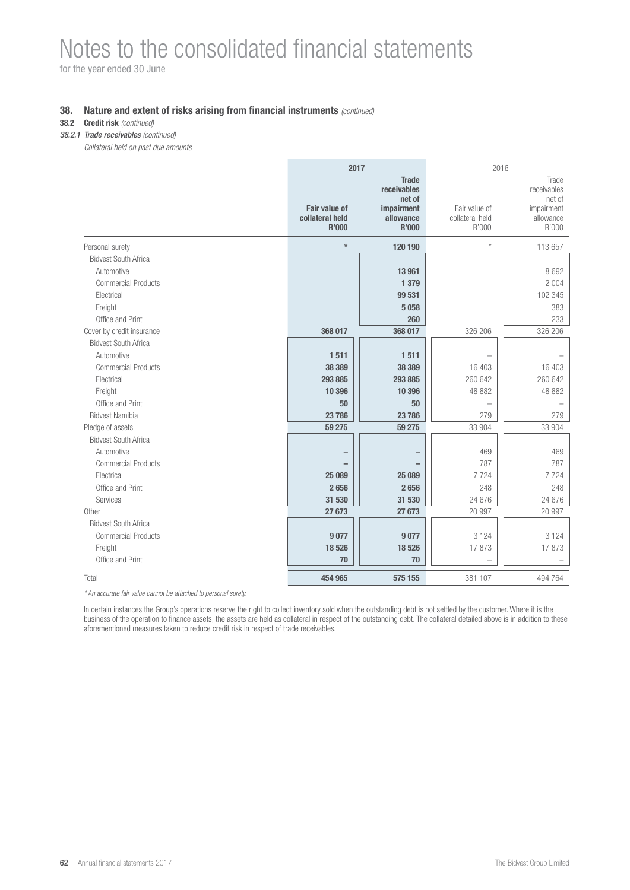# Notes to the consolidated financial statements

for the year ended 30 June

## 38. Nature and extent of risks arising from financial instruments *(continued)*

### 38.2 Credit risk *(continued)*

#### *38.2.1 Trade receivables (continued)*

*Collateral held on past due amounts*

| | 2017 | | 2016 | |
|---|---|---|---|---|
| | **Fair value of collateral held R'000** | **Trade receivables net of impairment allowance R'000** | Fair value of collateral held R'000 | Trade receivables net of impairment allowance R'000 |
| Personal surety | * | **120 190** | * | 113 657 |
| Bidvest South Africa | | | | |
| Automotive | | **13 961** | | 8 692 |
| Commercial Products | | **1 379** | | 2 004 |
| Electrical | | **99 531** | | 102 345 |
| Freight | | **5 058** | | 383 |
| Office and Print | | **260** | | 233 |
| Cover by credit insurance | **368 017** | **368 017** | 326 206 | 326 206 |
| Bidvest South Africa | | | | |
| Automotive | **1 511** | **1 511** | – | – |
| Commercial Products | **38 389** | **38 389** | 16 403 | 16 403 |
| Electrical | **293 885** | **293 885** | 260 642 | 260 642 |
| Freight | **10 396** | **10 396** | 48 882 | 48 882 |
| Office and Print | **50** | **50** | – | – |
| Bidvest Namibia | **23 786** | **23 786** | 279 | 279 |
| Pledge of assets | **59 275** | **59 275** | 33 904 | 33 904 |
| Bidvest South Africa | | | | |
| Automotive | **–** | **–** | 469 | 469 |
| Commercial Products | **–** | **–** | 787 | 787 |
| Electrical | **25 089** | **25 089** | 7 724 | 7 724 |
| Office and Print | **2 656** | **2 656** | 248 | 248 |
| Services | **31 530** | **31 530** | 24 676 | 24 676 |
| Other | **27 673** | **27 673** | 20 997 | 20 997 |
| Bidvest South Africa | | | | |
| Commercial Products | **9 077** | **9 077** | 3 124 | 3 124 |
| Freight | **18 526** | **18 526** | 17 873 | 17 873 |
| Office and Print | **70** | **70** | – | – |
| Total | **454 965** | **575 155** | 381 107 | 494 764 |

*\* An accurate fair value cannot be attached to personal surety.*

In certain instances the Group's operations reserve the right to collect inventory sold when the outstanding debt is not settled by the customer. Where it is the business of the operation to finance assets, the assets are held as collateral in respect of the outstanding debt. The collateral detailed above is in addition to these aforementioned measures taken to reduce credit risk in respect of trade receivables.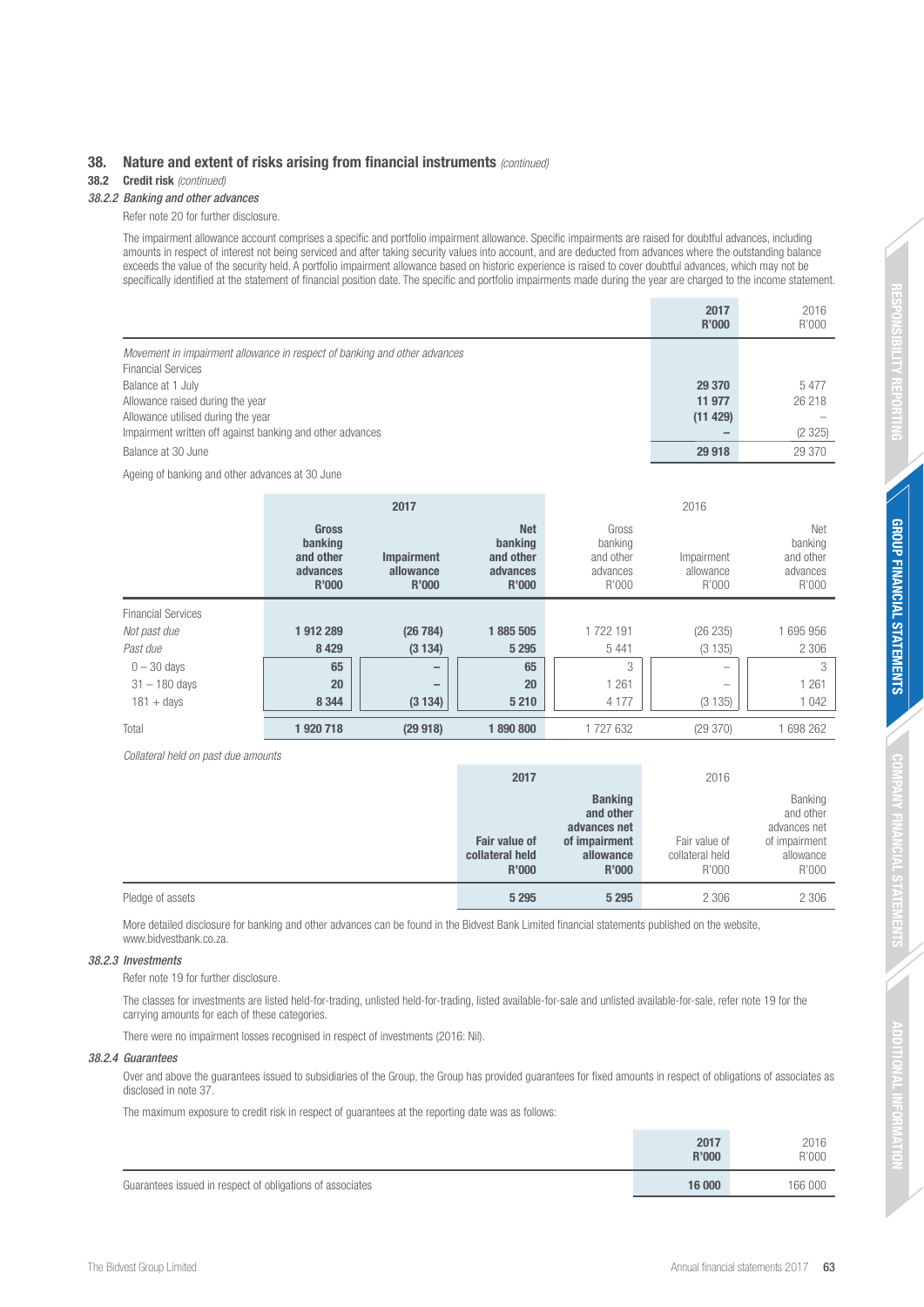## 38. Nature and extent of risks arising from financial instruments *(continued)*

### 38.2 Credit risk *(continued)*

#### *38.2.2 Banking and other advances*

Refer note 20 for further disclosure.

The impairment allowance account comprises a specific and portfolio impairment allowance. Specific impairments are raised for doubtful advances, including amounts in respect of interest not being serviced and after taking security values into account, and are deducted from advances where the outstanding balance exceeds the value of the security held. A portfolio impairment allowance based on historic experience is raised to cover doubtful advances, which may not be specifically identified at the statement of financial position date. The specific and portfolio impairments made during the year are charged to the income statement.

| | **2017 R'000** | 2016 R'000 |
|---|---|---|
| *Movement in impairment allowance in respect of banking and other advances* | | |
| Financial Services | | |
| Balance at 1 July | **29 370** | 5 477 |
| Allowance raised during the year | **11 977** | 26 218 |
| Allowance utilised during the year | **(11 429)** | – |
| Impairment written off against banking and other advances | **–** | (2 325) |
| Balance at 30 June | **29 918** | 29 370 |

Ageing of banking and other advances at 30 June

| | **2017** | | | 2016 | | |
|---|---|---|---|---|---|---|
| | **Gross banking and other advances R'000** | **Impairment allowance R'000** | **Net banking and other advances R'000** | Gross banking and other advances R'000 | Impairment allowance R'000 | Net banking and other advances R'000 |
| Financial Services | | | | | | |
| *Not past due* | **1 912 289** | **(26 784)** | **1 885 505** | 1 722 191 | (26 235) | 1 695 956 |
| *Past due* | **8 429** | **(3 134)** | **5 295** | 5 441 | (3 135) | 2 306 |
| 0 – 30 days | **65** | **–** | **65** | 3 | – | 3 |
| 31 – 180 days | **20** | **–** | **20** | 1 261 | – | 1 261 |
| 181 + days | **8 344** | **(3 134)** | **5 210** | 4 177 | (3 135) | 1 042 |
| Total | **1 920 718** | **(29 918)** | **1 890 800** | 1 727 632 | (29 370) | 1 698 262 |

*Collateral held on past due amounts*

| | **2017** | | 2016 | |
|---|---|---|---|---|
| | **Fair value of collateral held R'000** | **Banking and other advances net of impairment allowance R'000** | Fair value of collateral held R'000 | Banking and other advances net of impairment allowance R'000 |
| Pledge of assets | **5 295** | **5 295** | 2 306 | 2 306 |

More detailed disclosure for banking and other advances can be found in the Bidvest Bank Limited financial statements published on the website, www.bidvestbank.co.za.

#### *38.2.3 Investments*

Refer note 19 for further disclosure.

The classes for investments are listed held-for-trading, unlisted held-for-trading, listed available-for-sale and unlisted available-for-sale, refer note 19 for the carrying amounts for each of these categories.

There were no impairment losses recognised in respect of investments (2016: Nil).

#### *38.2.4 Guarantees*

Over and above the guarantees issued to subsidiaries of the Group, the Group has provided guarantees for fixed amounts in respect of obligations of associates as disclosed in note 37.

The maximum exposure to credit risk in respect of guarantees at the reporting date was as follows:

| | **2017 R'000** | 2016 R'000 |
|---|---|---|
| Guarantees issued in respect of obligations of associates | **16 000** | 166 000 |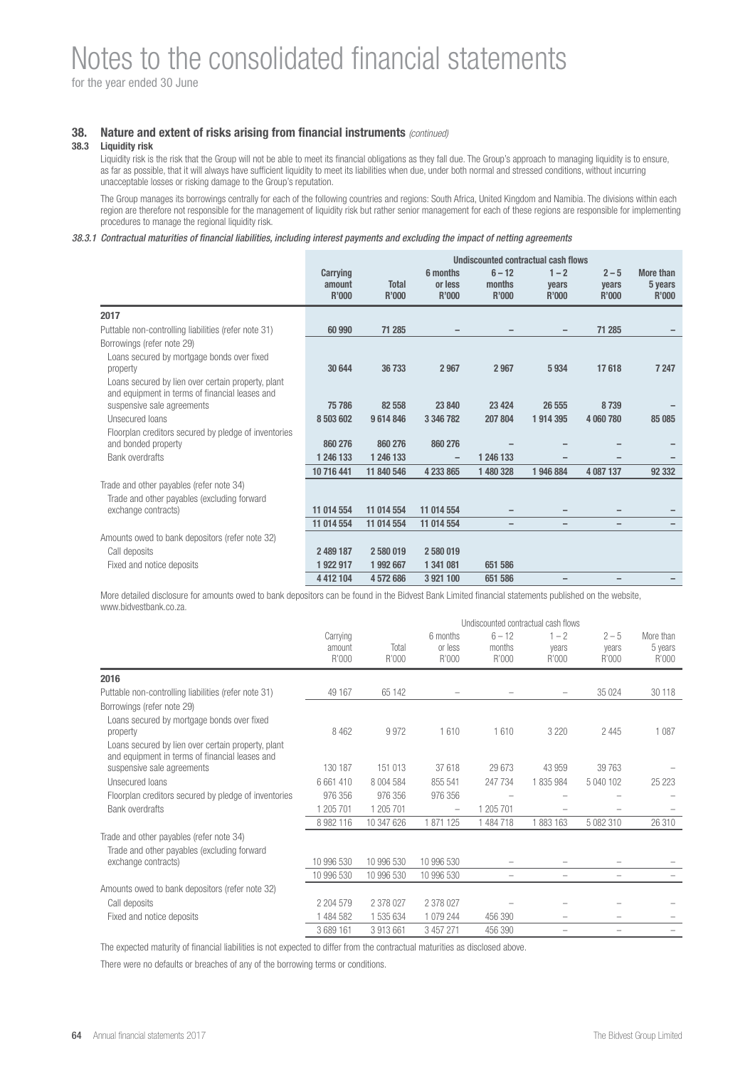# Notes to the consolidated financial statements

for the year ended 30 June

## 38. Nature and extent of risks arising from financial instruments *(continued)*

### 38.3 Liquidity risk

Liquidity risk is the risk that the Group will not be able to meet its financial obligations as they fall due. The Group's approach to managing liquidity is to ensure, as far as possible, that it will always have sufficient liquidity to meet its liabilities when due, under both normal and stressed conditions, without incurring unacceptable losses or risking damage to the Group's reputation.

The Group manages its borrowings centrally for each of the following countries and regions: South Africa, United Kingdom and Namibia. The divisions within each region are therefore not responsible for the management of liquidity risk but rather senior management for each of these regions are responsible for implementing procedures to manage the regional liquidity risk.

*38.3.1 Contractual maturities of financial liabilities, including interest payments and excluding the impact of netting agreements*

| | | | **Undiscounted contractual cash flows** | | | | |
|---|---|---|---|---|---|---|---|
| | **Carrying amount R'000** | **Total R'000** | **6 months or less R'000** | **6 – 12 months R'000** | **1 – 2 years R'000** | **2 – 5 years R'000** | **More than 5 years R'000** |
| **2017** | | | | | | | |
| Puttable non-controlling liabilities (refer note 31) | **60 990** | **71 285** | **–** | **–** | **–** | **71 285** | **–** |
| Borrowings (refer note 29) | | | | | | | |
| Loans secured by mortgage bonds over fixed property | **30 644** | **36 733** | **2 967** | **2 967** | **5 934** | **17 618** | **7 247** |
| Loans secured by lien over certain property, plant and equipment in terms of financial leases and suspensive sale agreements | **75 786** | **82 558** | **23 840** | **23 424** | **26 555** | **8 739** | **–** |
| Unsecured loans | **8 503 602** | **9 614 846** | **3 346 782** | **207 804** | **1 914 395** | **4 060 780** | **85 085** |
| Floorplan creditors secured by pledge of inventories and bonded property | **860 276** | **860 276** | **860 276** | **–** | **–** | **–** | **–** |
| Bank overdrafts | **1 246 133** | **1 246 133** | **–** | **1 246 133** | **–** | **–** | **–** |
| | **10 716 441** | **11 840 546** | **4 233 865** | **1 480 328** | **1 946 884** | **4 087 137** | **92 332** |
| Trade and other payables (refer note 34) | | | | | | | |
| Trade and other payables (excluding forward exchange contracts) | **11 014 554** | **11 014 554** | **11 014 554** | **–** | **–** | **–** | **–** |
| | **11 014 554** | **11 014 554** | **11 014 554** | **–** | **–** | **–** | **–** |
| Amounts owed to bank depositors (refer note 32) | | | | | | | |
| Call deposits | **2 489 187** | **2 580 019** | **2 580 019** | | | | |
| Fixed and notice deposits | **1 922 917** | **1 992 667** | **1 341 081** | **651 586** | | | |
| | **4 412 104** | **4 572 686** | **3 921 100** | **651 586** | **–** | **–** | **–** |

More detailed disclosure for amounts owed to bank depositors can be found in the Bidvest Bank Limited financial statements published on the website, www.bidvestbank.co.za.

| | | | Undiscounted contractual cash flows | | | | |
|---|---|---|---|---|---|---|---|
| | Carrying amount R'000 | Total R'000 | 6 months or less R'000 | 6 – 12 months R'000 | 1 – 2 years R'000 | 2 – 5 years R'000 | More than 5 years R'000 |
| **2016** | | | | | | | |
| Puttable non-controlling liabilities (refer note 31) | 49 167 | 65 142 | – | – | – | 35 024 | 30 118 |
| Borrowings (refer note 29) | | | | | | | |
| Loans secured by mortgage bonds over fixed property | 8 462 | 9 972 | 1 610 | 1 610 | 3 220 | 2 445 | 1 087 |
| Loans secured by lien over certain property, plant and equipment in terms of financial leases and suspensive sale agreements | 130 187 | 151 013 | 37 618 | 29 673 | 43 959 | 39 763 | – |
| Unsecured loans | 6 661 410 | 8 004 584 | 855 541 | 247 734 | 1 835 984 | 5 040 102 | 25 223 |
| Floorplan creditors secured by pledge of inventories | 976 356 | 976 356 | 976 356 | – | – | – | – |
| Bank overdrafts | 1 205 701 | 1 205 701 | – | 1 205 701 | – | – | – |
| | 8 982 116 | 10 347 626 | 1 871 125 | 1 484 718 | 1 883 163 | 5 082 310 | 26 310 |
| Trade and other payables (refer note 34) | | | | | | | |
| Trade and other payables (excluding forward exchange contracts) | 10 996 530 | 10 996 530 | 10 996 530 | – | – | – | – |
| | 10 996 530 | 10 996 530 | 10 996 530 | – | – | – | – |
| Amounts owed to bank depositors (refer note 32) | | | | | | | |
| Call deposits | 2 204 579 | 2 378 027 | 2 378 027 | – | – | – | – |
| Fixed and notice deposits | 1 484 582 | 1 535 634 | 1 079 244 | 456 390 | – | – | – |
| | 3 689 161 | 3 913 661 | 3 457 271 | 456 390 | – | – | – |

The expected maturity of financial liabilities is not expected to differ from the contractual maturities as disclosed above.

There were no defaults or breaches of any of the borrowing terms or conditions.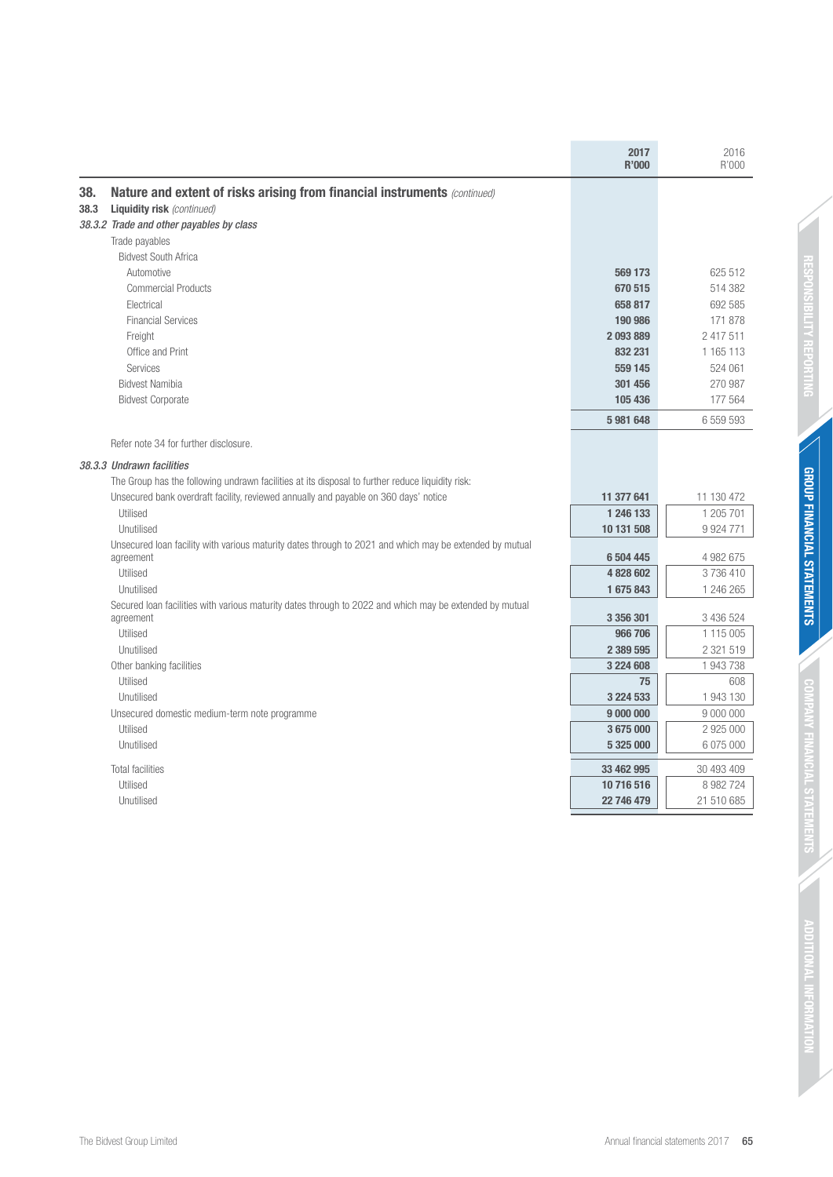## 38. Nature and extent of risks arising from financial instruments *(continued)*

### 38.3 Liquidity risk *(continued)*

#### *38.3.2 Trade and other payables by class*

| | 2017 R'000 | 2016 R'000 |
|---|---|---|
| Trade payables | | |
| Bidvest South Africa | | |
| Automotive | **569 173** | 625 512 |
| Commercial Products | **670 515** | 514 382 |
| Electrical | **658 817** | 692 585 |
| Financial Services | **190 986** | 171 878 |
| Freight | **2 093 889** | 2 417 511 |
| Office and Print | **832 231** | 1 165 113 |
| Services | **559 145** | 524 061 |
| Bidvest Namibia | **301 456** | 270 987 |
| Bidvest Corporate | **105 436** | 177 564 |
| | **5 981 648** | 6 559 593 |

Refer note 34 for further disclosure.

#### *38.3.3 Undrawn facilities*

The Group has the following undrawn facilities at its disposal to further reduce liquidity risk:

| | 2017 R'000 | 2016 R'000 |
|---|---|---|
| Unsecured bank overdraft facility, reviewed annually and payable on 360 days' notice | **11 377 641** | 11 130 472 |
| Utilised | **1 246 133** | 1 205 701 |
| Unutilised | **10 131 508** | 9 924 771 |
| Unsecured loan facility with various maturity dates through to 2021 and which may be extended by mutual agreement | **6 504 445** | 4 982 675 |
| Utilised | **4 828 602** | 3 736 410 |
| Unutilised | **1 675 843** | 1 246 265 |
| Secured loan facilities with various maturity dates through to 2022 and which may be extended by mutual agreement | **3 356 301** | 3 436 524 |
| Utilised | **966 706** | 1 115 005 |
| Unutilised | **2 389 595** | 2 321 519 |
| Other banking facilities | **3 224 608** | 1 943 738 |
| Utilised | **75** | 608 |
| Unutilised | **3 224 533** | 1 943 130 |
| Unsecured domestic medium-term note programme | **9 000 000** | 9 000 000 |
| Utilised | **3 675 000** | 2 925 000 |
| Unutilised | **5 325 000** | 6 075 000 |
| Total facilities | **33 462 995** | 30 493 409 |
| Utilised | **10 716 516** | 8 982 724 |
| Unutilised | **22 746 479** | 21 510 685 |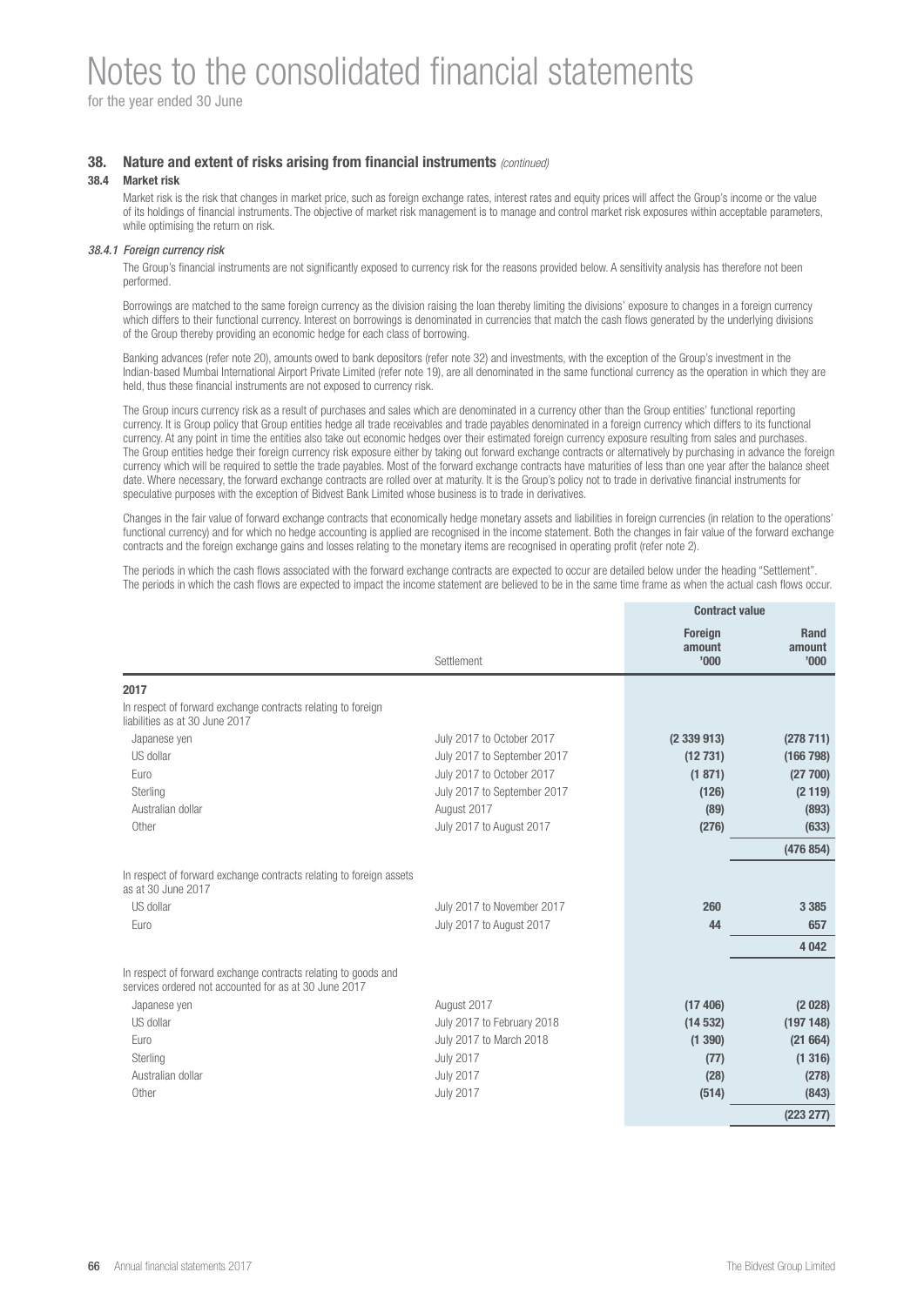# Notes to the consolidated financial statements

for the year ended 30 June

## 38. Nature and extent of risks arising from financial instruments *(continued)*

### 38.4 Market risk

Market risk is the risk that changes in market price, such as foreign exchange rates, interest rates and equity prices will affect the Group's income or the value of its holdings of financial instruments. The objective of market risk management is to manage and control market risk exposures within acceptable parameters, while optimising the return on risk.

#### *38.4.1 Foreign currency risk*

The Group's financial instruments are not significantly exposed to currency risk for the reasons provided below. A sensitivity analysis has therefore not been performed.

Borrowings are matched to the same foreign currency as the division raising the loan thereby limiting the divisions' exposure to changes in a foreign currency which differs to their functional currency. Interest on borrowings is denominated in currencies that match the cash flows generated by the underlying divisions of the Group thereby providing an economic hedge for each class of borrowing.

Banking advances (refer note 20), amounts owed to bank depositors (refer note 32) and investments, with the exception of the Group's investment in the Indian-based Mumbai International Airport Private Limited (refer note 19), are all denominated in the same functional currency as the operation in which they are held, thus these financial instruments are not exposed to currency risk.

The Group incurs currency risk as a result of purchases and sales which are denominated in a currency other than the Group entities' functional reporting currency. It is Group policy that Group entities hedge all trade receivables and trade payables denominated in a foreign currency which differs to its functional currency. At any point in time the entities also take out economic hedges over their estimated foreign currency exposure resulting from sales and purchases. The Group entities hedge their foreign currency risk exposure either by taking out forward exchange contracts or alternatively by purchasing in advance the foreign currency which will be required to settle the trade payables. Most of the forward exchange contracts have maturities of less than one year after the balance sheet date. Where necessary, the forward exchange contracts are rolled over at maturity. It is the Group's policy not to trade in derivative financial instruments for speculative purposes with the exception of Bidvest Bank Limited whose business is to trade in derivatives.

Changes in the fair value of forward exchange contracts that economically hedge monetary assets and liabilities in foreign currencies (in relation to the operations' functional currency) and for which no hedge accounting is applied are recognised in the income statement. Both the changes in fair value of the forward exchange contracts and the foreign exchange gains and losses relating to the monetary items are recognised in operating profit (refer note 2).

The periods in which the cash flows associated with the forward exchange contracts are expected to occur are detailed below under the heading "Settlement". The periods in which the cash flows are expected to impact the income statement are believed to be in the same time frame as when the actual cash flows occur.

| | | Contract value | |
|---|---|---|---|
| | Settlement | Foreign amount '000 | Rand amount '000 |
| **2017** | | | |
| In respect of forward exchange contracts relating to foreign liabilities as at 30 June 2017 | | | |
| Japanese yen | July 2017 to October 2017 | **(2 339 913)** | **(278 711)** |
| US dollar | July 2017 to September 2017 | **(12 731)** | **(166 798)** |
| Euro | July 2017 to October 2017 | **(1 871)** | **(27 700)** |
| Sterling | July 2017 to September 2017 | **(126)** | **(2 119)** |
| Australian dollar | August 2017 | **(89)** | **(893)** |
| Other | July 2017 to August 2017 | **(276)** | **(633)** |
| | | | **(476 854)** |
| In respect of forward exchange contracts relating to foreign assets as at 30 June 2017 | | | |
| US dollar | July 2017 to November 2017 | **260** | **3 385** |
| Euro | July 2017 to August 2017 | **44** | **657** |
| | | | **4 042** |
| In respect of forward exchange contracts relating to goods and services ordered not accounted for as at 30 June 2017 | | | |
| Japanese yen | August 2017 | **(17 406)** | **(2 028)** |
| US dollar | July 2017 to February 2018 | **(14 532)** | **(197 148)** |
| Euro | July 2017 to March 2018 | **(1 390)** | **(21 664)** |
| Sterling | July 2017 | **(77)** | **(1 316)** |
| Australian dollar | July 2017 | **(28)** | **(278)** |
| Other | July 2017 | **(514)** | **(843)** |
| | | | **(223 277)** |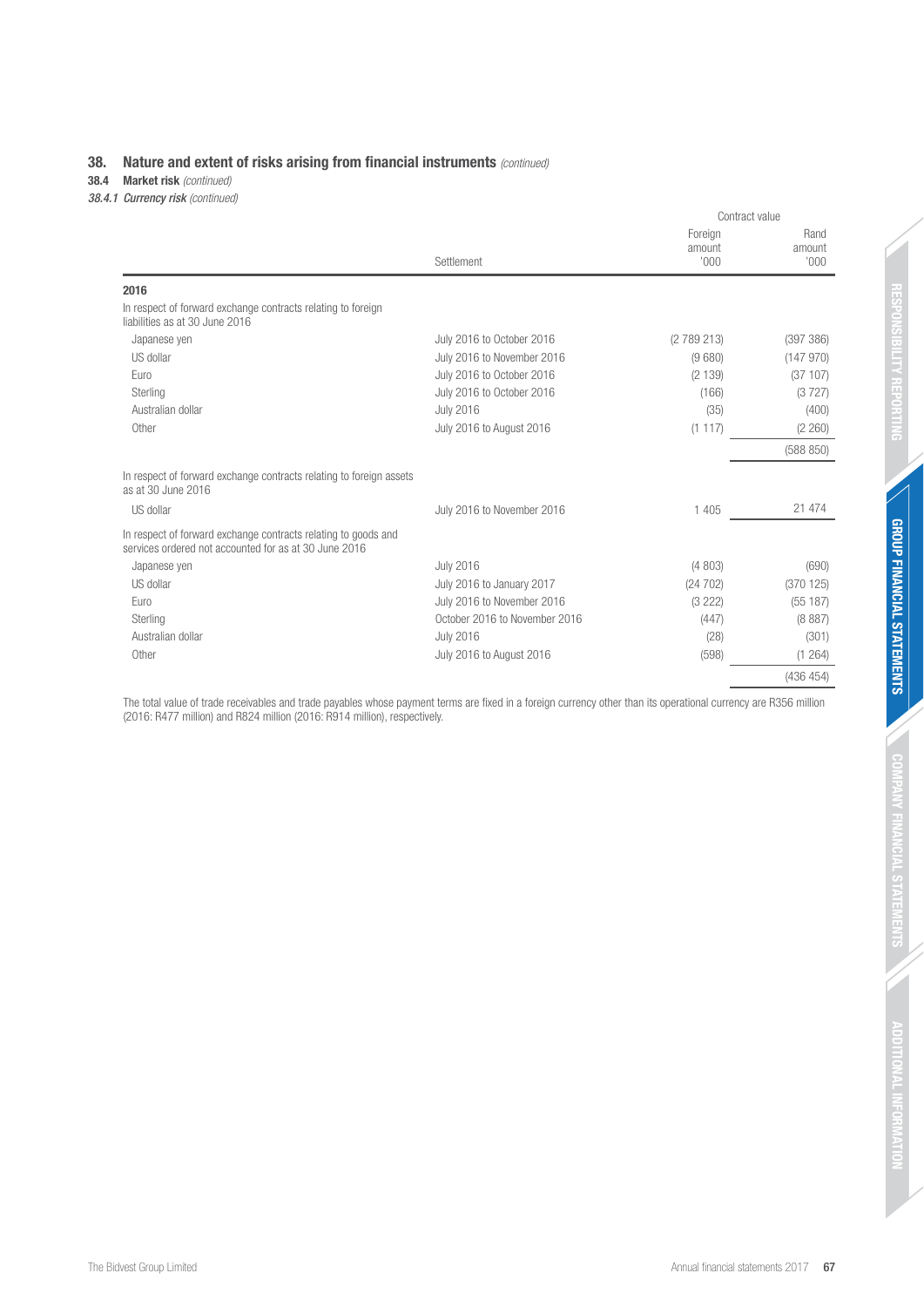## 38. Nature and extent of risks arising from financial instruments *(continued)*

### 38.4 Market risk *(continued)*

#### *38.4.1 Currency risk (continued)*

| | Settlement | Contract value | |
|---|---|---|---|
| | | Foreign amount '000 | Rand amount '000 |
| **2016** | | | |
| In respect of forward exchange contracts relating to foreign liabilities as at 30 June 2016 | | | |
| Japanese yen | July 2016 to October 2016 | (2 789 213) | (397 386) |
| US dollar | July 2016 to November 2016 | (9 680) | (147 970) |
| Euro | July 2016 to October 2016 | (2 139) | (37 107) |
| Sterling | July 2016 to October 2016 | (166) | (3 727) |
| Australian dollar | July 2016 | (35) | (400) |
| Other | July 2016 to August 2016 | (1 117) | (2 260) |
| | | | (588 850) |
| In respect of forward exchange contracts relating to foreign assets as at 30 June 2016 | | | |
| US dollar | July 2016 to November 2016 | 1 405 | 21 474 |
| In respect of forward exchange contracts relating to goods and services ordered not accounted for as at 30 June 2016 | | | |
| Japanese yen | July 2016 | (4 803) | (690) |
| US dollar | July 2016 to January 2017 | (24 702) | (370 125) |
| Euro | July 2016 to November 2016 | (3 222) | (55 187) |
| Sterling | October 2016 to November 2016 | (447) | (8 887) |
| Australian dollar | July 2016 | (28) | (301) |
| Other | July 2016 to August 2016 | (598) | (1 264) |
| | | | (436 454) |

The total value of trade receivables and trade payables whose payment terms are fixed in a foreign currency other than its operational currency are R356 million (2016: R477 million) and R824 million (2016: R914 million), respectively.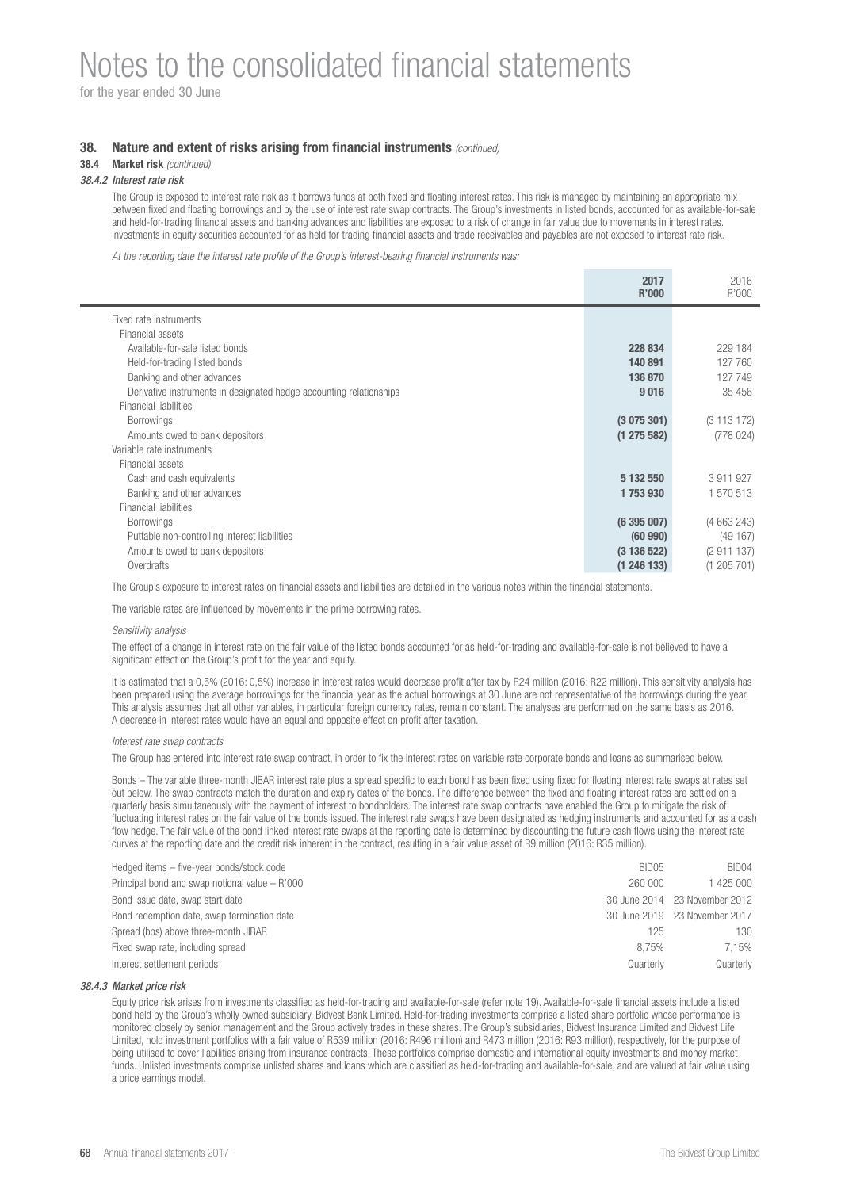# Notes to the consolidated financial statements

for the year ended 30 June

## 38. Nature and extent of risks arising from financial instruments *(continued)*

### 38.4 Market risk *(continued)*

#### *38.4.2 Interest rate risk*

The Group is exposed to interest rate risk as it borrows funds at both fixed and floating interest rates. This risk is managed by maintaining an appropriate mix between fixed and floating borrowings and by the use of interest rate swap contracts. The Group's investments in listed bonds, accounted for as available-for-sale and held-for-trading financial assets and banking advances and liabilities are exposed to a risk of change in fair value due to movements in interest rates. Investments in equity securities accounted for as held for trading financial assets and trade receivables and payables are not exposed to interest rate risk.

*At the reporting date the interest rate profile of the Group's interest-bearing financial instruments was:*

| | 2017 R'000 | 2016 R'000 |
|---|---|---|
| Fixed rate instruments | | |
| Financial assets | | |
| Available-for-sale listed bonds | **228 834** | 229 184 |
| Held-for-trading listed bonds | **140 891** | 127 760 |
| Banking and other advances | **136 870** | 127 749 |
| Derivative instruments in designated hedge accounting relationships | **9 016** | 35 456 |
| Financial liabilities | | |
| Borrowings | **(3 075 301)** | (3 113 172) |
| Amounts owed to bank depositors | **(1 275 582)** | (778 024) |
| Variable rate instruments | | |
| Financial assets | | |
| Cash and cash equivalents | **5 132 550** | 3 911 927 |
| Banking and other advances | **1 753 930** | 1 570 513 |
| Financial liabilities | | |
| Borrowings | **(6 395 007)** | (4 663 243) |
| Puttable non-controlling interest liabilities | **(60 990)** | (49 167) |
| Amounts owed to bank depositors | **(3 136 522)** | (2 911 137) |
| Overdrafts | **(1 246 133)** | (1 205 701) |

The Group's exposure to interest rates on financial assets and liabilities are detailed in the various notes within the financial statements.

The variable rates are influenced by movements in the prime borrowing rates.

*Sensitivity analysis*

The effect of a change in interest rate on the fair value of the listed bonds accounted for as held-for-trading and available-for-sale is not believed to have a significant effect on the Group's profit for the year and equity.

It is estimated that a 0,5% (2016: 0,5%) increase in interest rates would decrease profit after tax by R24 million (2016: R22 million). This sensitivity analysis has been prepared using the average borrowings for the financial year as the actual borrowings at 30 June are not representative of the borrowings during the year. This analysis assumes that all other variables, in particular foreign currency rates, remain constant. The analyses are performed on the same basis as 2016. A decrease in interest rates would have an equal and opposite effect on profit after taxation.

*Interest rate swap contracts*

The Group has entered into interest rate swap contract, in order to fix the interest rates on variable rate corporate bonds and loans as summarised below.

Bonds – The variable three-month JIBAR interest rate plus a spread specific to each bond has been fixed using fixed for floating interest rate swaps at rates set out below. The swap contracts match the duration and expiry dates of the bonds. The difference between the fixed and floating interest rates are settled on a quarterly basis simultaneously with the payment of interest to bondholders. The interest rate swap contracts have enabled the Group to mitigate the risk of fluctuating interest rates on the fair value of the bonds issued. The interest rate swaps have been designated as hedging instruments and accounted for as a cash flow hedge. The fair value of the bond linked interest rate swaps at the reporting date is determined by discounting the future cash flows using the interest rate curves at the reporting date and the credit risk inherent in the contract, resulting in a fair value asset of R9 million (2016: R35 million).

| | | |
|---|---|---|
| Hedged items – five-year bonds/stock code | BID05 | BID04 |
| Principal bond and swap notional value – R'000 | 260 000 | 1 425 000 |
| Bond issue date, swap start date | 30 June 2014 | 23 November 2012 |
| Bond redemption date, swap termination date | 30 June 2019 | 23 November 2017 |
| Spread (bps) above three-month JIBAR | 125 | 130 |
| Fixed swap rate, including spread | 8,75% | 7,15% |
| Interest settlement periods | Quarterly | Quarterly |

#### *38.4.3 Market price risk*

Equity price risk arises from investments classified as held-for-trading and available-for-sale (refer note 19). Available-for-sale financial assets include a listed bond held by the Group's wholly owned subsidiary, Bidvest Bank Limited. Held-for-trading investments comprise a listed share portfolio whose performance is monitored closely by senior management and the Group actively trades in these shares. The Group's subsidiaries, Bidvest Insurance Limited and Bidvest Life Limited, hold investment portfolios with a fair value of R539 million (2016: R496 million) and R473 million (2016: R93 million), respectively, for the purpose of being utilised to cover liabilities arising from insurance contracts. These portfolios comprise domestic and international equity investments and money market funds. Unlisted investments comprise unlisted shares and loans which are classified as held-for-trading and available-for-sale, and are valued at fair value using a price earnings model.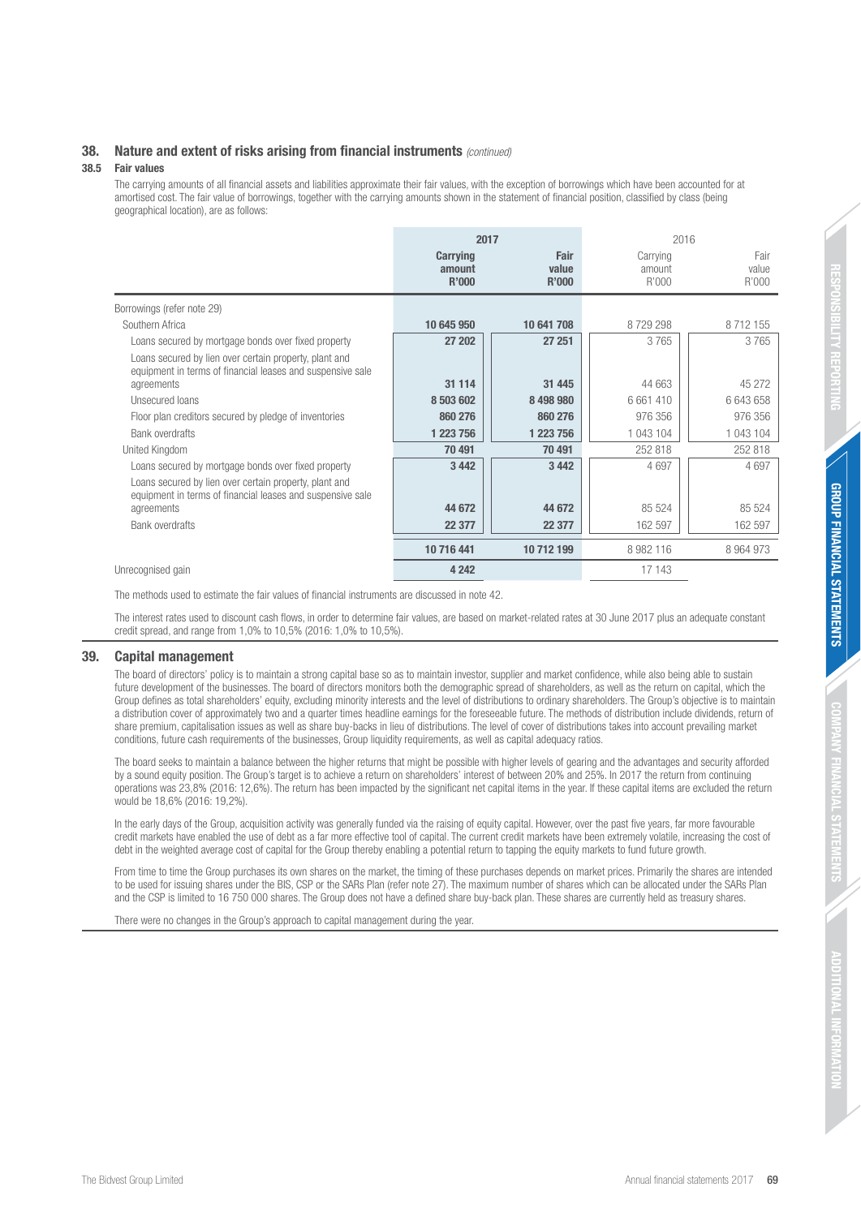## 38. Nature and extent of risks arising from financial instruments *(continued)*

### 38.5 Fair values

The carrying amounts of all financial assets and liabilities approximate their fair values, with the exception of borrowings which have been accounted for at amortised cost. The fair value of borrowings, together with the carrying amounts shown in the statement of financial position, classified by class (being geographical location), are as follows:

| | **2017** | | 2016 | |
|---|---|---|---|---|
| | **Carrying amount R'000** | **Fair value R'000** | Carrying amount R'000 | Fair value R'000 |
| Borrowings (refer note 29) | | | | |
| Southern Africa | **10 645 950** | **10 641 708** | 8 729 298 | 8 712 155 |
| Loans secured by mortgage bonds over fixed property | **27 202** | **27 251** | 3 765 | 3 765 |
| Loans secured by lien over certain property, plant and equipment in terms of financial leases and suspensive sale agreements | **31 114** | **31 445** | 44 663 | 45 272 |
| Unsecured loans | **8 503 602** | **8 498 980** | 6 661 410 | 6 643 658 |
| Floor plan creditors secured by pledge of inventories | **860 276** | **860 276** | 976 356 | 976 356 |
| Bank overdrafts | **1 223 756** | **1 223 756** | 1 043 104 | 1 043 104 |
| United Kingdom | **70 491** | **70 491** | 252 818 | 252 818 |
| Loans secured by mortgage bonds over fixed property | **3 442** | **3 442** | 4 697 | 4 697 |
| Loans secured by lien over certain property, plant and equipment in terms of financial leases and suspensive sale agreements | **44 672** | **44 672** | 85 524 | 85 524 |
| Bank overdrafts | **22 377** | **22 377** | 162 597 | 162 597 |
| | **10 716 441** | **10 712 199** | 8 982 116 | 8 964 973 |
| Unrecognised gain | **4 242** | | 17 143 | |

The methods used to estimate the fair values of financial instruments are discussed in note 42.

The interest rates used to discount cash flows, in order to determine fair values, are based on market-related rates at 30 June 2017 plus an adequate constant credit spread, and range from 1,0% to 10,5% (2016: 1,0% to 10,5%).

## 39. Capital management

The board of directors' policy is to maintain a strong capital base so as to maintain investor, supplier and market confidence, while also being able to sustain future development of the businesses. The board of directors monitors both the demographic spread of shareholders, as well as the return on capital, which the Group defines as total shareholders' equity, excluding minority interests and the level of distributions to ordinary shareholders. The Group's objective is to maintain a distribution cover of approximately two and a quarter times headline earnings for the foreseeable future. The methods of distribution include dividends, return of share premium, capitalisation issues as well as share buy-backs in lieu of distributions. The level of cover of distributions takes into account prevailing market conditions, future cash requirements of the businesses, Group liquidity requirements, as well as capital adequacy ratios.

The board seeks to maintain a balance between the higher returns that might be possible with higher levels of gearing and the advantages and security afforded by a sound equity position. The Group's target is to achieve a return on shareholders' interest of between 20% and 25%. In 2017 the return from continuing operations was 23,8% (2016: 12,6%). The return has been impacted by the significant net capital items in the year. If these capital items are excluded the return would be 18,6% (2016: 19,2%).

In the early days of the Group, acquisition activity was generally funded via the raising of equity capital. However, over the past five years, far more favourable credit markets have enabled the use of debt as a far more effective tool of capital. The current credit markets have been extremely volatile, increasing the cost of debt in the weighted average cost of capital for the Group thereby enabling a potential return to tapping the equity markets to fund future growth.

From time to time the Group purchases its own shares on the market, the timing of these purchases depends on market prices. Primarily the shares are intended to be used for issuing shares under the BIS, CSP or the SARs Plan (refer note 27). The maximum number of shares which can be allocated under the SARs Plan and the CSP is limited to 16 750 000 shares. The Group does not have a defined share buy-back plan. These shares are currently held as treasury shares.

There were no changes in the Group's approach to capital management during the year.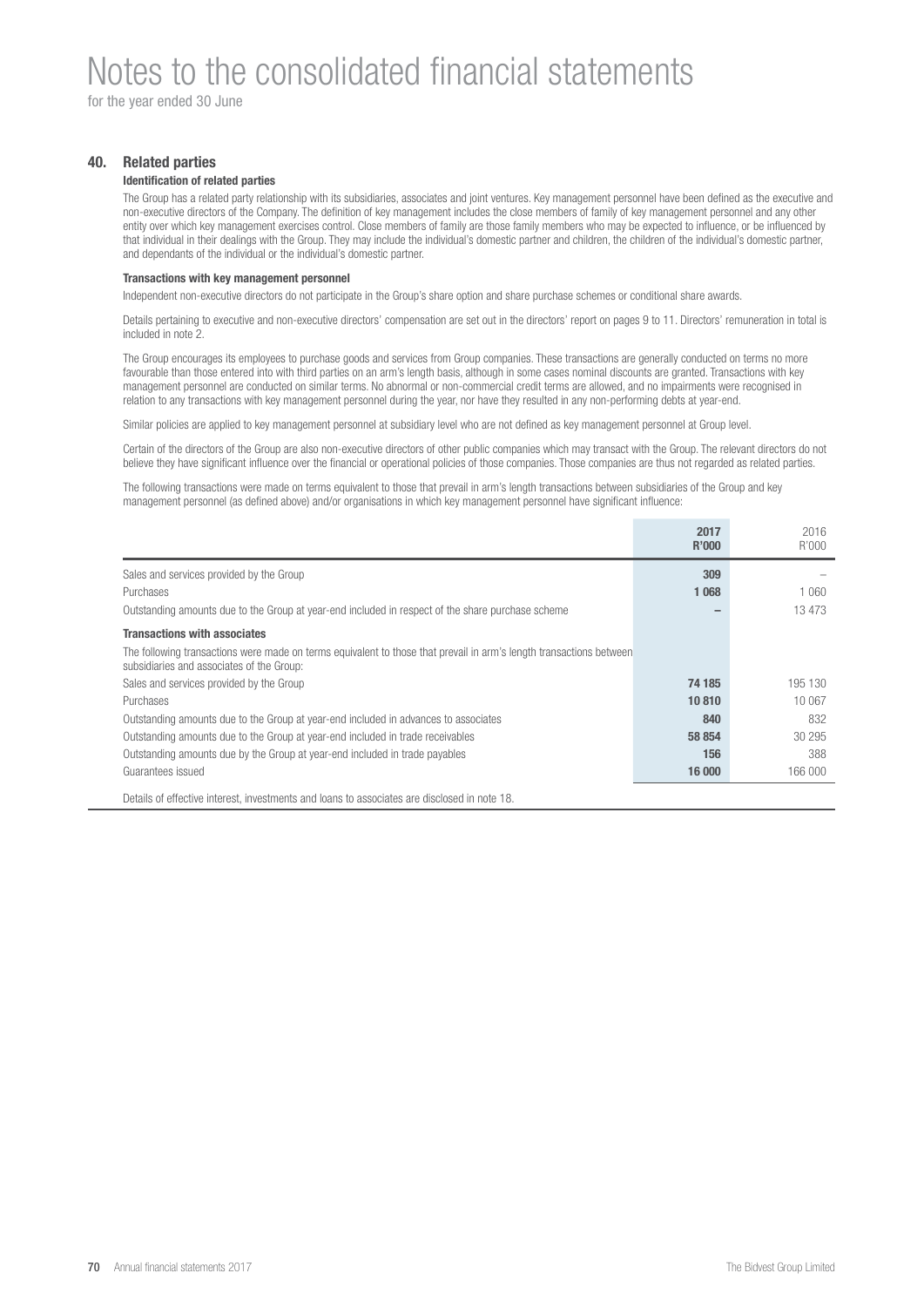# Notes to the consolidated financial statements

for the year ended 30 June

## 40. Related parties

### Identification of related parties

The Group has a related party relationship with its subsidiaries, associates and joint ventures. Key management personnel have been defined as the executive and non-executive directors of the Company. The definition of key management includes the close members of family of key management personnel and any other entity over which key management exercises control. Close members of family are those family members who may be expected to influence, or be influenced by that individual in their dealings with the Group. They may include the individual's domestic partner and children, the children of the individual's domestic partner, and dependants of the individual or the individual's domestic partner.

### Transactions with key management personnel

Independent non-executive directors do not participate in the Group's share option and share purchase schemes or conditional share awards.

Details pertaining to executive and non-executive directors' compensation are set out in the directors' report on pages 9 to 11. Directors' remuneration in total is included in note 2.

The Group encourages its employees to purchase goods and services from Group companies. These transactions are generally conducted on terms no more favourable than those entered into with third parties on an arm's length basis, although in some cases nominal discounts are granted. Transactions with key management personnel are conducted on similar terms. No abnormal or non-commercial credit terms are allowed, and no impairments were recognised in relation to any transactions with key management personnel during the year, nor have they resulted in any non-performing debts at year-end.

Similar policies are applied to key management personnel at subsidiary level who are not defined as key management personnel at Group level.

Certain of the directors of the Group are also non-executive directors of other public companies which may transact with the Group. The relevant directors do not believe they have significant influence over the financial or operational policies of those companies. Those companies are thus not regarded as related parties.

The following transactions were made on terms equivalent to those that prevail in arm's length transactions between subsidiaries of the Group and key management personnel (as defined above) and/or organisations in which key management personnel have significant influence:

| | 2017 R'000 | 2016 R'000 |
|---|---|---|
| Sales and services provided by the Group | 309 | – |
| Purchases | 1 068 | 1 060 |
| Outstanding amounts due to the Group at year-end included in respect of the share purchase scheme | – | 13 473 |
| **Transactions with associates** | | |
| The following transactions were made on terms equivalent to those that prevail in arm's length transactions between subsidiaries and associates of the Group: | | |
| Sales and services provided by the Group | 74 185 | 195 130 |
| Purchases | 10 810 | 10 067 |
| Outstanding amounts due to the Group at year-end included in advances to associates | 840 | 832 |
| Outstanding amounts due to the Group at year-end included in trade receivables | 58 854 | 30 295 |
| Outstanding amounts due by the Group at year-end included in trade payables | 156 | 388 |
| Guarantees issued | 16 000 | 166 000 |

Details of effective interest, investments and loans to associates are disclosed in note 18.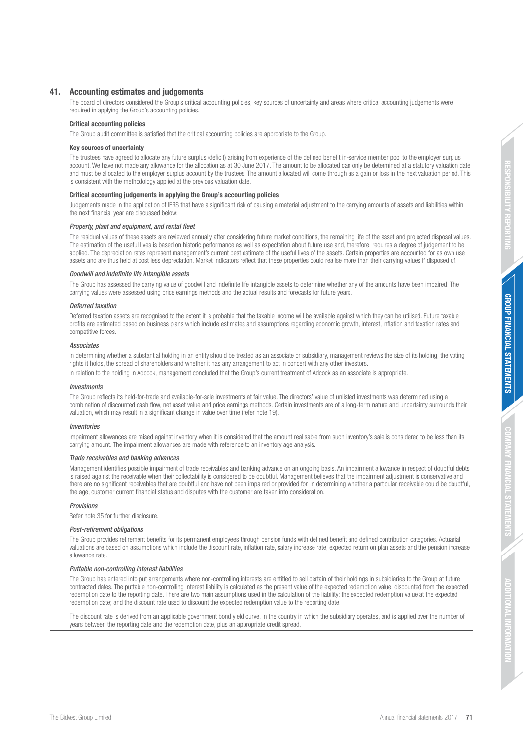## 41. Accounting estimates and judgements

The board of directors considered the Group's critical accounting policies, key sources of uncertainty and areas where critical accounting judgements were required in applying the Group's accounting policies.

**Critical accounting policies**

The Group audit committee is satisfied that the critical accounting policies are appropriate to the Group.

**Key sources of uncertainty**

The trustees have agreed to allocate any future surplus (deficit) arising from experience of the defined benefit in-service member pool to the employer surplus account. We have not made any allowance for the allocation as at 30 June 2017. The amount to be allocated can only be determined at a statutory valuation date and must be allocated to the employer surplus account by the trustees. The amount allocated will come through as a gain or loss in the next valuation period. This is consistent with the methodology applied at the previous valuation date.

**Critical accounting judgements in applying the Group's accounting policies**

Judgements made in the application of IFRS that have a significant risk of causing a material adjustment to the carrying amounts of assets and liabilities within the next financial year are discussed below:

***Property, plant and equipment, and rental fleet***

The residual values of these assets are reviewed annually after considering future market conditions, the remaining life of the asset and projected disposal values. The estimation of the useful lives is based on historic performance as well as expectation about future use and, therefore, requires a degree of judgement to be applied. The depreciation rates represent management's current best estimate of the useful lives of the assets. Certain properties are accounted for as own use assets and are thus held at cost less depreciation. Market indicators reflect that these properties could realise more than their carrying values if disposed of.

***Goodwill and indefinite life intangible assets***

The Group has assessed the carrying value of goodwill and indefinite life intangible assets to determine whether any of the amounts have been impaired. The carrying values were assessed using price earnings methods and the actual results and forecasts for future years.

***Deferred taxation***

Deferred taxation assets are recognised to the extent it is probable that the taxable income will be available against which they can be utilised. Future taxable profits are estimated based on business plans which include estimates and assumptions regarding economic growth, interest, inflation and taxation rates and competitive forces.

***Associates***

In determining whether a substantial holding in an entity should be treated as an associate or subsidiary, management reviews the size of its holding, the voting rights it holds, the spread of shareholders and whether it has any arrangement to act in concert with any other investors.

In relation to the holding in Adcock, management concluded that the Group's current treatment of Adcock as an associate is appropriate.

***Investments***

The Group reflects its held-for-trade and available-for-sale investments at fair value. The directors' value of unlisted investments was determined using a combination of discounted cash flow, net asset value and price earnings methods. Certain investments are of a long-term nature and uncertainty surrounds their valuation, which may result in a significant change in value over time (refer note 19).

***Inventories***

Impairment allowances are raised against inventory when it is considered that the amount realisable from such inventory's sale is considered to be less than its carrying amount. The impairment allowances are made with reference to an inventory age analysis.

***Trade receivables and banking advances***

Management identifies possible impairment of trade receivables and banking advance on an ongoing basis. An impairment allowance in respect of doubtful debts is raised against the receivable when their collectability is considered to be doubtful. Management believes that the impairment adjustment is conservative and there are no significant receivables that are doubtful and have not been impaired or provided for. In determining whether a particular receivable could be doubtful, the age, customer current financial status and disputes with the customer are taken into consideration.

***Provisions***

Refer note 35 for further disclosure.

***Post-retirement obligations***

The Group provides retirement benefits for its permanent employees through pension funds with defined benefit and defined contribution categories. Actuarial valuations are based on assumptions which include the discount rate, inflation rate, salary increase rate, expected return on plan assets and the pension increase allowance rate.

***Puttable non-controlling interest liabilities***

The Group has entered into put arrangements where non-controlling interests are entitled to sell certain of their holdings in subsidiaries to the Group at future contracted dates. The puttable non-controlling interest liability is calculated as the present value of the expected redemption value, discounted from the expected redemption date to the reporting date. There are two main assumptions used in the calculation of the liability: the expected redemption value at the expected redemption date; and the discount rate used to discount the expected redemption value to the reporting date.

The discount rate is derived from an applicable government bond yield curve, in the country in which the subsidiary operates, and is applied over the number of years between the reporting date and the redemption date, plus an appropriate credit spread.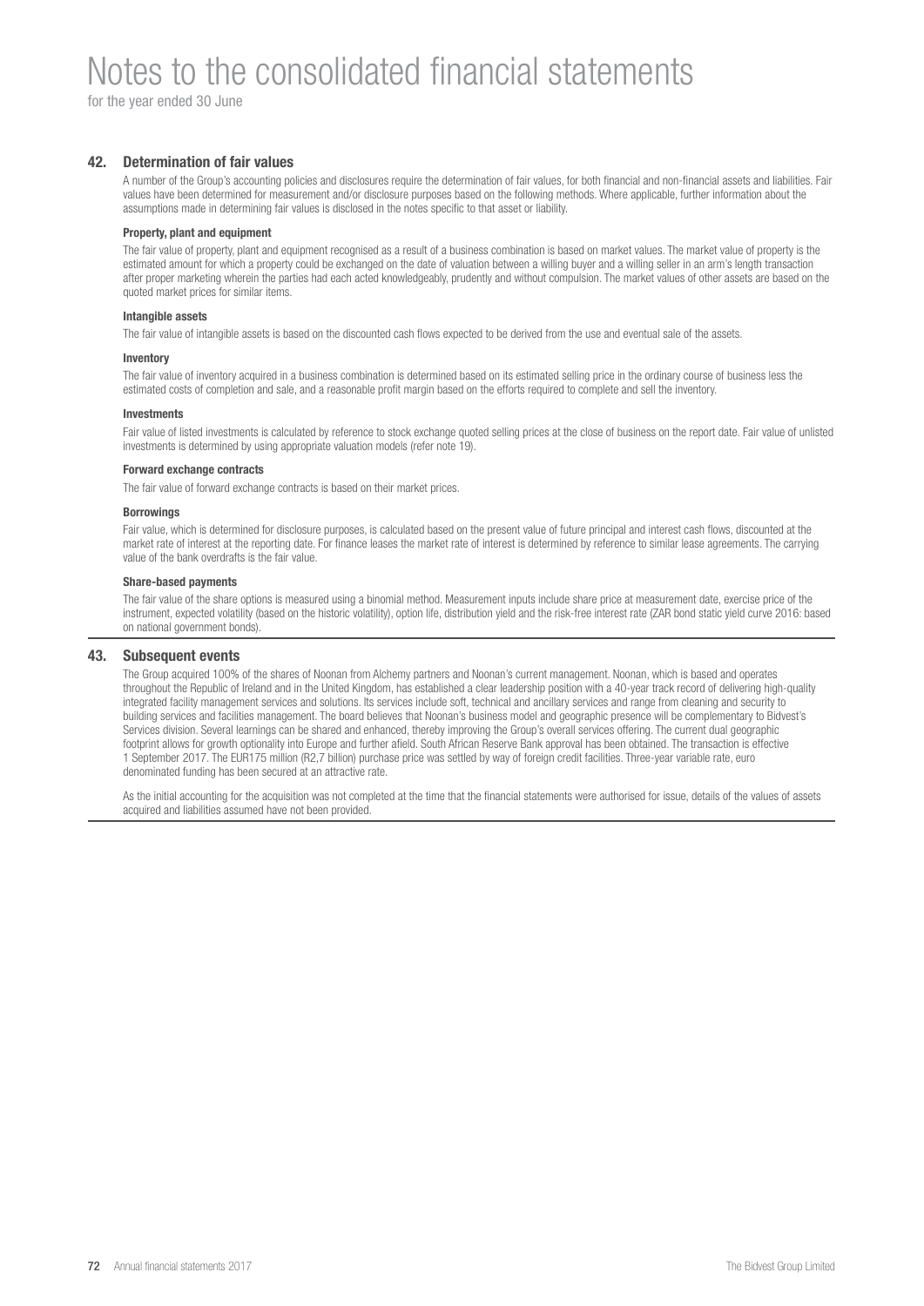# Notes to the consolidated financial statements

for the year ended 30 June

## 42. Determination of fair values

A number of the Group's accounting policies and disclosures require the determination of fair values, for both financial and non-financial assets and liabilities. Fair values have been determined for measurement and/or disclosure purposes based on the following methods. Where applicable, further information about the assumptions made in determining fair values is disclosed in the notes specific to that asset or liability.

**Property, plant and equipment**

The fair value of property, plant and equipment recognised as a result of a business combination is based on market values. The market value of property is the estimated amount for which a property could be exchanged on the date of valuation between a willing buyer and a willing seller in an arm's length transaction after proper marketing wherein the parties had each acted knowledgeably, prudently and without compulsion. The market values of other assets are based on the quoted market prices for similar items.

**Intangible assets**

The fair value of intangible assets is based on the discounted cash flows expected to be derived from the use and eventual sale of the assets.

**Inventory**

The fair value of inventory acquired in a business combination is determined based on its estimated selling price in the ordinary course of business less the estimated costs of completion and sale, and a reasonable profit margin based on the efforts required to complete and sell the inventory.

**Investments**

Fair value of listed investments is calculated by reference to stock exchange quoted selling prices at the close of business on the report date. Fair value of unlisted investments is determined by using appropriate valuation models (refer note 19).

**Forward exchange contracts**

The fair value of forward exchange contracts is based on their market prices.

**Borrowings**

Fair value, which is determined for disclosure purposes, is calculated based on the present value of future principal and interest cash flows, discounted at the market rate of interest at the reporting date. For finance leases the market rate of interest is determined by reference to similar lease agreements. The carrying value of the bank overdrafts is the fair value.

**Share-based payments**

The fair value of the share options is measured using a binomial method. Measurement inputs include share price at measurement date, exercise price of the instrument, expected volatility (based on the historic volatility), option life, distribution yield and the risk-free interest rate (ZAR bond static yield curve 2016: based on national government bonds).

## 43. Subsequent events

The Group acquired 100% of the shares of Noonan from Alchemy partners and Noonan's current management. Noonan, which is based and operates throughout the Republic of Ireland and in the United Kingdom, has established a clear leadership position with a 40-year track record of delivering high-quality integrated facility management services and solutions. Its services include soft, technical and ancillary services and range from cleaning and security to building services and facilities management. The board believes that Noonan's business model and geographic presence will be complementary to Bidvest's Services division. Several learnings can be shared and enhanced, thereby improving the Group's overall services offering. The current dual geographic footprint allows for growth optionality into Europe and further afield. South African Reserve Bank approval has been obtained. The transaction is effective 1 September 2017. The EUR175 million (R2,7 billion) purchase price was settled by way of foreign credit facilities. Three-year variable rate, euro denominated funding has been secured at an attractive rate.

As the initial accounting for the acquisition was not completed at the time that the financial statements were authorised for issue, details of the values of assets acquired and liabilities assumed have not been provided.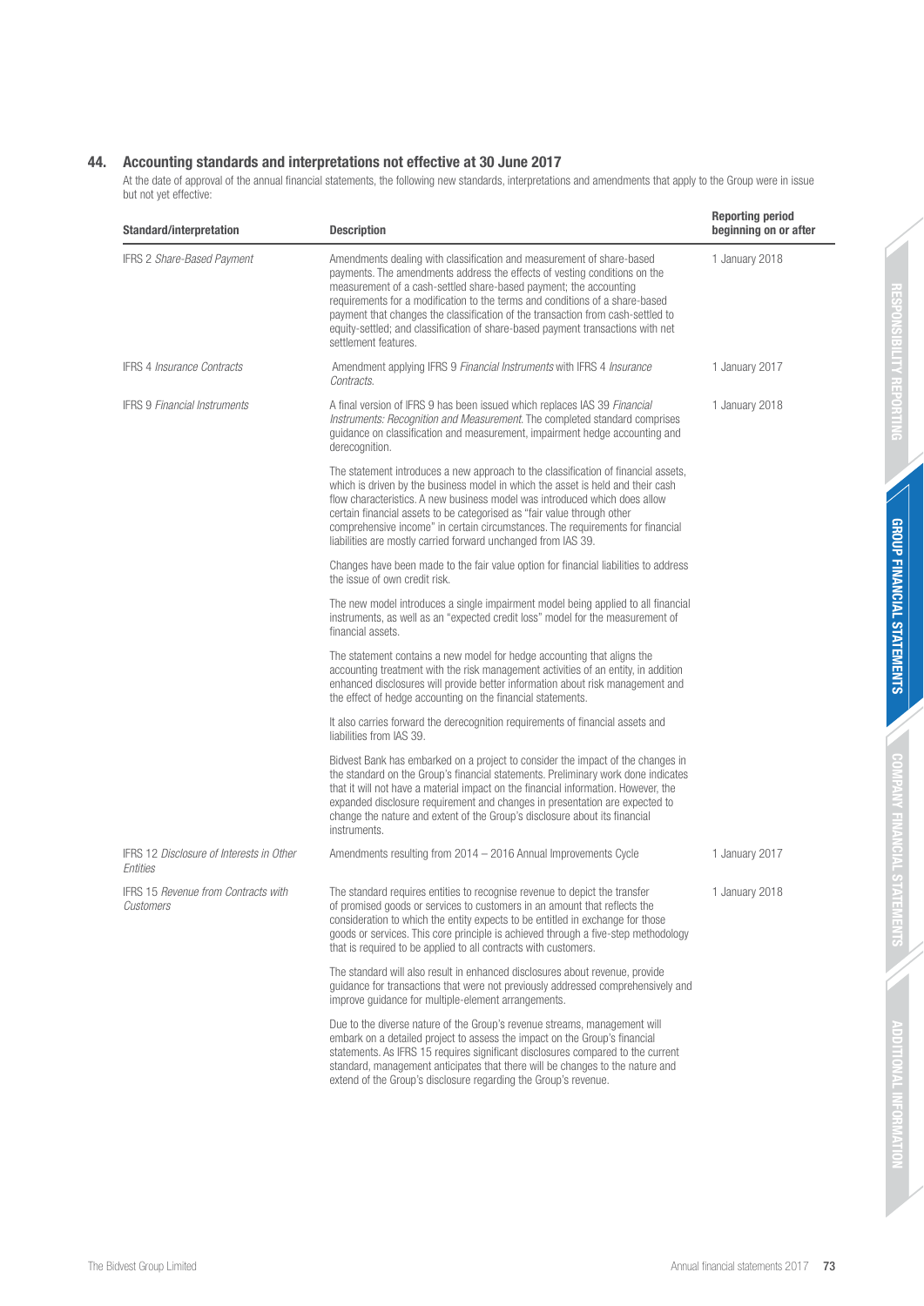## 44. Accounting standards and interpretations not effective at 30 June 2017

At the date of approval of the annual financial statements, the following new standards, interpretations and amendments that apply to the Group were in issue but not yet effective:

| Standard/interpretation | Description | Reporting period beginning on or after |
|---|---|---|
| IFRS 2 *Share-Based Payment* | Amendments dealing with classification and measurement of share-based payments. The amendments address the effects of vesting conditions on the measurement of a cash-settled share-based payment; the accounting requirements for a modification to the terms and conditions of a share-based payment that changes the classification of the transaction from cash-settled to equity-settled; and classification of share-based payment transactions with net settlement features. | 1 January 2018 |
| IFRS 4 *Insurance Contracts* | Amendment applying IFRS 9 *Financial Instruments* with IFRS 4 *Insurance Contracts.* | 1 January 2017 |
| IFRS 9 *Financial Instruments* | A final version of IFRS 9 has been issued which replaces IAS 39 *Financial Instruments: Recognition and Measurement.* The completed standard comprises guidance on classification and measurement, impairment hedge accounting and derecognition.<br><br>The statement introduces a new approach to the classification of financial assets, which is driven by the business model in which the asset is held and their cash flow characteristics. A new business model was introduced which does allow certain financial assets to be categorised as "fair value through other comprehensive income" in certain circumstances. The requirements for financial liabilities are mostly carried forward unchanged from IAS 39.<br><br>Changes have been made to the fair value option for financial liabilities to address the issue of own credit risk.<br><br>The new model introduces a single impairment model being applied to all financial instruments, as well as an "expected credit loss" model for the measurement of financial assets.<br><br>The statement contains a new model for hedge accounting that aligns the accounting treatment with the risk management activities of an entity, in addition enhanced disclosures will provide better information about risk management and the effect of hedge accounting on the financial statements.<br><br>It also carries forward the derecognition requirements of financial assets and liabilities from IAS 39.<br><br>Bidvest Bank has embarked on a project to consider the impact of the changes in the standard on the Group's financial statements. Preliminary work done indicates that it will not have a material impact on the financial information. However, the expanded disclosure requirement and changes in presentation are expected to change the nature and extent of the Group's disclosure about its financial instruments. | 1 January 2018 |
| IFRS 12 *Disclosure of Interests in Other Entities* | Amendments resulting from 2014 – 2016 Annual Improvements Cycle | 1 January 2017 |
| IFRS 15 *Revenue from Contracts with Customers* | The standard requires entities to recognise revenue to depict the transfer of promised goods or services to customers in an amount that reflects the consideration to which the entity expects to be entitled in exchange for those goods or services. This core principle is achieved through a five-step methodology that is required to be applied to all contracts with customers.<br><br>The standard will also result in enhanced disclosures about revenue, provide guidance for transactions that were not previously addressed comprehensively and improve guidance for multiple-element arrangements.<br><br>Due to the diverse nature of the Group's revenue streams, management will embark on a detailed project to assess the impact on the Group's financial statements. As IFRS 15 requires significant disclosures compared to the current standard, management anticipates that there will be changes to the nature and extend of the Group's disclosure regarding the Group's revenue. | 1 January 2018 |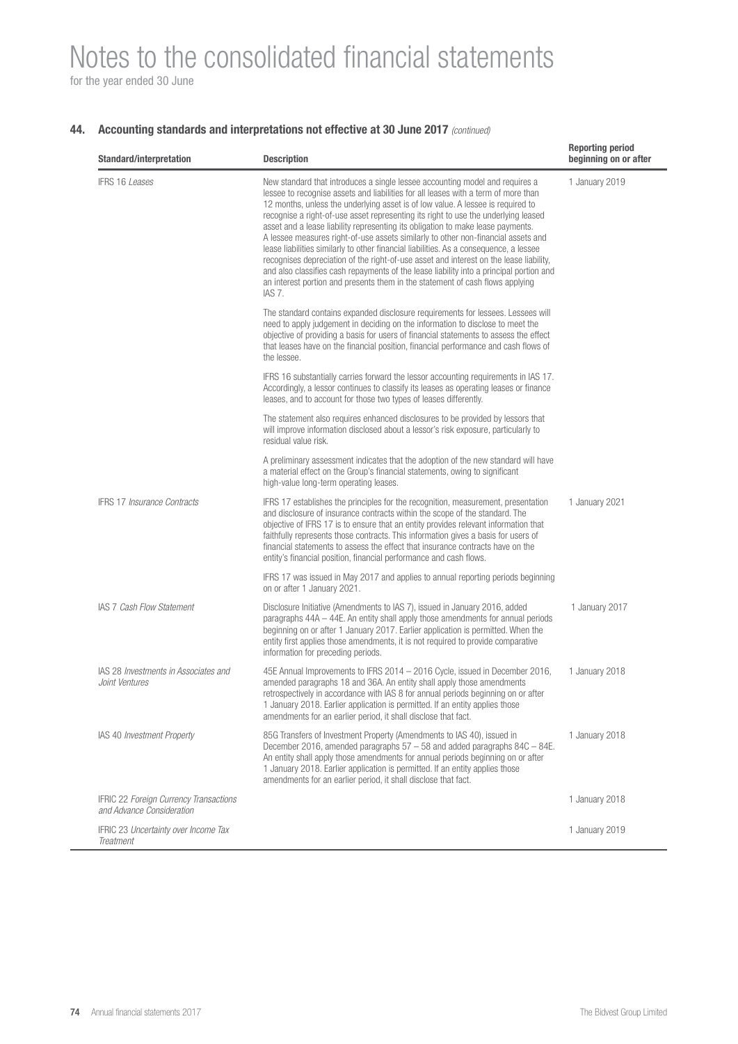# Notes to the consolidated financial statements

for the year ended 30 June

## 44. Accounting standards and interpretations not effective at 30 June 2017 *(continued)*

| Standard/interpretation | Description | Reporting period beginning on or after |
|---|---|---|
| IFRS 16 *Leases* | New standard that introduces a single lessee accounting model and requires a lessee to recognise assets and liabilities for all leases with a term of more than 12 months, unless the underlying asset is of low value. A lessee is required to recognise a right-of-use asset representing its right to use the underlying leased asset and a lease liability representing its obligation to make lease payments. A lessee measures right-of-use assets similarly to other non-financial assets and lease liabilities similarly to other financial liabilities. As a consequence, a lessee recognises depreciation of the right-of-use asset and interest on the lease liability, and also classifies cash repayments of the lease liability into a principal portion and an interest portion and presents them in the statement of cash flows applying IAS 7.<br><br>The standard contains expanded disclosure requirements for lessees. Lessees will need to apply judgement in deciding on the information to disclose to meet the objective of providing a basis for users of financial statements to assess the effect that leases have on the financial position, financial performance and cash flows of the lessee.<br><br>IFRS 16 substantially carries forward the lessor accounting requirements in IAS 17. Accordingly, a lessor continues to classify its leases as operating leases or finance leases, and to account for those two types of leases differently.<br><br>The statement also requires enhanced disclosures to be provided by lessors that will improve information disclosed about a lessor's risk exposure, particularly to residual value risk.<br><br>A preliminary assessment indicates that the adoption of the new standard will have a material effect on the Group's financial statements, owing to significant high-value long-term operating leases. | 1 January 2019 |
| IFRS 17 *Insurance Contracts* | IFRS 17 establishes the principles for the recognition, measurement, presentation and disclosure of insurance contracts within the scope of the standard. The objective of IFRS 17 is to ensure that an entity provides relevant information that faithfully represents those contracts. This information gives a basis for users of financial statements to assess the effect that insurance contracts have on the entity's financial position, financial performance and cash flows.<br><br>IFRS 17 was issued in May 2017 and applies to annual reporting periods beginning on or after 1 January 2021. | 1 January 2021 |
| IAS 7 *Cash Flow Statement* | Disclosure Initiative (Amendments to IAS 7), issued in January 2016, added paragraphs 44A – 44E. An entity shall apply those amendments for annual periods beginning on or after 1 January 2017. Earlier application is permitted. When the entity first applies those amendments, it is not required to provide comparative information for preceding periods. | 1 January 2017 |
| IAS 28 *Investments in Associates and Joint Ventures* | 45E Annual Improvements to IFRS 2014 – 2016 Cycle, issued in December 2016, amended paragraphs 18 and 36A. An entity shall apply those amendments retrospectively in accordance with IAS 8 for annual periods beginning on or after 1 January 2018. Earlier application is permitted. If an entity applies those amendments for an earlier period, it shall disclose that fact. | 1 January 2018 |
| IAS 40 *Investment Property* | 85G Transfers of Investment Property (Amendments to IAS 40), issued in December 2016, amended paragraphs 57 – 58 and added paragraphs 84C – 84E. An entity shall apply those amendments for annual periods beginning on or after 1 January 2018. Earlier application is permitted. If an entity applies those amendments for an earlier period, it shall disclose that fact. | 1 January 2018 |
| IFRIC 22 *Foreign Currency Transactions and Advance Consideration* | | 1 January 2018 |
| IFRIC 23 *Uncertainty over Income Tax Treatment* | | 1 January 2019 |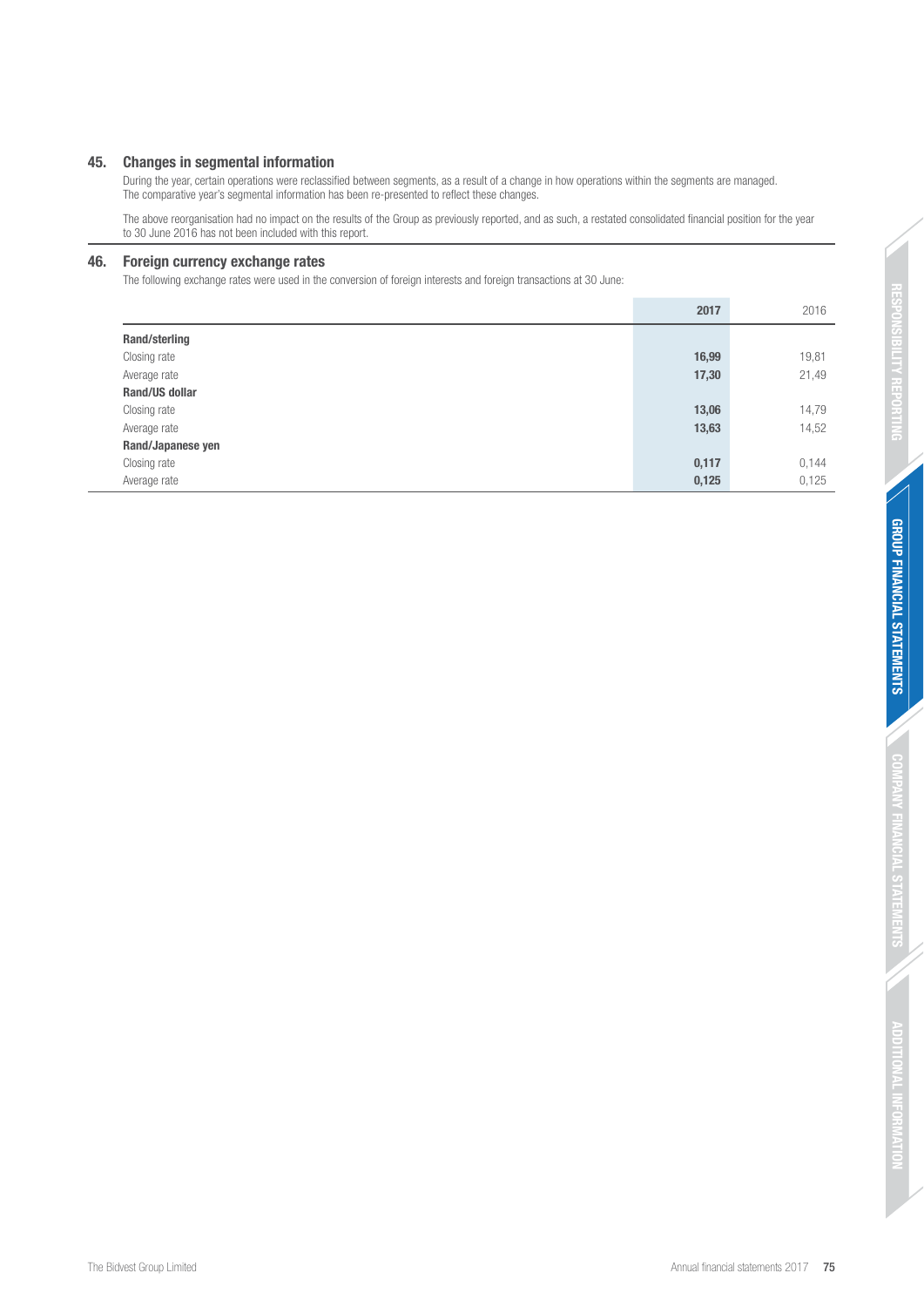## 45. Changes in segmental information

During the year, certain operations were reclassified between segments, as a result of a change in how operations within the segments are managed. The comparative year's segmental information has been re-presented to reflect these changes.

The above reorganisation had no impact on the results of the Group as previously reported, and as such, a restated consolidated financial position for the year to 30 June 2016 has not been included with this report.

## 46. Foreign currency exchange rates

The following exchange rates were used in the conversion of foreign interests and foreign transactions at 30 June:

| | **2017** | 2016 |
|---|---|---|
| **Rand/sterling** | | |
| Closing rate | **16,99** | 19,81 |
| Average rate | **17,30** | 21,49 |
| **Rand/US dollar** | | |
| Closing rate | **13,06** | 14,79 |
| Average rate | **13,63** | 14,52 |
| **Rand/Japanese yen** | | |
| Closing rate | **0,117** | 0,144 |
| Average rate | **0,125** | 0,125 |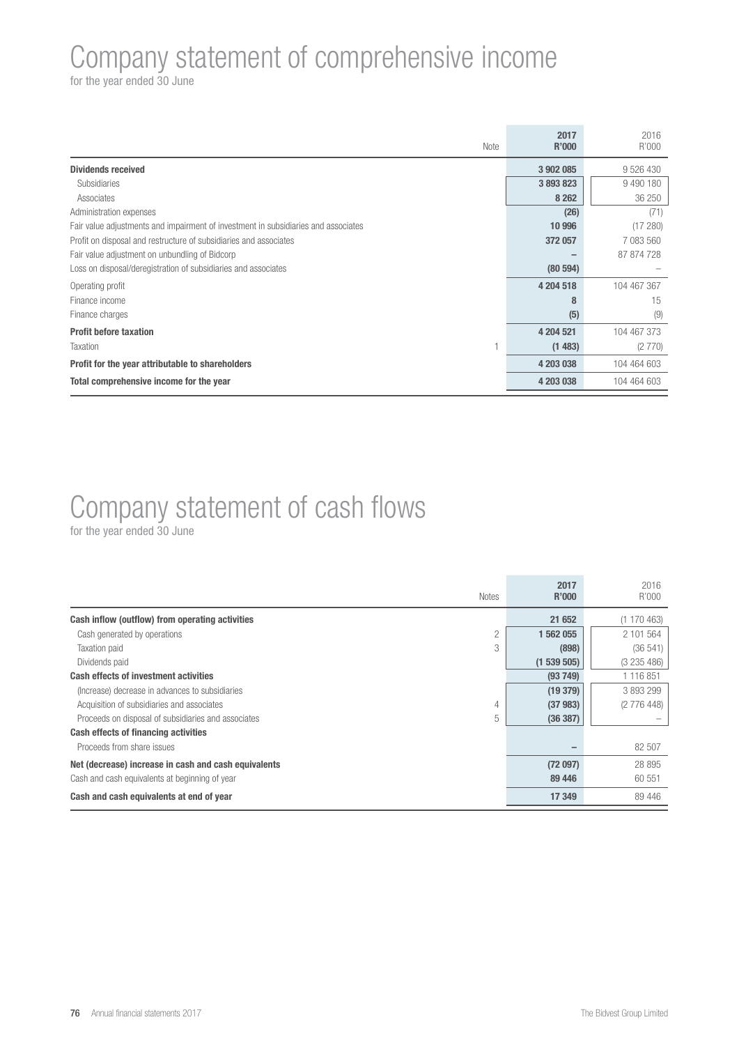# Company statement of comprehensive income

for the year ended 30 June

| | Note | 2017 R'000 | 2016 R'000 |
|---|---|---|---|
| **Dividends received** | | **3 902 085** | 9 526 430 |
| Subsidiaries | | 3 893 823 | 9 490 180 |
| Associates | | 8 262 | 36 250 |
| Administration expenses | | (26) | (71) |
| Fair value adjustments and impairment of investment in subsidiaries and associates | | 10 996 | (17 280) |
| Profit on disposal and restructure of subsidiaries and associates | | 372 057 | 7 083 560 |
| Fair value adjustment on unbundling of Bidcorp | | – | 87 874 728 |
| Loss on disposal/deregistration of subsidiaries and associates | | (80 594) | – |
| Operating profit | | 4 204 518 | 104 467 367 |
| Finance income | | 8 | 15 |
| Finance charges | | (5) | (9) |
| **Profit before taxation** | | **4 204 521** | 104 467 373 |
| Taxation | 1 | (1 483) | (2 770) |
| **Profit for the year attributable to shareholders** | | **4 203 038** | 104 464 603 |
| **Total comprehensive income for the year** | | **4 203 038** | 104 464 603 |

# Company statement of cash flows

for the year ended 30 June

| | Notes | 2017 R'000 | 2016 R'000 |
|---|---|---|---|
| **Cash inflow (outflow) from operating activities** | | **21 652** | (1 170 463) |
| Cash generated by operations | 2 | 1 562 055 | 2 101 564 |
| Taxation paid | 3 | (898) | (36 541) |
| Dividends paid | | (1 539 505) | (3 235 486) |
| **Cash effects of investment activities** | | **(93 749)** | 1 116 851 |
| (Increase) decrease in advances to subsidiaries | | (19 379) | 3 893 299 |
| Acquisition of subsidiaries and associates | 4 | (37 983) | (2 776 448) |
| Proceeds on disposal of subsidiaries and associates | 5 | (36 387) | – |
| **Cash effects of financing activities** | | | |
| Proceeds from share issues | | – | 82 507 |
| **Net (decrease) increase in cash and cash equivalents** | | **(72 097)** | 28 895 |
| Cash and cash equivalents at beginning of year | | 89 446 | 60 551 |
| **Cash and cash equivalents at end of year** | | **17 349** | 89 446 |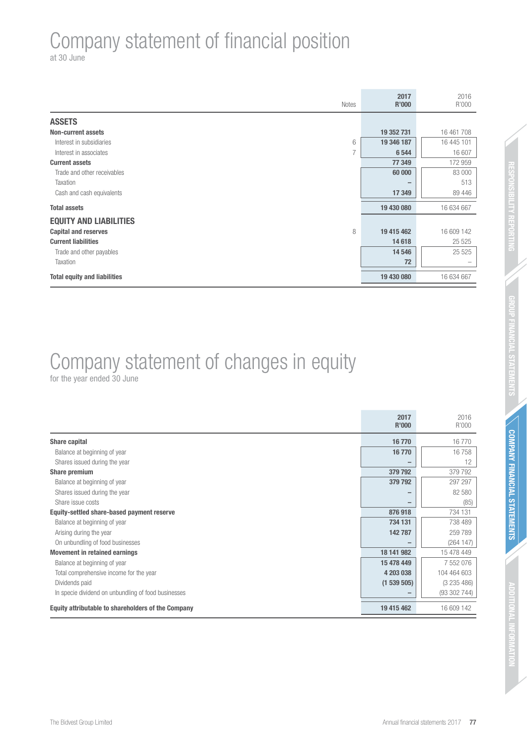# Company statement of financial position

at 30 June

| | Notes | 2017 R'000 | 2016 R'000 |
|---|---|---|---|
| **ASSETS** | | | |
| **Non-current assets** | | **19 352 731** | 16 461 708 |
| Interest in subsidiaries | 6 | **19 346 187** | 16 445 101 |
| Interest in associates | 7 | **6 544** | 16 607 |
| **Current assets** | | **77 349** | 172 959 |
| Trade and other receivables | | **60 000** | 83 000 |
| Taxation | | **–** | 513 |
| Cash and cash equivalents | | **17 349** | 89 446 |
| **Total assets** | | **19 430 080** | 16 634 667 |
| **EQUITY AND LIABILITIES** | | | |
| **Capital and reserves** | 8 | **19 415 462** | 16 609 142 |
| **Current liabilities** | | **14 618** | 25 525 |
| Trade and other payables | | **14 546** | 25 525 |
| Taxation | | **72** | – |
| **Total equity and liabilities** | | **19 430 080** | 16 634 667 |

# Company statement of changes in equity

for the year ended 30 June

| | 2017 R'000 | 2016 R'000 |
|---|---|---|
| **Share capital** | **16 770** | 16 770 |
| Balance at beginning of year | **16 770** | 16 758 |
| Shares issued during the year | **–** | 12 |
| **Share premium** | **379 792** | 379 792 |
| Balance at beginning of year | **379 792** | 297 297 |
| Shares issued during the year | **–** | 82 580 |
| Share issue costs | **–** | (85) |
| **Equity-settled share-based payment reserve** | **876 918** | 734 131 |
| Balance at beginning of year | **734 131** | 738 489 |
| Arising during the year | **142 787** | 259 789 |
| On unbundling of food businesses | **–** | (264 147) |
| **Movement in retained earnings** | **18 141 982** | 15 478 449 |
| Balance at beginning of year | **15 478 449** | 7 552 076 |
| Total comprehensive income for the year | **4 203 038** | 104 464 603 |
| Dividends paid | **(1 539 505)** | (3 235 486) |
| In specie dividend on unbundling of food businesses | **–** | (93 302 744) |
| **Equity attributable to shareholders of the Company** | **19 415 462** | 16 609 142 |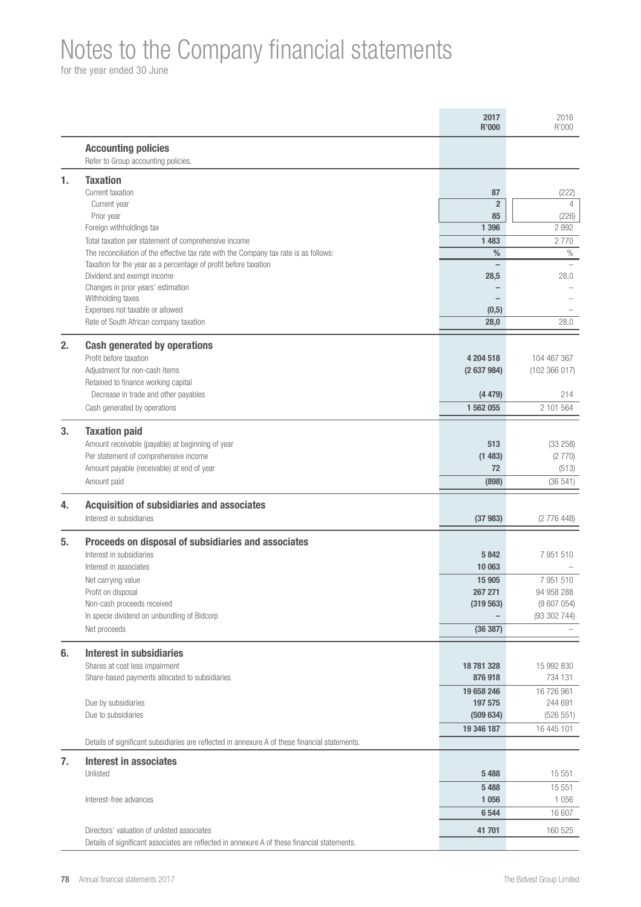# Notes to the Company financial statements

for the year ended 30 June

| | | 2017 R'000 | 2016 R'000 |
|---|---|---|---|
| | **Accounting policies** | | |
| | Refer to Group accounting policies. | | |
| **1.** | **Taxation** | | |
| | Current taxation | **87** | (222) |
| | Current year | **2** | 4 |
| | Prior year | **85** | (226) |
| | Foreign withholdings tax | **1 396** | 2 992 |
| | Total taxation per statement of comprehensive income | **1 483** | 2 770 |
| | The reconciliation of the effective tax rate with the Company tax rate is as follows: | **%** | % |
| | Taxation for the year as a percentage of profit before taxation | **–** | – |
| | Dividend and exempt income | **28,5** | 28,0 |
| | Changes in prior years' estimation | **–** | – |
| | Withholding taxes | **–** | – |
| | Expenses not taxable or allowed | **(0,5)** | – |
| | Rate of South African company taxation | **28,0** | 28,0 |
| **2.** | **Cash generated by operations** | | |
| | Profit before taxation | **4 204 518** | 104 467 367 |
| | Adjustment for non-cash items | **(2 637 984)** | (102 366 017) |
| | Retained to finance working capital | | |
| | Decrease in trade and other payables | **(4 479)** | 214 |
| | Cash generated by operations | **1 562 055** | 2 101 564 |
| **3.** | **Taxation paid** | | |
| | Amount receivable (payable) at beginning of year | **513** | (33 258) |
| | Per statement of comprehensive income | **(1 483)** | (2 770) |
| | Amount payable (receivable) at end of year | **72** | (513) |
| | Amount paid | **(898)** | (36 541) |
| **4.** | **Acquisition of subsidiaries and associates** | | |
| | Interest in subsidiaries | **(37 983)** | (2 776 448) |
| **5.** | **Proceeds on disposal of subsidiaries and associates** | | |
| | Interest in subsidiaries | **5 842** | 7 951 510 |
| | Interest in associates | **10 063** | – |
| | Net carrying value | **15 905** | 7 951 510 |
| | Profit on disposal | **267 271** | 94 958 288 |
| | Non-cash proceeds received | **(319 563)** | (9 607 054) |
| | In specie dividend on unbundling of Bidcorp | **–** | (93 302 744) |
| | Net proceeds | **(36 387)** | – |
| **6.** | **Interest in subsidiaries** | | |
| | Shares at cost less impairment | **18 781 328** | 15 992 830 |
| | Share-based payments allocated to subsidiaries | **876 918** | 734 131 |
| | | **19 658 246** | 16 726 961 |
| | Due by subsidiaries | **197 575** | 244 691 |
| | Due to subsidiaries | **(509 634)** | (526 551) |
| | | **19 346 187** | 16 445 101 |
| | Details of significant subsidiaries are reflected in annexure A of these financial statements. | | |
| **7.** | **Interest in associates** | | |
| | Unlisted | **5 488** | 15 551 |
| | | **5 488** | 15 551 |
| | Interest-free advances | **1 056** | 1 056 |
| | | **6 544** | 16 607 |
| | Directors' valuation of unlisted associates | **41 701** | 160 525 |
| | Details of significant associates are reflected in annexure A of these financial statements. | | |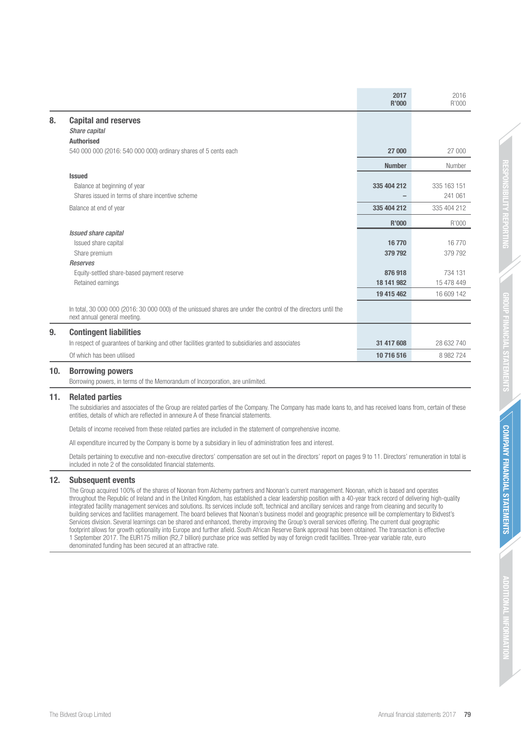| | 2017 R'000 | 2016 R'000 |
|---|---|---|
| **8. Capital and reserves** | | |
| *Share capital* | | |
| **Authorised** | | |
| 540 000 000 (2016: 540 000 000) ordinary shares of 5 cents each | **27 000** | 27 000 |
| | **Number** | Number |
| **Issued** | | |
| Balance at beginning of year | **335 404 212** | 335 163 151 |
| Shares issued in terms of share incentive scheme | **–** | 241 061 |
| Balance at end of year | **335 404 212** | 335 404 212 |
| | **R'000** | R'000 |
| *Issued share capital* | | |
| Issued share capital | **16 770** | 16 770 |
| Share premium | **379 792** | 379 792 |
| *Reserves* | | |
| Equity-settled share-based payment reserve | **876 918** | 734 131 |
| Retained earnings | **18 141 982** | 15 478 449 |
| | **19 415 462** | 16 609 142 |
| In total, 30 000 000 (2016: 30 000 000) of the unissued shares are under the control of the directors until the next annual general meeting. | | |
| **9. Contingent liabilities** | | |
| In respect of guarantees of banking and other facilities granted to subsidiaries and associates | **31 417 608** | 28 632 740 |
| Of which has been utilised | **10 716 516** | 8 982 724 |

## 10. Borrowing powers

Borrowing powers, in terms of the Memorandum of Incorporation, are unlimited.

## 11. Related parties

The subsidiaries and associates of the Group are related parties of the Company. The Company has made loans to, and has received loans from, certain of these entities, details of which are reflected in annexure A of these financial statements.

Details of income received from these related parties are included in the statement of comprehensive income.

All expenditure incurred by the Company is borne by a subsidiary in lieu of administration fees and interest.

Details pertaining to executive and non-executive directors' compensation are set out in the directors' report on pages 9 to 11. Directors' remuneration in total is included in note 2 of the consolidated financial statements.

## 12. Subsequent events

The Group acquired 100% of the shares of Noonan from Alchemy partners and Noonan's current management. Noonan, which is based and operates throughout the Republic of Ireland and in the United Kingdom, has established a clear leadership position with a 40-year track record of delivering high-quality integrated facility management services and solutions. Its services include soft, technical and ancillary services and range from cleaning and security to building services and facilities management. The board believes that Noonan's business model and geographic presence will be complementary to Bidvest's Services division. Several learnings can be shared and enhanced, thereby improving the Group's overall services offering. The current dual geographic footprint allows for growth optionality into Europe and further afield. South African Reserve Bank approval has been obtained. The transaction is effective 1 September 2017. The EUR175 million (R2,7 billion) purchase price was settled by way of foreign credit facilities. Three-year variable rate, euro denominated funding has been secured at an attractive rate.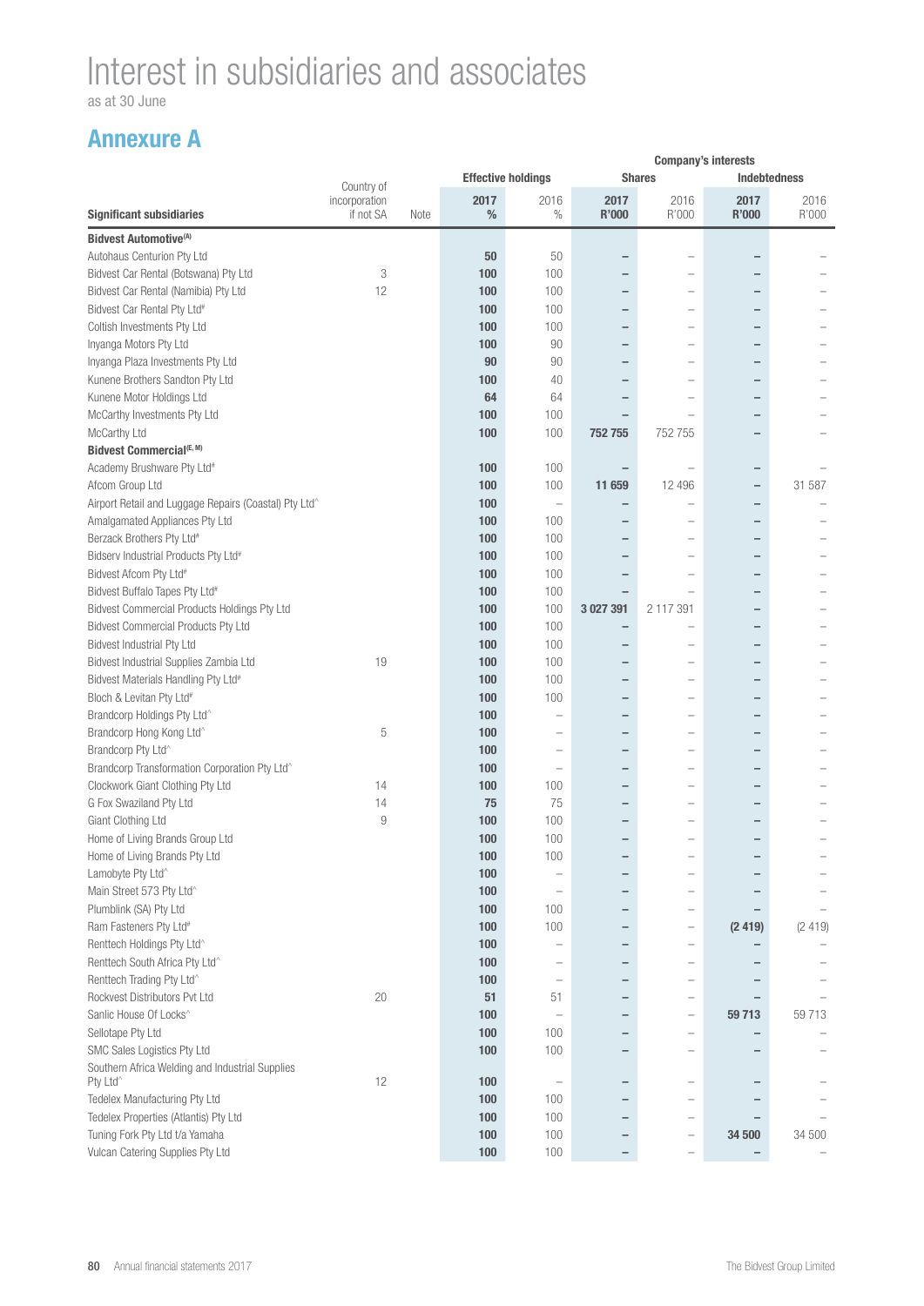# Interest in subsidiaries and associates

as at 30 June

## Annexure A

| Significant subsidiaries | Country of incorporation if not SA | Note | Effective holdings 2017 % | Effective holdings 2016 % | Company's interests Shares 2017 R'000 | Company's interests Shares 2016 R'000 | Company's interests Indebtedness 2017 R'000 | Company's interests Indebtedness 2016 R'000 |
|---|---|---|---|---|---|---|---|---|
| **Bidvest Automotive[(A)]** | | | | | | | | |
| Autohaus Centurion Pty Ltd | | | **50** | 50 | **–** | – | **–** | – |
| Bidvest Car Rental (Botswana) Pty Ltd | 3 | | **100** | 100 | **–** | – | **–** | – |
| Bidvest Car Rental (Namibia) Pty Ltd | 12 | | **100** | 100 | **–** | – | **–** | – |
| Bidvest Car Rental Pty Ltd[#] | | | **100** | 100 | **–** | – | **–** | – |
| Coltish Investments Pty Ltd | | | **100** | 100 | **–** | – | **–** | – |
| Inyanga Motors Pty Ltd | | | **100** | 90 | **–** | – | **–** | – |
| Inyanga Plaza Investments Pty Ltd | | | **90** | 90 | **–** | – | **–** | – |
| Kunene Brothers Sandton Pty Ltd | | | **100** | 40 | **–** | – | **–** | – |
| Kunene Motor Holdings Ltd | | | **64** | 64 | **–** | – | **–** | – |
| McCarthy Investments Pty Ltd | | | **100** | 100 | **–** | – | **–** | – |
| McCarthy Ltd | | | **100** | 100 | **752 755** | 752 755 | **–** | – |
| **Bidvest Commercial[(E, M)]** | | | | | | | | |
| Academy Brushware Pty Ltd[#] | | | **100** | 100 | **–** | – | **–** | – |
| Afcom Group Ltd | | | **100** | 100 | **11 659** | 12 496 | **–** | 31 587 |
| Airport Retail and Luggage Repairs (Coastal) Pty Ltd^ | | | **100** | – | **–** | – | **–** | – |
| Amalgamated Appliances Pty Ltd | | | **100** | 100 | **–** | – | **–** | – |
| Berzack Brothers Pty Ltd[#] | | | **100** | 100 | **–** | – | **–** | – |
| Bidserv Industrial Products Pty Ltd[#] | | | **100** | 100 | **–** | – | **–** | – |
| Bidvest Afcom Pty Ltd[#] | | | **100** | 100 | **–** | – | **–** | – |
| Bidvest Buffalo Tapes Pty Ltd[#] | | | **100** | 100 | **–** | – | **–** | – |
| Bidvest Commercial Products Holdings Pty Ltd | | | **100** | 100 | **3 027 391** | 2 117 391 | **–** | – |
| Bidvest Commercial Products Pty Ltd | | | **100** | 100 | **–** | – | **–** | – |
| Bidvest Industrial Pty Ltd | | | **100** | 100 | **–** | – | **–** | – |
| Bidvest Industrial Supplies Zambia Ltd | 19 | | **100** | 100 | **–** | – | **–** | – |
| Bidvest Materials Handling Pty Ltd[#] | | | **100** | 100 | **–** | – | **–** | – |
| Bloch & Levitan Pty Ltd[#] | | | **100** | 100 | **–** | – | **–** | – |
| Brandcorp Holdings Pty Ltd^ | | | **100** | – | **–** | – | **–** | – |
| Brandcorp Hong Kong Ltd^ | 5 | | **100** | – | **–** | – | **–** | – |
| Brandcorp Pty Ltd^ | | | **100** | – | **–** | – | **–** | – |
| Brandcorp Transformation Corporation Pty Ltd^ | | | **100** | – | **–** | – | **–** | – |
| Clockwork Giant Clothing Pty Ltd | 14 | | **100** | 100 | **–** | – | **–** | – |
| G Fox Swaziland Pty Ltd | 14 | | **75** | 75 | **–** | – | **–** | – |
| Giant Clothing Ltd | 9 | | **100** | 100 | **–** | – | **–** | – |
| Home of Living Brands Group Ltd | | | **100** | 100 | **–** | – | **–** | – |
| Home of Living Brands Pty Ltd | | | **100** | 100 | **–** | – | **–** | – |
| Lamobyte Pty Ltd^ | | | **100** | – | **–** | – | **–** | – |
| Main Street 573 Pty Ltd^ | | | **100** | – | **–** | – | **–** | – |
| Plumblink (SA) Pty Ltd | | | **100** | 100 | **–** | – | **–** | – |
| Ram Fasteners Pty Ltd[#] | | | **100** | 100 | **–** | – | **(2 419)** | (2 419) |
| Renttech Holdings Pty Ltd^ | | | **100** | – | **–** | – | **–** | – |
| Renttech South Africa Pty Ltd^ | | | **100** | – | **–** | – | **–** | – |
| Renttech Trading Pty Ltd^ | | | **100** | – | **–** | – | **–** | – |
| Rockvest Distributors Pvt Ltd | 20 | | **51** | 51 | **–** | – | **–** | – |
| Sanlic House Of Locks^ | | | **100** | – | **–** | – | **59 713** | 59 713 |
| Sellotape Pty Ltd | | | **100** | 100 | **–** | – | **–** | – |
| SMC Sales Logistics Pty Ltd | | | **100** | 100 | **–** | – | **–** | – |
| Southern Africa Welding and Industrial Supplies Pty Ltd^ | 12 | | **100** | – | **–** | – | **–** | – |
| Tedelex Manufacturing Pty Ltd | | | **100** | 100 | **–** | – | **–** | – |
| Tedelex Properties (Atlantis) Pty Ltd | | | **100** | 100 | **–** | – | **–** | – |
| Tuning Fork Pty Ltd t/a Yamaha | | | **100** | 100 | **–** | – | **34 500** | 34 500 |
| Vulcan Catering Supplies Pty Ltd | | | **100** | 100 | **–** | – | **–** | – |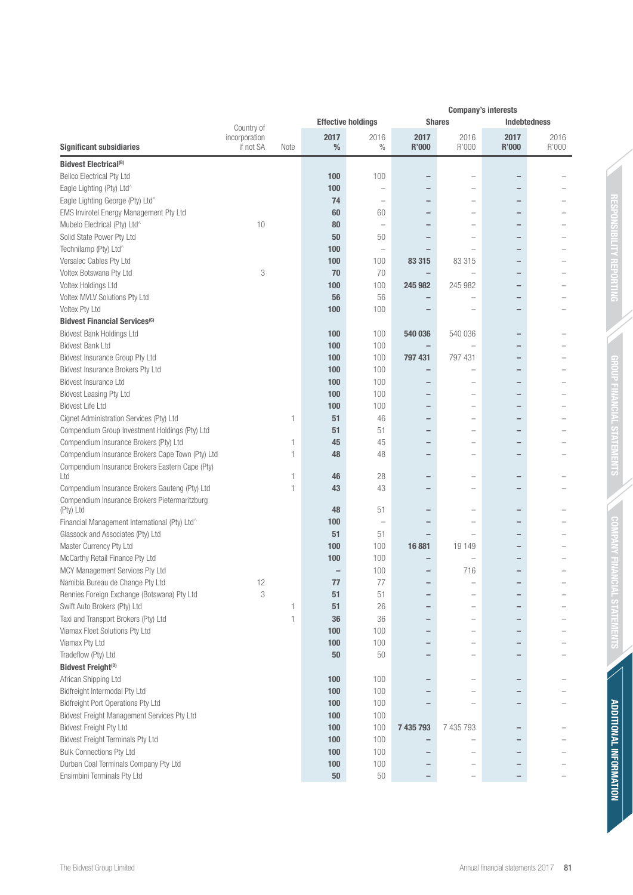| Significant subsidiaries | Country of incorporation if not SA | Note | Effective holdings | | Company's interests | | | |
|---|---|---|---|---|---|---|---|---|
| | | | | | Shares | | Indebtedness | |
| | | | **2017 %** | 2016 % | **2017 R'000** | 2016 R'000 | **2017 R'000** | 2016 R'000 |
| **Bidvest Electrical[(B)]** | | | | | | | | |
| Bellco Electrical Pty Ltd | | | **100** | 100 | **–** | – | **–** | – |
| Eagle Lighting (Pty) Ltd^ | | | **100** | – | **–** | – | **–** | – |
| Eagle Lighting George (Pty) Ltd^ | | | **74** | – | **–** | – | **–** | – |
| EMS Invirotel Energy Management Pty Ltd | | | **60** | 60 | **–** | – | **–** | – |
| Mubelo Electrical (Pty) Ltd^ | 10 | | **80** | – | **–** | – | **–** | – |
| Solid State Power Pty Ltd | | | **50** | 50 | **–** | – | **–** | – |
| Technilamp (Pty) Ltd^ | | | **100** | – | **–** | – | **–** | – |
| Versalec Cables Pty Ltd | | | **100** | 100 | **83 315** | 83 315 | **–** | – |
| Voltex Botswana Pty Ltd | 3 | | **70** | 70 | **–** | – | **–** | – |
| Voltex Holdings Ltd | | | **100** | 100 | **245 982** | 245 982 | **–** | – |
| Voltex MVLV Solutions Pty Ltd | | | **56** | 56 | **–** | – | **–** | – |
| Voltex Pty Ltd | | | **100** | 100 | **–** | – | **–** | – |
| **Bidvest Financial Services[(C)]** | | | | | | | | |
| Bidvest Bank Holdings Ltd | | | **100** | 100 | **540 036** | 540 036 | **–** | – |
| Bidvest Bank Ltd | | | **100** | 100 | **–** | – | **–** | – |
| Bidvest Insurance Group Pty Ltd | | | **100** | 100 | **797 431** | 797 431 | **–** | – |
| Bidvest Insurance Brokers Pty Ltd | | | **100** | 100 | **–** | – | **–** | – |
| Bidvest Insurance Ltd | | | **100** | 100 | **–** | – | **–** | – |
| Bidvest Leasing Pty Ltd | | | **100** | 100 | **–** | – | **–** | – |
| Bidvest Life Ltd | | | **100** | 100 | **–** | – | **–** | – |
| Cignet Administration Services (Pty) Ltd | | 1 | **51** | 46 | **–** | – | **–** | – |
| Compendium Group Investment Holdings (Pty) Ltd | | | **51** | 51 | **–** | – | **–** | – |
| Compendium Insurance Brokers (Pty) Ltd | | 1 | **45** | 45 | **–** | – | **–** | – |
| Compendium Insurance Brokers Cape Town (Pty) Ltd | | 1 | **48** | 48 | **–** | – | **–** | – |
| Compendium Insurance Brokers Eastern Cape (Pty) Ltd | | 1 | **46** | 28 | **–** | – | **–** | – |
| Compendium Insurance Brokers Gauteng (Pty) Ltd | | 1 | **43** | 43 | **–** | – | **–** | – |
| Compendium Insurance Brokers Pietermaritzburg (Pty) Ltd | | | **48** | 51 | **–** | – | **–** | – |
| Financial Management International (Pty) Ltd^ | | | **100** | – | **–** | – | **–** | – |
| Glassock and Associates (Pty) Ltd | | | **51** | 51 | **–** | – | **–** | – |
| Master Currency Pty Ltd | | | **100** | 100 | **16 881** | 19 149 | **–** | – |
| McCarthy Retail Finance Pty Ltd | | | **100** | 100 | **–** | – | **–** | – |
| MCY Management Services Pty Ltd | | | **–** | 100 | **–** | 716 | **–** | – |
| Namibia Bureau de Change Pty Ltd | 12 | | **77** | 77 | **–** | – | **–** | – |
| Rennies Foreign Exchange (Botswana) Pty Ltd | 3 | | **51** | 51 | **–** | – | **–** | – |
| Swift Auto Brokers (Pty) Ltd | | 1 | **51** | 26 | **–** | – | **–** | – |
| Taxi and Transport Brokers (Pty) Ltd | | 1 | **36** | 36 | **–** | – | **–** | – |
| Viamax Fleet Solutions Pty Ltd | | | **100** | 100 | **–** | – | **–** | – |
| Viamax Pty Ltd | | | **100** | 100 | **–** | – | **–** | – |
| Tradeflow (Pty) Ltd | | | **50** | 50 | **–** | – | **–** | – |
| **Bidvest Freight[(D)]** | | | | | | | | |
| African Shipping Ltd | | | **100** | 100 | **–** | – | **–** | – |
| Bidfreight Intermodal Pty Ltd | | | **100** | 100 | **–** | – | **–** | – |
| Bidfreight Port Operations Pty Ltd | | | **100** | 100 | **–** | – | **–** | – |
| Bidvest Freight Management Services Pty Ltd | | | **100** | 100 | | | | |
| Bidvest Freight Pty Ltd | | | **100** | 100 | **7 435 793** | 7 435 793 | **–** | – |
| Bidvest Freight Terminals Pty Ltd | | | **100** | 100 | **–** | – | **–** | – |
| Bulk Connections Pty Ltd | | | **100** | 100 | **–** | – | **–** | – |
| Durban Coal Terminals Company Pty Ltd | | | **100** | 100 | **–** | – | **–** | – |
| Ensimbini Terminals Pty Ltd | | | **50** | 50 | **–** | – | **–** | – |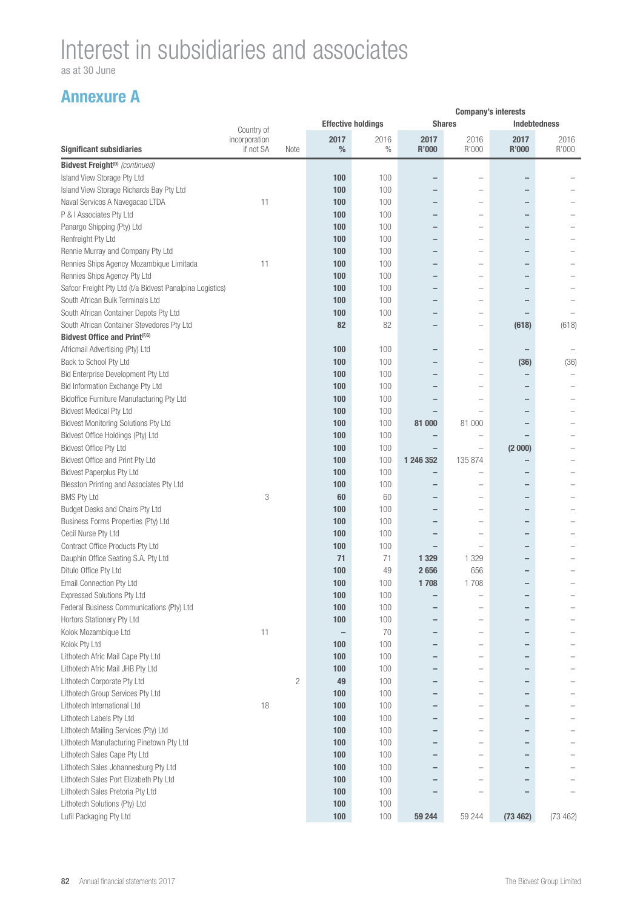# Interest in subsidiaries and associates

as at 30 June

## Annexure A

| Significant subsidiaries | Country of incorporation if not SA | Note | Effective holdings 2017 % | Effective holdings 2016 % | Company's interests – Shares 2017 R'000 | Company's interests – Shares 2016 R'000 | Company's interests – Indebtedness 2017 R'000 | Company's interests – Indebtedness 2016 R'000 |
|---|---|---|---|---|---|---|---|---|
| **Bidvest Freight[(D)]** *(continued)* | | | | | | | | |
| Island View Storage Pty Ltd | | | **100** | 100 | **–** | – | **–** | – |
| Island View Storage Richards Bay Pty Ltd | | | **100** | 100 | **–** | – | **–** | – |
| Naval Servicos A Navegacao LTDA | 11 | | **100** | 100 | **–** | – | **–** | – |
| P & I Associates Pty Ltd | | | **100** | 100 | **–** | – | **–** | – |
| Panargo Shipping (Pty) Ltd | | | **100** | 100 | **–** | – | **–** | – |
| Renfreight Pty Ltd | | | **100** | 100 | **–** | – | **–** | – |
| Rennie Murray and Company Pty Ltd | | | **100** | 100 | **–** | – | **–** | – |
| Rennies Ships Agency Mozambique Limitada | 11 | | **100** | 100 | **–** | – | **–** | – |
| Rennies Ships Agency Pty Ltd | | | **100** | 100 | **–** | – | **–** | – |
| Safcor Freight Pty Ltd (t/a Bidvest Panalpina Logistics) | | | **100** | 100 | **–** | – | **–** | – |
| South African Bulk Terminals Ltd | | | **100** | 100 | **–** | – | **–** | – |
| South African Container Depots Pty Ltd | | | **100** | 100 | **–** | – | **–** | – |
| South African Container Stevedores Pty Ltd | | | **82** | 82 | **–** | – | **(618)** | (618) |
| **Bidvest Office and Print[(F,G)]** | | | | | | | | |
| Africmail Advertising (Pty) Ltd | | | **100** | 100 | **–** | – | **–** | – |
| Back to School Pty Ltd | | | **100** | 100 | **–** | – | **(36)** | (36) |
| Bid Enterprise Development Pty Ltd | | | **100** | 100 | **–** | – | **–** | – |
| Bid Information Exchange Pty Ltd | | | **100** | 100 | **–** | – | **–** | – |
| Bidoffice Furniture Manufacturing Pty Ltd | | | **100** | 100 | **–** | – | **–** | – |
| Bidvest Medical Pty Ltd | | | **100** | 100 | **–** | – | **–** | – |
| Bidvest Monitoring Solutions Pty Ltd | | | **100** | 100 | **81 000** | 81 000 | **–** | – |
| Bidvest Office Holdings (Pty) Ltd | | | **100** | 100 | **–** | – | **–** | – |
| Bidvest Office Pty Ltd | | | **100** | 100 | **–** | – | **(2 000)** | – |
| Bidvest Office and Print Pty Ltd | | | **100** | 100 | **1 246 352** | 135 874 | **–** | – |
| Bidvest Paperplus Pty Ltd | | | **100** | 100 | **–** | – | **–** | – |
| Blesston Printing and Associates Pty Ltd | | | **100** | 100 | **–** | – | **–** | – |
| BMS Pty Ltd | 3 | | **60** | 60 | **–** | – | **–** | – |
| Budget Desks and Chairs Pty Ltd | | | **100** | 100 | **–** | – | **–** | – |
| Business Forms Properties (Pty) Ltd | | | **100** | 100 | **–** | – | **–** | – |
| Cecil Nurse Pty Ltd | | | **100** | 100 | **–** | – | **–** | – |
| Contract Office Products Pty Ltd | | | **100** | 100 | **–** | – | **–** | – |
| Dauphin Office Seating S.A. Pty Ltd | | | **71** | 71 | **1 329** | 1 329 | **–** | – |
| Ditulo Office Pty Ltd | | | **100** | 49 | **2 656** | 656 | **–** | – |
| Email Connection Pty Ltd | | | **100** | 100 | **1 708** | 1 708 | **–** | – |
| Expressed Solutions Pty Ltd | | | **100** | 100 | **–** | – | **–** | – |
| Federal Business Communications (Pty) Ltd | | | **100** | 100 | **–** | – | **–** | – |
| Hortors Stationery Pty Ltd | | | **100** | 100 | **–** | – | **–** | – |
| Kolok Mozambique Ltd | 11 | | **–** | 70 | **–** | – | **–** | – |
| Kolok Pty Ltd | | | **100** | 100 | **–** | – | **–** | – |
| Lithotech Afric Mail Cape Pty Ltd | | | **100** | 100 | **–** | – | **–** | – |
| Lithotech Afric Mail JHB Pty Ltd | | | **100** | 100 | **–** | – | **–** | – |
| Lithotech Corporate Pty Ltd | | 2 | **49** | 100 | **–** | – | **–** | – |
| Lithotech Group Services Pty Ltd | | | **100** | 100 | **–** | – | **–** | – |
| Lithotech International Ltd | 18 | | **100** | 100 | **–** | – | **–** | – |
| Lithotech Labels Pty Ltd | | | **100** | 100 | **–** | – | **–** | – |
| Lithotech Mailing Services (Pty) Ltd | | | **100** | 100 | **–** | – | **–** | – |
| Lithotech Manufacturing Pinetown Pty Ltd | | | **100** | 100 | **–** | – | **–** | – |
| Lithotech Sales Cape Pty Ltd | | | **100** | 100 | **–** | – | **–** | – |
| Lithotech Sales Johannesburg Pty Ltd | | | **100** | 100 | **–** | – | **–** | – |
| Lithotech Sales Port Elizabeth Pty Ltd | | | **100** | 100 | **–** | – | **–** | – |
| Lithotech Sales Pretoria Pty Ltd | | | **100** | 100 | **–** | – | **–** | – |
| Lithotech Solutions (Pty) Ltd | | | **100** | 100 | | | | |
| Lufil Packaging Pty Ltd | | | **100** | 100 | **59 244** | 59 244 | **(73 462)** | (73 462) |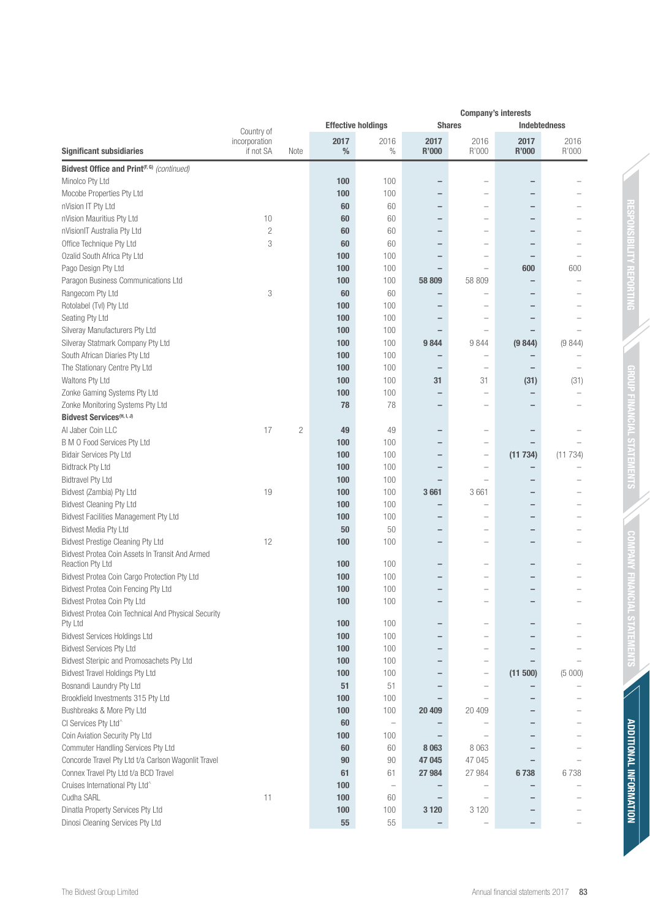| Significant subsidiaries | Country of incorporation if not SA | Note | Effective holdings | | Company's interests | | | |
|---|---|---|---|---|---|---|---|---|
| | | | | | Shares | | Indebtedness | |
| | | | 2017 % | 2016 % | 2017 R'000 | 2016 R'000 | 2017 R'000 | 2016 R'000 |
| **Bidvest Office and Print**(F, G) *(continued)* | | | | | | | | |
| Minolco Pty Ltd | | | 100 | 100 | – | – | – | – |
| Mocobe Properties Pty Ltd | | | 100 | 100 | – | – | – | – |
| nVision IT Pty Ltd | | | 60 | 60 | – | – | – | – |
| nVision Mauritius Pty Ltd | 10 | | 60 | 60 | – | – | – | – |
| nVisionIT Australia Pty Ltd | 2 | | 60 | 60 | – | – | – | – |
| Office Technique Pty Ltd | 3 | | 60 | 60 | – | – | – | – |
| Ozalid South Africa Pty Ltd | | | 100 | 100 | – | – | – | – |
| Pago Design Pty Ltd | | | 100 | 100 | – | – | 600 | 600 |
| Paragon Business Communications Ltd | | | 100 | 100 | 58 809 | 58 809 | – | – |
| Rangecom Pty Ltd | 3 | | 60 | 60 | – | – | – | – |
| Rotolabel (Tvl) Pty Ltd | | | 100 | 100 | – | – | – | – |
| Seating Pty Ltd | | | 100 | 100 | – | – | – | – |
| Silveray Manufacturers Pty Ltd | | | 100 | 100 | – | – | – | – |
| Silveray Statmark Company Pty Ltd | | | 100 | 100 | 9 844 | 9 844 | (9 844) | (9 844) |
| South African Diaries Pty Ltd | | | 100 | 100 | – | – | – | – |
| The Stationary Centre Pty Ltd | | | 100 | 100 | – | – | – | – |
| Waltons Pty Ltd | | | 100 | 100 | 31 | 31 | (31) | (31) |
| Zonke Gaming Systems Pty Ltd | | | 100 | 100 | – | – | – | – |
| Zonke Monitoring Systems Pty Ltd | | | 78 | 78 | – | – | – | – |
| **Bidvest Services**(H, I, J) | | | | | | | | |
| Al Jaber Coin LLC | 17 | 2 | 49 | 49 | – | – | – | – |
| B M O Food Services Pty Ltd | | | 100 | 100 | – | – | – | – |
| Bidair Services Pty Ltd | | | 100 | 100 | – | – | (11 734) | (11 734) |
| Bidtrack Pty Ltd | | | 100 | 100 | – | – | – | – |
| Bidtravel Pty Ltd | | | 100 | 100 | – | – | – | – |
| Bidvest (Zambia) Pty Ltd | 19 | | 100 | 100 | 3 661 | 3 661 | – | – |
| Bidvest Cleaning Pty Ltd | | | 100 | 100 | – | – | – | – |
| Bidvest Facilities Management Pty Ltd | | | 100 | 100 | – | – | – | – |
| Bidvest Media Pty Ltd | | | 50 | 50 | – | – | – | – |
| Bidvest Prestige Cleaning Pty Ltd | 12 | | 100 | 100 | – | – | – | – |
| Bidvest Protea Coin Assets In Transit And Armed Reaction Pty Ltd | | | 100 | 100 | – | – | – | – |
| Bidvest Protea Coin Cargo Protection Pty Ltd | | | 100 | 100 | – | – | – | – |
| Bidvest Protea Coin Fencing Pty Ltd | | | 100 | 100 | – | – | – | – |
| Bidvest Protea Coin Pty Ltd | | | 100 | 100 | – | – | – | – |
| Bidvest Protea Coin Technical And Physical Security Pty Ltd | | | 100 | 100 | – | – | – | – |
| Bidvest Services Holdings Ltd | | | 100 | 100 | – | – | – | – |
| Bidvest Services Pty Ltd | | | 100 | 100 | – | – | – | – |
| Bidvest Steripic and Promosachets Pty Ltd | | | 100 | 100 | – | – | – | – |
| Bidvest Travel Holdings Pty Ltd | | | 100 | 100 | – | – | (11 500) | (5 000) |
| Bosnandi Laundry Pty Ltd | | | 51 | 51 | – | – | – | – |
| Brookfield Investments 315 Pty Ltd | | | 100 | 100 | – | – | – | – |
| Bushbreaks & More Pty Ltd | | | 100 | 100 | 20 409 | 20 409 | – | – |
| CI Services Pty Ltd^ | | | 60 | – | – | – | – | – |
| Coin Aviation Security Pty Ltd | | | 100 | 100 | – | – | – | – |
| Commuter Handling Services Pty Ltd | | | 60 | 60 | 8 063 | 8 063 | – | – |
| Concorde Travel Pty Ltd t/a Carlson Wagonlit Travel | | | 90 | 90 | 47 045 | 47 045 | – | – |
| Connex Travel Pty Ltd t/a BCD Travel | | | 61 | 61 | 27 984 | 27 984 | 6 738 | 6 738 |
| Cruises International Pty Ltd^ | | | 100 | – | – | – | – | – |
| Cudha SARL | 11 | | 100 | 60 | – | – | – | – |
| Dinatla Property Services Pty Ltd | | | 100 | 100 | 3 120 | 3 120 | – | – |
| Dinosi Cleaning Services Pty Ltd | | | 55 | 55 | – | – | – | – |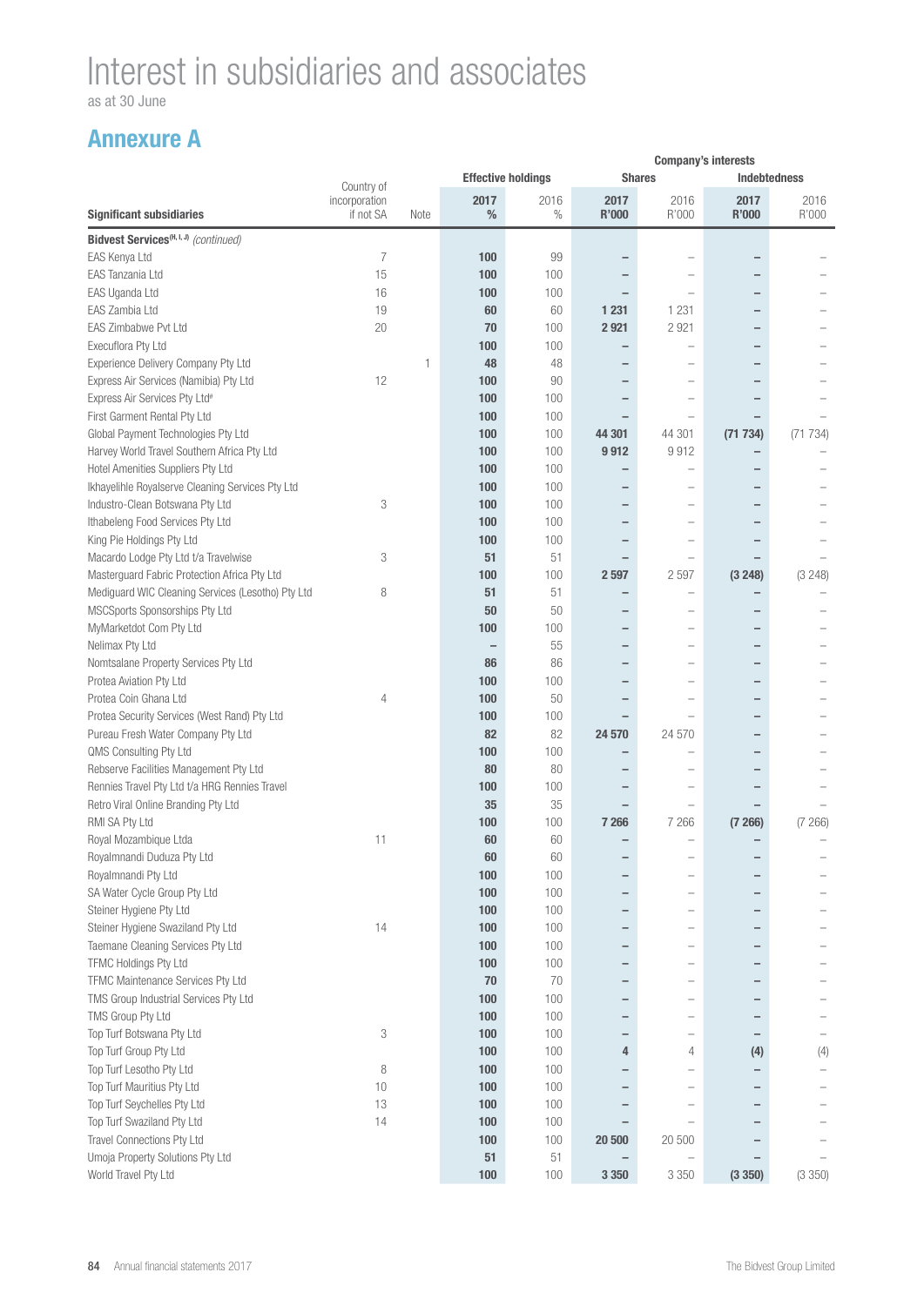# Interest in subsidiaries and associates

as at 30 June

## Annexure A

| Significant subsidiaries | Country of incorporation if not SA | Note | Effective holdings 2017 % | Effective holdings 2016 % | Company's interests Shares 2017 R'000 | Shares 2016 R'000 | Indebtedness 2017 R'000 | Indebtedness 2016 R'000 |
|---|---|---|---|---|---|---|---|---|
| **Bidvest Services**[H, I, J] *(continued)* | | | | | | | | |
| EAS Kenya Ltd | 7 | | **100** | 99 | **–** | – | **–** | – |
| EAS Tanzania Ltd | 15 | | **100** | 100 | **–** | – | **–** | – |
| EAS Uganda Ltd | 16 | | **100** | 100 | **–** | – | **–** | – |
| EAS Zambia Ltd | 19 | | **60** | 60 | **1 231** | 1 231 | **–** | – |
| EAS Zimbabwe Pvt Ltd | 20 | | **70** | 100 | **2 921** | 2 921 | **–** | – |
| Execuflora Pty Ltd | | | **100** | 100 | **–** | – | **–** | – |
| Experience Delivery Company Pty Ltd | | 1 | **48** | 48 | **–** | – | **–** | – |
| Express Air Services (Namibia) Pty Ltd | 12 | | **100** | 90 | **–** | – | **–** | – |
| Express Air Services Pty Ltd# | | | **100** | 100 | **–** | – | **–** | – |
| First Garment Rental Pty Ltd | | | **100** | 100 | **–** | – | **–** | – |
| Global Payment Technologies Pty Ltd | | | **100** | 100 | **44 301** | 44 301 | **(71 734)** | (71 734) |
| Harvey World Travel Southern Africa Pty Ltd | | | **100** | 100 | **9 912** | 9 912 | **–** | – |
| Hotel Amenities Suppliers Pty Ltd | | | **100** | 100 | **–** | – | **–** | – |
| Ikhayelihle Royalserve Cleaning Services Pty Ltd | | | **100** | 100 | **–** | – | **–** | – |
| Industro-Clean Botswana Pty Ltd | 3 | | **100** | 100 | **–** | – | **–** | – |
| Ithabeleng Food Services Pty Ltd | | | **100** | 100 | **–** | – | **–** | – |
| King Pie Holdings Pty Ltd | | | **100** | 100 | **–** | – | **–** | – |
| Macardo Lodge Pty Ltd t/a Travelwise | 3 | | **51** | 51 | **–** | – | **–** | – |
| Masterguard Fabric Protection Africa Pty Ltd | | | **100** | 100 | **2 597** | 2 597 | **(3 248)** | (3 248) |
| Mediguard WIC Cleaning Services (Lesotho) Pty Ltd | 8 | | **51** | 51 | **–** | – | **–** | – |
| MSCSports Sponsorships Pty Ltd | | | **50** | 50 | **–** | – | **–** | – |
| MyMarketdot Com Pty Ltd | | | **100** | 100 | **–** | – | **–** | – |
| Nelimax Pty Ltd | | | **–** | 55 | **–** | – | **–** | – |
| Nomtsalane Property Services Pty Ltd | | | **86** | 86 | **–** | – | **–** | – |
| Protea Aviation Pty Ltd | | | **100** | 100 | **–** | – | **–** | – |
| Protea Coin Ghana Ltd | 4 | | **100** | 50 | **–** | – | **–** | – |
| Protea Security Services (West Rand) Pty Ltd | | | **100** | 100 | **–** | – | **–** | – |
| Pureau Fresh Water Company Pty Ltd | | | **82** | 82 | **24 570** | 24 570 | **–** | – |
| QMS Consulting Pty Ltd | | | **100** | 100 | **–** | – | **–** | – |
| Rebserve Facilities Management Pty Ltd | | | **80** | 80 | **–** | – | **–** | – |
| Rennies Travel Pty Ltd t/a HRG Rennies Travel | | | **100** | 100 | **–** | – | **–** | – |
| Retro Viral Online Branding Pty Ltd | | | **35** | 35 | **–** | – | **–** | – |
| RMI SA Pty Ltd | | | **100** | 100 | **7 266** | 7 266 | **(7 266)** | (7 266) |
| Royal Mozambique Ltda | 11 | | **60** | 60 | **–** | – | **–** | – |
| Royalmnandi Duduza Pty Ltd | | | **60** | 60 | **–** | – | **–** | – |
| Royalmnandi Pty Ltd | | | **100** | 100 | **–** | – | **–** | – |
| SA Water Cycle Group Pty Ltd | | | **100** | 100 | **–** | – | **–** | – |
| Steiner Hygiene Pty Ltd | | | **100** | 100 | **–** | – | **–** | – |
| Steiner Hygiene Swaziland Pty Ltd | 14 | | **100** | 100 | **–** | – | **–** | – |
| Taemane Cleaning Services Pty Ltd | | | **100** | 100 | **–** | – | **–** | – |
| TFMC Holdings Pty Ltd | | | **100** | 100 | **–** | – | **–** | – |
| TFMC Maintenance Services Pty Ltd | | | **70** | 70 | **–** | – | **–** | – |
| TMS Group Industrial Services Pty Ltd | | | **100** | 100 | **–** | – | **–** | – |
| TMS Group Pty Ltd | | | **100** | 100 | **–** | – | **–** | – |
| Top Turf Botswana Pty Ltd | 3 | | **100** | 100 | **–** | – | **–** | – |
| Top Turf Group Pty Ltd | | | **100** | 100 | **4** | 4 | **(4)** | (4) |
| Top Turf Lesotho Pty Ltd | 8 | | **100** | 100 | **–** | – | **–** | – |
| Top Turf Mauritius Pty Ltd | 10 | | **100** | 100 | **–** | – | **–** | – |
| Top Turf Seychelles Pty Ltd | 13 | | **100** | 100 | **–** | – | **–** | – |
| Top Turf Swaziland Pty Ltd | 14 | | **100** | 100 | **–** | – | **–** | – |
| Travel Connections Pty Ltd | | | **100** | 100 | **20 500** | 20 500 | **–** | – |
| Umoja Property Solutions Pty Ltd | | | **51** | 51 | **–** | – | **–** | – |
| World Travel Pty Ltd | | | **100** | 100 | **3 350** | 3 350 | **(3 350)** | (3 350) |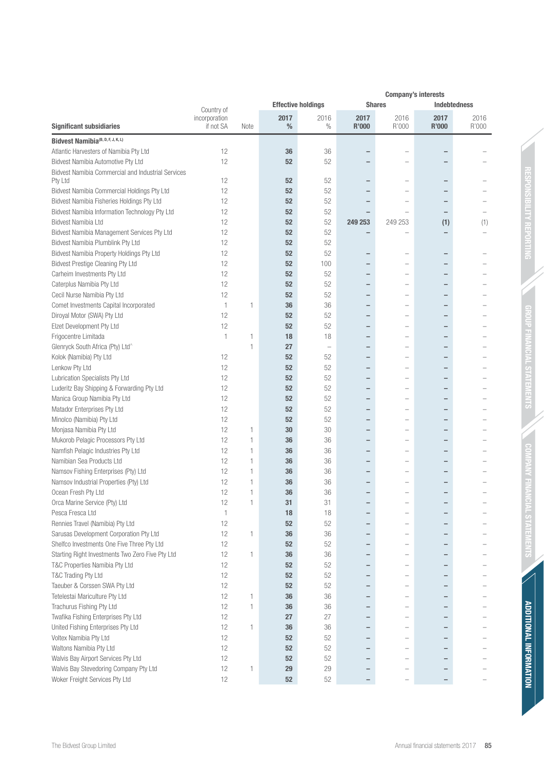| Significant subsidiaries | Country of incorporation if not SA | Note | Effective holdings | | Company's interests | | | |
|---|---|---|---|---|---|---|---|---|
| | | | | | Shares | | Indebtedness | |
| | | | **2017 %** | 2016 % | **2017 R'000** | 2016 R'000 | **2017 R'000** | 2016 R'000 |
| **Bidvest Namibia[B, D, F, J, K, L]** | | | | | | | | |
| Atlantic Harvesters of Namibia Pty Ltd | 12 | | **36** | 36 | **–** | – | **–** | – |
| Bidvest Namibia Automotive Pty Ltd | 12 | | **52** | 52 | **–** | – | **–** | – |
| Bidvest Namibia Commercial and Industrial Services Pty Ltd | 12 | | **52** | 52 | **–** | – | **–** | – |
| Bidvest Namibia Commercial Holdings Pty Ltd | 12 | | **52** | 52 | **–** | – | **–** | – |
| Bidvest Namibia Fisheries Holdings Pty Ltd | 12 | | **52** | 52 | **–** | – | **–** | – |
| Bidvest Namibia Information Technology Pty Ltd | 12 | | **52** | 52 | **–** | – | **–** | – |
| Bidvest Namibia Ltd | 12 | | **52** | 52 | **249 253** | 249 253 | **(1)** | (1) |
| Bidvest Namibia Management Services Pty Ltd | 12 | | **52** | 52 | **–** | – | **–** | – |
| Bidvest Namibia Plumblink Pty Ltd | 12 | | **52** | 52 | | | | |
| Bidvest Namibia Property Holdings Pty Ltd | 12 | | **52** | 52 | **–** | – | **–** | – |
| Bidvest Prestige Cleaning Pty Ltd | 12 | | **52** | 100 | **–** | – | **–** | – |
| Carheim Investments Pty Ltd | 12 | | **52** | 52 | **–** | – | **–** | – |
| Caterplus Namibia Pty Ltd | 12 | | **52** | 52 | **–** | – | **–** | – |
| Cecil Nurse Namibia Pty Ltd | 12 | | **52** | 52 | **–** | – | **–** | – |
| Comet Investments Capital Incorporated | 1 | 1 | **36** | 36 | **–** | – | **–** | – |
| Diroyal Motor (SWA) Pty Ltd | 12 | | **52** | 52 | **–** | – | **–** | – |
| Elzet Development Pty Ltd | 12 | | **52** | 52 | **–** | – | **–** | – |
| Frigocentre Limitada | 1 | 1 | **18** | 18 | **–** | – | **–** | – |
| Glenryck South Africa (Pty) Ltd^ | | 1 | **27** | – | **–** | – | **–** | – |
| Kolok (Namibia) Pty Ltd | 12 | | **52** | 52 | **–** | – | **–** | – |
| Lenkow Pty Ltd | 12 | | **52** | 52 | **–** | – | **–** | – |
| Lubrication Specialists Pty Ltd | 12 | | **52** | 52 | **–** | – | **–** | – |
| Luderitz Bay Shipping & Forwarding Pty Ltd | 12 | | **52** | 52 | **–** | – | **–** | – |
| Manica Group Namibia Pty Ltd | 12 | | **52** | 52 | **–** | – | **–** | – |
| Matador Enterprises Pty Ltd | 12 | | **52** | 52 | **–** | – | **–** | – |
| Minolco (Namibia) Pty Ltd | 12 | | **52** | 52 | **–** | – | **–** | – |
| Monjasa Namibia Pty Ltd | 12 | 1 | **30** | 30 | **–** | – | **–** | – |
| Mukorob Pelagic Processors Pty Ltd | 12 | 1 | **36** | 36 | **–** | – | **–** | – |
| Namfish Pelagic Industries Pty Ltd | 12 | 1 | **36** | 36 | **–** | – | **–** | – |
| Namibian Sea Products Ltd | 12 | 1 | **36** | 36 | **–** | – | **–** | – |
| Namsov Fishing Enterprises (Pty) Ltd | 12 | 1 | **36** | 36 | **–** | – | **–** | – |
| Namsov Industrial Properties (Pty) Ltd | 12 | 1 | **36** | 36 | **–** | – | **–** | – |
| Ocean Fresh Pty Ltd | 12 | 1 | **36** | 36 | **–** | – | **–** | – |
| Orca Marine Service (Pty) Ltd | 12 | 1 | **31** | 31 | **–** | – | **–** | – |
| Pesca Fresca Ltd | 1 | | **18** | 18 | **–** | – | **–** | – |
| Rennies Travel (Namibia) Pty Ltd | 12 | | **52** | 52 | **–** | – | **–** | – |
| Sarusas Development Corporation Pty Ltd | 12 | 1 | **36** | 36 | **–** | – | **–** | – |
| Shelfco Investments One Five Three Pty Ltd | 12 | | **52** | 52 | **–** | – | **–** | – |
| Starting Right Investments Two Zero Five Pty Ltd | 12 | 1 | **36** | 36 | **–** | – | **–** | – |
| T&C Properties Namibia Pty Ltd | 12 | | **52** | 52 | **–** | – | **–** | – |
| T&C Trading Pty Ltd | 12 | | **52** | 52 | **–** | – | **–** | – |
| Taeuber & Corssen SWA Pty Ltd | 12 | | **52** | 52 | **–** | – | **–** | – |
| Tetelestai Mariculture Pty Ltd | 12 | 1 | **36** | 36 | **–** | – | **–** | – |
| Trachurus Fishing Pty Ltd | 12 | 1 | **36** | 36 | **–** | – | **–** | – |
| Twafika Fishing Enterprises Pty Ltd | 12 | | **27** | 27 | **–** | – | **–** | – |
| United Fishing Enterprises Pty Ltd | 12 | 1 | **36** | 36 | **–** | – | **–** | – |
| Voltex Namibia Pty Ltd | 12 | | **52** | 52 | **–** | – | **–** | – |
| Waltons Namibia Pty Ltd | 12 | | **52** | 52 | **–** | – | **–** | – |
| Walvis Bay Airport Services Pty Ltd | 12 | | **52** | 52 | **–** | – | **–** | – |
| Walvis Bay Stevedoring Company Pty Ltd | 12 | 1 | **29** | 29 | **–** | – | **–** | – |
| Woker Freight Services Pty Ltd | 12 | | **52** | 52 | **–** | – | **–** | – |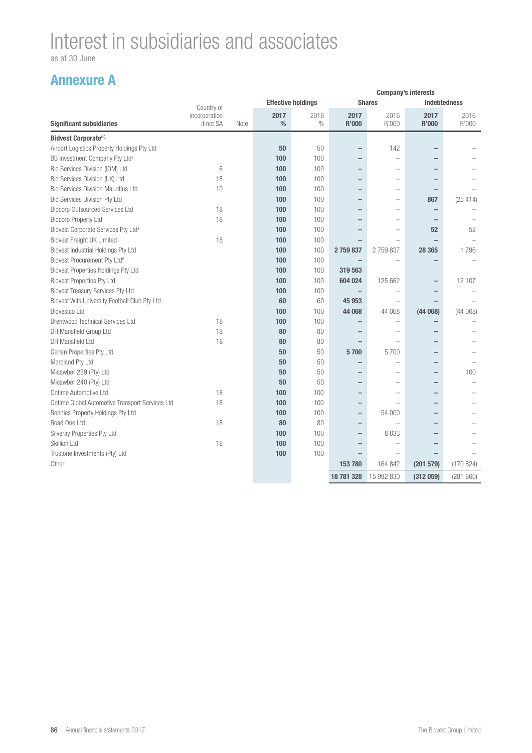# Interest in subsidiaries and associates

as at 30 June

## Annexure A

| Significant subsidiaries | Country of incorporation if not SA | Note | Effective holdings 2017 % | Effective holdings 2016 % | Company's interests Shares 2017 R'000 | Company's interests Shares 2016 R'000 | Company's interests Indebtedness 2017 R'000 | Company's interests Indebtedness 2016 R'000 |
|---|---|---|---|---|---|---|---|---|
| **Bidvest Corporate**[(L)] | | | | | | | | |
| Airport Logistics Property Holdings Pty Ltd | | | **50** | 50 | **–** | 142 | **–** | – |
| BB Investment Company Pty Ltd[#] | | | **100** | 100 | **–** | – | **–** | – |
| Bid Services Division (IOM) Ltd | 6 | | **100** | 100 | **–** | – | **–** | – |
| Bid Services Division (UK) Ltd | 18 | | **100** | 100 | **–** | – | **–** | – |
| Bid Services Division Mauritius Ltd | 10 | | **100** | 100 | **–** | – | **–** | – |
| Bid Services Division Pty Ltd | | | **100** | 100 | **–** | – | **867** | (25 414) |
| Bidcorp Outsourced Services Ltd | 18 | | **100** | 100 | **–** | – | **–** | – |
| Bidcorp Property Ltd | 18 | | **100** | 100 | **–** | – | **–** | – |
| Bidvest Corporate Services Pty Ltd[#] | | | **100** | 100 | **–** | – | **52** | 52 |
| Bidvest Freight UK Limited | 18 | | **100** | 100 | **–** | – | **–** | – |
| Bidvest Industrial Holdings Pty Ltd | | | **100** | 100 | **2 759 837** | 2 759 837 | **28 365** | 1 796 |
| Bidvest Procurement Pty Ltd[#] | | | **100** | 100 | **–** | – | **–** | – |
| Bidvest Properties Holdings Pty Ltd | | | **100** | 100 | **319 563** | | | |
| Bidvest Properties Pty Ltd | | | **100** | 100 | **604 024** | 125 662 | **–** | 12 107 |
| Bidvest Treasury Services Pty Ltd | | | **100** | 100 | **–** | – | **–** | – |
| Bidvest Wits University Football Club Pty Ltd | | | **60** | 60 | **45 953** | – | **–** | – |
| Bidvestco Ltd | | | **100** | 100 | **44 068** | 44 068 | **(44 068)** | (44 068) |
| Brentwood Technical Services Ltd | 18 | | **100** | 100 | **–** | – | **–** | – |
| DH Mansfield Group Ltd | 18 | | **80** | 80 | **–** | – | **–** | – |
| DH Mansfield Ltd | 18 | | **80** | 80 | **–** | – | **–** | – |
| Gerlan Properties Pty Ltd | | | **50** | 50 | **5 700** | 5 700 | **–** | – |
| Mercland Pty Ltd | | | **50** | 50 | **–** | – | **–** | – |
| Micawber 239 (Pty) Ltd | | | **50** | 50 | **–** | – | **–** | 100 |
| Micawber 240 (Pty) Ltd | | | **50** | 50 | **–** | – | **–** | – |
| Ontime Automotive Ltd | 18 | | **100** | 100 | **–** | – | **–** | – |
| Ontime Global Automotive Transport Services Ltd | 18 | | **100** | 100 | **–** | – | **–** | – |
| Rennies Property Holdings Pty Ltd | | | **100** | 100 | **–** | 54 000 | **–** | – |
| Road One Ltd | 18 | | **80** | 80 | **–** | – | **–** | – |
| Silveray Properties Pty Ltd | | | **100** | 100 | **–** | 8 833 | **–** | – |
| Skillion Ltd | 18 | | **100** | 100 | **–** | – | **–** | – |
| Trustone Investments (Pty) Ltd | | | **100** | 100 | **–** | – | **–** | – |
| Other | | | | | **153 780** | 164 842 | **(201 579)** | (170 824) |
| | | | | | **18 781 328** | 15 992 830 | **(312 059)** | (281 860) |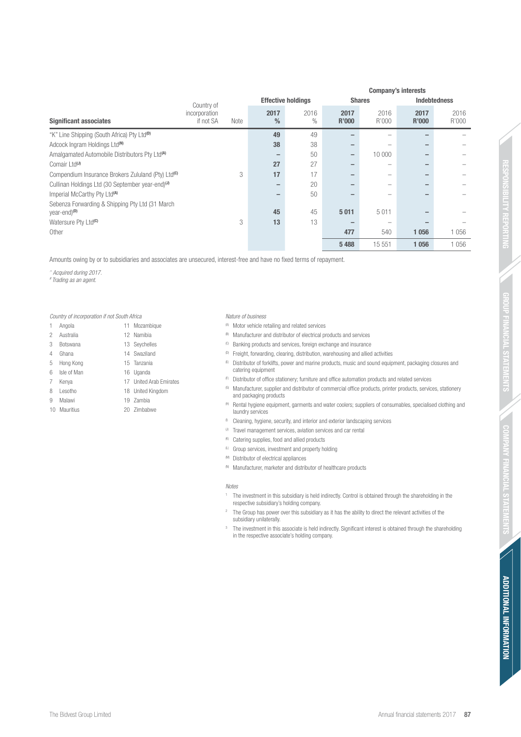| Significant associates | Country of incorporation if not SA | Note | Effective holdings | | Company's interests | | | |
|---|---|---|---|---|---|---|---|---|
| | | | | | Shares | | Indebtedness | |
| | | | 2017 % | 2016 % | 2017 R'000 | 2016 R'000 | 2017 R'000 | 2016 R'000 |
| "K" Line Shipping (South Africa) Pty Ltd[(D)] | | | **49** | 49 | **–** | – | **–** | – |
| Adcock Ingram Holdings Ltd[(N)] | | | **38** | 38 | **–** | – | **–** | – |
| Amalgamated Automobile Distributors Pty Ltd[(A)] | | | **–** | 50 | **–** | 10 000 | **–** | – |
| Comair Ltd[(J)] | | | **27** | 27 | **–** | – | **–** | – |
| Compendium Insurance Brokers Zululand (Pty) Ltd[(C)] | | 3 | **17** | 17 | **–** | – | **–** | – |
| Cullinan Holdings Ltd (30 September year-end)[(J)] | | | **–** | 20 | **–** | – | **–** | – |
| Imperial McCarthy Pty Ltd[(A)] | | | **–** | 50 | **–** | – | **–** | – |
| Sebenza Forwarding & Shipping Pty Ltd (31 March year-end)[(D)] | | | **45** | 45 | **5 011** | 5 011 | **–** | – |
| Watersure Pty Ltd[(C)] | | 3 | **13** | 13 | **–** | – | **–** | – |
| Other | | | | | **477** | 540 | **1 056** | 1 056 |
| | | | | | **5 488** | 15 551 | **1 056** | 1 056 |

Amounts owing by or to subsidiaries and associates are unsecured, interest-free and have no fixed terms of repayment.

*^ Acquired during 2017.*
*# Trading as an agent.*

*Country of incorporation if not South Africa*

1. Angola
2. Australia
3. Botswana
4. Ghana
5. Hong Kong
6. Isle of Man
7. Kenya
8. Lesotho
9. Malawi
10. Mauritius
11. Mozambique
12. Namibia
13. Seychelles
14. Swaziland
15. Tanzania
16. Uganda
17. United Arab Emirates
18. United Kingdom
19. Zambia
20. Zimbabwe

*Nature of business*

- (A) Motor vehicle retailing and related services
- (B) Manufacturer and distributor of electrical products and services
- (C) Banking products and services, foreign exchange and insurance
- (D) Freight, forwarding, clearing, distribution, warehousing and allied activities
- (E) Distributor of forklifts, power and marine products, music and sound equipment, packaging closures and catering equipment
- (F) Distributor of office stationery; furniture and office automation products and related services
- (G) Manufacturer, supplier and distributor of commercial office products, printer products, services, stationery and packaging products
- (H) Rental hygiene equipment, garments and water coolers; suppliers of consumables, specialised clothing and laundry services
- (I) Cleaning, hygiene, security, and interior and exterior landscaping services
- (J) Travel management services, aviation services and car rental
- (K) Catering supplies, food and allied products
- (L) Group services, investment and property holding
- (M) Distributor of electrical appliances
- (N) Manufacturer, marketer and distributor of healthcare products

*Notes*

1. The investment in this subsidiary is held indirectly. Control is obtained through the shareholding in the respective subsidiary's holding company.
2. The Group has power over this subsidiary as it has the ability to direct the relevant activities of the subsidiary unilaterally.
3. The investment in this associate is held indirectly. Significant interest is obtained through the shareholding in the respective associate's holding company.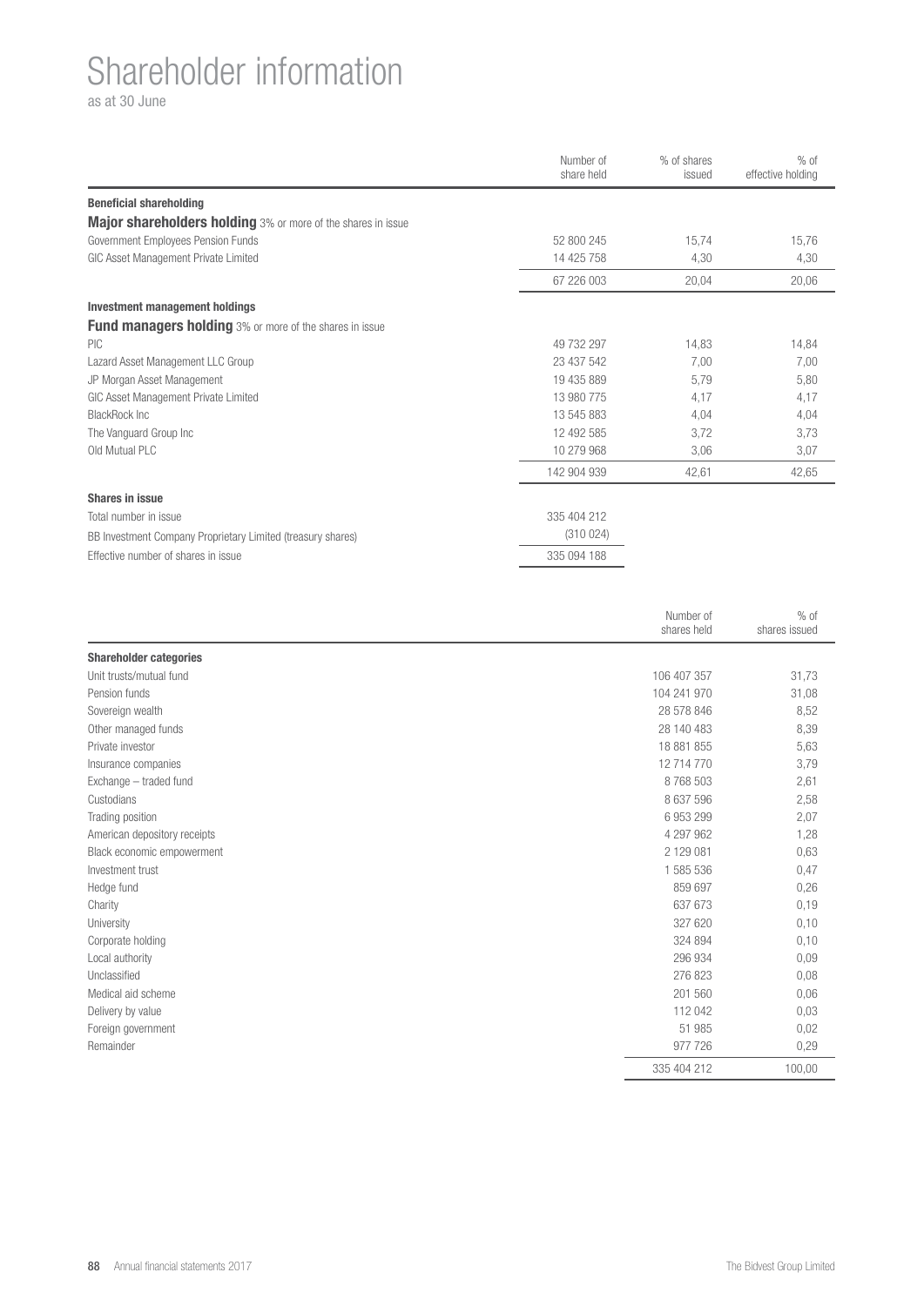# Shareholder information

as at 30 June

| | Number of share held | % of shares issued | % of effective holding |
|---|---|---|---|
| **Beneficial shareholding** | | | |
| **Major shareholders holding** 3% or more of the shares in issue | | | |
| Government Employees Pension Funds | 52 800 245 | 15,74 | 15,76 |
| GIC Asset Management Private Limited | 14 425 758 | 4,30 | 4,30 |
| | 67 226 003 | 20,04 | 20,06 |
| **Investment management holdings** | | | |
| **Fund managers holding** 3% or more of the shares in issue | | | |
| PIC | 49 732 297 | 14,83 | 14,84 |
| Lazard Asset Management LLC Group | 23 437 542 | 7,00 | 7,00 |
| JP Morgan Asset Management | 19 435 889 | 5,79 | 5,80 |
| GIC Asset Management Private Limited | 13 980 775 | 4,17 | 4,17 |
| BlackRock Inc | 13 545 883 | 4,04 | 4,04 |
| The Vanguard Group Inc | 12 492 585 | 3,72 | 3,73 |
| Old Mutual PLC | 10 279 968 | 3,06 | 3,07 |
| | 142 904 939 | 42,61 | 42,65 |
| **Shares in issue** | | | |
| Total number in issue | 335 404 212 | | |
| BB Investment Company Proprietary Limited (treasury shares) | (310 024) | | |
| Effective number of shares in issue | 335 094 188 | | |

| | Number of shares held | % of shares issued |
|---|---|---|
| **Shareholder categories** | | |
| Unit trusts/mutual fund | 106 407 357 | 31,73 |
| Pension funds | 104 241 970 | 31,08 |
| Sovereign wealth | 28 578 846 | 8,52 |
| Other managed funds | 28 140 483 | 8,39 |
| Private investor | 18 881 855 | 5,63 |
| Insurance companies | 12 714 770 | 3,79 |
| Exchange – traded fund | 8 768 503 | 2,61 |
| Custodians | 8 637 596 | 2,58 |
| Trading position | 6 953 299 | 2,07 |
| American depository receipts | 4 297 962 | 1,28 |
| Black economic empowerment | 2 129 081 | 0,63 |
| Investment trust | 1 585 536 | 0,47 |
| Hedge fund | 859 697 | 0,26 |
| Charity | 637 673 | 0,19 |
| University | 327 620 | 0,10 |
| Corporate holding | 324 894 | 0,10 |
| Local authority | 296 934 | 0,09 |
| Unclassified | 276 823 | 0,08 |
| Medical aid scheme | 201 560 | 0,06 |
| Delivery by value | 112 042 | 0,03 |
| Foreign government | 51 985 | 0,02 |
| Remainder | 977 726 | 0,29 |
| | 335 404 212 | 100,00 |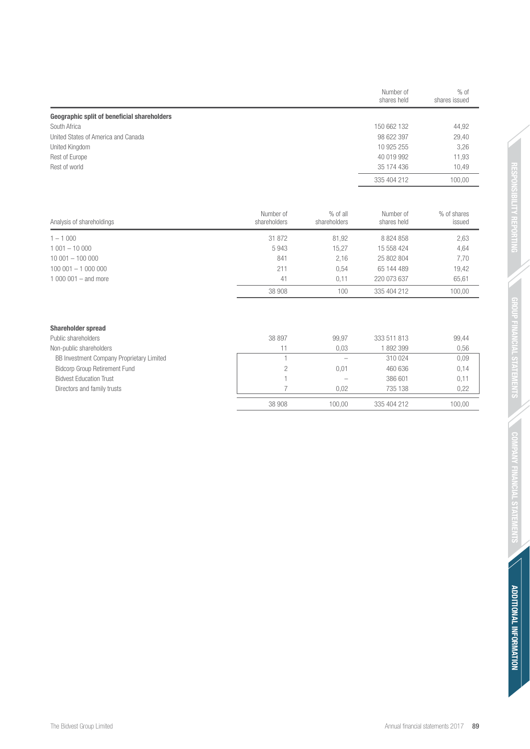| | Number of shares held | % of shares issued |
|---|---|---|
| **Geographic split of beneficial shareholders** | | |
| South Africa | 150 662 132 | 44,92 |
| United States of America and Canada | 98 622 397 | 29,40 |
| United Kingdom | 10 925 255 | 3,26 |
| Rest of Europe | 40 019 992 | 11,93 |
| Rest of world | 35 174 436 | 10,49 |
| | 335 404 212 | 100,00 |

| Analysis of shareholdings | Number of shareholders | % of all shareholders | Number of shares held | % of shares issued |
|---|---|---|---|---|
| 1 – 1 000 | 31 872 | 81,92 | 8 824 858 | 2,63 |
| 1 001 – 10 000 | 5 943 | 15,27 | 15 558 424 | 4,64 |
| 10 001 – 100 000 | 841 | 2,16 | 25 802 804 | 7,70 |
| 100 001 – 1 000 000 | 211 | 0,54 | 65 144 489 | 19,42 |
| 1 000 001 – and more | 41 | 0,11 | 220 073 637 | 65,61 |
| | 38 908 | 100 | 335 404 212 | 100,00 |

| **Shareholder spread** | | | | |
|---|---|---|---|---|
| Public shareholders | 38 897 | 99,97 | 333 511 813 | 99,44 |
| Non-public shareholders | 11 | 0,03 | 1 892 399 | 0,56 |
| BB Investment Company Proprietary Limited | 1 | – | 310 024 | 0,09 |
| Bidcorp Group Retirement Fund | 2 | 0,01 | 460 636 | 0,14 |
| Bidvest Education Trust | 1 | – | 386 601 | 0,11 |
| Directors and family trusts | 7 | 0,02 | 735 138 | 0,22 |
| | 38 908 | 100,00 | 335 404 212 | 100,00 |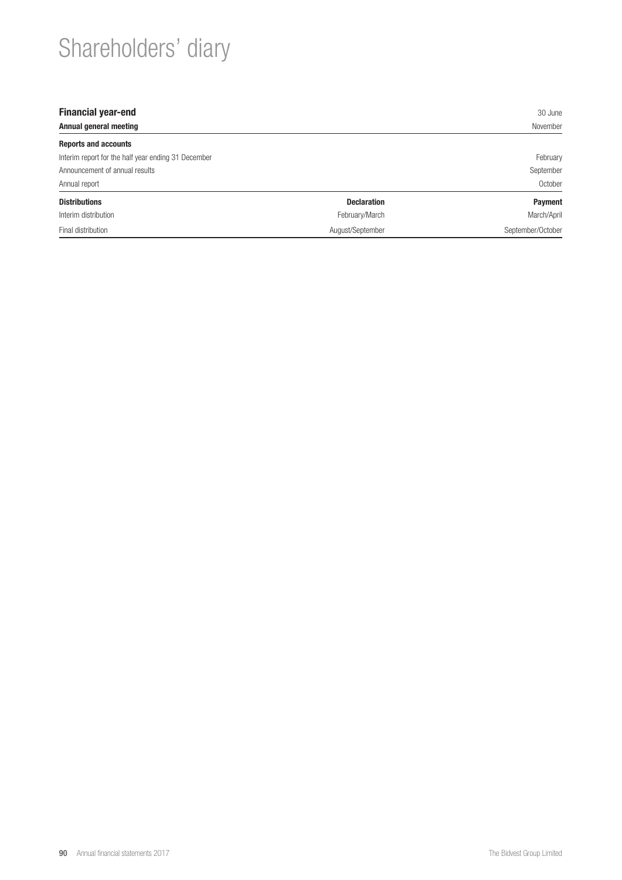# Shareholders' diary

| **Financial year-end** | | 30 June |
|---|---|---|
| **Annual general meeting** | | November |
| **Reports and accounts** | | |
| Interim report for the half year ending 31 December | | February |
| Announcement of annual results | | September |
| Annual report | | October |
| **Distributions** | **Declaration** | **Payment** |
| Interim distribution | February/March | March/April |
| Final distribution | August/September | September/October |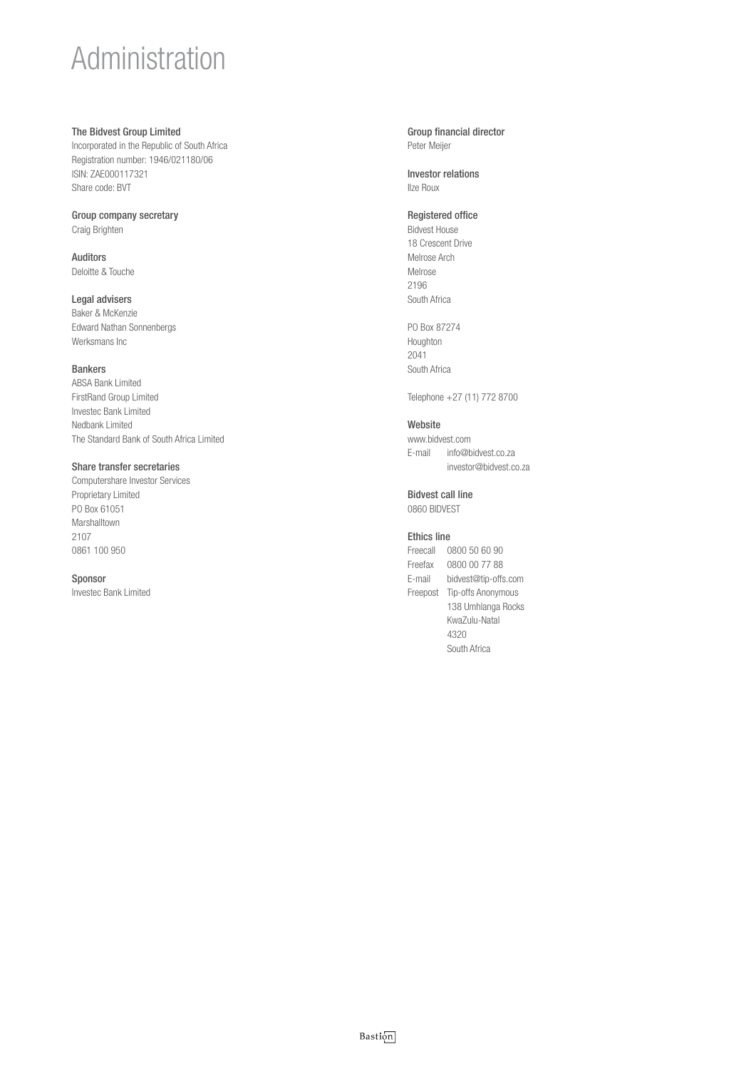# Administration

**The Bidvest Group Limited**
Incorporated in the Republic of South Africa
Registration number: 1946/021180/06
ISIN: ZAE000117321
Share code: BVT

**Group company secretary**
Craig Brighten

**Auditors**
Deloitte & Touche

**Legal advisers**
Baker & McKenzie
Edward Nathan Sonnenbergs
Werksmans Inc

**Bankers**
ABSA Bank Limited
FirstRand Group Limited
Investec Bank Limited
Nedbank Limited
The Standard Bank of South Africa Limited

**Share transfer secretaries**
Computershare Investor Services
Proprietary Limited
PO Box 61051
Marshalltown
2107
0861 100 950

**Sponsor**
Investec Bank Limited

**Group financial director**
Peter Meijer

**Investor relations**
Ilze Roux

**Registered office**
Bidvest House
18 Crescent Drive
Melrose Arch
Melrose
2196
South Africa

PO Box 87274
Houghton
2041
South Africa

Telephone +27 (11) 772 8700

**Website**
www.bidvest.com
E-mail info@bidvest.co.za
investor@bidvest.co.za

**Bidvest call line**
0860 BIDVEST

**Ethics line**
Freecall 0800 50 60 90
Freefax 0800 00 77 88
E-mail bidvest@tip-offs.com
Freepost Tip-offs Anonymous
138 Umhlanga Rocks
KwaZulu-Natal
4320
South Africa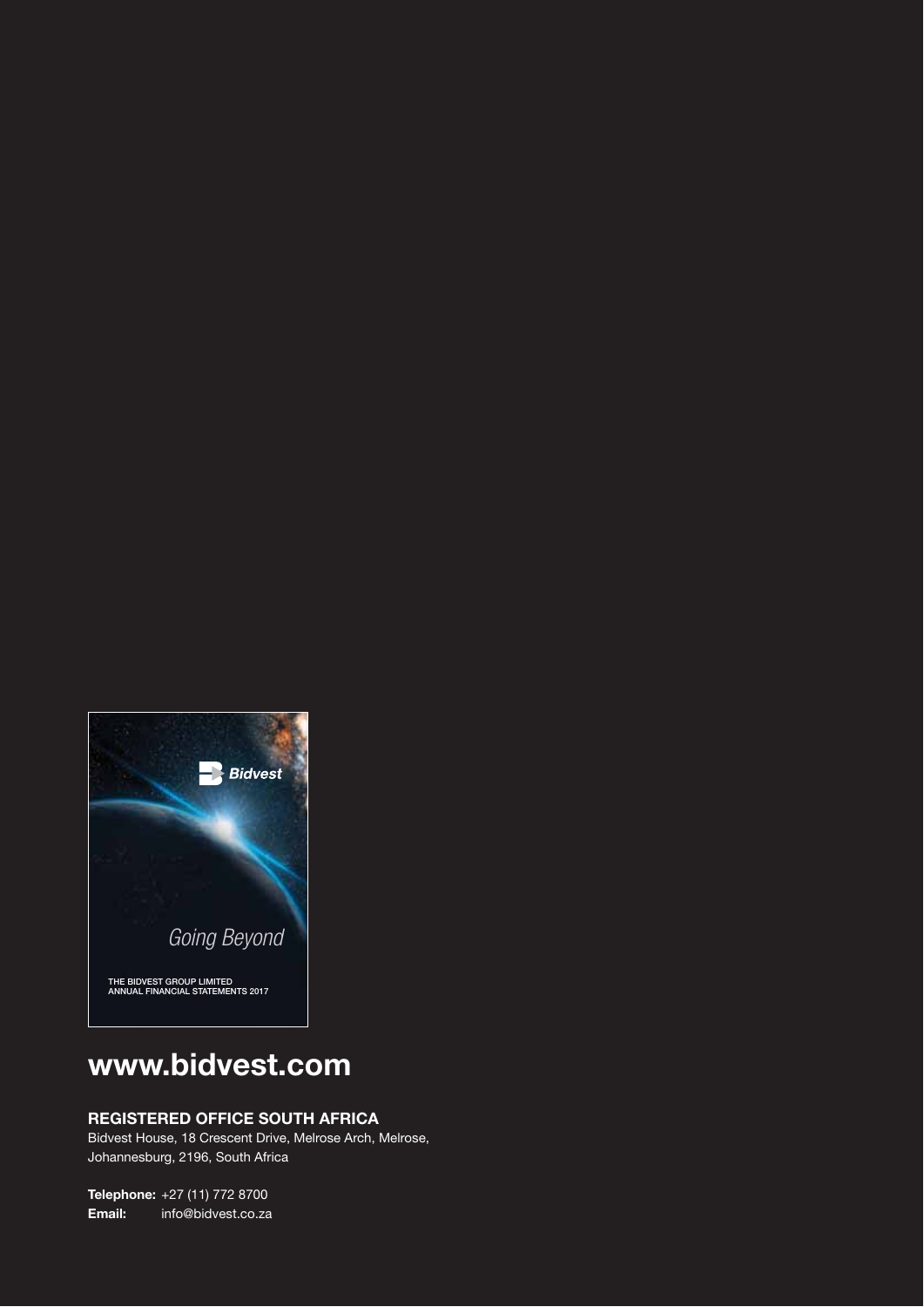Bidvest

*Going Beyond*

THE BIDVEST GROUP LIMITED
ANNUAL FINANCIAL STATEMENTS 2017

# www.bidvest.com

**REGISTERED OFFICE SOUTH AFRICA**

Bidvest House, 18 Crescent Drive, Melrose Arch, Melrose, Johannesburg, 2196, South Africa

**Telephone:** +27 (11) 772 8700
**Email:** info@bidvest.co.za